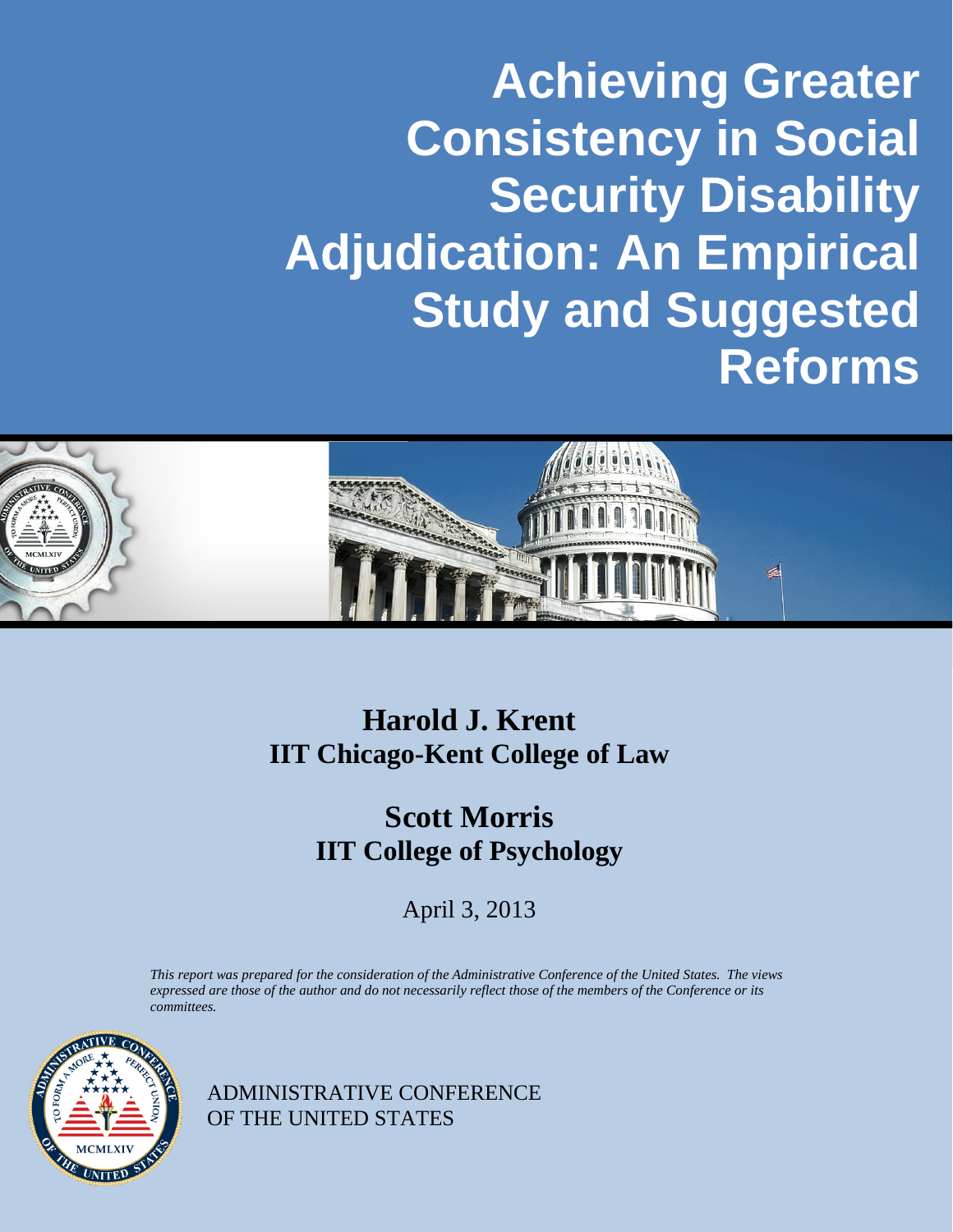# Achieving Greater Consistency in Social Security Disability Adjudication: An Empirical Study and Suggested Reforms

**Harold J. Krent**
**IIT Chicago-Kent College of Law**

**Scott Morris**
**IIT College of Psychology**

April 3, 2013

*This report was prepared for the consideration of the Administrative Conference of the United States. The views expressed are those of the author and do not necessarily reflect those of the members of the Conference or its committees.*

ADMINISTRATIVE CONFERENCE OF THE UNITED STATES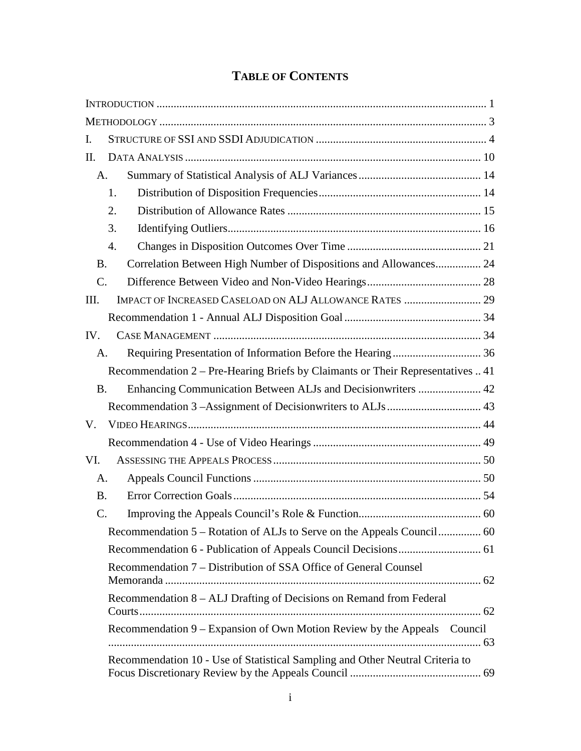# TABLE OF CONTENTS

INTRODUCTION .......... 1

METHODOLOGY .......... 3

I. STRUCTURE OF SSI AND SSDI ADJUDICATION .......... 4

II. DATA ANALYSIS .......... 10

- A. Summary of Statistical Analysis of ALJ Variances .......... 14
  - 1. Distribution of Disposition Frequencies .......... 14
  - 2. Distribution of Allowance Rates .......... 15
  - 3. Identifying Outliers .......... 16
  - 4. Changes in Disposition Outcomes Over Time .......... 21
- B. Correlation Between High Number of Dispositions and Allowances .......... 24
- C. Difference Between Video and Non-Video Hearings .......... 28

III. IMPACT OF INCREASED CASELOAD ON ALJ ALLOWANCE RATES .......... 29

- Recommendation 1 - Annual ALJ Disposition Goal .......... 34

IV. CASE MANAGEMENT .......... 34

- A. Requiring Presentation of Information Before the Hearing .......... 36
  - Recommendation 2 – Pre-Hearing Briefs by Claimants or Their Representatives .. 41
- B. Enhancing Communication Between ALJs and Decisionwriters .......... 42
  - Recommendation 3 –Assignment of Decisionwriters to ALJs .......... 43

V. VIDEO HEARINGS .......... 44

- Recommendation 4 - Use of Video Hearings .......... 49

VI. ASSESSING THE APPEALS PROCESS .......... 50

- A. Appeals Council Functions .......... 50
- B. Error Correction Goals .......... 54
- C. Improving the Appeals Council's Role & Function .......... 60
  - Recommendation 5 – Rotation of ALJs to Serve on the Appeals Council .......... 60
  - Recommendation 6 - Publication of Appeals Council Decisions .......... 61
  - Recommendation 7 – Distribution of SSA Office of General Counsel Memoranda .......... 62
  - Recommendation 8 – ALJ Drafting of Decisions on Remand from Federal Courts .......... 62
  - Recommendation 9 – Expansion of Own Motion Review by the Appeals Council .......... 63
  - Recommendation 10 - Use of Statistical Sampling and Other Neutral Criteria to Focus Discretionary Review by the Appeals Council .......... 69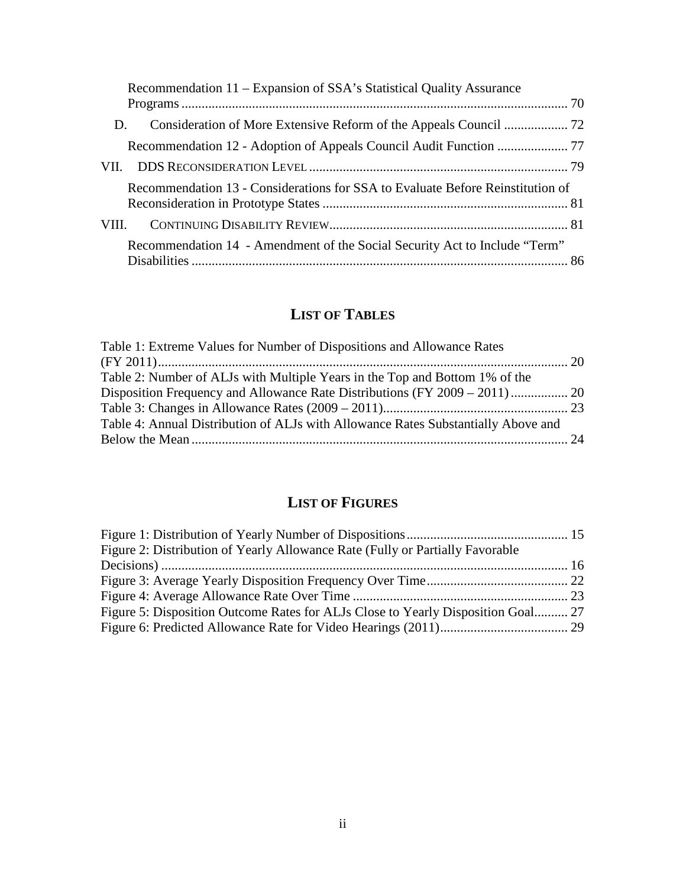Recommendation 11 – Expansion of SSA's Statistical Quality Assurance Programs ..... 70

D. Consideration of More Extensive Reform of the Appeals Council ..... 72

Recommendation 12 - Adoption of Appeals Council Audit Function ..... 77

VII. DDS RECONSIDERATION LEVEL ..... 79

Recommendation 13 - Considerations for SSA to Evaluate Before Reinstitution of Reconsideration in Prototype States ..... 81

VIII. CONTINUING DISABILITY REVIEW ..... 81

Recommendation 14 - Amendment of the Social Security Act to Include "Term" Disabilities ..... 86

## LIST OF TABLES

Table 1: Extreme Values for Number of Dispositions and Allowance Rates (FY 2011) ..... 20
Table 2: Number of ALJs with Multiple Years in the Top and Bottom 1% of the Disposition Frequency and Allowance Rate Distributions (FY 2009 – 2011) ..... 20
Table 3: Changes in Allowance Rates (2009 – 2011) ..... 23
Table 4: Annual Distribution of ALJs with Allowance Rates Substantially Above and Below the Mean ..... 24

## LIST OF FIGURES

Figure 1: Distribution of Yearly Number of Dispositions ..... 15
Figure 2: Distribution of Yearly Allowance Rate (Fully or Partially Favorable Decisions) ..... 16
Figure 3: Average Yearly Disposition Frequency Over Time ..... 22
Figure 4: Average Allowance Rate Over Time ..... 23
Figure 5: Disposition Outcome Rates for ALJs Close to Yearly Disposition Goal ..... 27
Figure 6: Predicted Allowance Rate for Video Hearings (2011) ..... 29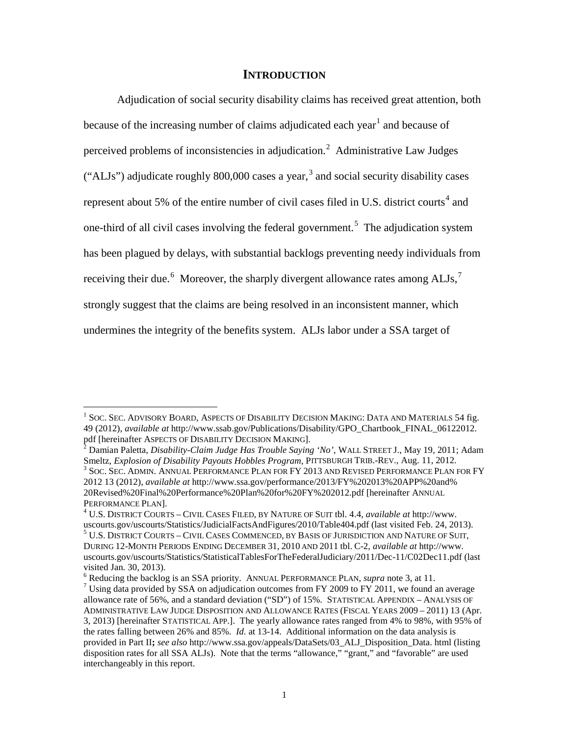## INTRODUCTION

Adjudication of social security disability claims has received great attention, both because of the increasing number of claims adjudicated each year[1] and because of perceived problems of inconsistencies in adjudication.[2] Administrative Law Judges ("ALJs") adjudicate roughly 800,000 cases a year,[3] and social security disability cases represent about 5% of the entire number of civil cases filed in U.S. district courts[4] and one-third of all civil cases involving the federal government.[5] The adjudication system has been plagued by delays, with substantial backlogs preventing needy individuals from receiving their due.[6] Moreover, the sharply divergent allowance rates among ALJs,[7] strongly suggest that the claims are being resolved in an inconsistent manner, which undermines the integrity of the benefits system. ALJs labor under a SSA target of

---

[1] SOC. SEC. ADVISORY BOARD, ASPECTS OF DISABILITY DECISION MAKING: DATA AND MATERIALS 54 fig. 49 (2012), *available at* http://www.ssab.gov/Publications/Disability/GPO_Chartbook_FINAL_06122012.pdf [hereinafter ASPECTS OF DISABILITY DECISION MAKING].

[2] Damian Paletta, *Disability-Claim Judge Has Trouble Saying 'No'*, WALL STREET J., May 19, 2011; Adam Smeltz, *Explosion of Disability Payouts Hobbles Program*, PITTSBURGH TRIB.-REV., Aug. 11, 2012.

[3] SOC. SEC. ADMIN. ANNUAL PERFORMANCE PLAN FOR FY 2013 AND REVISED PERFORMANCE PLAN FOR FY 2012 13 (2012), *available at* http://www.ssa.gov/performance/2013/FY%202013%20APP%20and%20Revised%20Final%20Performance%20Plan%20for%20FY%202012.pdf [hereinafter ANNUAL PERFORMANCE PLAN].

[4] U.S. DISTRICT COURTS – CIVIL CASES FILED, BY NATURE OF SUIT tbl. 4.4, *available at* http://www.uscourts.gov/uscourts/Statistics/JudicialFactsAndFigures/2010/Table404.pdf (last visited Feb. 24, 2013).

[5] U.S. DISTRICT COURTS – CIVIL CASES COMMENCED, BY BASIS OF JURISDICTION AND NATURE OF SUIT, DURING 12-MONTH PERIODS ENDING DECEMBER 31, 2010 AND 2011 tbl. C-2, *available at* http://www.uscourts.gov/uscourts/Statistics/StatisticalTablesForTheFederalJudiciary/2011/Dec-11/C02Dec11.pdf (last visited Jan. 30, 2013).

[6] Reducing the backlog is an SSA priority. ANNUAL PERFORMANCE PLAN, *supra* note 3, at 11.

[7] Using data provided by SSA on adjudication outcomes from FY 2009 to FY 2011, we found an average allowance rate of 56%, and a standard deviation ("SD") of 15%. STATISTICAL APPENDIX – ANALYSIS OF ADMINISTRATIVE LAW JUDGE DISPOSITION AND ALLOWANCE RATES (FISCAL YEARS 2009 – 2011) 13 (Apr. 3, 2013) [hereinafter STATISTICAL APP.]. The yearly allowance rates ranged from 4% to 98%, with 95% of the rates falling between 26% and 85%. *Id.* at 13-14. Additional information on the data analysis is provided in Part II**;** *see also* http://www.ssa.gov/appeals/DataSets/03_ALJ_Disposition_Data. html (listing disposition rates for all SSA ALJs). Note that the terms "allowance," "grant," and "favorable" are used interchangeably in this report.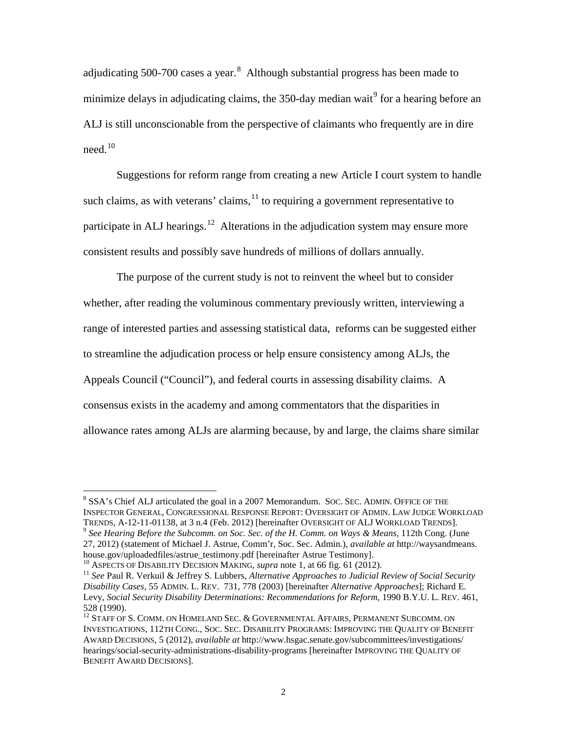adjudicating 500-700 cases a year.[8] Although substantial progress has been made to minimize delays in adjudicating claims, the 350-day median wait[9] for a hearing before an ALJ is still unconscionable from the perspective of claimants who frequently are in dire need.[10]

Suggestions for reform range from creating a new Article I court system to handle such claims, as with veterans' claims,[11] to requiring a government representative to participate in ALJ hearings.[12] Alterations in the adjudication system may ensure more consistent results and possibly save hundreds of millions of dollars annually.

The purpose of the current study is not to reinvent the wheel but to consider whether, after reading the voluminous commentary previously written, interviewing a range of interested parties and assessing statistical data, reforms can be suggested either to streamline the adjudication process or help ensure consistency among ALJs, the Appeals Council ("Council"), and federal courts in assessing disability claims. A consensus exists in the academy and among commentators that the disparities in allowance rates among ALJs are alarming because, by and large, the claims share similar

---

[8] SSA's Chief ALJ articulated the goal in a 2007 Memorandum. SOC. SEC. ADMIN. OFFICE OF THE INSPECTOR GENERAL, CONGRESSIONAL RESPONSE REPORT: OVERSIGHT OF ADMIN. LAW JUDGE WORKLOAD TRENDS, A-12-11-01138, at 3 n.4 (Feb. 2012) [hereinafter OVERSIGHT OF ALJ WORKLOAD TRENDS].

[9] *See Hearing Before the Subcomm. on Soc. Sec. of the H. Comm. on Ways & Means*, 112th Cong. (June 27, 2012) (statement of Michael J. Astrue, Comm'r, Soc. Sec. Admin.), *available at* http://waysandmeans.house.gov/uploadedfiles/astrue_testimony.pdf [hereinafter Astrue Testimony].

[10] ASPECTS OF DISABILITY DECISION MAKING, *supra* note 1, at 66 fig. 61 (2012).

[11] *See* Paul R. Verkuil & Jeffrey S. Lubbers, *Alternative Approaches to Judicial Review of Social Security Disability Cases*, 55 ADMIN. L. REV. 731, 778 (2003) [hereinafter *Alternative Approaches*]; Richard E. Levy, *Social Security Disability Determinations: Recommendations for Reform*, 1990 B.Y.U. L. REV. 461, 528 (1990).

[12] STAFF OF S. COMM. ON HOMELAND SEC. & GOVERNMENTAL AFFAIRS, PERMANENT SUBCOMM. ON INVESTIGATIONS, 112TH CONG., SOC. SEC. DISABILITY PROGRAMS: IMPROVING THE QUALITY OF BENEFIT AWARD DECISIONS, 5 (2012), *available at* http://www.hsgac.senate.gov/subcommittees/investigations/hearings/social-security-administrations-disability-programs [hereinafter IMPROVING THE QUALITY OF BENEFIT AWARD DECISIONS].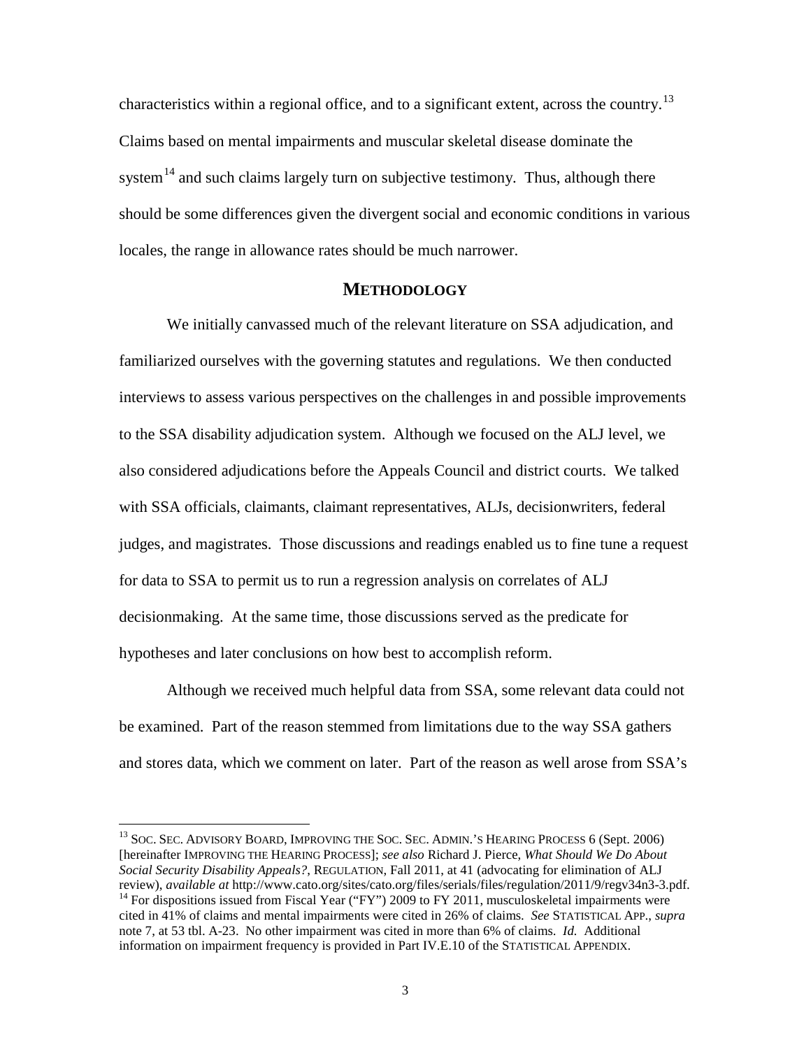characteristics within a regional office, and to a significant extent, across the country.[13] Claims based on mental impairments and muscular skeletal disease dominate the system[14] and such claims largely turn on subjective testimony. Thus, although there should be some differences given the divergent social and economic conditions in various locales, the range in allowance rates should be much narrower.

## METHODOLOGY

We initially canvassed much of the relevant literature on SSA adjudication, and familiarized ourselves with the governing statutes and regulations. We then conducted interviews to assess various perspectives on the challenges in and possible improvements to the SSA disability adjudication system. Although we focused on the ALJ level, we also considered adjudications before the Appeals Council and district courts. We talked with SSA officials, claimants, claimant representatives, ALJs, decisionwriters, federal judges, and magistrates. Those discussions and readings enabled us to fine tune a request for data to SSA to permit us to run a regression analysis on correlates of ALJ decisionmaking. At the same time, those discussions served as the predicate for hypotheses and later conclusions on how best to accomplish reform.

Although we received much helpful data from SSA, some relevant data could not be examined. Part of the reason stemmed from limitations due to the way SSA gathers and stores data, which we comment on later. Part of the reason as well arose from SSA's

---

[13] SOC. SEC. ADVISORY BOARD, IMPROVING THE SOC. SEC. ADMIN.'S HEARING PROCESS 6 (Sept. 2006) [hereinafter IMPROVING THE HEARING PROCESS]; *see also* Richard J. Pierce, *What Should We Do About Social Security Disability Appeals?*, REGULATION, Fall 2011, at 41 (advocating for elimination of ALJ review), *available at* http://www.cato.org/sites/cato.org/files/serials/files/regulation/2011/9/regv34n3-3.pdf.

[14] For dispositions issued from Fiscal Year ("FY") 2009 to FY 2011, musculoskeletal impairments were cited in 41% of claims and mental impairments were cited in 26% of claims. *See* STATISTICAL APP., *supra* note 7, at 53 tbl. A-23. No other impairment was cited in more than 6% of claims. *Id.* Additional information on impairment frequency is provided in Part IV.E.10 of the STATISTICAL APPENDIX.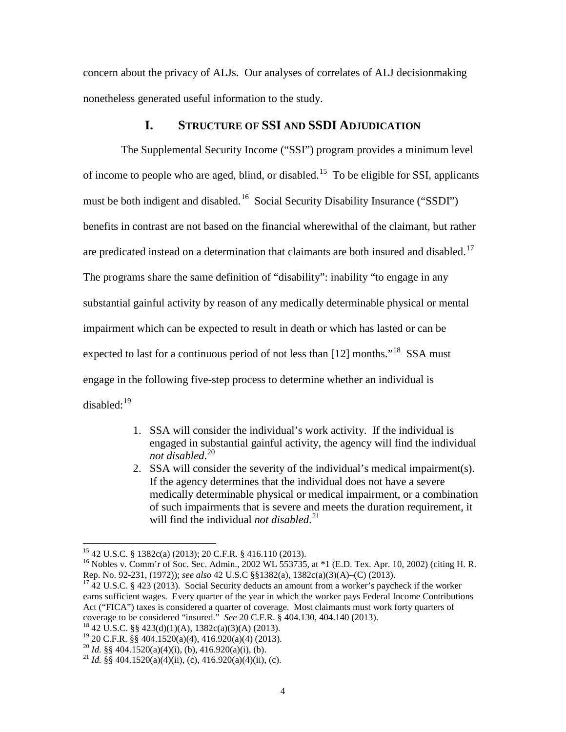concern about the privacy of ALJs. Our analyses of correlates of ALJ decisionmaking nonetheless generated useful information to the study.

## I. STRUCTURE OF SSI AND SSDI ADJUDICATION

The Supplemental Security Income ("SSI") program provides a minimum level of income to people who are aged, blind, or disabled.[15] To be eligible for SSI, applicants must be both indigent and disabled.[16] Social Security Disability Insurance ("SSDI") benefits in contrast are not based on the financial wherewithal of the claimant, but rather are predicated instead on a determination that claimants are both insured and disabled.[17] The programs share the same definition of "disability": inability "to engage in any substantial gainful activity by reason of any medically determinable physical or mental impairment which can be expected to result in death or which has lasted or can be expected to last for a continuous period of not less than [12] months."[18] SSA must engage in the following five-step process to determine whether an individual is disabled:[19]

1. SSA will consider the individual's work activity. If the individual is engaged in substantial gainful activity, the agency will find the individual *not disabled*.[20]
2. SSA will consider the severity of the individual's medical impairment(s). If the agency determines that the individual does not have a severe medically determinable physical or medical impairment, or a combination of such impairments that is severe and meets the duration requirement, it will find the individual *not disabled*.[21]

---

[15] 42 U.S.C. § 1382c(a) (2013); 20 C.F.R. § 416.110 (2013).

[16] Nobles v. Comm'r of Soc. Sec. Admin., 2002 WL 553735, at *1 (E.D. Tex. Apr. 10, 2002) (citing H. R. Rep. No. 92-231, (1972)); *see also* 42 U.S.C §§1382(a), 1382c(a)(3)(A)–(C) (2013).

[17] 42 U.S.C. § 423 (2013). Social Security deducts an amount from a worker's paycheck if the worker earns sufficient wages. Every quarter of the year in which the worker pays Federal Income Contributions Act ("FICA") taxes is considered a quarter of coverage. Most claimants must work forty quarters of coverage to be considered "insured." *See* 20 C.F.R. § 404.130, 404.140 (2013).

[18] 42 U.S.C. §§ 423(d)(1)(A), 1382c(a)(3)(A) (2013).

[19] 20 C.F.R. §§ 404.1520(a)(4), 416.920(a)(4) (2013).

[20] *Id.* §§ 404.1520(a)(4)(i), (b), 416.920(a)(i), (b).

[21] *Id.* §§ 404.1520(a)(4)(ii), (c), 416.920(a)(4)(ii), (c).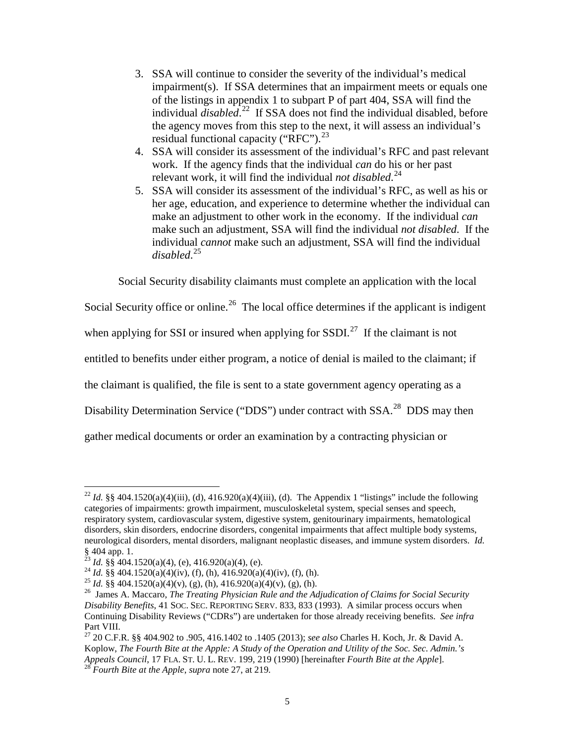3. SSA will continue to consider the severity of the individual's medical impairment(s). If SSA determines that an impairment meets or equals one of the listings in appendix 1 to subpart P of part 404, SSA will find the individual *disabled*.[22] If SSA does not find the individual disabled, before the agency moves from this step to the next, it will assess an individual's residual functional capacity ("RFC").[23]
4. SSA will consider its assessment of the individual's RFC and past relevant work. If the agency finds that the individual *can* do his or her past relevant work, it will find the individual *not disabled*.[24]
5. SSA will consider its assessment of the individual's RFC, as well as his or her age, education, and experience to determine whether the individual can make an adjustment to other work in the economy. If the individual *can* make such an adjustment, SSA will find the individual *not disabled*. If the individual *cannot* make such an adjustment, SSA will find the individual *disabled*.[25]

Social Security disability claimants must complete an application with the local Social Security office or online.[26] The local office determines if the applicant is indigent when applying for SSI or insured when applying for SSDI.[27] If the claimant is not entitled to benefits under either program, a notice of denial is mailed to the claimant; if the claimant is qualified, the file is sent to a state government agency operating as a Disability Determination Service ("DDS") under contract with SSA.[28] DDS may then gather medical documents or order an examination by a contracting physician or

---

[22] *Id.* §§ 404.1520(a)(4)(iii), (d), 416.920(a)(4)(iii), (d). The Appendix 1 "listings" include the following categories of impairments: growth impairment, musculoskeletal system, special senses and speech, respiratory system, cardiovascular system, digestive system, genitourinary impairments, hematological disorders, skin disorders, endocrine disorders, congenital impairments that affect multiple body systems, neurological disorders, mental disorders, malignant neoplastic diseases, and immune system disorders. *Id.* § 404 app. 1.

[23] *Id.* §§ 404.1520(a)(4), (e), 416.920(a)(4), (e).

[24] *Id.* §§ 404.1520(a)(4)(iv), (f), (h), 416.920(a)(4)(iv), (f), (h).

[25] *Id.* §§ 404.1520(a)(4)(v), (g), (h), 416.920(a)(4)(v), (g), (h).

[26] James A. Maccaro, *The Treating Physician Rule and the Adjudication of Claims for Social Security Disability Benefits*, 41 SOC. SEC. REPORTING SERV. 833, 833 (1993). A similar process occurs when Continuing Disability Reviews ("CDRs") are undertaken for those already receiving benefits. *See infra* Part VIII.

[27] 20 C.F.R. §§ 404.902 to .905, 416.1402 to .1405 (2013); *see also* Charles H. Koch, Jr. & David A. Koplow, *The Fourth Bite at the Apple: A Study of the Operation and Utility of the Soc. Sec. Admin.'s Appeals Council*, 17 FLA. ST. U. L. REV. 199, 219 (1990) [hereinafter *Fourth Bite at the Apple*].

[28] *Fourth Bite at the Apple*, *supra* note 27, at 219.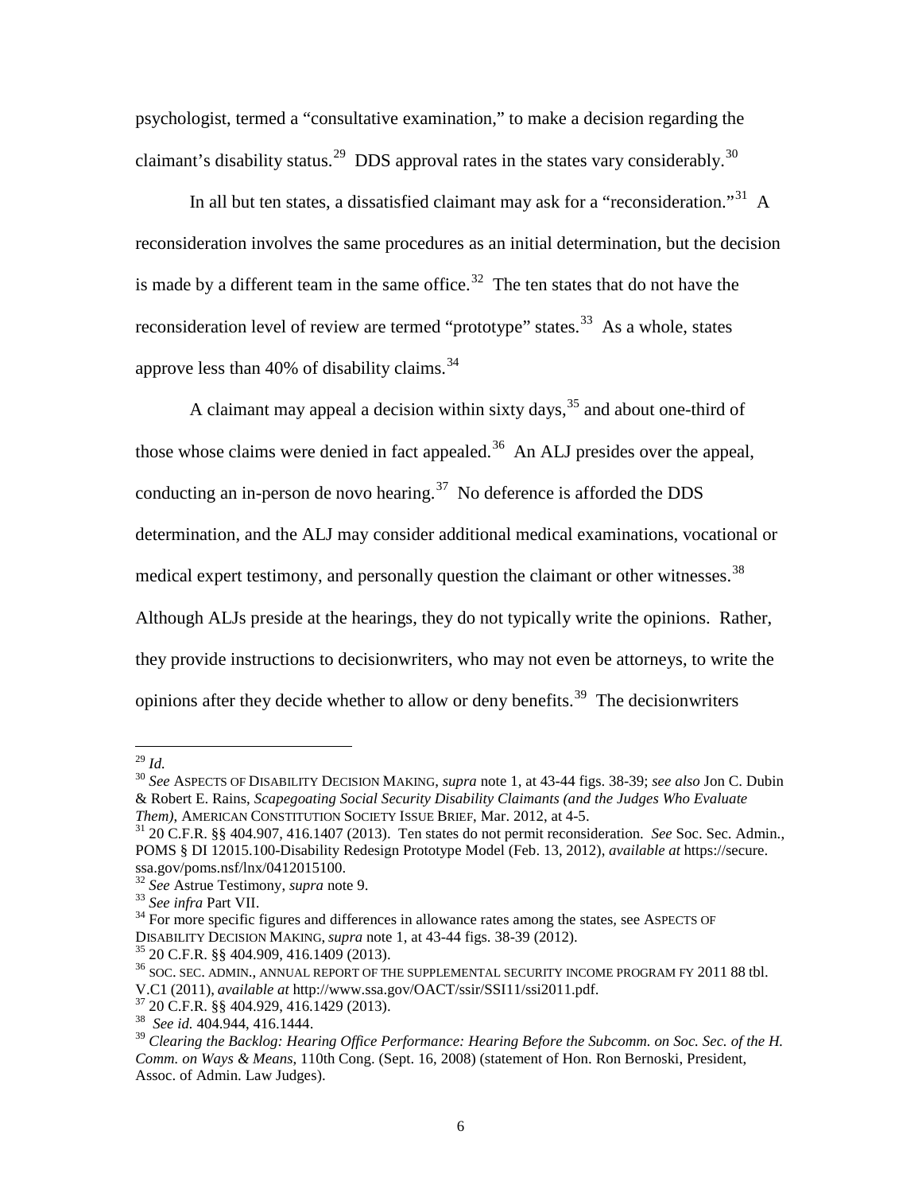psychologist, termed a "consultative examination," to make a decision regarding the claimant's disability status.[29] DDS approval rates in the states vary considerably.[30]

In all but ten states, a dissatisfied claimant may ask for a "reconsideration."[31] A reconsideration involves the same procedures as an initial determination, but the decision is made by a different team in the same office.[32] The ten states that do not have the reconsideration level of review are termed "prototype" states.[33] As a whole, states approve less than 40% of disability claims.[34]

A claimant may appeal a decision within sixty days,[35] and about one-third of those whose claims were denied in fact appealed.[36] An ALJ presides over the appeal, conducting an in-person de novo hearing.[37] No deference is afforded the DDS determination, and the ALJ may consider additional medical examinations, vocational or medical expert testimony, and personally question the claimant or other witnesses.[38] Although ALJs preside at the hearings, they do not typically write the opinions. Rather, they provide instructions to decisionwriters, who may not even be attorneys, to write the opinions after they decide whether to allow or deny benefits.[39] The decisionwriters

---

[29] *Id.*

[30] *See* ASPECTS OF DISABILITY DECISION MAKING, *supra* note 1, at 43-44 figs. 38-39; *see also* Jon C. Dubin & Robert E. Rains, *Scapegoating Social Security Disability Claimants (and the Judges Who Evaluate Them)*, AMERICAN CONSTITUTION SOCIETY ISSUE BRIEF, Mar. 2012, at 4-5.

[31] 20 C.F.R. §§ 404.907, 416.1407 (2013). Ten states do not permit reconsideration. *See* Soc. Sec. Admin., POMS § DI 12015.100-Disability Redesign Prototype Model (Feb. 13, 2012), *available at* https://secure.ssa.gov/poms.nsf/lnx/0412015100.

[32] *See* Astrue Testimony, *supra* note 9.

[33] *See infra* Part VII.

[34] For more specific figures and differences in allowance rates among the states, see ASPECTS OF DISABILITY DECISION MAKING, *supra* note 1, at 43-44 figs. 38-39 (2012).

[35] 20 C.F.R. §§ 404.909, 416.1409 (2013).

[36] SOC. SEC. ADMIN., ANNUAL REPORT OF THE SUPPLEMENTAL SECURITY INCOME PROGRAM FY 2011 88 tbl. V.C1 (2011), *available at* http://www.ssa.gov/OACT/ssir/SSI11/ssi2011.pdf.

[37] 20 C.F.R. §§ 404.929, 416.1429 (2013).

[38] *See id.* 404.944, 416.1444.

[39] *Clearing the Backlog: Hearing Office Performance: Hearing Before the Subcomm. on Soc. Sec. of the H. Comm. on Ways & Means*, 110th Cong. (Sept. 16, 2008) (statement of Hon. Ron Bernoski, President, Assoc. of Admin. Law Judges).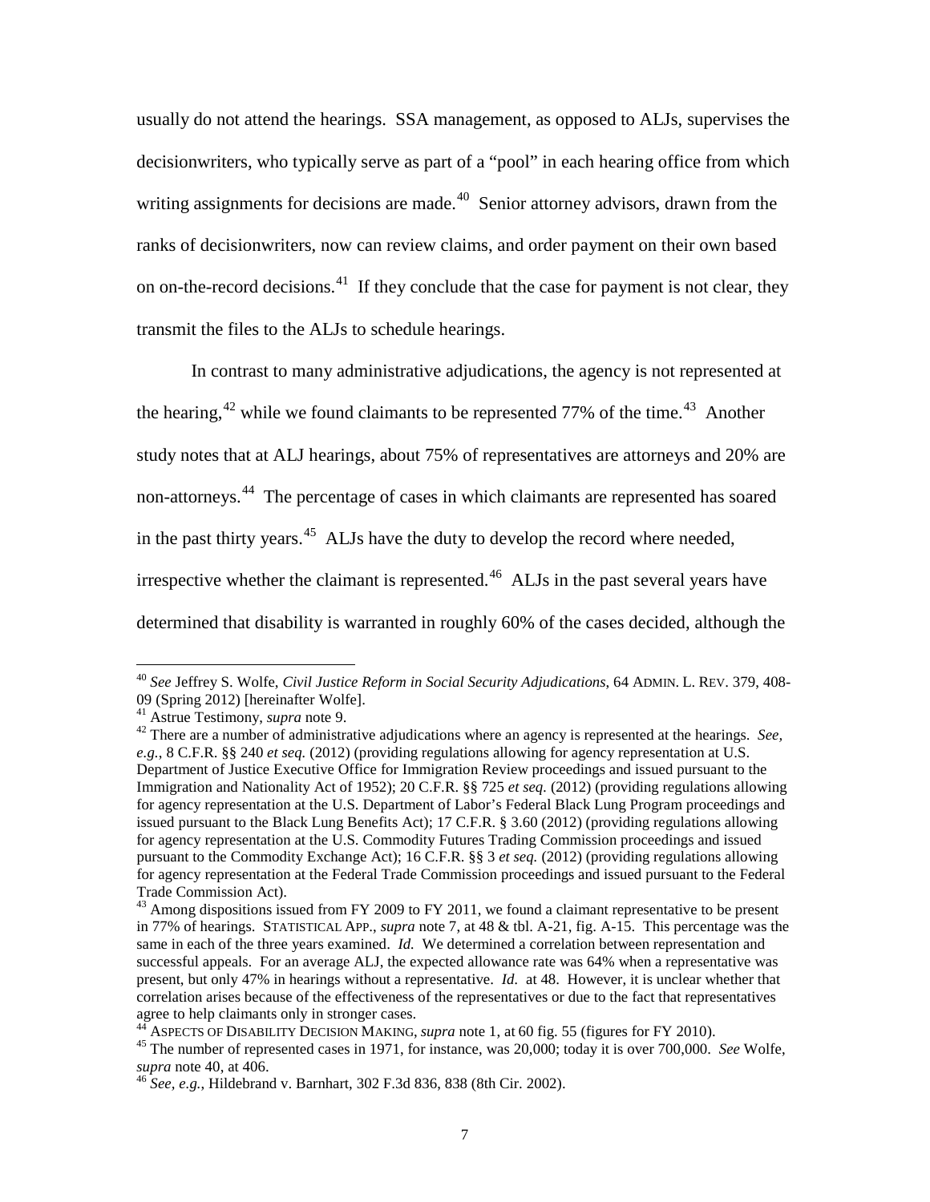usually do not attend the hearings. SSA management, as opposed to ALJs, supervises the decisionwriters, who typically serve as part of a "pool" in each hearing office from which writing assignments for decisions are made.[40] Senior attorney advisors, drawn from the ranks of decisionwriters, now can review claims, and order payment on their own based on on-the-record decisions.[41] If they conclude that the case for payment is not clear, they transmit the files to the ALJs to schedule hearings.

In contrast to many administrative adjudications, the agency is not represented at the hearing,[42] while we found claimants to be represented 77% of the time.[43] Another study notes that at ALJ hearings, about 75% of representatives are attorneys and 20% are non-attorneys.[44] The percentage of cases in which claimants are represented has soared in the past thirty years.[45] ALJs have the duty to develop the record where needed, irrespective whether the claimant is represented.[46] ALJs in the past several years have determined that disability is warranted in roughly 60% of the cases decided, although the

---

[40] *See* Jeffrey S. Wolfe, *Civil Justice Reform in Social Security Adjudications*, 64 ADMIN. L. REV. 379, 408-09 (Spring 2012) [hereinafter Wolfe].

[41] Astrue Testimony, *supra* note 9.

[42] There are a number of administrative adjudications where an agency is represented at the hearings. *See, e.g.*, 8 C.F.R. §§ 240 *et seq.* (2012) (providing regulations allowing for agency representation at U.S. Department of Justice Executive Office for Immigration Review proceedings and issued pursuant to the Immigration and Nationality Act of 1952); 20 C.F.R. §§ 725 *et seq.* (2012) (providing regulations allowing for agency representation at the U.S. Department of Labor's Federal Black Lung Program proceedings and issued pursuant to the Black Lung Benefits Act); 17 C.F.R. § 3.60 (2012) (providing regulations allowing for agency representation at the U.S. Commodity Futures Trading Commission proceedings and issued pursuant to the Commodity Exchange Act); 16 C.F.R. §§ 3 *et seq.* (2012) (providing regulations allowing for agency representation at the Federal Trade Commission proceedings and issued pursuant to the Federal Trade Commission Act).

[43] Among dispositions issued from FY 2009 to FY 2011, we found a claimant representative to be present in 77% of hearings. STATISTICAL APP., *supra* note 7, at 48 & tbl. A-21, fig. A-15. This percentage was the same in each of the three years examined. *Id.* We determined a correlation between representation and successful appeals. For an average ALJ, the expected allowance rate was 64% when a representative was present, but only 47% in hearings without a representative. *Id.* at 48. However, it is unclear whether that correlation arises because of the effectiveness of the representatives or due to the fact that representatives agree to help claimants only in stronger cases.

[44] ASPECTS OF DISABILITY DECISION MAKING, *supra* note 1, at 60 fig. 55 (figures for FY 2010).

[45] The number of represented cases in 1971, for instance, was 20,000; today it is over 700,000. *See* Wolfe, *supra* note 40, at 406.

[46] *See, e.g.*, Hildebrand v. Barnhart, 302 F.3d 836, 838 (8th Cir. 2002).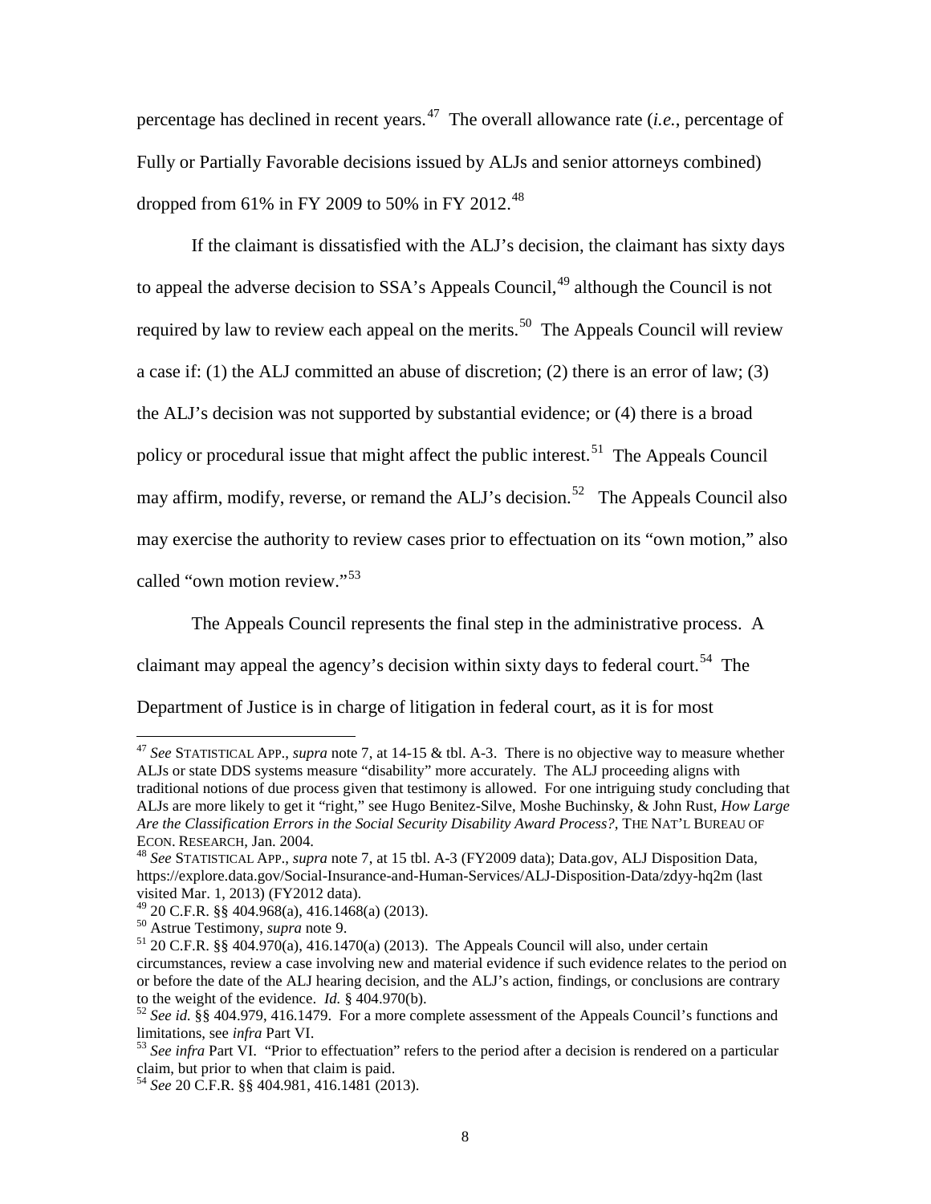percentage has declined in recent years.[47] The overall allowance rate (*i.e.*, percentage of Fully or Partially Favorable decisions issued by ALJs and senior attorneys combined) dropped from 61% in FY 2009 to 50% in FY 2012.[48]

If the claimant is dissatisfied with the ALJ's decision, the claimant has sixty days to appeal the adverse decision to SSA's Appeals Council,[49] although the Council is not required by law to review each appeal on the merits.[50] The Appeals Council will review a case if: (1) the ALJ committed an abuse of discretion; (2) there is an error of law; (3) the ALJ's decision was not supported by substantial evidence; or (4) there is a broad policy or procedural issue that might affect the public interest.[51] The Appeals Council may affirm, modify, reverse, or remand the ALJ's decision.[52] The Appeals Council also may exercise the authority to review cases prior to effectuation on its "own motion," also called "own motion review."[53]

The Appeals Council represents the final step in the administrative process. A claimant may appeal the agency's decision within sixty days to federal court.[54] The Department of Justice is in charge of litigation in federal court, as it is for most

---

[47] *See* STATISTICAL APP., *supra* note 7, at 14-15 & tbl. A-3. There is no objective way to measure whether ALJs or state DDS systems measure "disability" more accurately. The ALJ proceeding aligns with traditional notions of due process given that testimony is allowed. For one intriguing study concluding that ALJs are more likely to get it "right," see Hugo Benitez-Silve, Moshe Buchinsky, & John Rust, *How Large Are the Classification Errors in the Social Security Disability Award Process?*, THE NAT'L BUREAU OF ECON. RESEARCH, Jan. 2004.

[48] *See* STATISTICAL APP., *supra* note 7, at 15 tbl. A-3 (FY2009 data); Data.gov, ALJ Disposition Data, https://explore.data.gov/Social-Insurance-and-Human-Services/ALJ-Disposition-Data/zdyy-hq2m (last visited Mar. 1, 2013) (FY2012 data).

[49] 20 C.F.R. §§ 404.968(a), 416.1468(a) (2013).

[50] Astrue Testimony, *supra* note 9.

[51] 20 C.F.R. §§ 404.970(a), 416.1470(a) (2013). The Appeals Council will also, under certain circumstances, review a case involving new and material evidence if such evidence relates to the period on or before the date of the ALJ hearing decision, and the ALJ's action, findings, or conclusions are contrary to the weight of the evidence. *Id.* § 404.970(b).

[52] *See id.* §§ 404.979, 416.1479. For a more complete assessment of the Appeals Council's functions and limitations, see *infra* Part VI.

[53] *See infra* Part VI. "Prior to effectuation" refers to the period after a decision is rendered on a particular claim, but prior to when that claim is paid.

[54] *See* 20 C.F.R. §§ 404.981, 416.1481 (2013).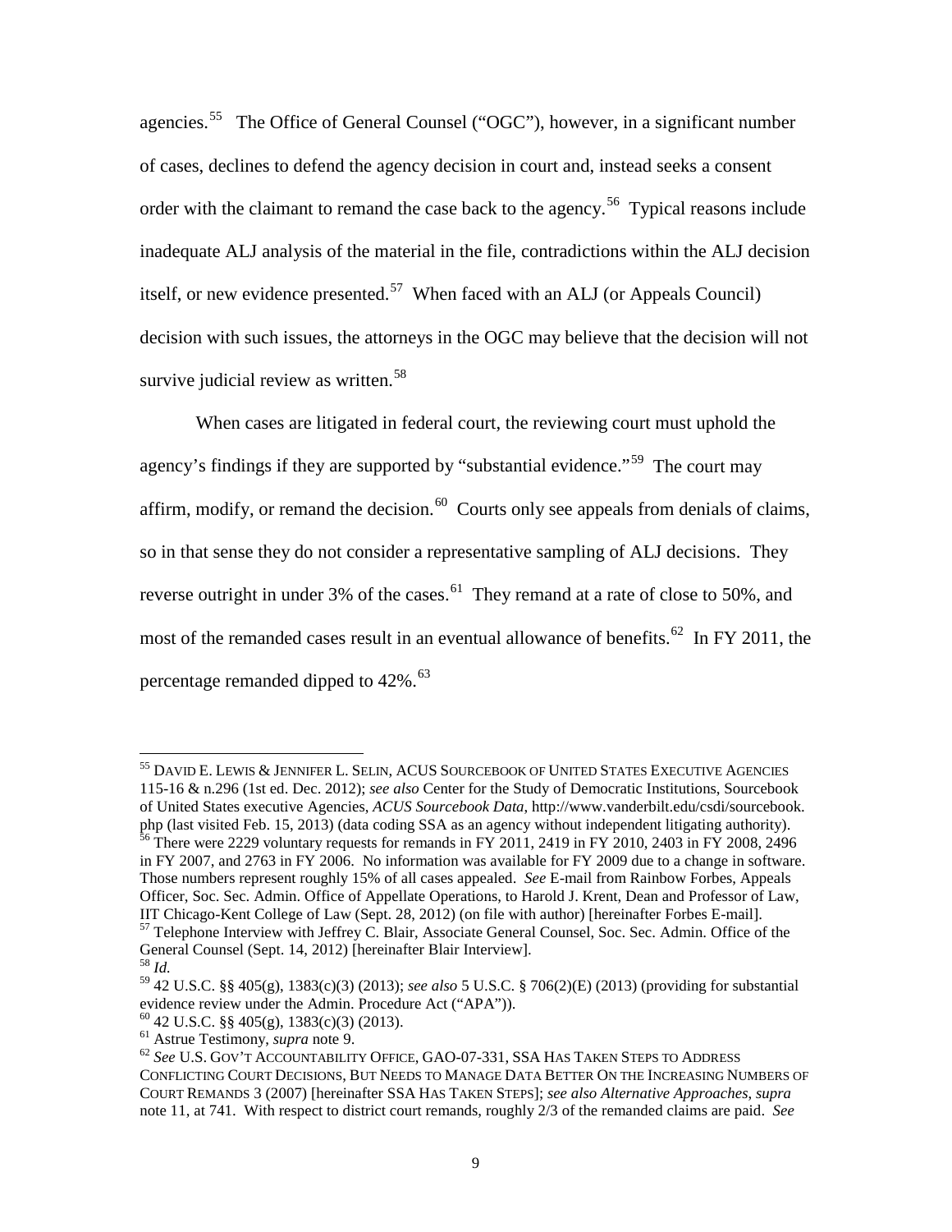agencies.[55] The Office of General Counsel ("OGC"), however, in a significant number of cases, declines to defend the agency decision in court and, instead seeks a consent order with the claimant to remand the case back to the agency.[56] Typical reasons include inadequate ALJ analysis of the material in the file, contradictions within the ALJ decision itself, or new evidence presented.[57] When faced with an ALJ (or Appeals Council) decision with such issues, the attorneys in the OGC may believe that the decision will not survive judicial review as written.[58]

When cases are litigated in federal court, the reviewing court must uphold the agency's findings if they are supported by "substantial evidence."[59] The court may affirm, modify, or remand the decision.[60] Courts only see appeals from denials of claims, so in that sense they do not consider a representative sampling of ALJ decisions. They reverse outright in under 3% of the cases.[61] They remand at a rate of close to 50%, and most of the remanded cases result in an eventual allowance of benefits.[62] In FY 2011, the percentage remanded dipped to 42%.[63]

---

[55] David E. Lewis & Jennifer L. Selin, ACUS Sourcebook of United States Executive Agencies 115-16 & n.296 (1st ed. Dec. 2012); *see also* Center for the Study of Democratic Institutions, Sourcebook of United States executive Agencies, *ACUS Sourcebook Data*, http://www.vanderbilt.edu/csdi/sourcebook.php (last visited Feb. 15, 2013) (data coding SSA as an agency without independent litigating authority).

[56] There were 2229 voluntary requests for remands in FY 2011, 2419 in FY 2010, 2403 in FY 2008, 2496 in FY 2007, and 2763 in FY 2006. No information was available for FY 2009 due to a change in software. Those numbers represent roughly 15% of all cases appealed. *See* E-mail from Rainbow Forbes, Appeals Officer, Soc. Sec. Admin. Office of Appellate Operations, to Harold J. Krent, Dean and Professor of Law, IIT Chicago-Kent College of Law (Sept. 28, 2012) (on file with author) [hereinafter Forbes E-mail].

[57] Telephone Interview with Jeffrey C. Blair, Associate General Counsel, Soc. Sec. Admin. Office of the General Counsel (Sept. 14, 2012) [hereinafter Blair Interview].

[58] *Id.*

[59] 42 U.S.C. §§ 405(g), 1383(c)(3) (2013); *see also* 5 U.S.C. § 706(2)(E) (2013) (providing for substantial evidence review under the Admin. Procedure Act ("APA")).

[60] 42 U.S.C. §§ 405(g), 1383(c)(3) (2013).

[61] Astrue Testimony, *supra* note 9.

[62] *See* U.S. Gov't Accountability Office, GAO-07-331, SSA Has Taken Steps to Address Conflicting Court Decisions, But Needs to Manage Data Better On the Increasing Numbers of Court Remands 3 (2007) [hereinafter SSA Has Taken Steps]; *see also Alternative Approaches*, *supra* note 11, at 741. With respect to district court remands, roughly 2/3 of the remanded claims are paid. *See*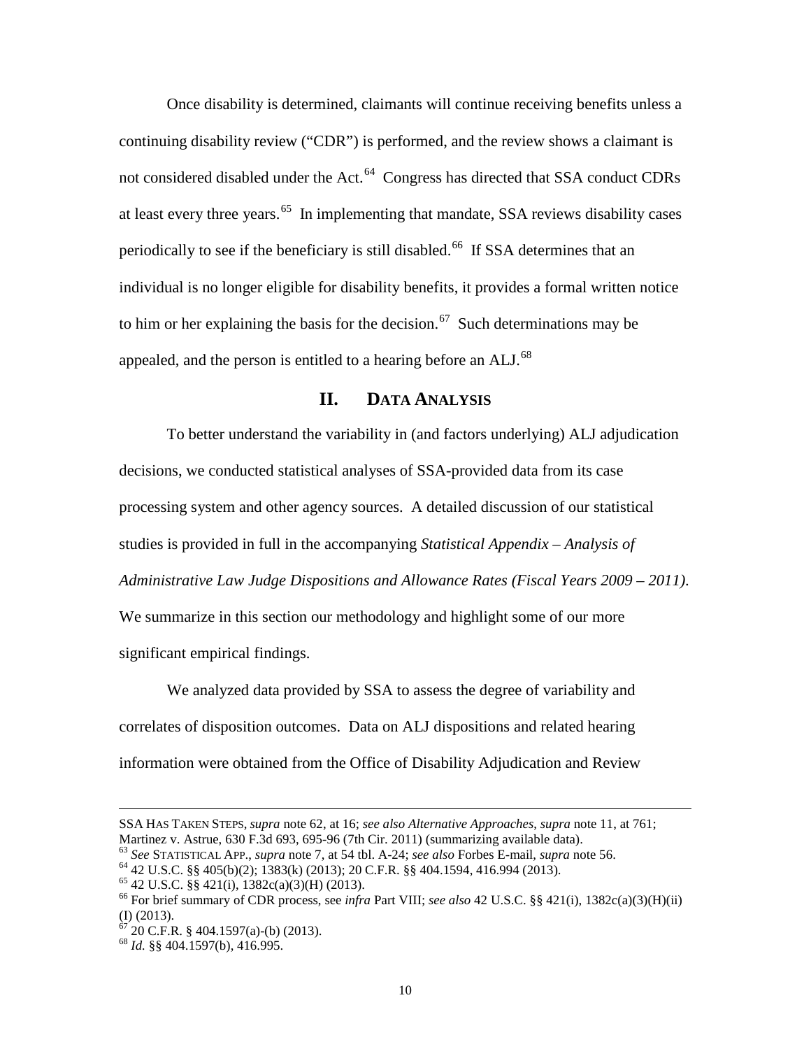Once disability is determined, claimants will continue receiving benefits unless a continuing disability review ("CDR") is performed, and the review shows a claimant is not considered disabled under the Act.[64] Congress has directed that SSA conduct CDRs at least every three years.[65] In implementing that mandate, SSA reviews disability cases periodically to see if the beneficiary is still disabled.[66] If SSA determines that an individual is no longer eligible for disability benefits, it provides a formal written notice to him or her explaining the basis for the decision.[67] Such determinations may be appealed, and the person is entitled to a hearing before an ALJ.[68]

## II. DATA ANALYSIS

To better understand the variability in (and factors underlying) ALJ adjudication decisions, we conducted statistical analyses of SSA-provided data from its case processing system and other agency sources. A detailed discussion of our statistical studies is provided in full in the accompanying *Statistical Appendix – Analysis of Administrative Law Judge Dispositions and Allowance Rates (Fiscal Years 2009 – 2011)*. We summarize in this section our methodology and highlight some of our more significant empirical findings.

We analyzed data provided by SSA to assess the degree of variability and correlates of disposition outcomes. Data on ALJ dispositions and related hearing information were obtained from the Office of Disability Adjudication and Review

---

SSA HAS TAKEN STEPS, *supra* note 62, at 16; *see also Alternative Approaches*, *supra* note 11, at 761; Martinez v. Astrue, 630 F.3d 693, 695-96 (7th Cir. 2011) (summarizing available data).

[63] *See* STATISTICAL APP., *supra* note 7, at 54 tbl. A-24; *see also* Forbes E-mail, *supra* note 56.

[64] 42 U.S.C. §§ 405(b)(2); 1383(k) (2013); 20 C.F.R. §§ 404.1594, 416.994 (2013).

[65] 42 U.S.C. §§ 421(i), 1382c(a)(3)(H) (2013).

[66] For brief summary of CDR process, see *infra* Part VIII; *see also* 42 U.S.C. §§ 421(i), 1382c(a)(3)(H)(ii)(I) (2013).

[67] 20 C.F.R. § 404.1597(a)-(b) (2013).

[68] *Id.* §§ 404.1597(b), 416.995.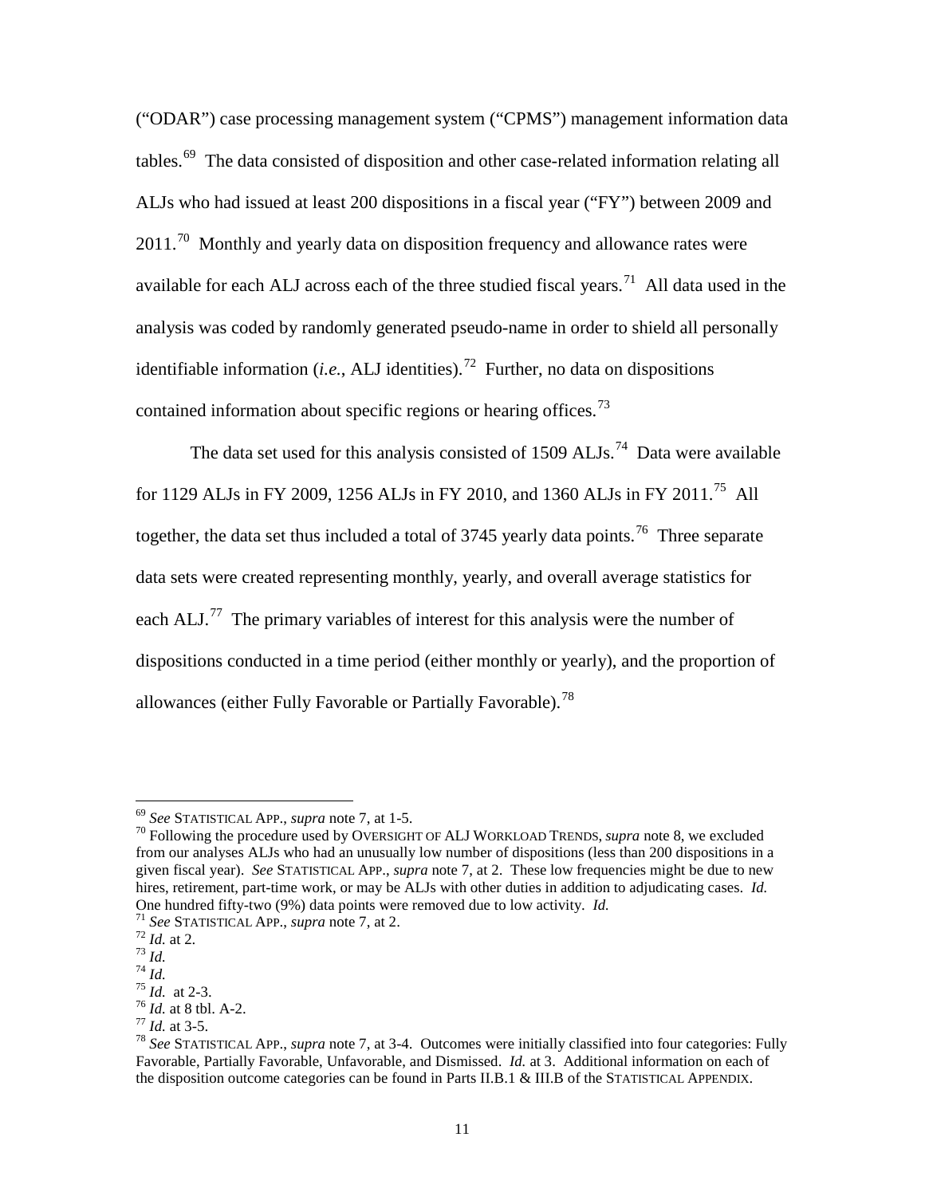("ODAR") case processing management system ("CPMS") management information data tables.[69] The data consisted of disposition and other case-related information relating all ALJs who had issued at least 200 dispositions in a fiscal year ("FY") between 2009 and 2011.[70] Monthly and yearly data on disposition frequency and allowance rates were available for each ALJ across each of the three studied fiscal years.[71] All data used in the analysis was coded by randomly generated pseudo-name in order to shield all personally identifiable information (*i.e.*, ALJ identities).[72] Further, no data on dispositions contained information about specific regions or hearing offices.[73]

The data set used for this analysis consisted of 1509 ALJs.[74] Data were available for 1129 ALJs in FY 2009, 1256 ALJs in FY 2010, and 1360 ALJs in FY 2011.[75] All together, the data set thus included a total of 3745 yearly data points.[76] Three separate data sets were created representing monthly, yearly, and overall average statistics for each ALJ.[77] The primary variables of interest for this analysis were the number of dispositions conducted in a time period (either monthly or yearly), and the proportion of allowances (either Fully Favorable or Partially Favorable).[78]

---

[69] *See* STATISTICAL APP., *supra* note 7, at 1-5.

[70] Following the procedure used by OVERSIGHT OF ALJ WORKLOAD TRENDS, *supra* note 8, we excluded from our analyses ALJs who had an unusually low number of dispositions (less than 200 dispositions in a given fiscal year). *See* STATISTICAL APP., *supra* note 7, at 2. These low frequencies might be due to new hires, retirement, part-time work, or may be ALJs with other duties in addition to adjudicating cases. *Id.* One hundred fifty-two (9%) data points were removed due to low activity. *Id.*

[71] *See* STATISTICAL APP., *supra* note 7, at 2.

[72] *Id.* at 2.

[73] *Id.*

[74] *Id.*

[75] *Id.* at 2-3.

[76] *Id.* at 8 tbl. A-2.

[77] *Id.* at 3-5.

[78] *See* STATISTICAL APP., *supra* note 7, at 3-4. Outcomes were initially classified into four categories: Fully Favorable, Partially Favorable, Unfavorable, and Dismissed. *Id.* at 3. Additional information on each of the disposition outcome categories can be found in Parts II.B.1 & III.B of the STATISTICAL APPENDIX.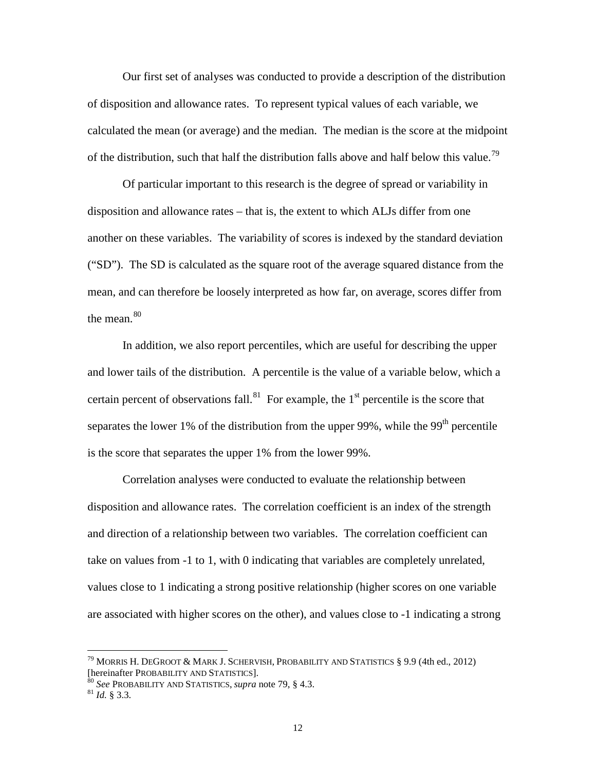Our first set of analyses was conducted to provide a description of the distribution of disposition and allowance rates. To represent typical values of each variable, we calculated the mean (or average) and the median. The median is the score at the midpoint of the distribution, such that half the distribution falls above and half below this value.[79]

Of particular important to this research is the degree of spread or variability in disposition and allowance rates – that is, the extent to which ALJs differ from one another on these variables. The variability of scores is indexed by the standard deviation ("SD"). The SD is calculated as the square root of the average squared distance from the mean, and can therefore be loosely interpreted as how far, on average, scores differ from the mean.[80]

In addition, we also report percentiles, which are useful for describing the upper and lower tails of the distribution. A percentile is the value of a variable below, which a certain percent of observations fall.[81] For example, the 1st percentile is the score that separates the lower 1% of the distribution from the upper 99%, while the 99th percentile is the score that separates the upper 1% from the lower 99%.

Correlation analyses were conducted to evaluate the relationship between disposition and allowance rates. The correlation coefficient is an index of the strength and direction of a relationship between two variables. The correlation coefficient can take on values from -1 to 1, with 0 indicating that variables are completely unrelated, values close to 1 indicating a strong positive relationship (higher scores on one variable are associated with higher scores on the other), and values close to -1 indicating a strong

---

[79] MORRIS H. DEGROOT & MARK J. SCHERVISH, PROBABILITY AND STATISTICS § 9.9 (4th ed., 2012) [hereinafter PROBABILITY AND STATISTICS].

[80] *See* PROBABILITY AND STATISTICS, *supra* note 79, § 4.3.

[81] *Id.* § 3.3.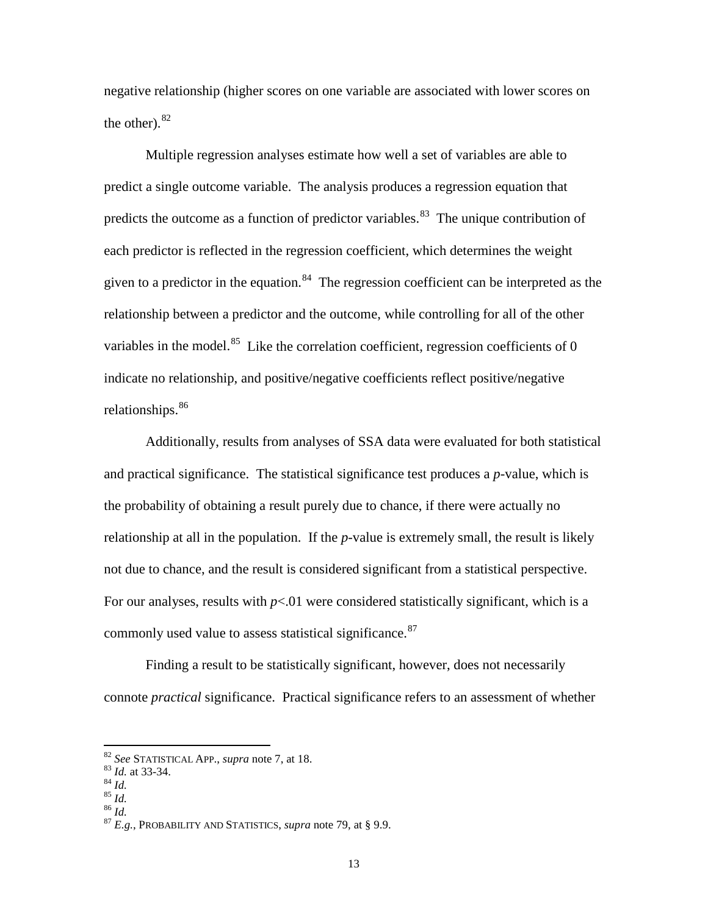negative relationship (higher scores on one variable are associated with lower scores on the other).[82]

Multiple regression analyses estimate how well a set of variables are able to predict a single outcome variable. The analysis produces a regression equation that predicts the outcome as a function of predictor variables.[83] The unique contribution of each predictor is reflected in the regression coefficient, which determines the weight given to a predictor in the equation.[84] The regression coefficient can be interpreted as the relationship between a predictor and the outcome, while controlling for all of the other variables in the model.[85] Like the correlation coefficient, regression coefficients of 0 indicate no relationship, and positive/negative coefficients reflect positive/negative relationships.[86]

Additionally, results from analyses of SSA data were evaluated for both statistical and practical significance. The statistical significance test produces a *p*-value, which is the probability of obtaining a result purely due to chance, if there were actually no relationship at all in the population. If the *p*-value is extremely small, the result is likely not due to chance, and the result is considered significant from a statistical perspective. For our analyses, results with $p<.01$ were considered statistically significant, which is a commonly used value to assess statistical significance.[87]

Finding a result to be statistically significant, however, does not necessarily connote *practical* significance. Practical significance refers to an assessment of whether

---

[82] *See* STATISTICAL APP., *supra* note 7, at 18.
[83] *Id.* at 33-34.
[84] *Id.*
[85] *Id.*
[86] *Id.*
[87] *E.g.*, PROBABILITY AND STATISTICS, *supra* note 79, at § 9.9.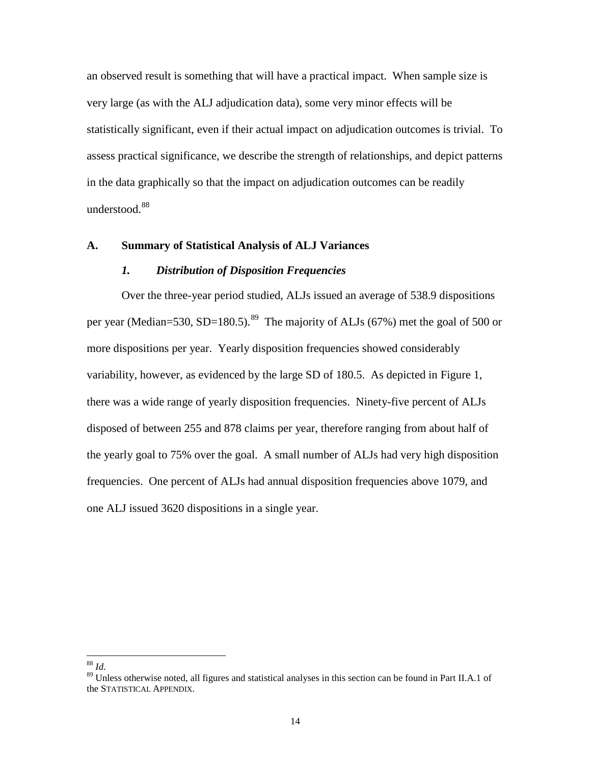an observed result is something that will have a practical impact. When sample size is very large (as with the ALJ adjudication data), some very minor effects will be statistically significant, even if their actual impact on adjudication outcomes is trivial. To assess practical significance, we describe the strength of relationships, and depict patterns in the data graphically so that the impact on adjudication outcomes can be readily understood.[88]

## A. Summary of Statistical Analysis of ALJ Variances

### *1. Distribution of Disposition Frequencies*

Over the three-year period studied, ALJs issued an average of 538.9 dispositions per year (Median=530, SD=180.5).[89] The majority of ALJs (67%) met the goal of 500 or more dispositions per year. Yearly disposition frequencies showed considerably variability, however, as evidenced by the large SD of 180.5. As depicted in Figure 1, there was a wide range of yearly disposition frequencies. Ninety-five percent of ALJs disposed of between 255 and 878 claims per year, therefore ranging from about half of the yearly goal to 75% over the goal. A small number of ALJs had very high disposition frequencies. One percent of ALJs had annual disposition frequencies above 1079, and one ALJ issued 3620 dispositions in a single year.

---

[88] *Id.*

[89] Unless otherwise noted, all figures and statistical analyses in this section can be found in Part II.A.1 of the STATISTICAL APPENDIX.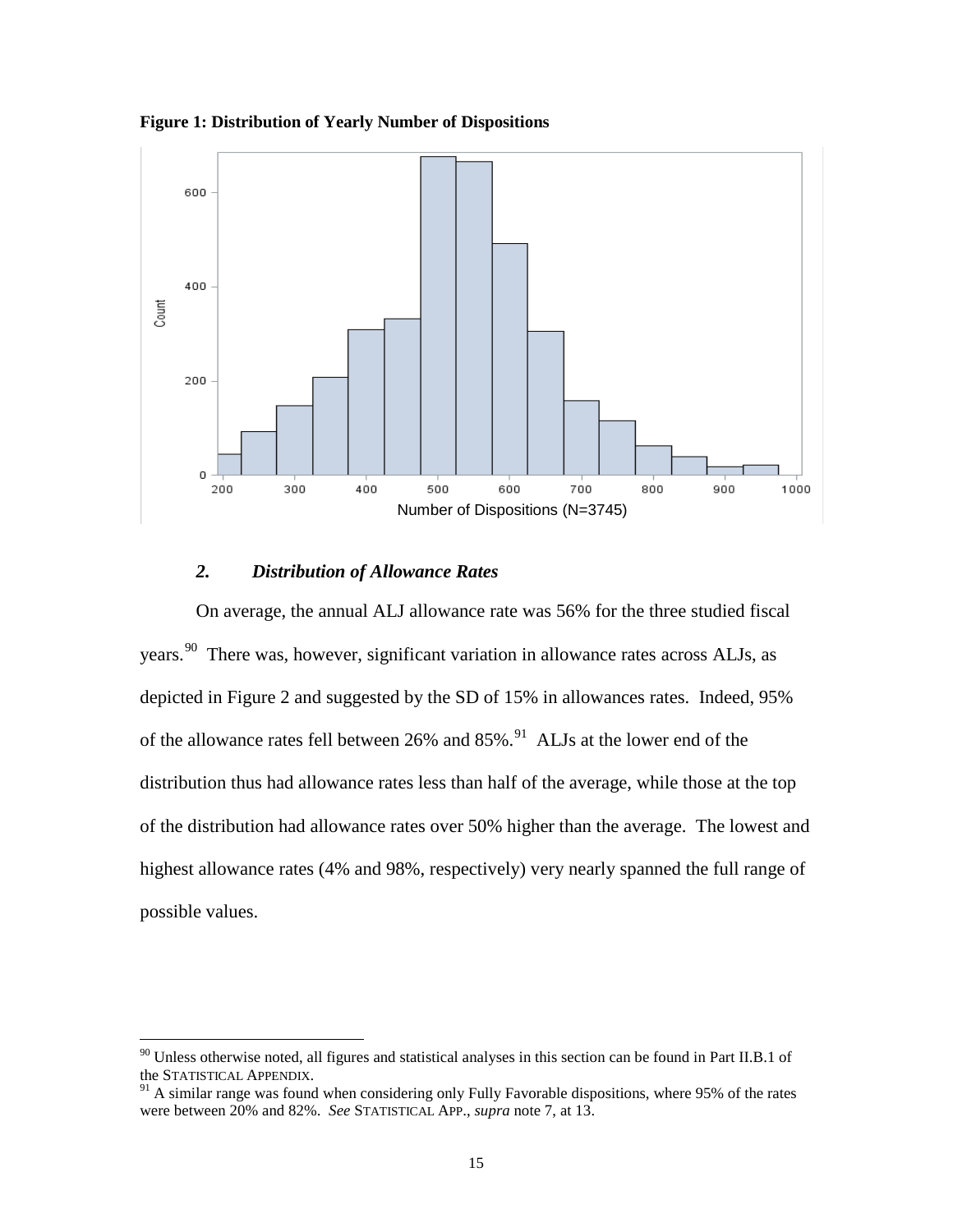**Figure 1: Distribution of Yearly Number of Dispositions**

Count

600
400
200
0

200 300 400 500 600 700 800 900 1000

Number of Dispositions (N=3745)

### *2. Distribution of Allowance Rates*

On average, the annual ALJ allowance rate was 56% for the three studied fiscal years.[90] There was, however, significant variation in allowance rates across ALJs, as depicted in Figure 2 and suggested by the SD of 15% in allowances rates. Indeed, 95% of the allowance rates fell between 26% and 85%.[91] ALJs at the lower end of the distribution thus had allowance rates less than half of the average, while those at the top of the distribution had allowance rates over 50% higher than the average. The lowest and highest allowance rates (4% and 98%, respectively) very nearly spanned the full range of possible values.

[90] Unless otherwise noted, all figures and statistical analyses in this section can be found in Part II.B.1 of the STATISTICAL APPENDIX.

[91] A similar range was found when considering only Fully Favorable dispositions, where 95% of the rates were between 20% and 82%. *See* STATISTICAL APP., *supra* note 7, at 13.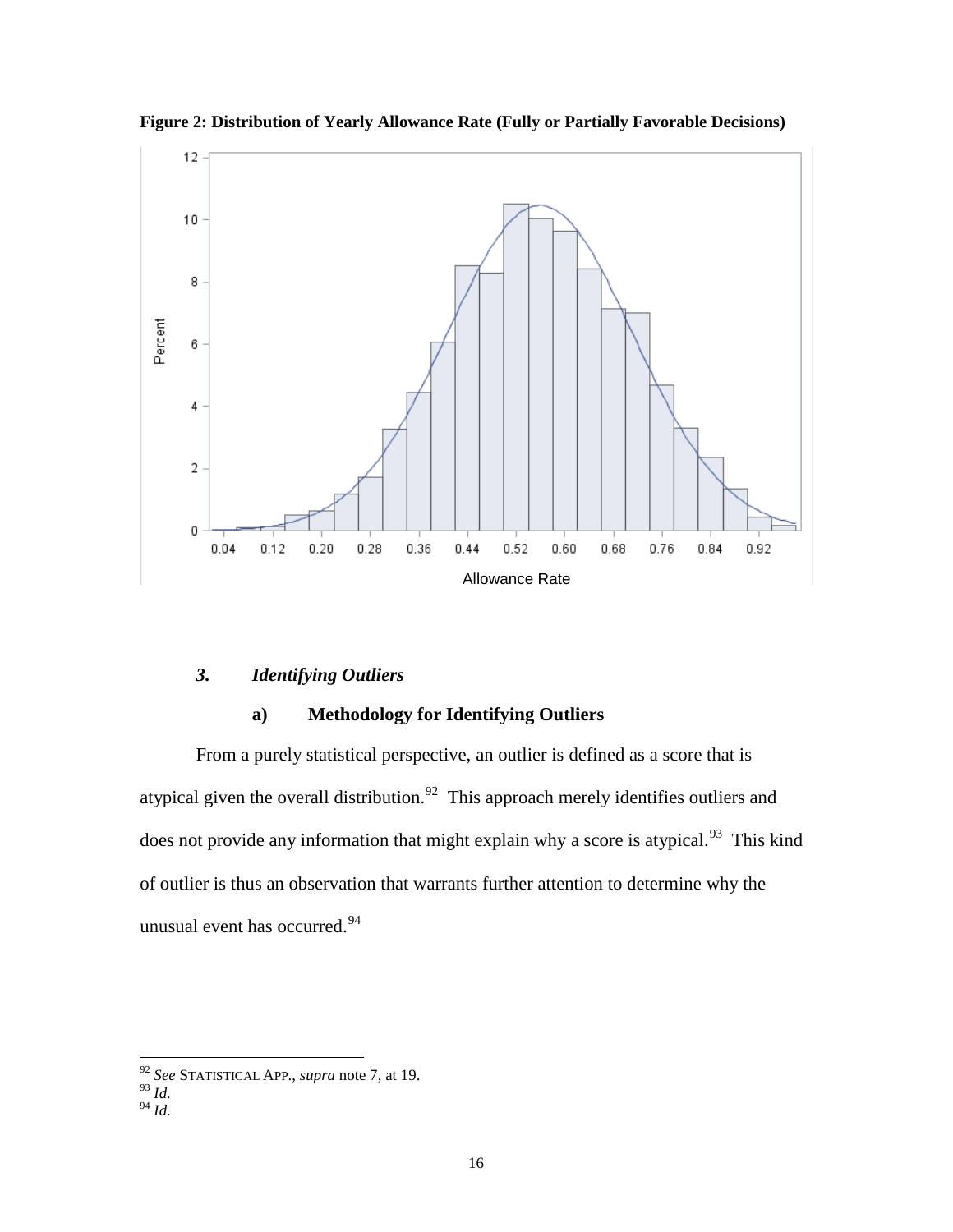**Figure 2: Distribution of Yearly Allowance Rate (Fully or Partially Favorable Decisions)**

12
10
8
6
4
2
0
Percent

0.04 0.12 0.20 0.28 0.36 0.44 0.52 0.60 0.68 0.76 0.84 0.92

Allowance Rate

### *3. Identifying Outliers*

#### a) Methodology for Identifying Outliers

From a purely statistical perspective, an outlier is defined as a score that is atypical given the overall distribution.[92] This approach merely identifies outliers and does not provide any information that might explain why a score is atypical.[93] This kind of outlier is thus an observation that warrants further attention to determine why the unusual event has occurred.[94]

---

[92] *See* STATISTICAL APP., *supra* note 7, at 19.
[93] *Id.*
[94] *Id.*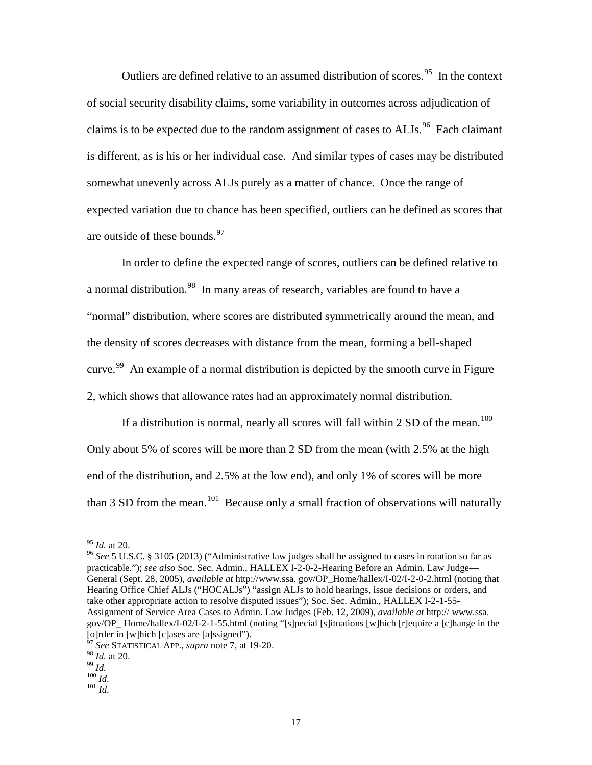Outliers are defined relative to an assumed distribution of scores.[95] In the context of social security disability claims, some variability in outcomes across adjudication of claims is to be expected due to the random assignment of cases to ALJs.[96] Each claimant is different, as is his or her individual case. And similar types of cases may be distributed somewhat unevenly across ALJs purely as a matter of chance. Once the range of expected variation due to chance has been specified, outliers can be defined as scores that are outside of these bounds.[97]

In order to define the expected range of scores, outliers can be defined relative to a normal distribution.[98] In many areas of research, variables are found to have a "normal" distribution, where scores are distributed symmetrically around the mean, and the density of scores decreases with distance from the mean, forming a bell-shaped curve.[99] An example of a normal distribution is depicted by the smooth curve in Figure 2, which shows that allowance rates had an approximately normal distribution.

If a distribution is normal, nearly all scores will fall within 2 SD of the mean.[100] Only about 5% of scores will be more than 2 SD from the mean (with 2.5% at the high end of the distribution, and 2.5% at the low end), and only 1% of scores will be more than 3 SD from the mean.[101] Because only a small fraction of observations will naturally

---

[95] *Id.* at 20.

[96] *See* 5 U.S.C. § 3105 (2013) ("Administrative law judges shall be assigned to cases in rotation so far as practicable."); *see also* Soc. Sec. Admin., HALLEX I-2-0-2-Hearing Before an Admin. Law Judge—General (Sept. 28, 2005), *available at* http://www.ssa. gov/OP_Home/hallex/I-02/I-2-0-2.html (noting that Hearing Office Chief ALJs ("HOCALJs") "assign ALJs to hold hearings, issue decisions or orders, and take other appropriate action to resolve disputed issues"); Soc. Sec. Admin., HALLEX I-2-1-55-Assignment of Service Area Cases to Admin. Law Judges (Feb. 12, 2009), *available at* http:// www.ssa. gov/OP_ Home/hallex/I-02/I-2-1-55.html (noting "[s]pecial [s]ituations [w]hich [r]equire a [c]hange in the [o]rder in [w]hich [c]ases are [a]ssigned").

[97] *See* STATISTICAL APP., *supra* note 7, at 19-20.

[98] *Id.* at 20.

[99] *Id.*

[100] *Id.*

[101] *Id.*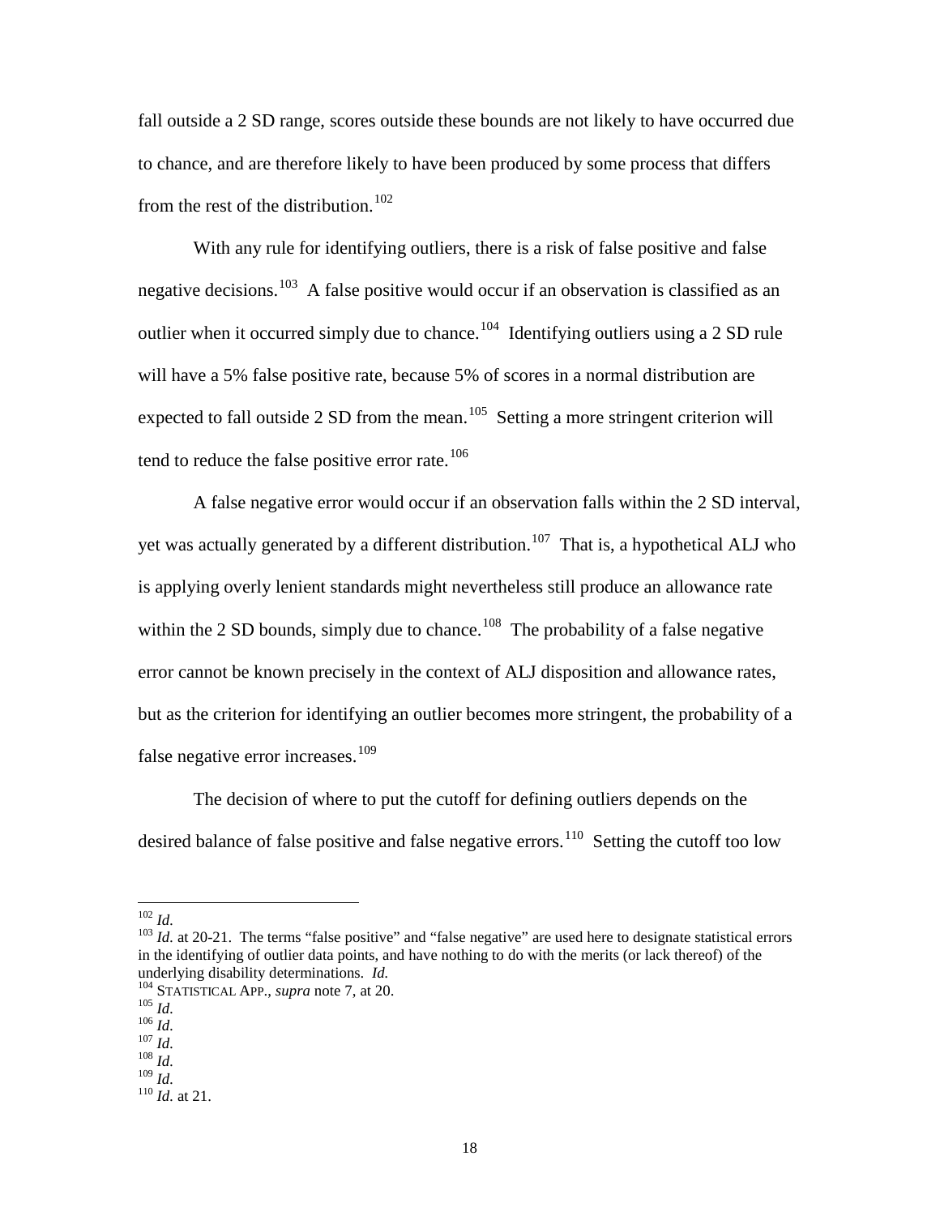fall outside a 2 SD range, scores outside these bounds are not likely to have occurred due to chance, and are therefore likely to have been produced by some process that differs from the rest of the distribution.[102]

With any rule for identifying outliers, there is a risk of false positive and false negative decisions.[103] A false positive would occur if an observation is classified as an outlier when it occurred simply due to chance.[104] Identifying outliers using a 2 SD rule will have a 5% false positive rate, because 5% of scores in a normal distribution are expected to fall outside 2 SD from the mean.[105] Setting a more stringent criterion will tend to reduce the false positive error rate.[106]

A false negative error would occur if an observation falls within the 2 SD interval, yet was actually generated by a different distribution.[107] That is, a hypothetical ALJ who is applying overly lenient standards might nevertheless still produce an allowance rate within the 2 SD bounds, simply due to chance.[108] The probability of a false negative error cannot be known precisely in the context of ALJ disposition and allowance rates, but as the criterion for identifying an outlier becomes more stringent, the probability of a false negative error increases.[109]

The decision of where to put the cutoff for defining outliers depends on the desired balance of false positive and false negative errors.[110] Setting the cutoff too low

---

[102] *Id.*

[103] *Id.* at 20-21. The terms "false positive" and "false negative" are used here to designate statistical errors in the identifying of outlier data points, and have nothing to do with the merits (or lack thereof) of the underlying disability determinations. *Id.*

[104] STATISTICAL APP., *supra* note 7, at 20.

[105] *Id.*

[106] *Id.*

[107] *Id.*

[108] *Id.*

[109] *Id.*

[110] *Id.* at 21.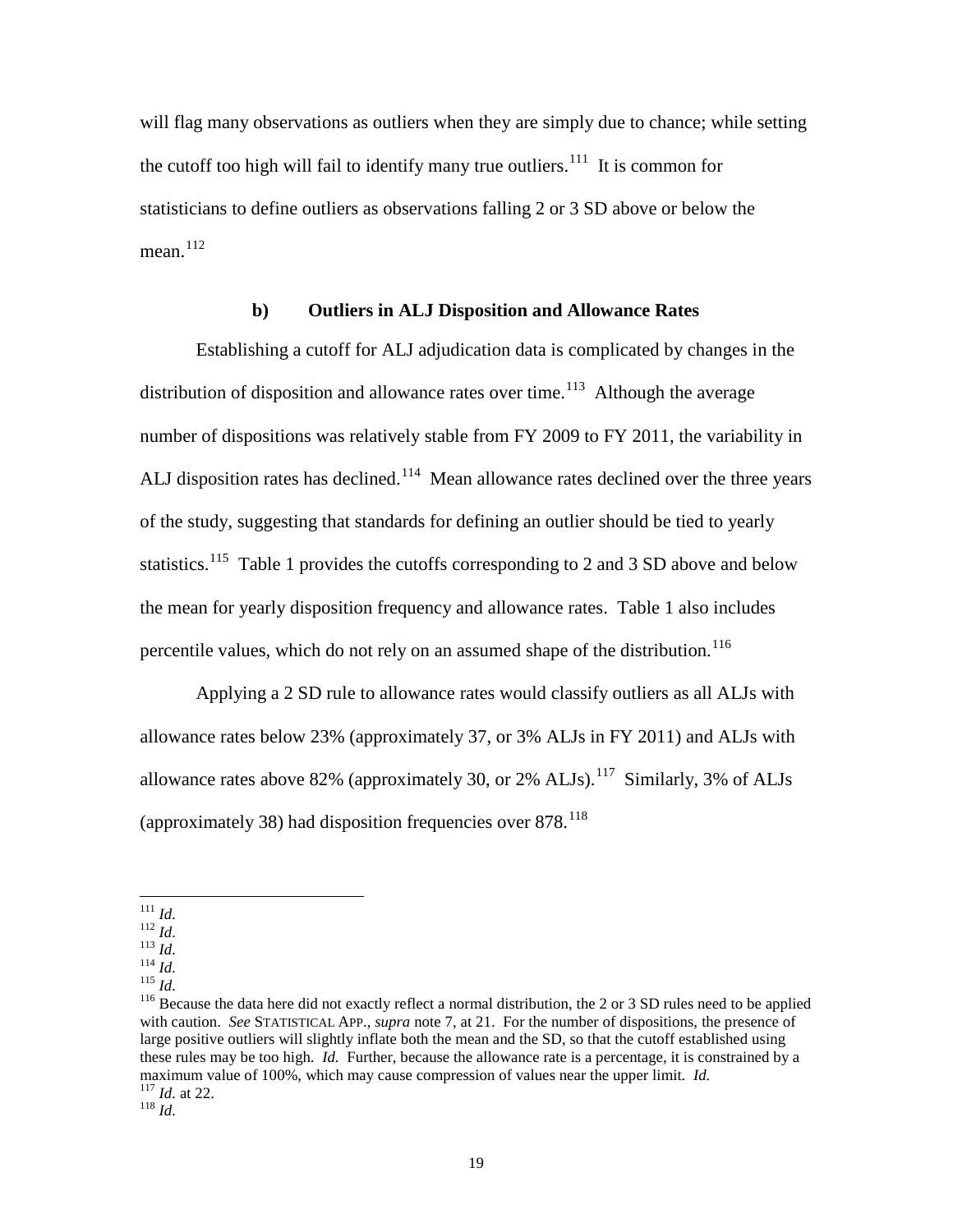will flag many observations as outliers when they are simply due to chance; while setting the cutoff too high will fail to identify many true outliers.[111] It is common for statisticians to define outliers as observations falling 2 or 3 SD above or below the mean.[112]

#### b) Outliers in ALJ Disposition and Allowance Rates

Establishing a cutoff for ALJ adjudication data is complicated by changes in the distribution of disposition and allowance rates over time.[113] Although the average number of dispositions was relatively stable from FY 2009 to FY 2011, the variability in ALJ disposition rates has declined.[114] Mean allowance rates declined over the three years of the study, suggesting that standards for defining an outlier should be tied to yearly statistics.[115] Table 1 provides the cutoffs corresponding to 2 and 3 SD above and below the mean for yearly disposition frequency and allowance rates. Table 1 also includes percentile values, which do not rely on an assumed shape of the distribution.[116]

Applying a 2 SD rule to allowance rates would classify outliers as all ALJs with allowance rates below 23% (approximately 37, or 3% ALJs in FY 2011) and ALJs with allowance rates above 82% (approximately 30, or 2% ALJs).[117] Similarly, 3% of ALJs (approximately 38) had disposition frequencies over 878.[118]

---

[111] *Id.*
[112] *Id.*
[113] *Id.*
[114] *Id.*
[115] *Id.*
[116] Because the data here did not exactly reflect a normal distribution, the 2 or 3 SD rules need to be applied with caution. *See* STATISTICAL APP., *supra* note 7, at 21. For the number of dispositions, the presence of large positive outliers will slightly inflate both the mean and the SD, so that the cutoff established using these rules may be too high. *Id.* Further, because the allowance rate is a percentage, it is constrained by a maximum value of 100%, which may cause compression of values near the upper limit. *Id.*
[117] *Id.* at 22.
[118] *Id.*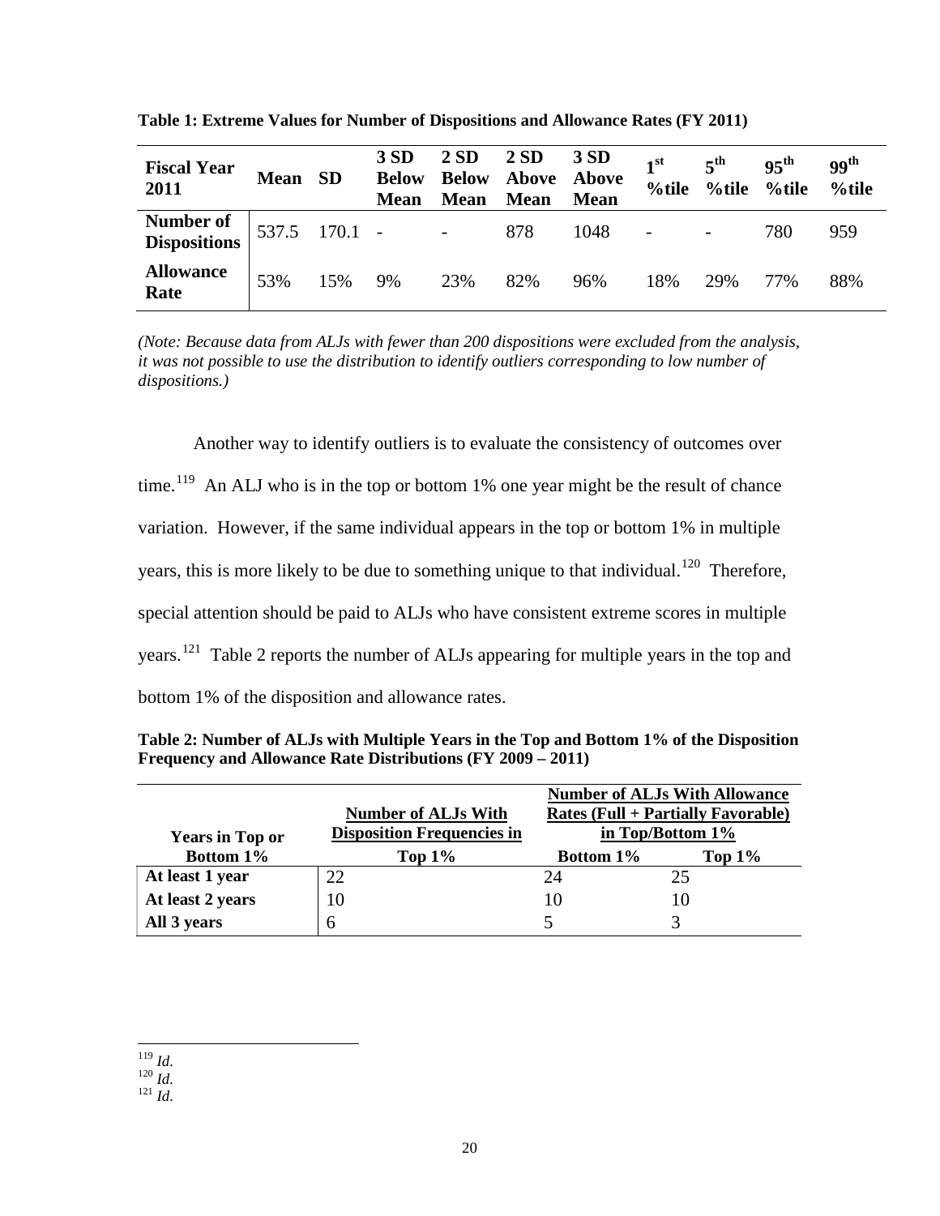**Table 1: Extreme Values for Number of Dispositions and Allowance Rates (FY 2011)**

| Fiscal Year 2011 | Mean | SD | 3 SD Below Mean | 2 SD Below Mean | 2 SD Above Mean | 3 SD Above Mean | 1st %tile | 5th %tile | 95th %tile | 99th %tile |
|---|---|---|---|---|---|---|---|---|---|---|
| **Number of Dispositions** | 537.5 | 170.1 | - | - | 878 | 1048 | - | - | 780 | 959 |
| **Allowance Rate** | 53% | 15% | 9% | 23% | 82% | 96% | 18% | 29% | 77% | 88% |

*(Note: Because data from ALJs with fewer than 200 dispositions were excluded from the analysis, it was not possible to use the distribution to identify outliers corresponding to low number of dispositions.)*

Another way to identify outliers is to evaluate the consistency of outcomes over time.[119] An ALJ who is in the top or bottom 1% one year might be the result of chance variation. However, if the same individual appears in the top or bottom 1% in multiple years, this is more likely to be due to something unique to that individual.[120] Therefore, special attention should be paid to ALJs who have consistent extreme scores in multiple years.[121] Table 2 reports the number of ALJs appearing for multiple years in the top and bottom 1% of the disposition and allowance rates.

**Table 2: Number of ALJs with Multiple Years in the Top and Bottom 1% of the Disposition Frequency and Allowance Rate Distributions (FY 2009 – 2011)**

| Years in Top or Bottom 1% | Number of ALJs With Disposition Frequencies in Top 1% | Number of ALJs With Allowance Rates (Full + Partially Favorable) in Top/Bottom 1% | |
|---|---|---|---|
| | | **Bottom 1%** | **Top 1%** |
| **At least 1 year** | 22 | 24 | 25 |
| **At least 2 years** | 10 | 10 | 10 |
| **All 3 years** | 6 | 5 | 3 |

[119] *Id.*
[120] *Id.*
[121] *Id.*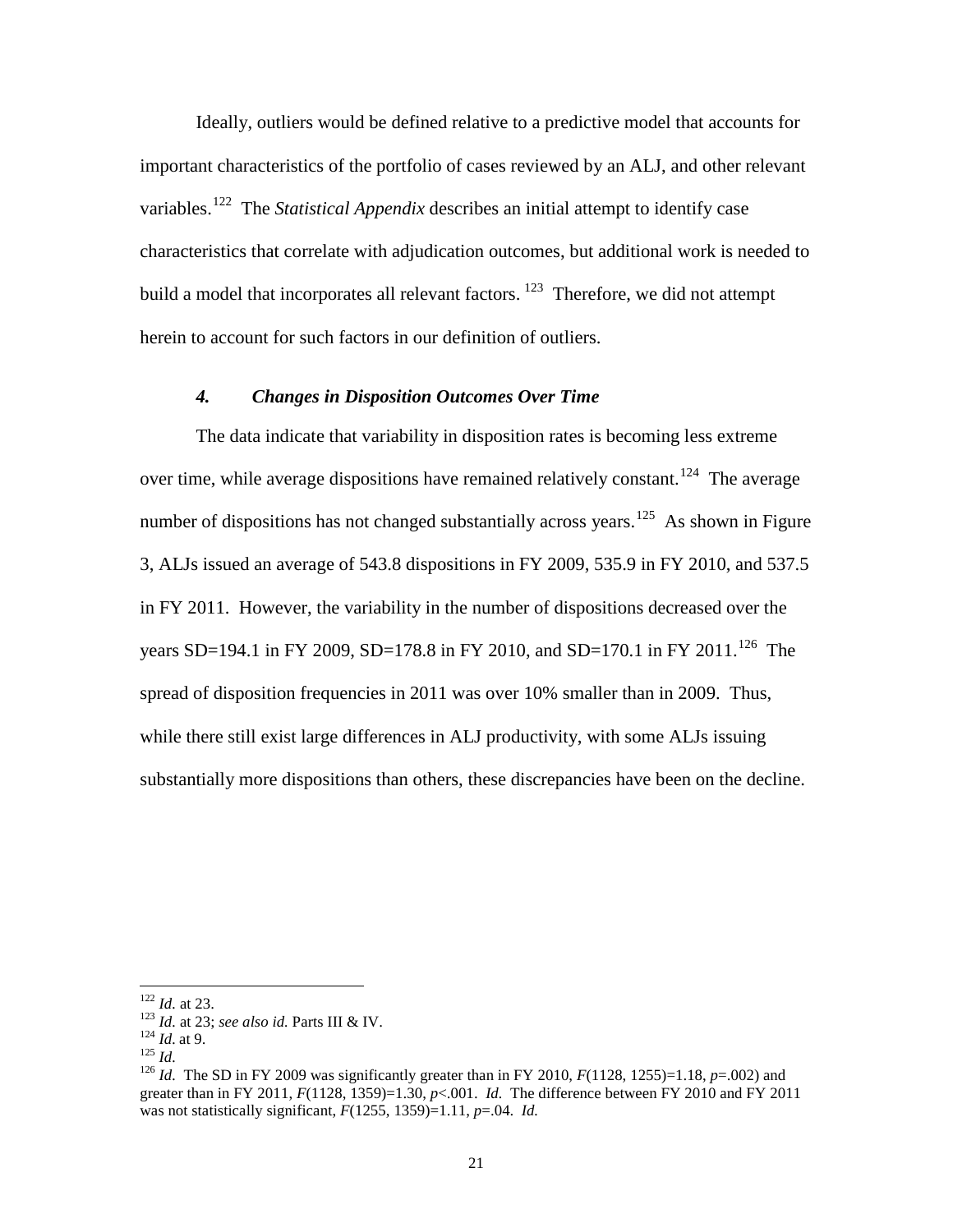Ideally, outliers would be defined relative to a predictive model that accounts for important characteristics of the portfolio of cases reviewed by an ALJ, and other relevant variables.[122] The *Statistical Appendix* describes an initial attempt to identify case characteristics that correlate with adjudication outcomes, but additional work is needed to build a model that incorporates all relevant factors.[123] Therefore, we did not attempt herein to account for such factors in our definition of outliers.

#### *4. Changes in Disposition Outcomes Over Time*

The data indicate that variability in disposition rates is becoming less extreme over time, while average dispositions have remained relatively constant.[124] The average number of dispositions has not changed substantially across years.[125] As shown in Figure 3, ALJs issued an average of 543.8 dispositions in FY 2009, 535.9 in FY 2010, and 537.5 in FY 2011. However, the variability in the number of dispositions decreased over the years SD=194.1 in FY 2009, SD=178.8 in FY 2010, and SD=170.1 in FY 2011.[126] The spread of disposition frequencies in 2011 was over 10% smaller than in 2009. Thus, while there still exist large differences in ALJ productivity, with some ALJs issuing substantially more dispositions than others, these discrepancies have been on the decline.

---

[122] *Id.* at 23.

[123] *Id.* at 23; *see also id.* Parts III & IV.

[124] *Id*. at 9.

[125] *Id*.

[126] *Id*. The SD in FY 2009 was significantly greater than in FY 2010, $F(1128, 1255)=1.18$, $p=.002$) and greater than in FY 2011, $F(1128, 1359)=1.30$, $p<.001$. *Id*. The difference between FY 2010 and FY 2011 was not statistically significant, $F(1255, 1359)=1.11$, $p=.04$. *Id.*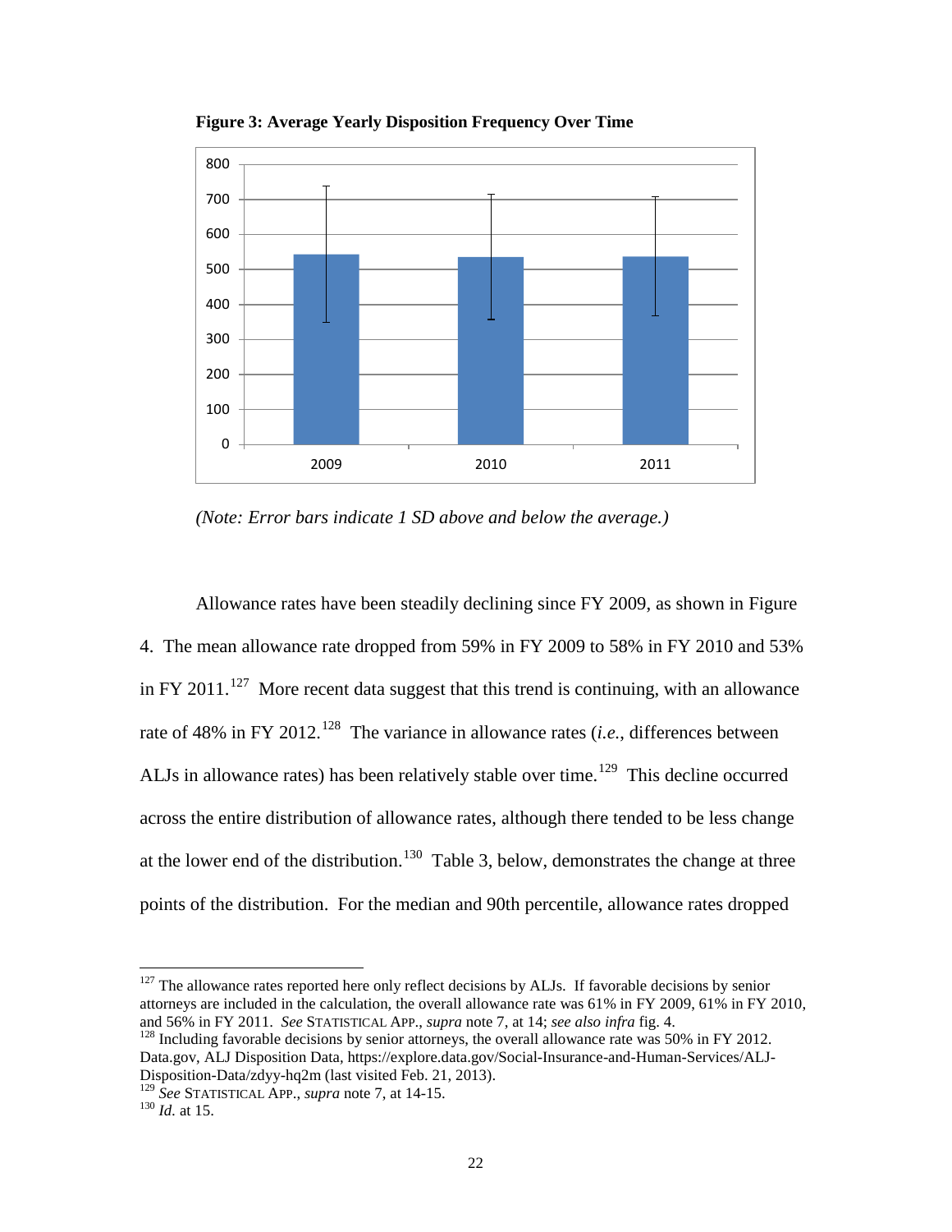**Figure 3: Average Yearly Disposition Frequency Over Time**

800
700
600
500
400
300
200
100
0

2009
2010
2011

*(Note: Error bars indicate 1 SD above and below the average.)*

Allowance rates have been steadily declining since FY 2009, as shown in Figure 4. The mean allowance rate dropped from 59% in FY 2009 to 58% in FY 2010 and 53% in FY 2011.[127] More recent data suggest that this trend is continuing, with an allowance rate of 48% in FY 2012.[128] The variance in allowance rates (*i.e.*, differences between ALJs in allowance rates) has been relatively stable over time.[129] This decline occurred across the entire distribution of allowance rates, although there tended to be less change at the lower end of the distribution.[130] Table 3, below, demonstrates the change at three points of the distribution. For the median and 90th percentile, allowance rates dropped

---

[127] The allowance rates reported here only reflect decisions by ALJs. If favorable decisions by senior attorneys are included in the calculation, the overall allowance rate was 61% in FY 2009, 61% in FY 2010, and 56% in FY 2011. *See* STATISTICAL APP., *supra* note 7, at 14; *see also infra* fig. 4.

[128] Including favorable decisions by senior attorneys, the overall allowance rate was 50% in FY 2012. Data.gov, ALJ Disposition Data, https://explore.data.gov/Social-Insurance-and-Human-Services/ALJ-Disposition-Data/zdyy-hq2m (last visited Feb. 21, 2013).

[129] *See* STATISTICAL APP., *supra* note 7, at 14-15.

[130] *Id.* at 15.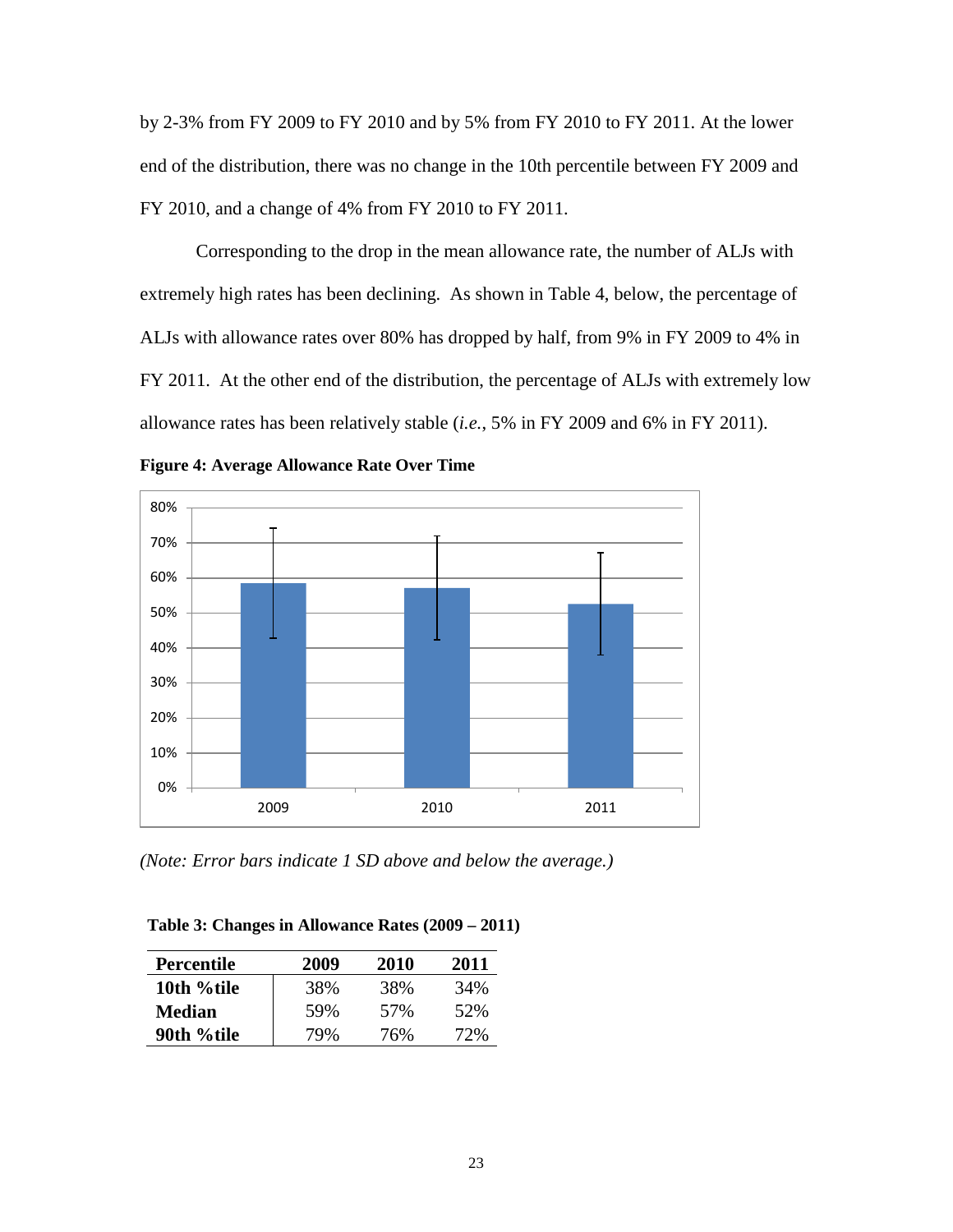by 2-3% from FY 2009 to FY 2010 and by 5% from FY 2010 to FY 2011. At the lower end of the distribution, there was no change in the 10th percentile between FY 2009 and FY 2010, and a change of 4% from FY 2010 to FY 2011.

Corresponding to the drop in the mean allowance rate, the number of ALJs with extremely high rates has been declining. As shown in Table 4, below, the percentage of ALJs with allowance rates over 80% has dropped by half, from 9% in FY 2009 to 4% in FY 2011. At the other end of the distribution, the percentage of ALJs with extremely low allowance rates has been relatively stable (*i.e.*, 5% in FY 2009 and 6% in FY 2011).

**Figure 4: Average Allowance Rate Over Time**

80%
70%
60%
50%
40%
30%
20%
10%
0%
2009
2010
2011

*(Note: Error bars indicate 1 SD above and below the average.)*

**Table 3: Changes in Allowance Rates (2009 – 2011)**

| Percentile | 2009 | 2010 | 2011 |
|---|---|---|---|
| **10th %tile** | 38% | 38% | 34% |
| **Median** | 59% | 57% | 52% |
| **90th %tile** | 79% | 76% | 72% |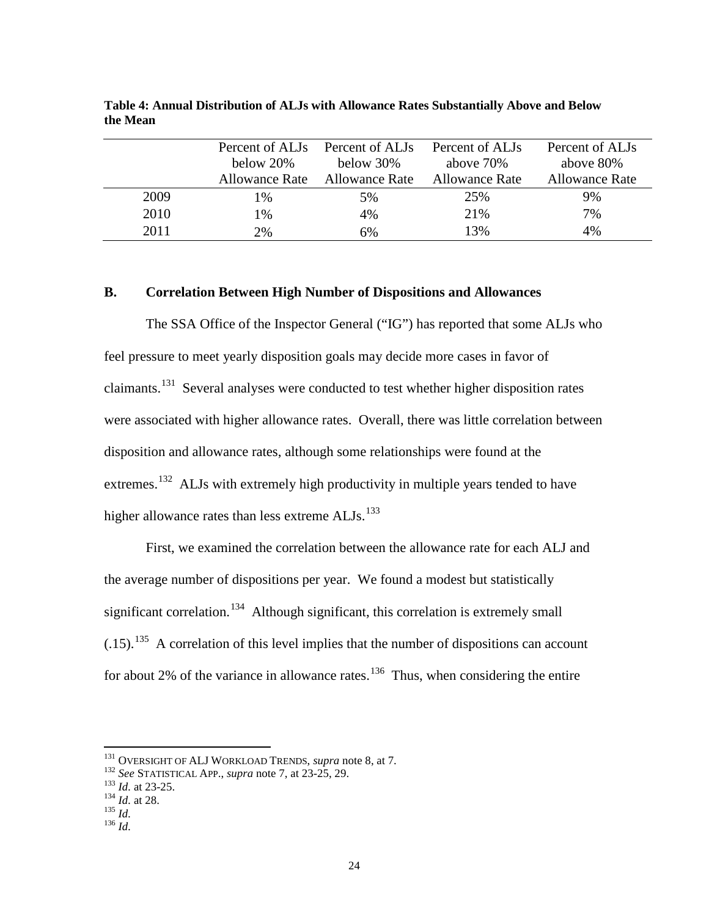**Table 4: Annual Distribution of ALJs with Allowance Rates Substantially Above and Below the Mean**

| | Percent of ALJs below 20% Allowance Rate | Percent of ALJs below 30% Allowance Rate | Percent of ALJs above 70% Allowance Rate | Percent of ALJs above 80% Allowance Rate |
|---|---|---|---|---|
| 2009 | 1% | 5% | 25% | 9% |
| 2010 | 1% | 4% | 21% | 7% |
| 2011 | 2% | 6% | 13% | 4% |

### B. Correlation Between High Number of Dispositions and Allowances

The SSA Office of the Inspector General ("IG") has reported that some ALJs who feel pressure to meet yearly disposition goals may decide more cases in favor of claimants.[131] Several analyses were conducted to test whether higher disposition rates were associated with higher allowance rates. Overall, there was little correlation between disposition and allowance rates, although some relationships were found at the extremes.[132] ALJs with extremely high productivity in multiple years tended to have higher allowance rates than less extreme ALJs.[133]

First, we examined the correlation between the allowance rate for each ALJ and the average number of dispositions per year. We found a modest but statistically significant correlation.[134] Although significant, this correlation is extremely small (.15).[135] A correlation of this level implies that the number of dispositions can account for about 2% of the variance in allowance rates.[136] Thus, when considering the entire

[131] OVERSIGHT OF ALJ WORKLOAD TRENDS, *supra* note 8, at 7.
[132] *See* STATISTICAL APP., *supra* note 7, at 23-25, 29.
[133] *Id.* at 23-25.
[134] *Id.* at 28.
[135] *Id.*
[136] *Id.*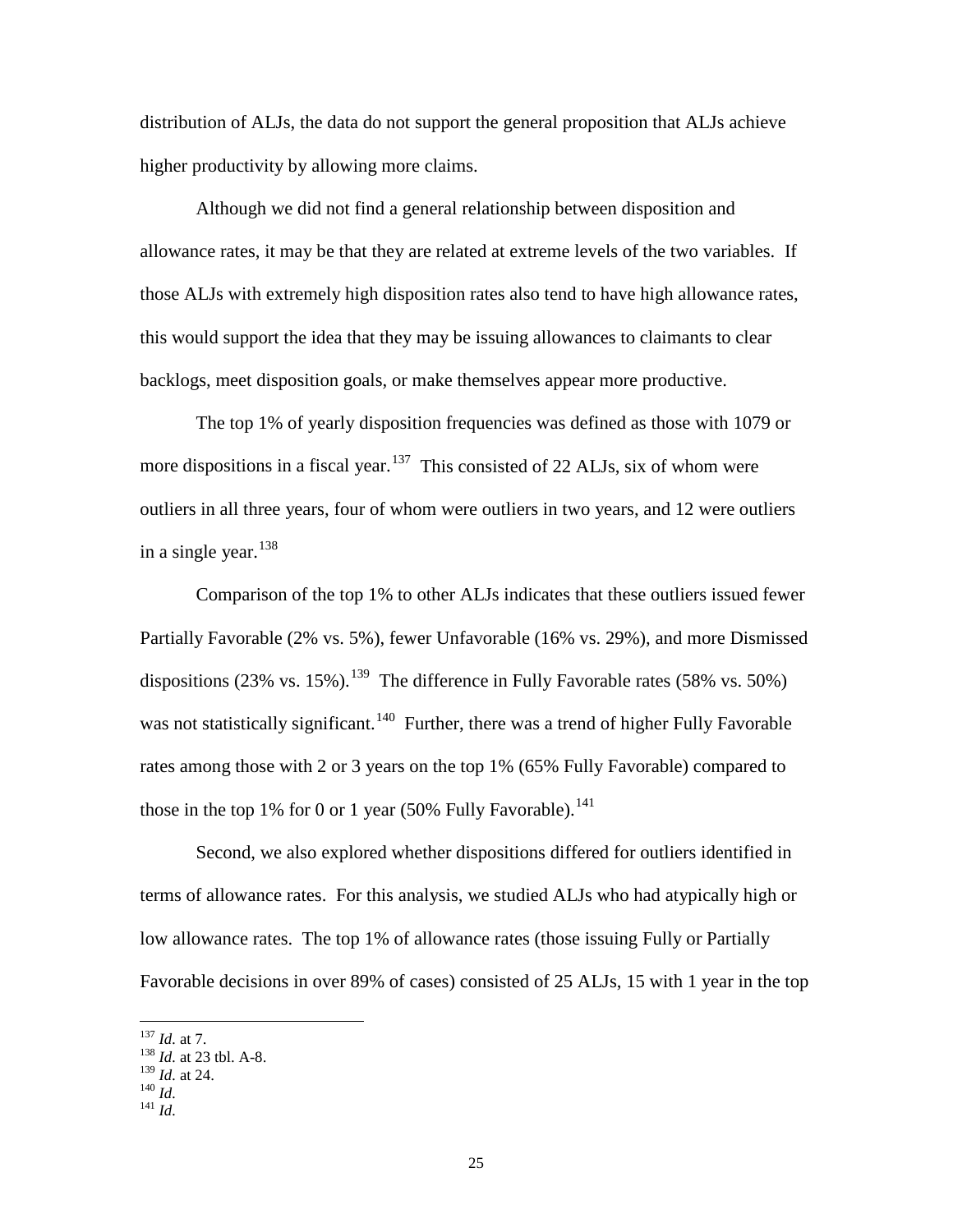distribution of ALJs, the data do not support the general proposition that ALJs achieve higher productivity by allowing more claims.

Although we did not find a general relationship between disposition and allowance rates, it may be that they are related at extreme levels of the two variables. If those ALJs with extremely high disposition rates also tend to have high allowance rates, this would support the idea that they may be issuing allowances to claimants to clear backlogs, meet disposition goals, or make themselves appear more productive.

The top 1% of yearly disposition frequencies was defined as those with 1079 or more dispositions in a fiscal year.[137] This consisted of 22 ALJs, six of whom were outliers in all three years, four of whom were outliers in two years, and 12 were outliers in a single year.[138]

Comparison of the top 1% to other ALJs indicates that these outliers issued fewer Partially Favorable (2% vs. 5%), fewer Unfavorable (16% vs. 29%), and more Dismissed dispositions (23% vs. 15%).[139] The difference in Fully Favorable rates (58% vs. 50%) was not statistically significant.[140] Further, there was a trend of higher Fully Favorable rates among those with 2 or 3 years on the top 1% (65% Fully Favorable) compared to those in the top 1% for 0 or 1 year (50% Fully Favorable).[141]

Second, we also explored whether dispositions differed for outliers identified in terms of allowance rates. For this analysis, we studied ALJs who had atypically high or low allowance rates. The top 1% of allowance rates (those issuing Fully or Partially Favorable decisions in over 89% of cases) consisted of 25 ALJs, 15 with 1 year in the top

---

[137] *Id.* at 7.
[138] *Id.* at 23 tbl. A-8.
[139] *Id.* at 24.
[140] *Id.*
[141] *Id.*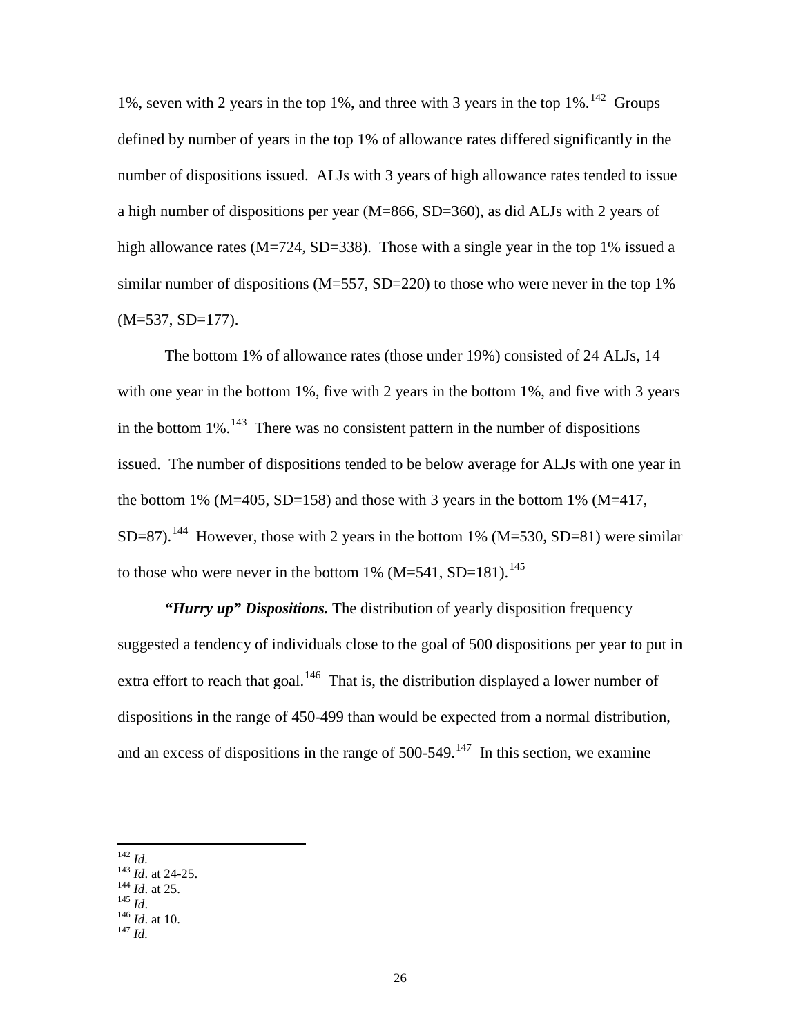1%, seven with 2 years in the top 1%, and three with 3 years in the top 1%.[142] Groups defined by number of years in the top 1% of allowance rates differed significantly in the number of dispositions issued. ALJs with 3 years of high allowance rates tended to issue a high number of dispositions per year (M=866, SD=360), as did ALJs with 2 years of high allowance rates (M=724, SD=338). Those with a single year in the top 1% issued a similar number of dispositions (M=557, SD=220) to those who were never in the top 1% (M=537, SD=177).

The bottom 1% of allowance rates (those under 19%) consisted of 24 ALJs, 14 with one year in the bottom 1%, five with 2 years in the bottom 1%, and five with 3 years in the bottom 1%.[143] There was no consistent pattern in the number of dispositions issued. The number of dispositions tended to be below average for ALJs with one year in the bottom 1% (M=405, SD=158) and those with 3 years in the bottom 1% (M=417, SD=87).[144] However, those with 2 years in the bottom 1% (M=530, SD=81) were similar to those who were never in the bottom 1% (M=541, SD=181).[145]

***"Hurry up" Dispositions.*** The distribution of yearly disposition frequency suggested a tendency of individuals close to the goal of 500 dispositions per year to put in extra effort to reach that goal.[146] That is, the distribution displayed a lower number of dispositions in the range of 450-499 than would be expected from a normal distribution, and an excess of dispositions in the range of 500-549.[147] In this section, we examine

[142] *Id*.
[143] *Id*. at 24-25.
[144] *Id*. at 25.
[145] *Id*.
[146] *Id*. at 10.
[147] *Id*.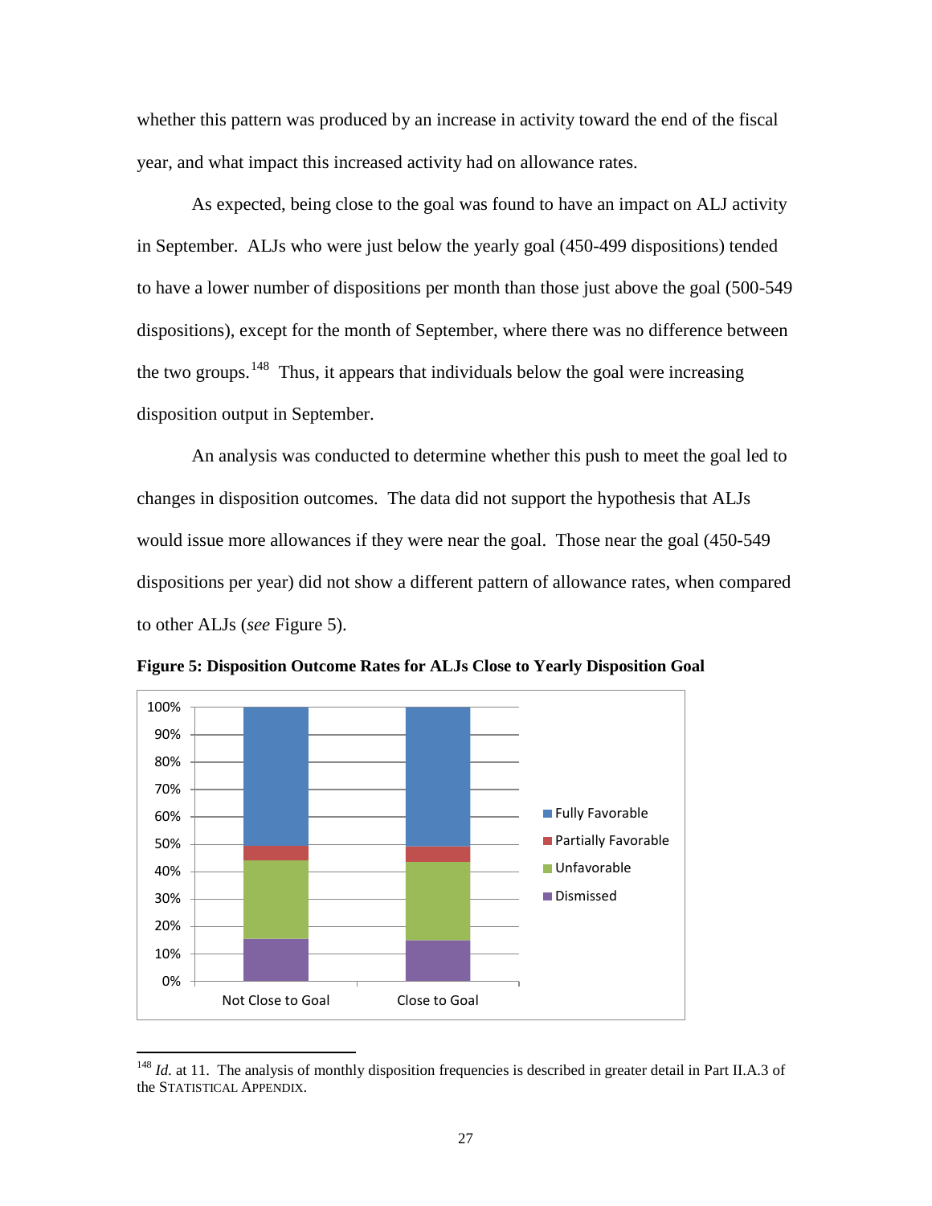whether this pattern was produced by an increase in activity toward the end of the fiscal year, and what impact this increased activity had on allowance rates.

As expected, being close to the goal was found to have an impact on ALJ activity in September. ALJs who were just below the yearly goal (450-499 dispositions) tended to have a lower number of dispositions per month than those just above the goal (500-549 dispositions), except for the month of September, where there was no difference between the two groups.[148] Thus, it appears that individuals below the goal were increasing disposition output in September.

An analysis was conducted to determine whether this push to meet the goal led to changes in disposition outcomes. The data did not support the hypothesis that ALJs would issue more allowances if they were near the goal. Those near the goal (450-549 dispositions per year) did not show a different pattern of allowance rates, when compared to other ALJs (*see* Figure 5).

**Figure 5: Disposition Outcome Rates for ALJs Close to Yearly Disposition Goal**

100%
90%
80%
70%
60%
50%
40%
30%
20%
10%
0%

Not Close to Goal
Close to Goal

Fully Favorable
Partially Favorable
Unfavorable
Dismissed

---

[148] *Id.* at 11. The analysis of monthly disposition frequencies is described in greater detail in Part II.A.3 of the STATISTICAL APPENDIX.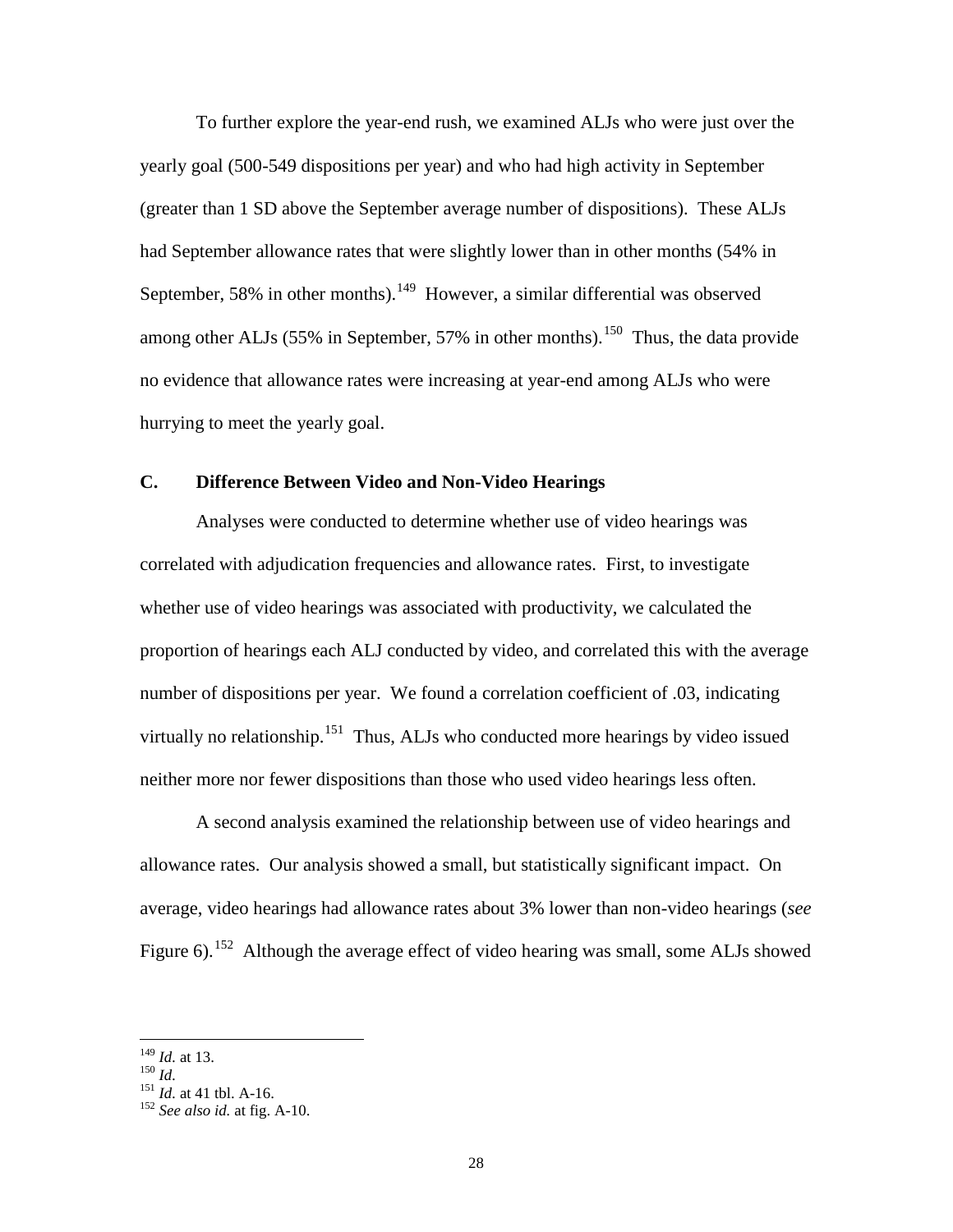To further explore the year-end rush, we examined ALJs who were just over the yearly goal (500-549 dispositions per year) and who had high activity in September (greater than 1 SD above the September average number of dispositions). These ALJs had September allowance rates that were slightly lower than in other months (54% in September, 58% in other months).[149] However, a similar differential was observed among other ALJs (55% in September, 57% in other months).[150] Thus, the data provide no evidence that allowance rates were increasing at year-end among ALJs who were hurrying to meet the yearly goal.

### C. Difference Between Video and Non-Video Hearings

Analyses were conducted to determine whether use of video hearings was correlated with adjudication frequencies and allowance rates. First, to investigate whether use of video hearings was associated with productivity, we calculated the proportion of hearings each ALJ conducted by video, and correlated this with the average number of dispositions per year. We found a correlation coefficient of .03, indicating virtually no relationship.[151] Thus, ALJs who conducted more hearings by video issued neither more nor fewer dispositions than those who used video hearings less often.

A second analysis examined the relationship between use of video hearings and allowance rates. Our analysis showed a small, but statistically significant impact. On average, video hearings had allowance rates about 3% lower than non-video hearings (*see* Figure 6).[152] Although the average effect of video hearing was small, some ALJs showed

---

[149] *Id.* at 13.
[150] *Id.*
[151] *Id.* at 41 tbl. A-16.
[152] *See also id.* at fig. A-10.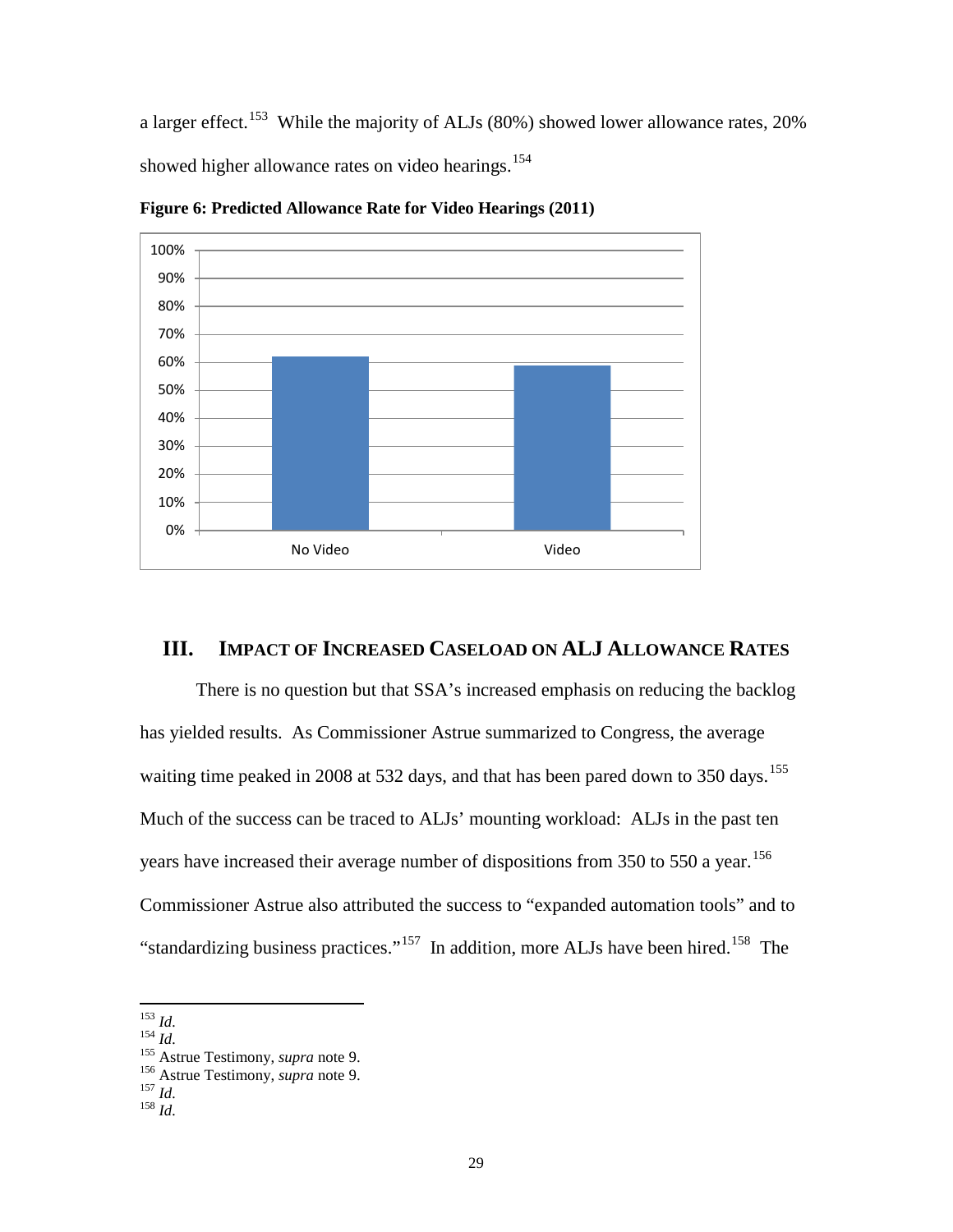a larger effect.[153] While the majority of ALJs (80%) showed lower allowance rates, 20% showed higher allowance rates on video hearings.[154]

**Figure 6: Predicted Allowance Rate for Video Hearings (2011)**

100%
90%
80%
70%
60%
50%
40%
30%
20%
10%
0%

No Video
Video

## III. IMPACT OF INCREASED CASELOAD ON ALJ ALLOWANCE RATES

There is no question but that SSA's increased emphasis on reducing the backlog has yielded results. As Commissioner Astrue summarized to Congress, the average waiting time peaked in 2008 at 532 days, and that has been pared down to 350 days.[155] Much of the success can be traced to ALJs' mounting workload: ALJs in the past ten years have increased their average number of dispositions from 350 to 550 a year.[156] Commissioner Astrue also attributed the success to "expanded automation tools" and to "standardizing business practices."[157] In addition, more ALJs have been hired.[158] The

---

[153] *Id.*
[154] *Id.*
[155] Astrue Testimony, *supra* note 9.
[156] Astrue Testimony, *supra* note 9.
[157] *Id.*
[158] *Id.*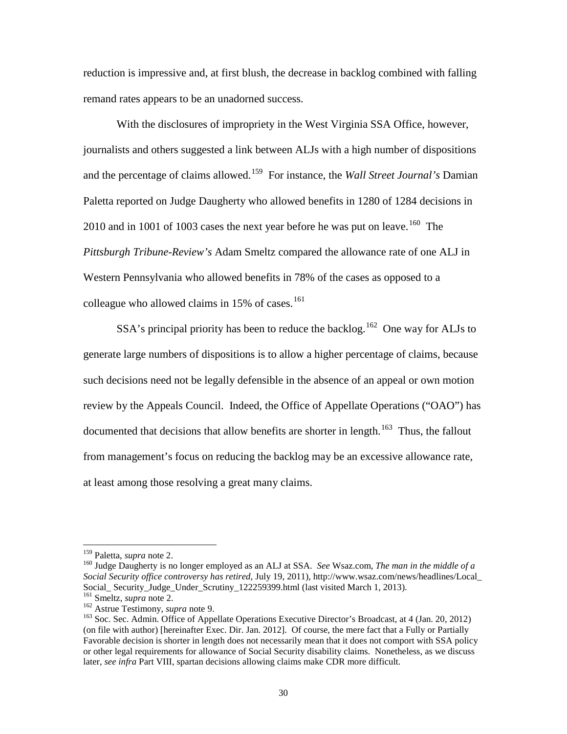reduction is impressive and, at first blush, the decrease in backlog combined with falling remand rates appears to be an unadorned success.

With the disclosures of impropriety in the West Virginia SSA Office, however, journalists and others suggested a link between ALJs with a high number of dispositions and the percentage of claims allowed.[159] For instance, the *Wall Street Journal's* Damian Paletta reported on Judge Daugherty who allowed benefits in 1280 of 1284 decisions in 2010 and in 1001 of 1003 cases the next year before he was put on leave.[160] The *Pittsburgh Tribune-Review's* Adam Smeltz compared the allowance rate of one ALJ in Western Pennsylvania who allowed benefits in 78% of the cases as opposed to a colleague who allowed claims in 15% of cases.[161]

SSA's principal priority has been to reduce the backlog.[162] One way for ALJs to generate large numbers of dispositions is to allow a higher percentage of claims, because such decisions need not be legally defensible in the absence of an appeal or own motion review by the Appeals Council. Indeed, the Office of Appellate Operations ("OAO") has documented that decisions that allow benefits are shorter in length.[163] Thus, the fallout from management's focus on reducing the backlog may be an excessive allowance rate, at least among those resolving a great many claims.

---

[159] Paletta, *supra* note 2.

[160] Judge Daugherty is no longer employed as an ALJ at SSA. *See* Wsaz.com, *The man in the middle of a Social Security office controversy has retired*, July 19, 2011), http://www.wsaz.com/news/headlines/Local_Social_ Security_Judge_Under_Scrutiny_122259399.html (last visited March 1, 2013).

[161] Smeltz, *supra* note 2.

[162] Astrue Testimony, *supra* note 9.

[163] Soc. Sec. Admin. Office of Appellate Operations Executive Director's Broadcast, at 4 (Jan. 20, 2012) (on file with author) [hereinafter Exec. Dir. Jan. 2012]. Of course, the mere fact that a Fully or Partially Favorable decision is shorter in length does not necessarily mean that it does not comport with SSA policy or other legal requirements for allowance of Social Security disability claims. Nonetheless, as we discuss later, *see infra* Part VIII, spartan decisions allowing claims make CDR more difficult.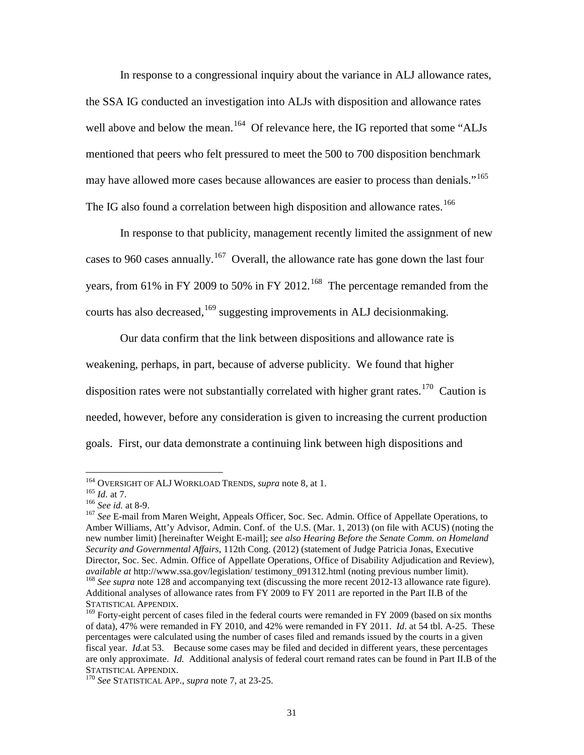In response to a congressional inquiry about the variance in ALJ allowance rates, the SSA IG conducted an investigation into ALJs with disposition and allowance rates well above and below the mean.[164] Of relevance here, the IG reported that some "ALJs mentioned that peers who felt pressured to meet the 500 to 700 disposition benchmark may have allowed more cases because allowances are easier to process than denials."[165] The IG also found a correlation between high disposition and allowance rates.[166]

In response to that publicity, management recently limited the assignment of new cases to 960 cases annually.[167] Overall, the allowance rate has gone down the last four years, from 61% in FY 2009 to 50% in FY 2012.[168] The percentage remanded from the courts has also decreased,[169] suggesting improvements in ALJ decisionmaking.

Our data confirm that the link between dispositions and allowance rate is weakening, perhaps, in part, because of adverse publicity. We found that higher disposition rates were not substantially correlated with higher grant rates.[170] Caution is needed, however, before any consideration is given to increasing the current production goals. First, our data demonstrate a continuing link between high dispositions and

---

[164] OVERSIGHT OF ALJ WORKLOAD TRENDS, *supra* note 8, at 1.

[165] *Id.* at 7.

[166] *See id.* at 8-9.

[167] *See* E-mail from Maren Weight, Appeals Officer, Soc. Sec. Admin. Office of Appellate Operations, to Amber Williams, Att'y Advisor, Admin. Conf. of the U.S. (Mar. 1, 2013) (on file with ACUS) (noting the new number limit) [hereinafter Weight E-mail]; *see also Hearing Before the Senate Comm. on Homeland Security and Governmental Affairs*, 112th Cong. (2012) (statement of Judge Patricia Jonas, Executive Director, Soc. Sec. Admin. Office of Appellate Operations, Office of Disability Adjudication and Review), *available at* http://www.ssa.gov/legislation/ testimony_091312.html (noting previous number limit).

[168] *See supra* note 128 and accompanying text (discussing the more recent 2012-13 allowance rate figure). Additional analyses of allowance rates from FY 2009 to FY 2011 are reported in the Part II.B of the STATISTICAL APPENDIX.

[169] Forty-eight percent of cases filed in the federal courts were remanded in FY 2009 (based on six months of data), 47% were remanded in FY 2010, and 42% were remanded in FY 2011. *Id*. at 54 tbl. A-25. These percentages were calculated using the number of cases filed and remands issued by the courts in a given fiscal year. *Id.*at 53. Because some cases may be filed and decided in different years, these percentages are only approximate. *Id.* Additional analysis of federal court remand rates can be found in Part II.B of the STATISTICAL APPENDIX.

[170] *See* STATISTICAL APP., *supra* note 7, at 23-25.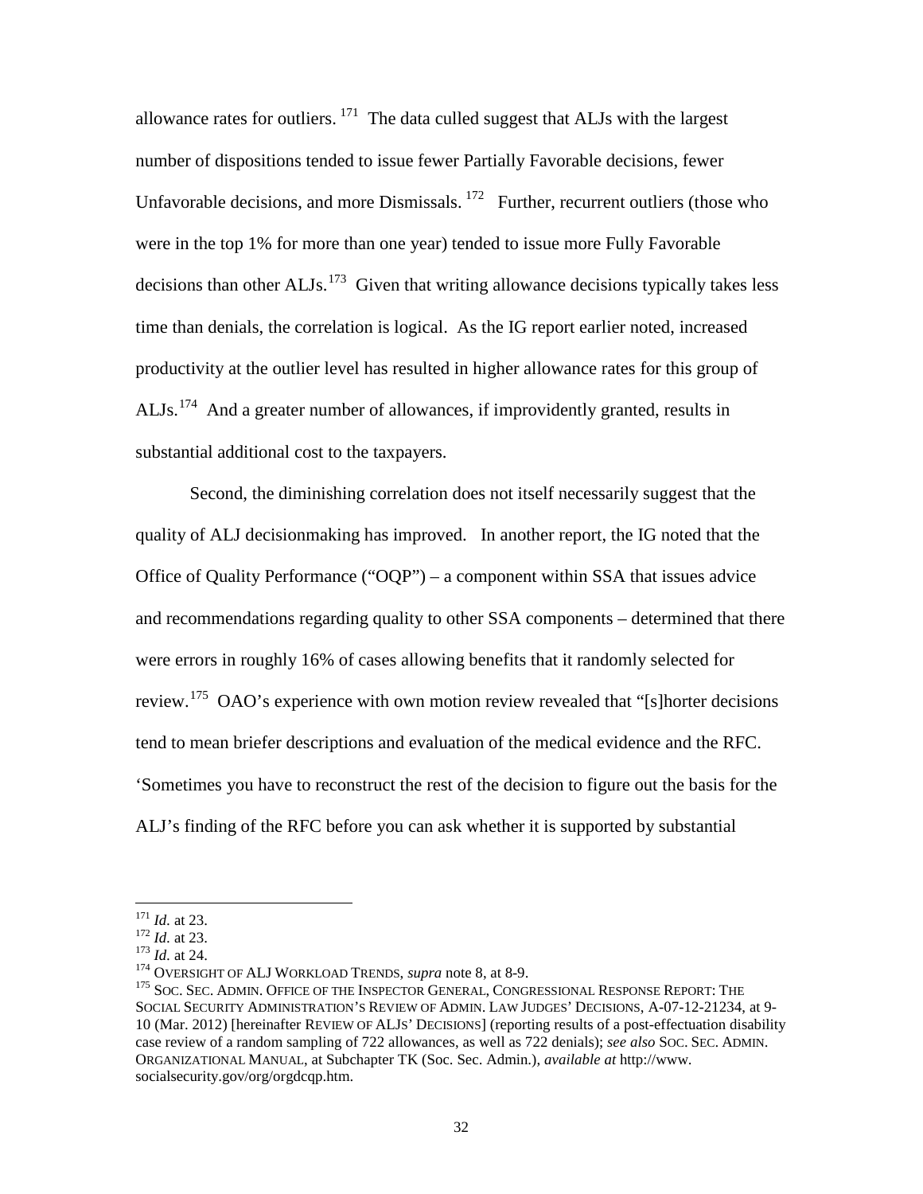allowance rates for outliers.[171] The data culled suggest that ALJs with the largest number of dispositions tended to issue fewer Partially Favorable decisions, fewer Unfavorable decisions, and more Dismissals.[172] Further, recurrent outliers (those who were in the top 1% for more than one year) tended to issue more Fully Favorable decisions than other ALJs.[173] Given that writing allowance decisions typically takes less time than denials, the correlation is logical. As the IG report earlier noted, increased productivity at the outlier level has resulted in higher allowance rates for this group of ALJs.[174] And a greater number of allowances, if improvidently granted, results in substantial additional cost to the taxpayers.

Second, the diminishing correlation does not itself necessarily suggest that the quality of ALJ decisionmaking has improved. In another report, the IG noted that the Office of Quality Performance ("OQP") – a component within SSA that issues advice and recommendations regarding quality to other SSA components – determined that there were errors in roughly 16% of cases allowing benefits that it randomly selected for review.[175] OAO's experience with own motion review revealed that "[s]horter decisions tend to mean briefer descriptions and evaluation of the medical evidence and the RFC. 'Sometimes you have to reconstruct the rest of the decision to figure out the basis for the ALJ's finding of the RFC before you can ask whether it is supported by substantial

---

[171] *Id.* at 23.

[172] *Id.* at 23.

[173] *Id.* at 24.

[174] OVERSIGHT OF ALJ WORKLOAD TRENDS, *supra* note 8, at 8-9.

[175] SOC. SEC. ADMIN. OFFICE OF THE INSPECTOR GENERAL, CONGRESSIONAL RESPONSE REPORT: THE SOCIAL SECURITY ADMINISTRATION'S REVIEW OF ADMIN. LAW JUDGES' DECISIONS, A-07-12-21234, at 9-10 (Mar. 2012) [hereinafter REVIEW OF ALJS' DECISIONS] (reporting results of a post-effectuation disability case review of a random sampling of 722 allowances, as well as 722 denials); *see also* SOC. SEC. ADMIN. ORGANIZATIONAL MANUAL, at Subchapter TK (Soc. Sec. Admin.), *available at* http://www.socialsecurity.gov/org/orgdcqp.htm.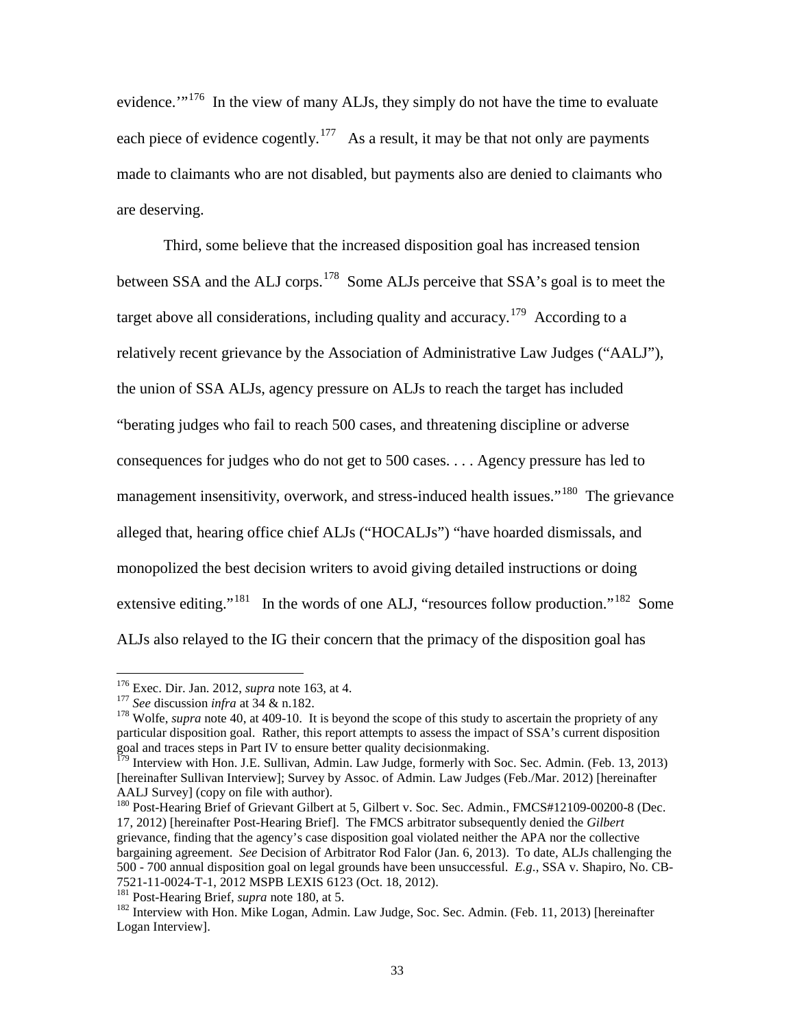evidence.'"[176] In the view of many ALJs, they simply do not have the time to evaluate each piece of evidence cogently.[177] As a result, it may be that not only are payments made to claimants who are not disabled, but payments also are denied to claimants who are deserving.

Third, some believe that the increased disposition goal has increased tension between SSA and the ALJ corps.[178] Some ALJs perceive that SSA's goal is to meet the target above all considerations, including quality and accuracy.[179] According to a relatively recent grievance by the Association of Administrative Law Judges ("AALJ"), the union of SSA ALJs, agency pressure on ALJs to reach the target has included "berating judges who fail to reach 500 cases, and threatening discipline or adverse consequences for judges who do not get to 500 cases. . . . Agency pressure has led to management insensitivity, overwork, and stress-induced health issues."[180] The grievance alleged that, hearing office chief ALJs ("HOCALJs") "have hoarded dismissals, and monopolized the best decision writers to avoid giving detailed instructions or doing extensive editing."[181] In the words of one ALJ, "resources follow production."[182] Some ALJs also relayed to the IG their concern that the primacy of the disposition goal has

---

[176] Exec. Dir. Jan. 2012, *supra* note 163, at 4.

[177] *See* discussion *infra* at 34 & n.182.

[178] Wolfe, *supra* note 40, at 409-10. It is beyond the scope of this study to ascertain the propriety of any particular disposition goal. Rather, this report attempts to assess the impact of SSA's current disposition goal and traces steps in Part IV to ensure better quality decisionmaking.

[179] Interview with Hon. J.E. Sullivan, Admin. Law Judge, formerly with Soc. Sec. Admin. (Feb. 13, 2013) [hereinafter Sullivan Interview]; Survey by Assoc. of Admin. Law Judges (Feb./Mar. 2012) [hereinafter AALJ Survey] (copy on file with author).

[180] Post-Hearing Brief of Grievant Gilbert at 5, Gilbert v. Soc. Sec. Admin., FMCS#12109-00200-8 (Dec. 17, 2012) [hereinafter Post-Hearing Brief]. The FMCS arbitrator subsequently denied the *Gilbert* grievance, finding that the agency's case disposition goal violated neither the APA nor the collective bargaining agreement. *See* Decision of Arbitrator Rod Falor (Jan. 6, 2013). To date, ALJs challenging the 500 - 700 annual disposition goal on legal grounds have been unsuccessful. *E.g*., SSA v. Shapiro, No. CB-7521-11-0024-T-1, 2012 MSPB LEXIS 6123 (Oct. 18, 2012).

[181] Post-Hearing Brief, *supra* note 180, at 5.

[182] Interview with Hon. Mike Logan, Admin. Law Judge, Soc. Sec. Admin. (Feb. 11, 2013) [hereinafter Logan Interview].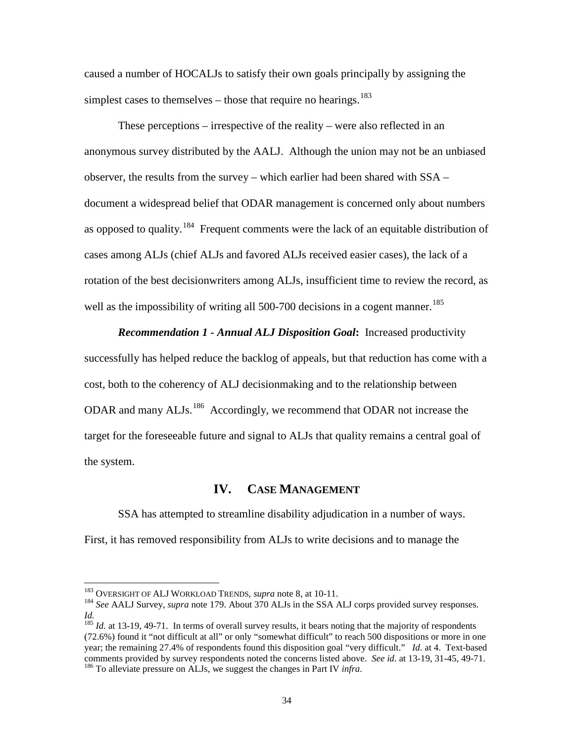caused a number of HOCALJs to satisfy their own goals principally by assigning the simplest cases to themselves – those that require no hearings.[183]

These perceptions – irrespective of the reality – were also reflected in an anonymous survey distributed by the AALJ. Although the union may not be an unbiased observer, the results from the survey – which earlier had been shared with SSA – document a widespread belief that ODAR management is concerned only about numbers as opposed to quality.[184] Frequent comments were the lack of an equitable distribution of cases among ALJs (chief ALJs and favored ALJs received easier cases), the lack of a rotation of the best decisionwriters among ALJs, insufficient time to review the record, as well as the impossibility of writing all 500-700 decisions in a cogent manner.[185]

***Recommendation 1 - Annual ALJ Disposition Goal*****:** Increased productivity successfully has helped reduce the backlog of appeals, but that reduction has come with a cost, both to the coherency of ALJ decisionmaking and to the relationship between ODAR and many ALJs.[186] Accordingly, we recommend that ODAR not increase the target for the foreseeable future and signal to ALJs that quality remains a central goal of the system.

## IV. CASE MANAGEMENT

SSA has attempted to streamline disability adjudication in a number of ways. First, it has removed responsibility from ALJs to write decisions and to manage the

---

[183] OVERSIGHT OF ALJ WORKLOAD TRENDS, *supra* note 8, at 10-11.

[184] *See* AALJ Survey, *supra* note 179. About 370 ALJs in the SSA ALJ corps provided survey responses. *Id.*

[185] *Id.* at 13-19, 49-71. In terms of overall survey results, it bears noting that the majority of respondents (72.6%) found it "not difficult at all" or only "somewhat difficult" to reach 500 dispositions or more in one year; the remaining 27.4% of respondents found this disposition goal "very difficult." *Id.* at 4. Text-based comments provided by survey respondents noted the concerns listed above. *See id.* at 13-19, 31-45, 49-71.

[186] To alleviate pressure on ALJs, we suggest the changes in Part IV *infra*.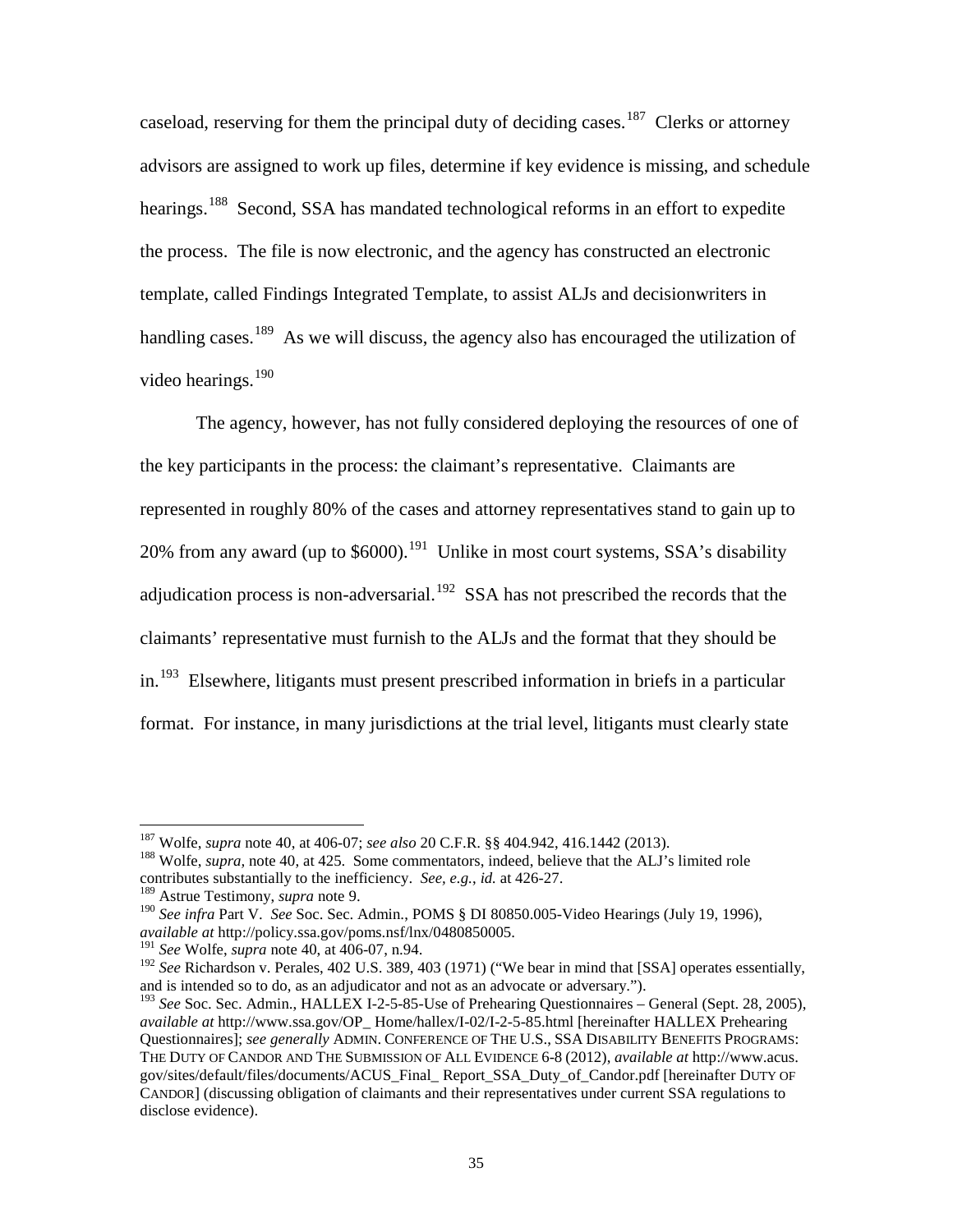caseload, reserving for them the principal duty of deciding cases.[187] Clerks or attorney advisors are assigned to work up files, determine if key evidence is missing, and schedule hearings.[188] Second, SSA has mandated technological reforms in an effort to expedite the process. The file is now electronic, and the agency has constructed an electronic template, called Findings Integrated Template, to assist ALJs and decisionwriters in handling cases.[189] As we will discuss, the agency also has encouraged the utilization of video hearings.[190]

The agency, however, has not fully considered deploying the resources of one of the key participants in the process: the claimant's representative. Claimants are represented in roughly 80% of the cases and attorney representatives stand to gain up to 20% from any award (up to $6000).[191] Unlike in most court systems, SSA's disability adjudication process is non-adversarial.[192] SSA has not prescribed the records that the claimants' representative must furnish to the ALJs and the format that they should be in.[193] Elsewhere, litigants must present prescribed information in briefs in a particular format. For instance, in many jurisdictions at the trial level, litigants must clearly state

---

[187] Wolfe, *supra* note 40, at 406-07; *see also* 20 C.F.R. §§ 404.942, 416.1442 (2013).

[188] Wolfe, *supra*, note 40, at 425. Some commentators, indeed, believe that the ALJ's limited role contributes substantially to the inefficiency. *See, e.g.*, *id.* at 426-27.

[189] Astrue Testimony, *supra* note 9.

[190] *See infra* Part V. *See* Soc. Sec. Admin., POMS § DI 80850.005-Video Hearings (July 19, 1996), *available at* http://policy.ssa.gov/poms.nsf/lnx/0480850005.

[191] *See* Wolfe, *supra* note 40, at 406-07, n.94.

[192] *See* Richardson v. Perales, 402 U.S. 389, 403 (1971) ("We bear in mind that [SSA] operates essentially, and is intended so to do, as an adjudicator and not as an advocate or adversary.").

[193] *See* Soc. Sec. Admin., HALLEX I-2-5-85-Use of Prehearing Questionnaires – General (Sept. 28, 2005), *available at* http://www.ssa.gov/OP_ Home/hallex/I-02/I-2-5-85.html [hereinafter HALLEX Prehearing Questionnaires]; *see generally* ADMIN. CONFERENCE OF THE U.S., SSA DISABILITY BENEFITS PROGRAMS: THE DUTY OF CANDOR AND THE SUBMISSION OF ALL EVIDENCE 6-8 (2012), *available at* http://www.acus.gov/sites/default/files/documents/ACUS_Final_ Report_SSA_Duty_of_Candor.pdf [hereinafter DUTY OF CANDOR] (discussing obligation of claimants and their representatives under current SSA regulations to disclose evidence).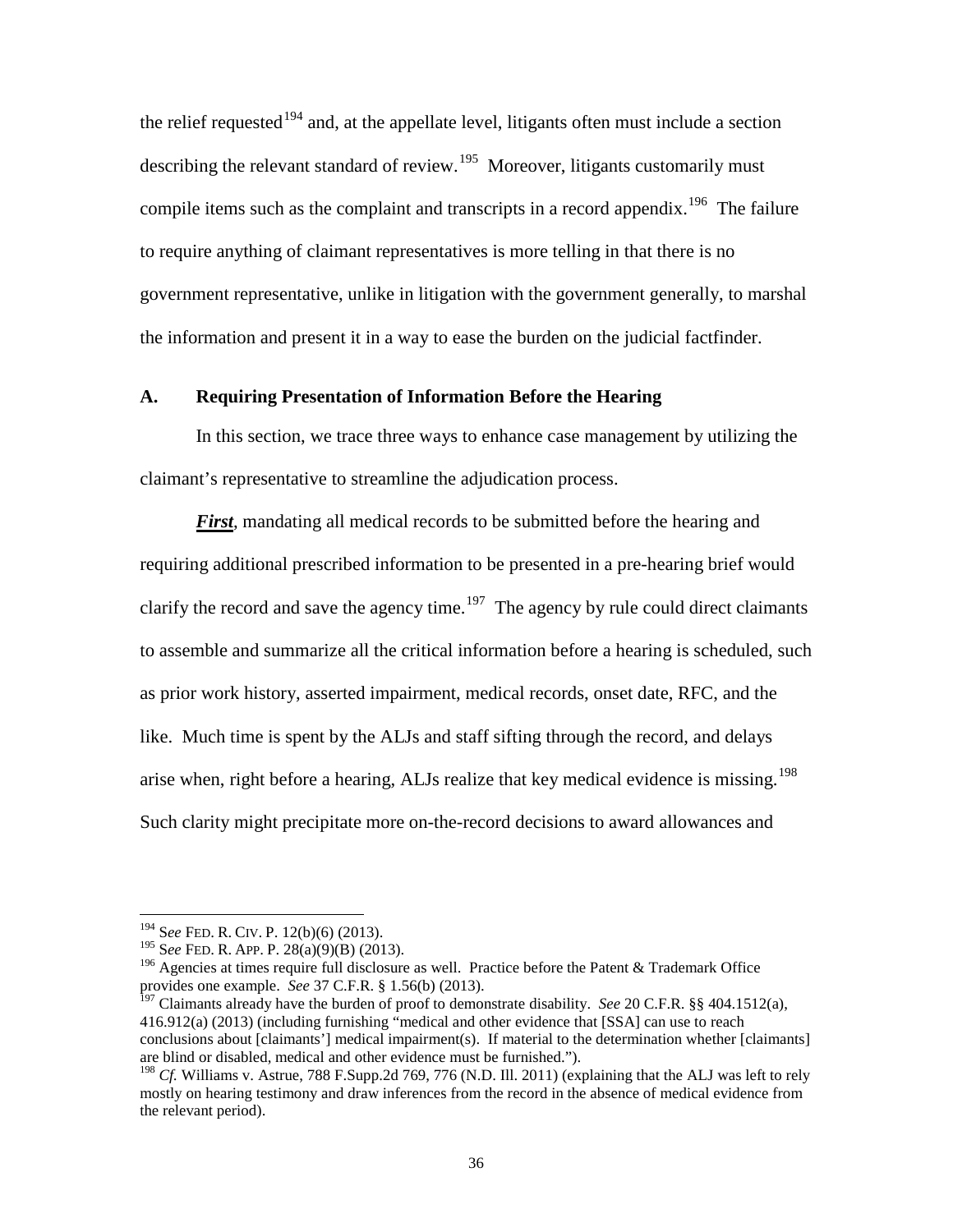the relief requested[194] and, at the appellate level, litigants often must include a section describing the relevant standard of review.[195] Moreover, litigants customarily must compile items such as the complaint and transcripts in a record appendix.[196] The failure to require anything of claimant representatives is more telling in that there is no government representative, unlike in litigation with the government generally, to marshal the information and present it in a way to ease the burden on the judicial factfinder.

## A. Requiring Presentation of Information Before the Hearing

In this section, we trace three ways to enhance case management by utilizing the claimant's representative to streamline the adjudication process.

***First***, mandating all medical records to be submitted before the hearing and requiring additional prescribed information to be presented in a pre-hearing brief would clarify the record and save the agency time.[197] The agency by rule could direct claimants to assemble and summarize all the critical information before a hearing is scheduled, such as prior work history, asserted impairment, medical records, onset date, RFC, and the like. Much time is spent by the ALJs and staff sifting through the record, and delays arise when, right before a hearing, ALJs realize that key medical evidence is missing.[198] Such clarity might precipitate more on-the-record decisions to award allowances and

---

[194] *See* FED. R. CIV. P. 12(b)(6) (2013).

[195] *See* FED. R. APP. P. 28(a)(9)(B) (2013).

[196] Agencies at times require full disclosure as well. Practice before the Patent & Trademark Office provides one example. *See* 37 C.F.R. § 1.56(b) (2013).

[197] Claimants already have the burden of proof to demonstrate disability. *See* 20 C.F.R. §§ 404.1512(a), 416.912(a) (2013) (including furnishing "medical and other evidence that [SSA] can use to reach conclusions about [claimants'] medical impairment(s). If material to the determination whether [claimants] are blind or disabled, medical and other evidence must be furnished.").

[198] *Cf.* Williams v. Astrue, 788 F.Supp.2d 769, 776 (N.D. Ill. 2011) (explaining that the ALJ was left to rely mostly on hearing testimony and draw inferences from the record in the absence of medical evidence from the relevant period).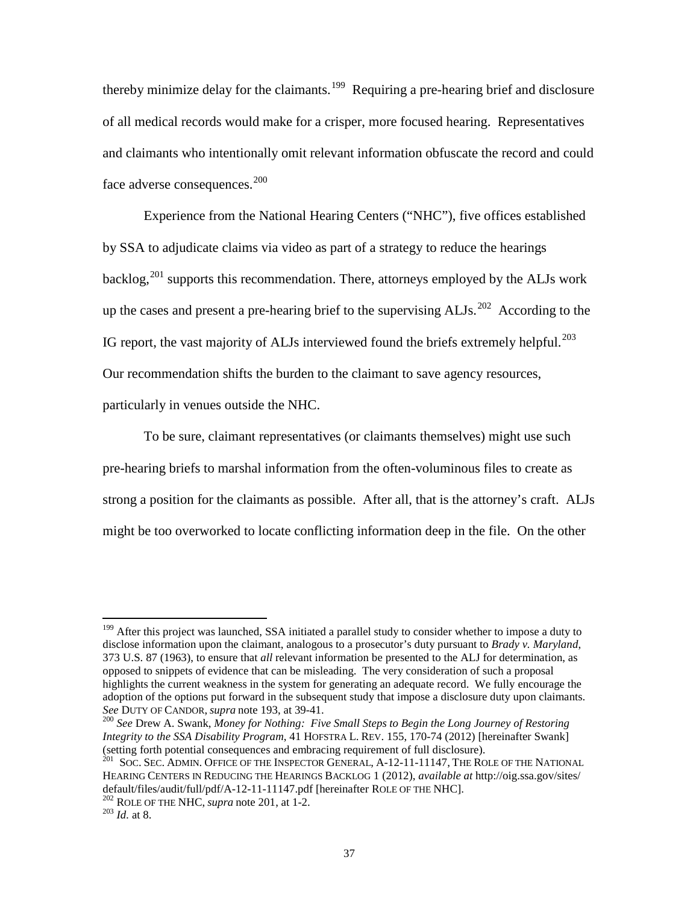thereby minimize delay for the claimants.[199] Requiring a pre-hearing brief and disclosure of all medical records would make for a crisper, more focused hearing. Representatives and claimants who intentionally omit relevant information obfuscate the record and could face adverse consequences.[200]

Experience from the National Hearing Centers ("NHC"), five offices established by SSA to adjudicate claims via video as part of a strategy to reduce the hearings backlog,[201] supports this recommendation. There, attorneys employed by the ALJs work up the cases and present a pre-hearing brief to the supervising ALJs.[202] According to the IG report, the vast majority of ALJs interviewed found the briefs extremely helpful.[203] Our recommendation shifts the burden to the claimant to save agency resources, particularly in venues outside the NHC.

To be sure, claimant representatives (or claimants themselves) might use such pre-hearing briefs to marshal information from the often-voluminous files to create as strong a position for the claimants as possible. After all, that is the attorney's craft. ALJs might be too overworked to locate conflicting information deep in the file. On the other

---

[199] After this project was launched, SSA initiated a parallel study to consider whether to impose a duty to disclose information upon the claimant, analogous to a prosecutor's duty pursuant to *Brady v. Maryland*, 373 U.S. 87 (1963), to ensure that *all* relevant information be presented to the ALJ for determination, as opposed to snippets of evidence that can be misleading. The very consideration of such a proposal highlights the current weakness in the system for generating an adequate record. We fully encourage the adoption of the options put forward in the subsequent study that impose a disclosure duty upon claimants. *See* DUTY OF CANDOR, *supra* note 193, at 39-41.

[200] *See* Drew A. Swank, *Money for Nothing: Five Small Steps to Begin the Long Journey of Restoring Integrity to the SSA Disability Program*, 41 HOFSTRA L. REV. 155, 170-74 (2012) [hereinafter Swank] (setting forth potential consequences and embracing requirement of full disclosure).

[201] SOC. SEC. ADMIN. OFFICE OF THE INSPECTOR GENERAL, A-12-11-11147, THE ROLE OF THE NATIONAL HEARING CENTERS IN REDUCING THE HEARINGS BACKLOG 1 (2012), *available at* http://oig.ssa.gov/sites/default/files/audit/full/pdf/A-12-11-11147.pdf [hereinafter ROLE OF THE NHC].

[202] ROLE OF THE NHC, *supra* note 201, at 1-2.

[203] *Id.* at 8.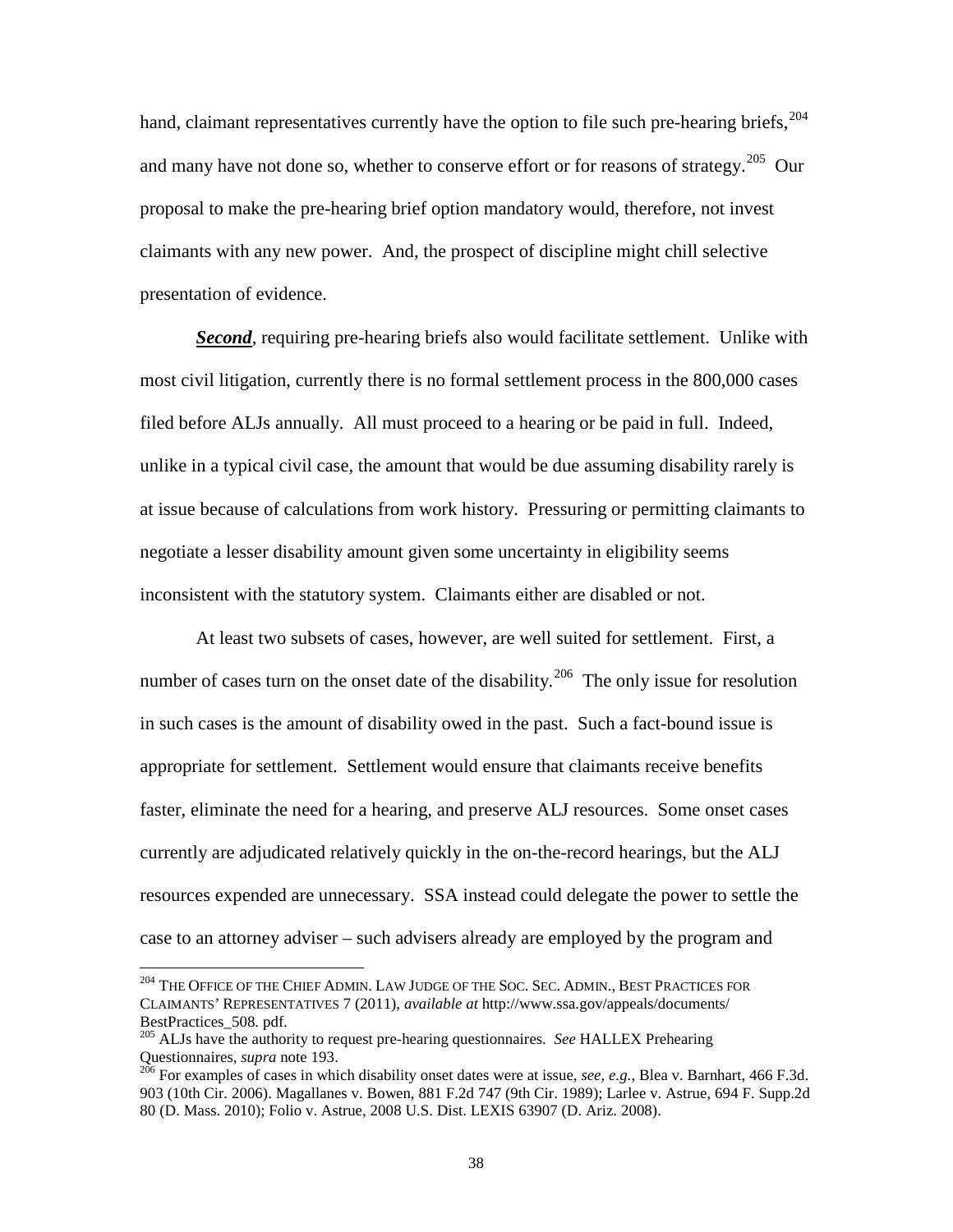hand, claimant representatives currently have the option to file such pre-hearing briefs,[204] and many have not done so, whether to conserve effort or for reasons of strategy.[205] Our proposal to make the pre-hearing brief option mandatory would, therefore, not invest claimants with any new power. And, the prospect of discipline might chill selective presentation of evidence.

***Second***, requiring pre-hearing briefs also would facilitate settlement. Unlike with most civil litigation, currently there is no formal settlement process in the 800,000 cases filed before ALJs annually. All must proceed to a hearing or be paid in full. Indeed, unlike in a typical civil case, the amount that would be due assuming disability rarely is at issue because of calculations from work history. Pressuring or permitting claimants to negotiate a lesser disability amount given some uncertainty in eligibility seems inconsistent with the statutory system. Claimants either are disabled or not.

At least two subsets of cases, however, are well suited for settlement. First, a number of cases turn on the onset date of the disability.[206] The only issue for resolution in such cases is the amount of disability owed in the past. Such a fact-bound issue is appropriate for settlement. Settlement would ensure that claimants receive benefits faster, eliminate the need for a hearing, and preserve ALJ resources. Some onset cases currently are adjudicated relatively quickly in the on-the-record hearings, but the ALJ resources expended are unnecessary. SSA instead could delegate the power to settle the case to an attorney adviser – such advisers already are employed by the program and

---

[204] The Office of the Chief Admin. Law Judge of the Soc. Sec. Admin., Best Practices for Claimants' Representatives 7 (2011), *available at* http://www.ssa.gov/appeals/documents/BestPractices_508. pdf.

[205] ALJs have the authority to request pre-hearing questionnaires. *See* HALLEX Prehearing Questionnaires, *supra* note 193.

[206] For examples of cases in which disability onset dates were at issue, *see, e.g.*, Blea v. Barnhart, 466 F.3d. 903 (10th Cir. 2006). Magallanes v. Bowen, 881 F.2d 747 (9th Cir. 1989); Larlee v. Astrue, 694 F. Supp.2d 80 (D. Mass. 2010); Folio v. Astrue, 2008 U.S. Dist. LEXIS 63907 (D. Ariz. 2008).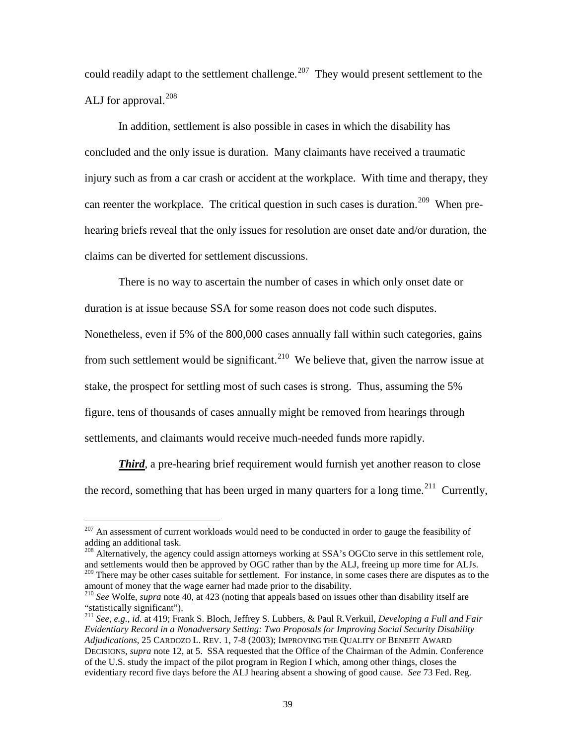could readily adapt to the settlement challenge.[207] They would present settlement to the ALJ for approval.[208]

In addition, settlement is also possible in cases in which the disability has concluded and the only issue is duration. Many claimants have received a traumatic injury such as from a car crash or accident at the workplace. With time and therapy, they can reenter the workplace. The critical question in such cases is duration.[209] When pre-hearing briefs reveal that the only issues for resolution are onset date and/or duration, the claims can be diverted for settlement discussions.

There is no way to ascertain the number of cases in which only onset date or duration is at issue because SSA for some reason does not code such disputes. Nonetheless, even if 5% of the 800,000 cases annually fall within such categories, gains from such settlement would be significant.[210] We believe that, given the narrow issue at stake, the prospect for settling most of such cases is strong. Thus, assuming the 5% figure, tens of thousands of cases annually might be removed from hearings through settlements, and claimants would receive much-needed funds more rapidly.

***Third***, a pre-hearing brief requirement would furnish yet another reason to close the record, something that has been urged in many quarters for a long time.[211] Currently,

---

[207] An assessment of current workloads would need to be conducted in order to gauge the feasibility of adding an additional task.

[208] Alternatively, the agency could assign attorneys working at SSA's OGCto serve in this settlement role, and settlements would then be approved by OGC rather than by the ALJ, freeing up more time for ALJs.

[209] There may be other cases suitable for settlement. For instance, in some cases there are disputes as to the amount of money that the wage earner had made prior to the disability.

[210] *See* Wolfe, *supra* note 40, at 423 (noting that appeals based on issues other than disability itself are "statistically significant").

[211] *See, e.g.*, *id.* at 419; Frank S. Bloch, Jeffrey S. Lubbers, & Paul R.Verkuil, *Developing a Full and Fair Evidentiary Record in a Nonadversary Setting: Two Proposals for Improving Social Security Disability Adjudications*, 25 CARDOZO L. REV. 1, 7-8 (2003); IMPROVING THE QUALITY OF BENEFIT AWARD DECISIONS, *supra* note 12, at 5. SSA requested that the Office of the Chairman of the Admin. Conference of the U.S. study the impact of the pilot program in Region I which, among other things, closes the evidentiary record five days before the ALJ hearing absent a showing of good cause. *See* 73 Fed. Reg.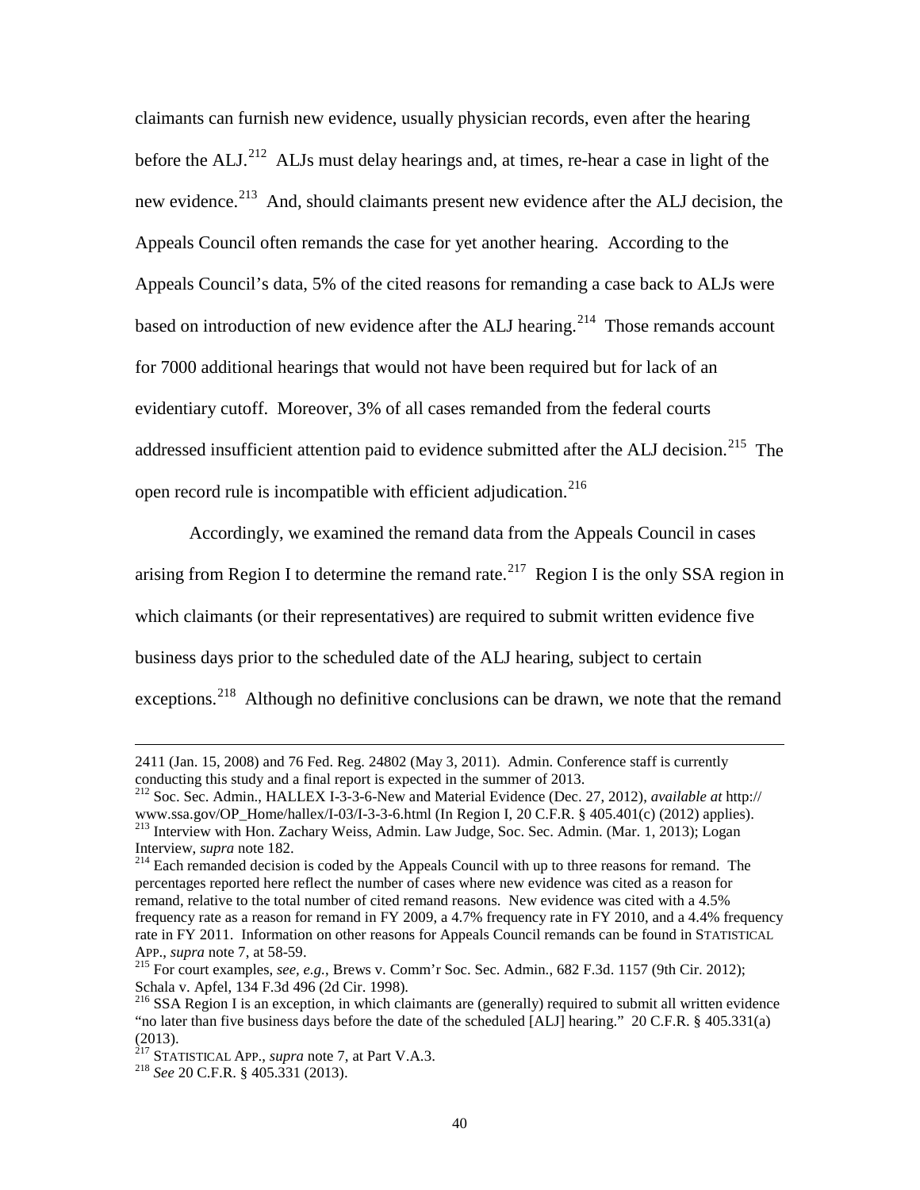claimants can furnish new evidence, usually physician records, even after the hearing before the ALJ.[212] ALJs must delay hearings and, at times, re-hear a case in light of the new evidence.[213] And, should claimants present new evidence after the ALJ decision, the Appeals Council often remands the case for yet another hearing. According to the Appeals Council's data, 5% of the cited reasons for remanding a case back to ALJs were based on introduction of new evidence after the ALJ hearing.[214] Those remands account for 7000 additional hearings that would not have been required but for lack of an evidentiary cutoff. Moreover, 3% of all cases remanded from the federal courts addressed insufficient attention paid to evidence submitted after the ALJ decision.[215] The open record rule is incompatible with efficient adjudication.[216]

Accordingly, we examined the remand data from the Appeals Council in cases arising from Region I to determine the remand rate.[217] Region I is the only SSA region in which claimants (or their representatives) are required to submit written evidence five business days prior to the scheduled date of the ALJ hearing, subject to certain exceptions.[218] Although no definitive conclusions can be drawn, we note that the remand

---

2411 (Jan. 15, 2008) and 76 Fed. Reg. 24802 (May 3, 2011). Admin. Conference staff is currently conducting this study and a final report is expected in the summer of 2013.

[212] Soc. Sec. Admin., HALLEX I-3-3-6-New and Material Evidence (Dec. 27, 2012), *available at* http:// www.ssa.gov/OP_Home/hallex/I-03/I-3-3-6.html (In Region I, 20 C.F.R. § 405.401(c) (2012) applies).

[213] Interview with Hon. Zachary Weiss, Admin. Law Judge, Soc. Sec. Admin. (Mar. 1, 2013); Logan Interview, *supra* note 182.

[214] Each remanded decision is coded by the Appeals Council with up to three reasons for remand. The percentages reported here reflect the number of cases where new evidence was cited as a reason for remand, relative to the total number of cited remand reasons. New evidence was cited with a 4.5% frequency rate as a reason for remand in FY 2009, a 4.7% frequency rate in FY 2010, and a 4.4% frequency rate in FY 2011. Information on other reasons for Appeals Council remands can be found in STATISTICAL APP., *supra* note 7, at 58-59.

[215] For court examples, *see, e.g.*, Brews v. Comm'r Soc. Sec. Admin., 682 F.3d. 1157 (9th Cir. 2012); Schala v. Apfel, 134 F.3d 496 (2d Cir. 1998).

[216] SSA Region I is an exception, in which claimants are (generally) required to submit all written evidence "no later than five business days before the date of the scheduled [ALJ] hearing." 20 C.F.R. § 405.331(a) (2013).

[217] STATISTICAL APP., *supra* note 7, at Part V.A.3.

[218] *See* 20 C.F.R. § 405.331 (2013).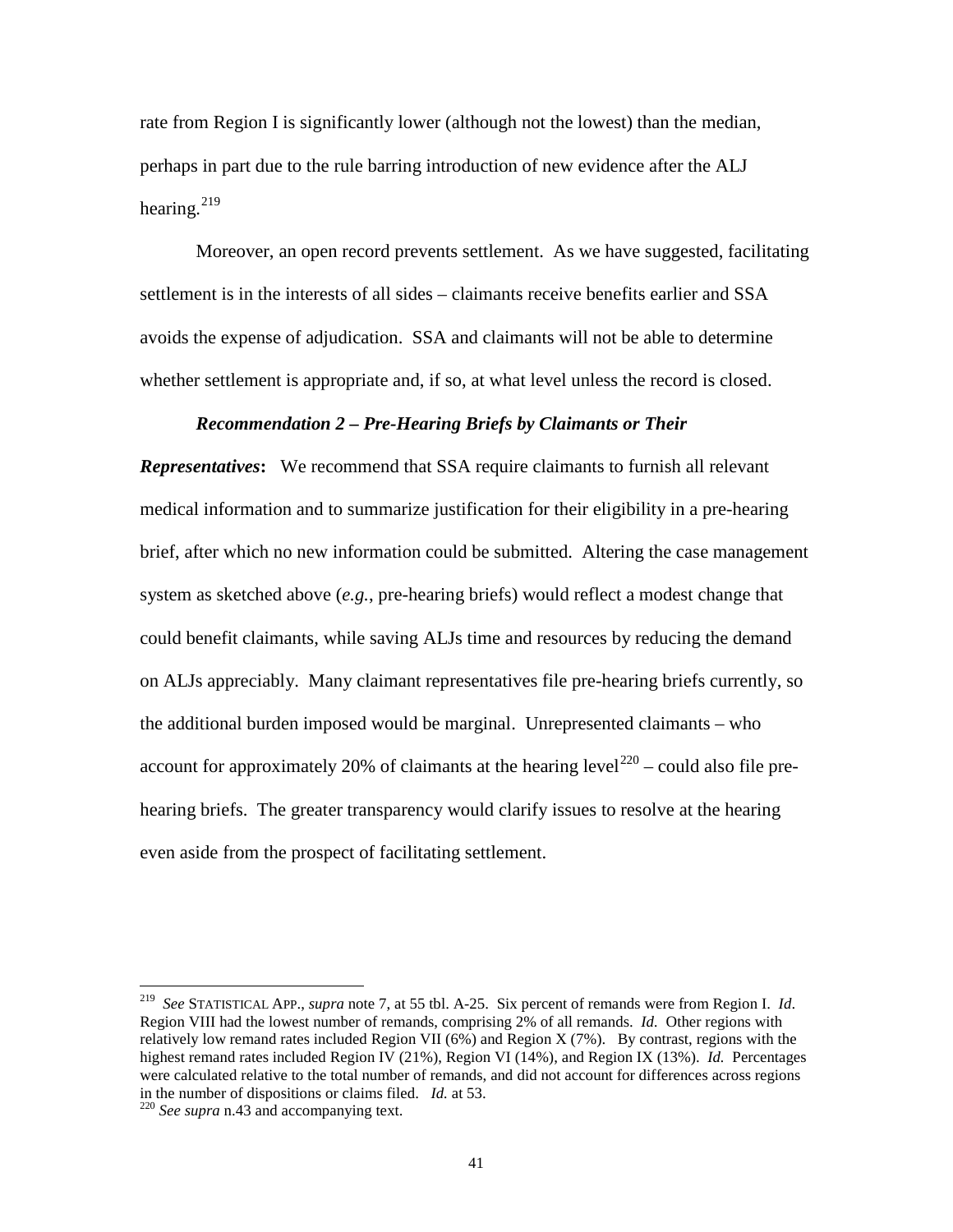rate from Region I is significantly lower (although not the lowest) than the median, perhaps in part due to the rule barring introduction of new evidence after the ALJ hearing.[219]

Moreover, an open record prevents settlement. As we have suggested, facilitating settlement is in the interests of all sides – claimants receive benefits earlier and SSA avoids the expense of adjudication. SSA and claimants will not be able to determine whether settlement is appropriate and, if so, at what level unless the record is closed.

***Recommendation 2 – Pre-Hearing Briefs by Claimants or Their Representatives*:** We recommend that SSA require claimants to furnish all relevant medical information and to summarize justification for their eligibility in a pre-hearing brief, after which no new information could be submitted. Altering the case management system as sketched above (*e.g.*, pre-hearing briefs) would reflect a modest change that could benefit claimants, while saving ALJs time and resources by reducing the demand on ALJs appreciably. Many claimant representatives file pre-hearing briefs currently, so the additional burden imposed would be marginal. Unrepresented claimants – who account for approximately 20% of claimants at the hearing level[220] – could also file pre-hearing briefs. The greater transparency would clarify issues to resolve at the hearing even aside from the prospect of facilitating settlement.

---

[219] *See* STATISTICAL APP., *supra* note 7, at 55 tbl. A-25. Six percent of remands were from Region I. *Id*. Region VIII had the lowest number of remands, comprising 2% of all remands. *Id*. Other regions with relatively low remand rates included Region VII (6%) and Region X (7%). By contrast, regions with the highest remand rates included Region IV (21%), Region VI (14%), and Region IX (13%). *Id.* Percentages were calculated relative to the total number of remands, and did not account for differences across regions in the number of dispositions or claims filed. *Id.* at 53.

[220] *See supra* n.43 and accompanying text.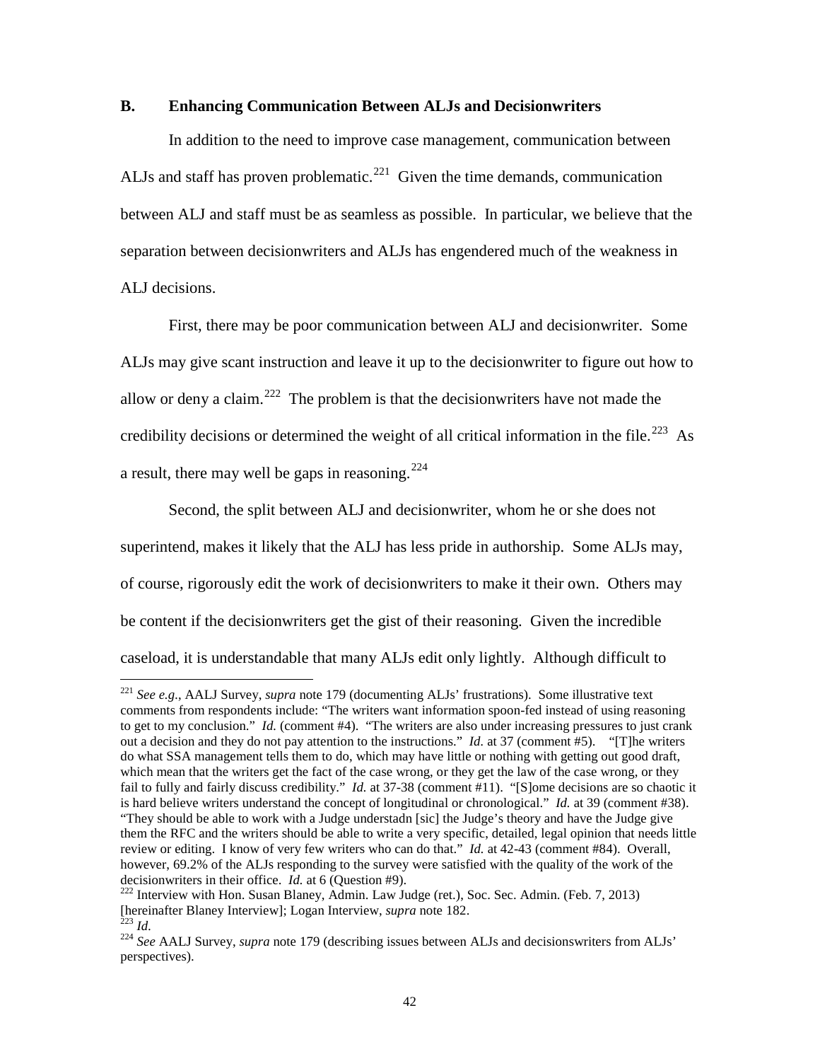### B. Enhancing Communication Between ALJs and Decisionwriters

In addition to the need to improve case management, communication between ALJs and staff has proven problematic.[221] Given the time demands, communication between ALJ and staff must be as seamless as possible. In particular, we believe that the separation between decisionwriters and ALJs has engendered much of the weakness in ALJ decisions.

First, there may be poor communication between ALJ and decisionwriter. Some ALJs may give scant instruction and leave it up to the decisionwriter to figure out how to allow or deny a claim.[222] The problem is that the decisionwriters have not made the credibility decisions or determined the weight of all critical information in the file.[223] As a result, there may well be gaps in reasoning.[224]

Second, the split between ALJ and decisionwriter, whom he or she does not superintend, makes it likely that the ALJ has less pride in authorship. Some ALJs may, of course, rigorously edit the work of decisionwriters to make it their own. Others may be content if the decisionwriters get the gist of their reasoning. Given the incredible caseload, it is understandable that many ALJs edit only lightly. Although difficult to

---

[221] *See e.g.*, AALJ Survey, *supra* note 179 (documenting ALJs' frustrations). Some illustrative text comments from respondents include: "The writers want information spoon-fed instead of using reasoning to get to my conclusion." *Id.* (comment #4). "The writers are also under increasing pressures to just crank out a decision and they do not pay attention to the instructions." *Id.* at 37 (comment #5). "[T]he writers do what SSA management tells them to do, which may have little or nothing with getting out good draft, which mean that the writers get the fact of the case wrong, or they get the law of the case wrong, or they fail to fully and fairly discuss credibility." *Id.* at 37-38 (comment #11). "[S]ome decisions are so chaotic it is hard believe writers understand the concept of longitudinal or chronological." *Id.* at 39 (comment #38). "They should be able to work with a Judge understadn [sic] the Judge's theory and have the Judge give them the RFC and the writers should be able to write a very specific, detailed, legal opinion that needs little review or editing. I know of very few writers who can do that." *Id.* at 42-43 (comment #84). Overall, however, 69.2% of the ALJs responding to the survey were satisfied with the quality of the work of the decisionwriters in their office. *Id.* at 6 (Question #9).

[222] Interview with Hon. Susan Blaney, Admin. Law Judge (ret.), Soc. Sec. Admin. (Feb. 7, 2013) [hereinafter Blaney Interview]; Logan Interview, *supra* note 182.

[223] *Id.*

[224] *See* AALJ Survey, *supra* note 179 (describing issues between ALJs and decisionswriters from ALJs' perspectives).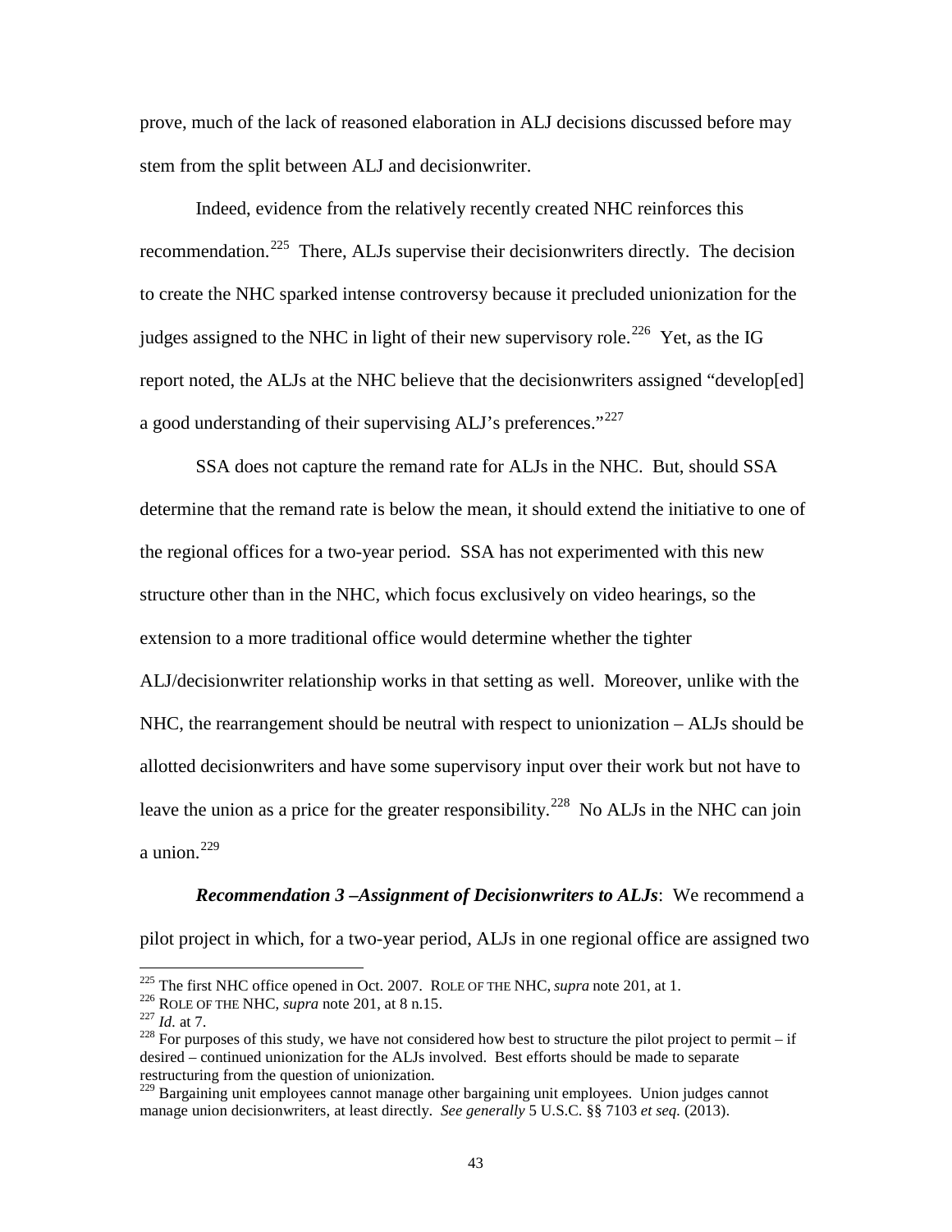prove, much of the lack of reasoned elaboration in ALJ decisions discussed before may stem from the split between ALJ and decisionwriter.

Indeed, evidence from the relatively recently created NHC reinforces this recommendation.[225] There, ALJs supervise their decisionwriters directly. The decision to create the NHC sparked intense controversy because it precluded unionization for the judges assigned to the NHC in light of their new supervisory role.[226] Yet, as the IG report noted, the ALJs at the NHC believe that the decisionwriters assigned "develop[ed] a good understanding of their supervising ALJ's preferences."[227]

SSA does not capture the remand rate for ALJs in the NHC. But, should SSA determine that the remand rate is below the mean, it should extend the initiative to one of the regional offices for a two-year period. SSA has not experimented with this new structure other than in the NHC, which focus exclusively on video hearings, so the extension to a more traditional office would determine whether the tighter ALJ/decisionwriter relationship works in that setting as well. Moreover, unlike with the NHC, the rearrangement should be neutral with respect to unionization – ALJs should be allotted decisionwriters and have some supervisory input over their work but not have to leave the union as a price for the greater responsibility.[228] No ALJs in the NHC can join a union.[229]

***Recommendation 3 –Assignment of Decisionwriters to ALJs***: We recommend a pilot project in which, for a two-year period, ALJs in one regional office are assigned two

---

[225] The first NHC office opened in Oct. 2007. ROLE OF THE NHC, *supra* note 201, at 1.

[226] ROLE OF THE NHC, *supra* note 201, at 8 n.15.

[227] *Id.* at 7.

[228] For purposes of this study, we have not considered how best to structure the pilot project to permit – if desired – continued unionization for the ALJs involved. Best efforts should be made to separate restructuring from the question of unionization.

[229] Bargaining unit employees cannot manage other bargaining unit employees. Union judges cannot manage union decisionwriters, at least directly. *See generally* 5 U.S.C. §§ 7103 *et seq.* (2013).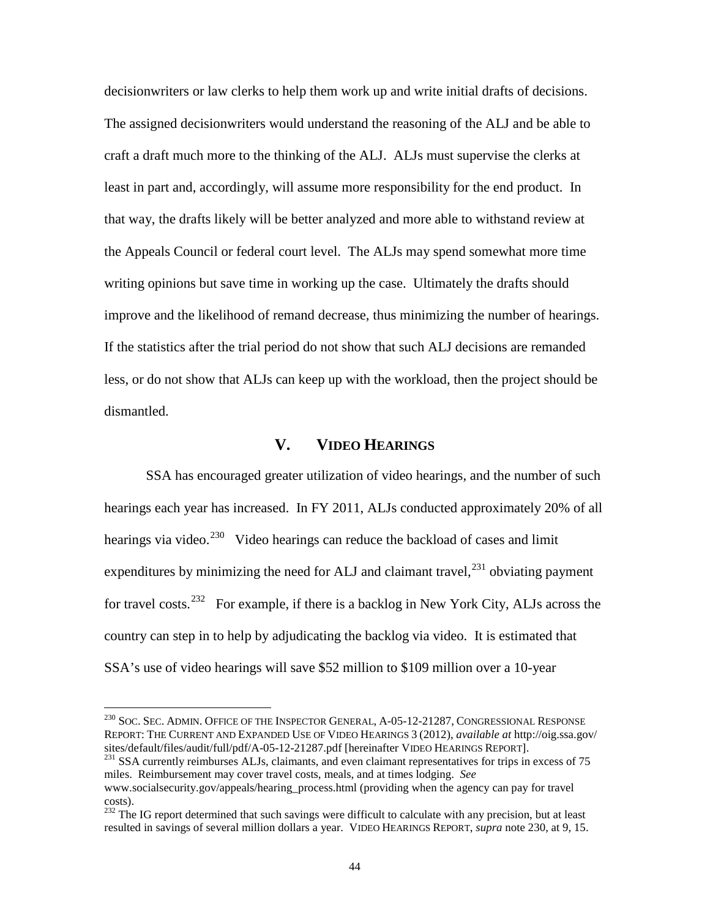decisionwriters or law clerks to help them work up and write initial drafts of decisions. The assigned decisionwriters would understand the reasoning of the ALJ and be able to craft a draft much more to the thinking of the ALJ. ALJs must supervise the clerks at least in part and, accordingly, will assume more responsibility for the end product. In that way, the drafts likely will be better analyzed and more able to withstand review at the Appeals Council or federal court level. The ALJs may spend somewhat more time writing opinions but save time in working up the case. Ultimately the drafts should improve and the likelihood of remand decrease, thus minimizing the number of hearings. If the statistics after the trial period do not show that such ALJ decisions are remanded less, or do not show that ALJs can keep up with the workload, then the project should be dismantled.

## V. VIDEO HEARINGS

SSA has encouraged greater utilization of video hearings, and the number of such hearings each year has increased. In FY 2011, ALJs conducted approximately 20% of all hearings via video.[230] Video hearings can reduce the backload of cases and limit expenditures by minimizing the need for ALJ and claimant travel,[231] obviating payment for travel costs.[232] For example, if there is a backlog in New York City, ALJs across the country can step in to help by adjudicating the backlog via video. It is estimated that SSA's use of video hearings will save $52 million to $109 million over a 10-year

---

[230] SOC. SEC. ADMIN. OFFICE OF THE INSPECTOR GENERAL, A-05-12-21287, CONGRESSIONAL RESPONSE REPORT: THE CURRENT AND EXPANDED USE OF VIDEO HEARINGS 3 (2012), *available at* http://oig.ssa.gov/sites/default/files/audit/full/pdf/A-05-12-21287.pdf [hereinafter VIDEO HEARINGS REPORT].

[231] SSA currently reimburses ALJs, claimants, and even claimant representatives for trips in excess of 75 miles. Reimbursement may cover travel costs, meals, and at times lodging. *See* www.socialsecurity.gov/appeals/hearing_process.html (providing when the agency can pay for travel costs).

[232] The IG report determined that such savings were difficult to calculate with any precision, but at least resulted in savings of several million dollars a year. VIDEO HEARINGS REPORT, *supra* note 230, at 9, 15.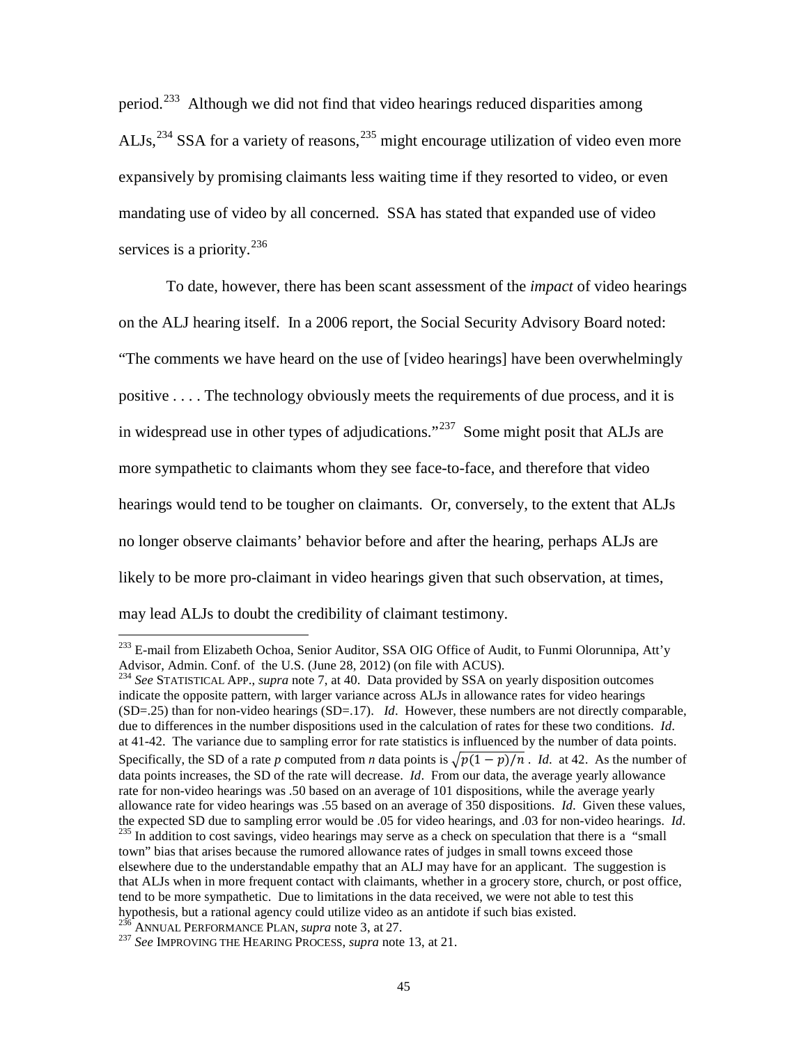period.[233] Although we did not find that video hearings reduced disparities among ALJs,[234] SSA for a variety of reasons,[235] might encourage utilization of video even more expansively by promising claimants less waiting time if they resorted to video, or even mandating use of video by all concerned. SSA has stated that expanded use of video services is a priority.[236]

To date, however, there has been scant assessment of the *impact* of video hearings on the ALJ hearing itself. In a 2006 report, the Social Security Advisory Board noted: "The comments we have heard on the use of [video hearings] have been overwhelmingly positive . . . . The technology obviously meets the requirements of due process, and it is in widespread use in other types of adjudications."[237] Some might posit that ALJs are more sympathetic to claimants whom they see face-to-face, and therefore that video hearings would tend to be tougher on claimants. Or, conversely, to the extent that ALJs no longer observe claimants' behavior before and after the hearing, perhaps ALJs are likely to be more pro-claimant in video hearings given that such observation, at times, may lead ALJs to doubt the credibility of claimant testimony.

---

[233] E-mail from Elizabeth Ochoa, Senior Auditor, SSA OIG Office of Audit, to Funmi Olorunnipa, Att'y Advisor, Admin. Conf. of the U.S. (June 28, 2012) (on file with ACUS).

[234] *See* STATISTICAL APP., *supra* note 7, at 40. Data provided by SSA on yearly disposition outcomes indicate the opposite pattern, with larger variance across ALJs in allowance rates for video hearings (SD=.25) than for non-video hearings (SD=.17). *Id*. However, these numbers are not directly comparable, due to differences in the number dispositions used in the calculation of rates for these two conditions. *Id*. at 41-42. The variance due to sampling error for rate statistics is influenced by the number of data points. Specifically, the SD of a rate *p* computed from *n* data points is $\sqrt{p(1-p)/n}$ . *Id*. at 42. As the number of data points increases, the SD of the rate will decrease. *Id*. From our data, the average yearly allowance rate for non-video hearings was .50 based on an average of 101 dispositions, while the average yearly allowance rate for video hearings was .55 based on an average of 350 dispositions. *Id*. Given these values, the expected SD due to sampling error would be .05 for video hearings, and .03 for non-video hearings. *Id*.

[235] In addition to cost savings, video hearings may serve as a check on speculation that there is a "small town" bias that arises because the rumored allowance rates of judges in small towns exceed those elsewhere due to the understandable empathy that an ALJ may have for an applicant. The suggestion is that ALJs when in more frequent contact with claimants, whether in a grocery store, church, or post office, tend to be more sympathetic. Due to limitations in the data received, we were not able to test this hypothesis, but a rational agency could utilize video as an antidote if such bias existed.

[236] ANNUAL PERFORMANCE PLAN, *supra* note 3, at 27.

[237] *See* IMPROVING THE HEARING PROCESS, *supra* note 13, at 21.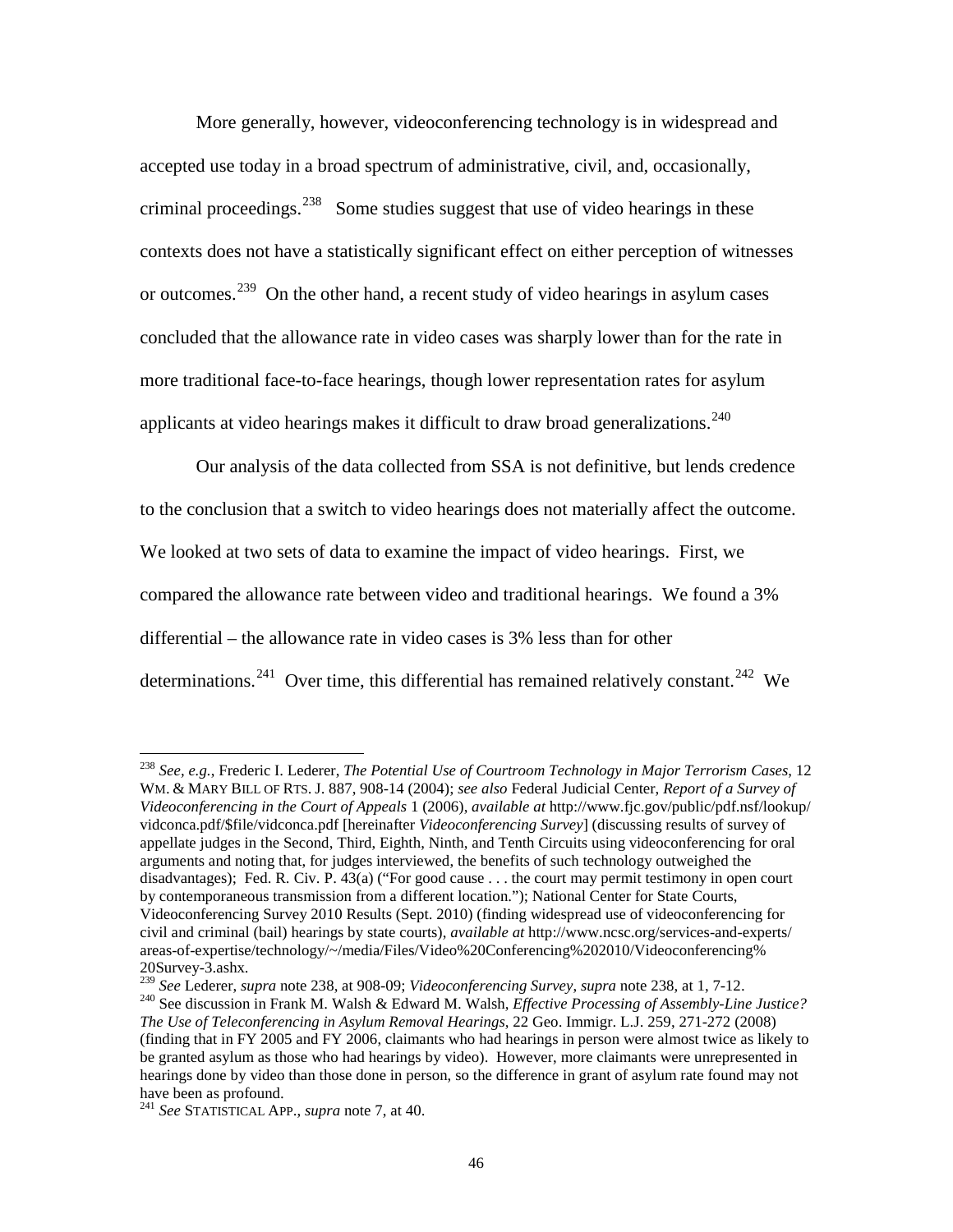More generally, however, videoconferencing technology is in widespread and accepted use today in a broad spectrum of administrative, civil, and, occasionally, criminal proceedings.[238] Some studies suggest that use of video hearings in these contexts does not have a statistically significant effect on either perception of witnesses or outcomes.[239] On the other hand, a recent study of video hearings in asylum cases concluded that the allowance rate in video cases was sharply lower than for the rate in more traditional face-to-face hearings, though lower representation rates for asylum applicants at video hearings makes it difficult to draw broad generalizations.[240]

Our analysis of the data collected from SSA is not definitive, but lends credence to the conclusion that a switch to video hearings does not materially affect the outcome. We looked at two sets of data to examine the impact of video hearings. First, we compared the allowance rate between video and traditional hearings. We found a 3% differential – the allowance rate in video cases is 3% less than for other determinations.[241] Over time, this differential has remained relatively constant.[242] We

---

[238] *See, e.g.*, Frederic I. Lederer, *The Potential Use of Courtroom Technology in Major Terrorism Cases*, 12 WM. & MARY BILL OF RTS. J. 887, 908-14 (2004); *see also* Federal Judicial Center, *Report of a Survey of Videoconferencing in the Court of Appeals* 1 (2006), *available at* http://www.fjc.gov/public/pdf.nsf/lookup/vidconca.pdf/$file/vidconca.pdf [hereinafter *Videoconferencing Survey*] (discussing results of survey of appellate judges in the Second, Third, Eighth, Ninth, and Tenth Circuits using videoconferencing for oral arguments and noting that, for judges interviewed, the benefits of such technology outweighed the disadvantages); Fed. R. Civ. P. 43(a) ("For good cause . . . the court may permit testimony in open court by contemporaneous transmission from a different location."); National Center for State Courts, Videoconferencing Survey 2010 Results (Sept. 2010) (finding widespread use of videoconferencing for civil and criminal (bail) hearings by state courts), *available at* http://www.ncsc.org/services-and-experts/areas-of-expertise/technology/~/media/Files/Video%20Conferencing%202010/Videoconferencing%20Survey-3.ashx.

[239] *See* Lederer, *supra* note 238, at 908-09; *Videoconferencing Survey*, *supra* note 238, at 1, 7-12.

[240] See discussion in Frank M. Walsh & Edward M. Walsh, *Effective Processing of Assembly-Line Justice? The Use of Teleconferencing in Asylum Removal Hearings*, 22 Geo. Immigr. L.J. 259, 271-272 (2008) (finding that in FY 2005 and FY 2006, claimants who had hearings in person were almost twice as likely to be granted asylum as those who had hearings by video). However, more claimants were unrepresented in hearings done by video than those done in person, so the difference in grant of asylum rate found may not have been as profound.

[241] *See* STATISTICAL APP., *supra* note 7, at 40.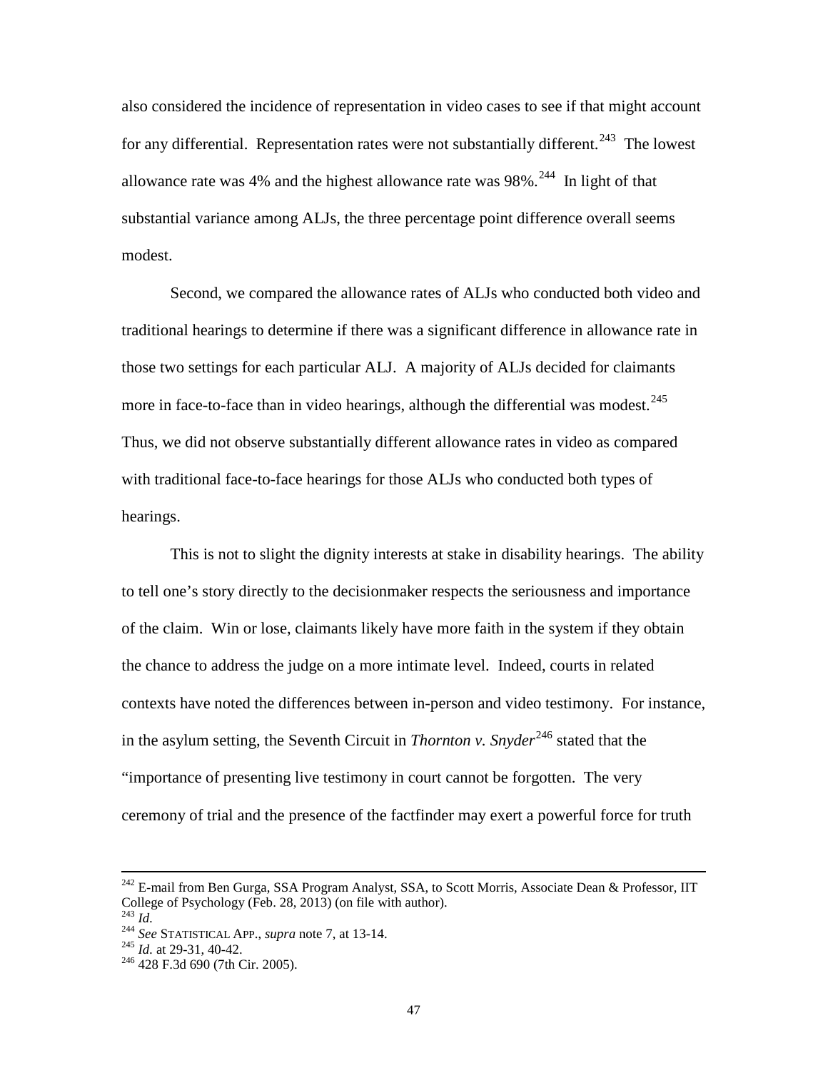also considered the incidence of representation in video cases to see if that might account for any differential. Representation rates were not substantially different.[243] The lowest allowance rate was 4% and the highest allowance rate was 98%.[244] In light of that substantial variance among ALJs, the three percentage point difference overall seems modest.

Second, we compared the allowance rates of ALJs who conducted both video and traditional hearings to determine if there was a significant difference in allowance rate in those two settings for each particular ALJ. A majority of ALJs decided for claimants more in face-to-face than in video hearings, although the differential was modest.[245] Thus, we did not observe substantially different allowance rates in video as compared with traditional face-to-face hearings for those ALJs who conducted both types of hearings.

This is not to slight the dignity interests at stake in disability hearings. The ability to tell one's story directly to the decisionmaker respects the seriousness and importance of the claim. Win or lose, claimants likely have more faith in the system if they obtain the chance to address the judge on a more intimate level. Indeed, courts in related contexts have noted the differences between in-person and video testimony. For instance, in the asylum setting, the Seventh Circuit in *Thornton v. Snyder*[246] stated that the "importance of presenting live testimony in court cannot be forgotten. The very ceremony of trial and the presence of the factfinder may exert a powerful force for truth

---

[242] E-mail from Ben Gurga, SSA Program Analyst, SSA, to Scott Morris, Associate Dean & Professor, IIT College of Psychology (Feb. 28, 2013) (on file with author).

[243] *Id*.

[244] *See* STATISTICAL APP., *supra* note 7, at 13-14.

[245] *Id.* at 29-31, 40-42.

[246] 428 F.3d 690 (7th Cir. 2005).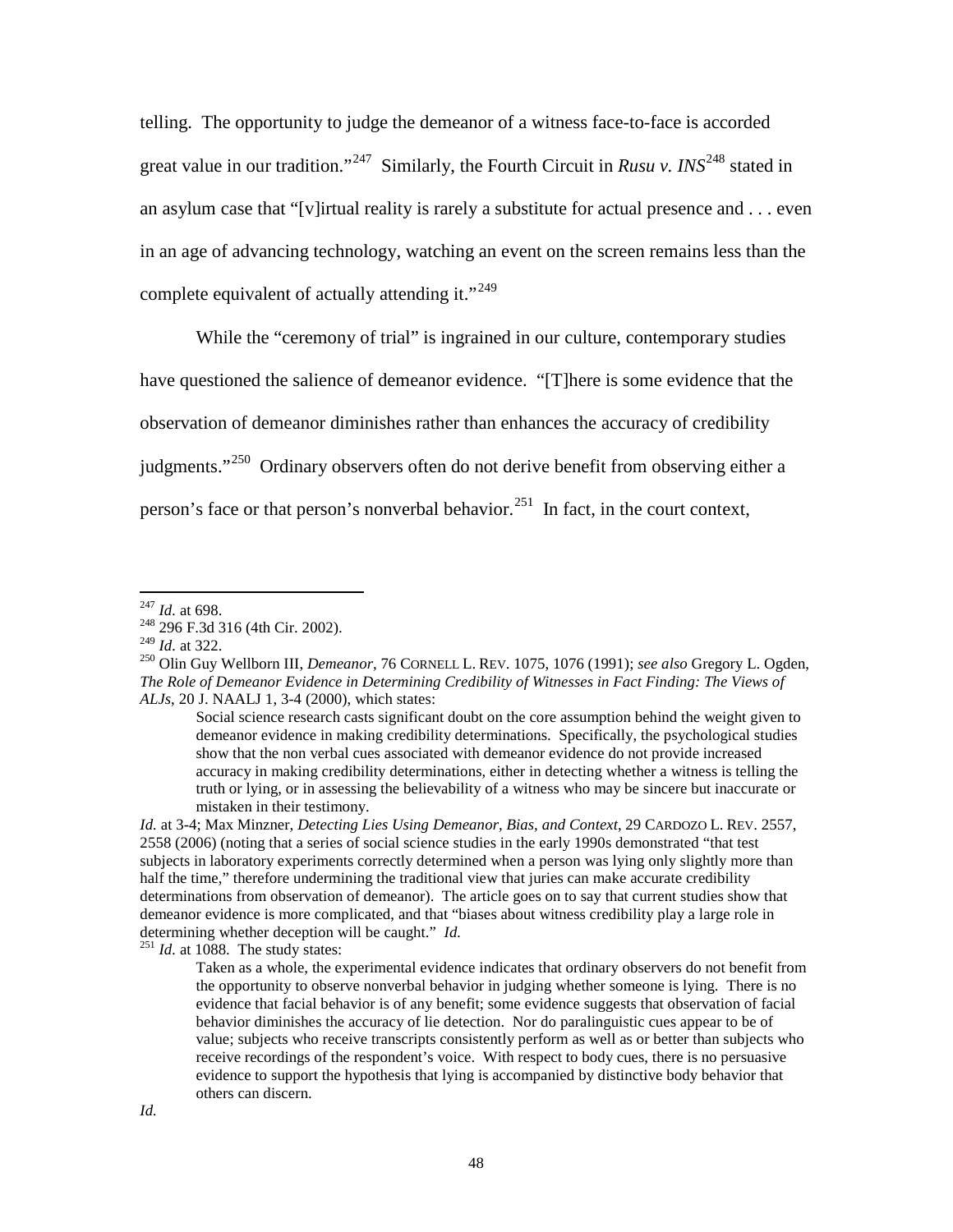telling. The opportunity to judge the demeanor of a witness face-to-face is accorded great value in our tradition."[247] Similarly, the Fourth Circuit in *Rusu v. INS*[248] stated in an asylum case that "[v]irtual reality is rarely a substitute for actual presence and . . . even in an age of advancing technology, watching an event on the screen remains less than the complete equivalent of actually attending it."[249]

While the "ceremony of trial" is ingrained in our culture, contemporary studies have questioned the salience of demeanor evidence. "[T]here is some evidence that the observation of demeanor diminishes rather than enhances the accuracy of credibility judgments."[250] Ordinary observers often do not derive benefit from observing either a person's face or that person's nonverbal behavior.[251] In fact, in the court context,

---

[247] *Id.* at 698.

[248] 296 F.3d 316 (4th Cir. 2002).

[249] *Id.* at 322.

[250] Olin Guy Wellborn III, *Demeanor*, 76 CORNELL L. REV. 1075, 1076 (1991); *see also* Gregory L. Ogden, *The Role of Demeanor Evidence in Determining Credibility of Witnesses in Fact Finding: The Views of ALJs*, 20 J. NAALJ 1, 3-4 (2000), which states:

> Social science research casts significant doubt on the core assumption behind the weight given to demeanor evidence in making credibility determinations. Specifically, the psychological studies show that the non verbal cues associated with demeanor evidence do not provide increased accuracy in making credibility determinations, either in detecting whether a witness is telling the truth or lying, or in assessing the believability of a witness who may be sincere but inaccurate or mistaken in their testimony.

*Id.* at 3-4; Max Minzner, *Detecting Lies Using Demeanor, Bias, and Context*, 29 CARDOZO L. REV. 2557, 2558 (2006) (noting that a series of social science studies in the early 1990s demonstrated "that test subjects in laboratory experiments correctly determined when a person was lying only slightly more than half the time," therefore undermining the traditional view that juries can make accurate credibility determinations from observation of demeanor). The article goes on to say that current studies show that demeanor evidence is more complicated, and that "biases about witness credibility play a large role in determining whether deception will be caught." *Id.*

[251] *Id.* at 1088. The study states:

> Taken as a whole, the experimental evidence indicates that ordinary observers do not benefit from the opportunity to observe nonverbal behavior in judging whether someone is lying. There is no evidence that facial behavior is of any benefit; some evidence suggests that observation of facial behavior diminishes the accuracy of lie detection. Nor do paralinguistic cues appear to be of value; subjects who receive transcripts consistently perform as well as or better than subjects who receive recordings of the respondent's voice. With respect to body cues, there is no persuasive evidence to support the hypothesis that lying is accompanied by distinctive body behavior that others can discern.

*Id.*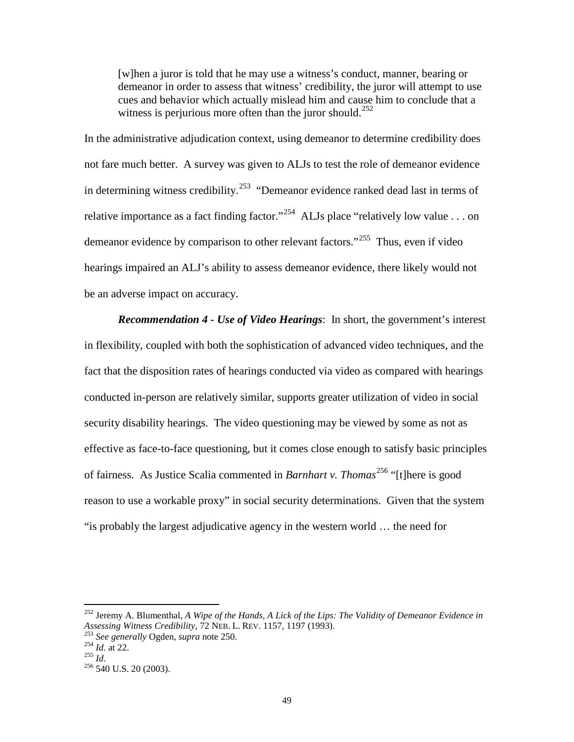> [w]hen a juror is told that he may use a witness's conduct, manner, bearing or demeanor in order to assess that witness' credibility, the juror will attempt to use cues and behavior which actually mislead him and cause him to conclude that a witness is perjurious more often than the juror should.[252]

In the administrative adjudication context, using demeanor to determine credibility does not fare much better. A survey was given to ALJs to test the role of demeanor evidence in determining witness credibility.[253] "Demeanor evidence ranked dead last in terms of relative importance as a fact finding factor."[254] ALJs place "relatively low value . . . on demeanor evidence by comparison to other relevant factors."[255] Thus, even if video hearings impaired an ALJ's ability to assess demeanor evidence, there likely would not be an adverse impact on accuracy.

***Recommendation 4 - Use of Video Hearings***: In short, the government's interest in flexibility, coupled with both the sophistication of advanced video techniques, and the fact that the disposition rates of hearings conducted via video as compared with hearings conducted in-person are relatively similar, supports greater utilization of video in social security disability hearings. The video questioning may be viewed by some as not as effective as face-to-face questioning, but it comes close enough to satisfy basic principles of fairness. As Justice Scalia commented in *Barnhart v. Thomas*[256] "[t]here is good reason to use a workable proxy" in social security determinations. Given that the system "is probably the largest adjudicative agency in the western world … the need for

---

[252] Jeremy A. Blumenthal, *A Wipe of the Hands, A Lick of the Lips: The Validity of Demeanor Evidence in Assessing Witness Credibility*, 72 NEB. L. REV. 1157, 1197 (1993).

[253] *See generally* Ogden, *supra* note 250.

[254] *Id.* at 22.

[255] *Id.*

[256] 540 U.S. 20 (2003).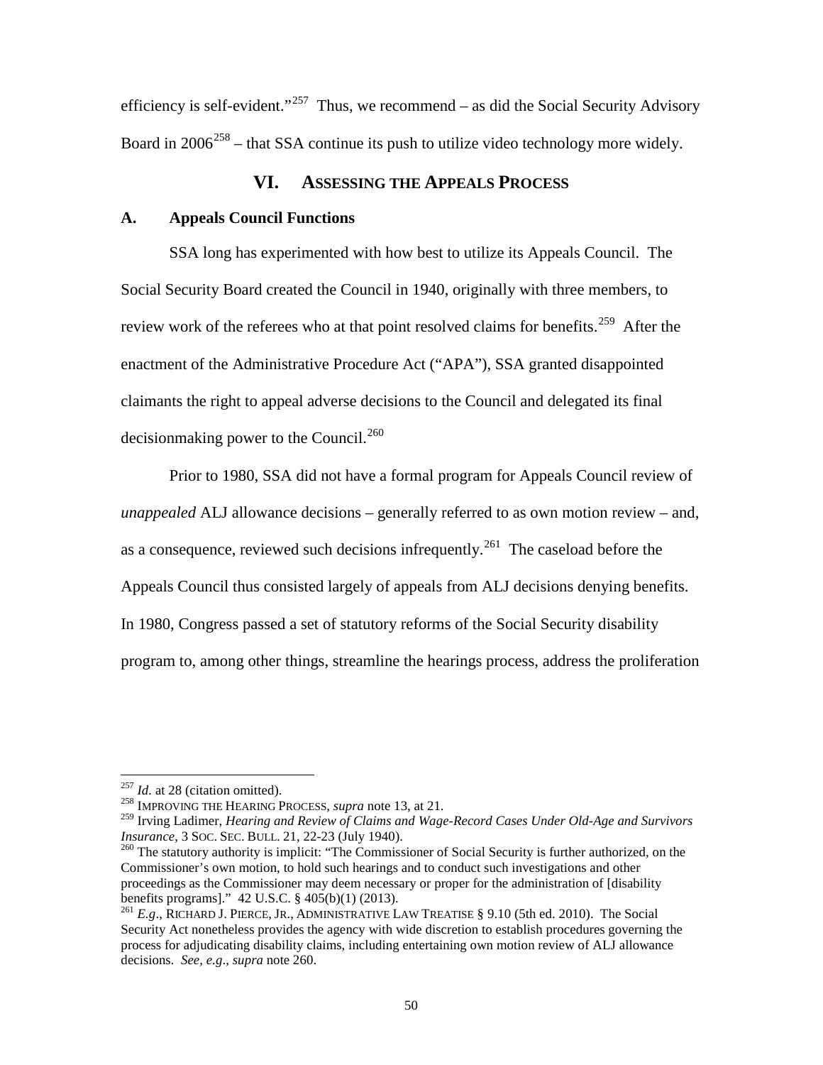efficiency is self-evident."[257] Thus, we recommend – as did the Social Security Advisory Board in 2006[258] – that SSA continue its push to utilize video technology more widely.

## VI. ASSESSING THE APPEALS PROCESS

### A. Appeals Council Functions

SSA long has experimented with how best to utilize its Appeals Council. The Social Security Board created the Council in 1940, originally with three members, to review work of the referees who at that point resolved claims for benefits.[259] After the enactment of the Administrative Procedure Act ("APA"), SSA granted disappointed claimants the right to appeal adverse decisions to the Council and delegated its final decisionmaking power to the Council.[260]

Prior to 1980, SSA did not have a formal program for Appeals Council review of *unappealed* ALJ allowance decisions – generally referred to as own motion review – and, as a consequence, reviewed such decisions infrequently.[261] The caseload before the Appeals Council thus consisted largely of appeals from ALJ decisions denying benefits. In 1980, Congress passed a set of statutory reforms of the Social Security disability program to, among other things, streamline the hearings process, address the proliferation

---

[257] *Id.* at 28 (citation omitted).

[258] IMPROVING THE HEARING PROCESS, *supra* note 13, at 21.

[259] Irving Ladimer, *Hearing and Review of Claims and Wage-Record Cases Under Old-Age and Survivors Insurance*, 3 SOC. SEC. BULL. 21, 22-23 (July 1940).

[260] The statutory authority is implicit: "The Commissioner of Social Security is further authorized, on the Commissioner's own motion, to hold such hearings and to conduct such investigations and other proceedings as the Commissioner may deem necessary or proper for the administration of [disability benefits programs]." 42 U.S.C. § 405(b)(1) (2013).

[261] *E.g.*, RICHARD J. PIERCE, JR., ADMINISTRATIVE LAW TREATISE § 9.10 (5th ed. 2010). The Social Security Act nonetheless provides the agency with wide discretion to establish procedures governing the process for adjudicating disability claims, including entertaining own motion review of ALJ allowance decisions. *See, e.g.*, *supra* note 260.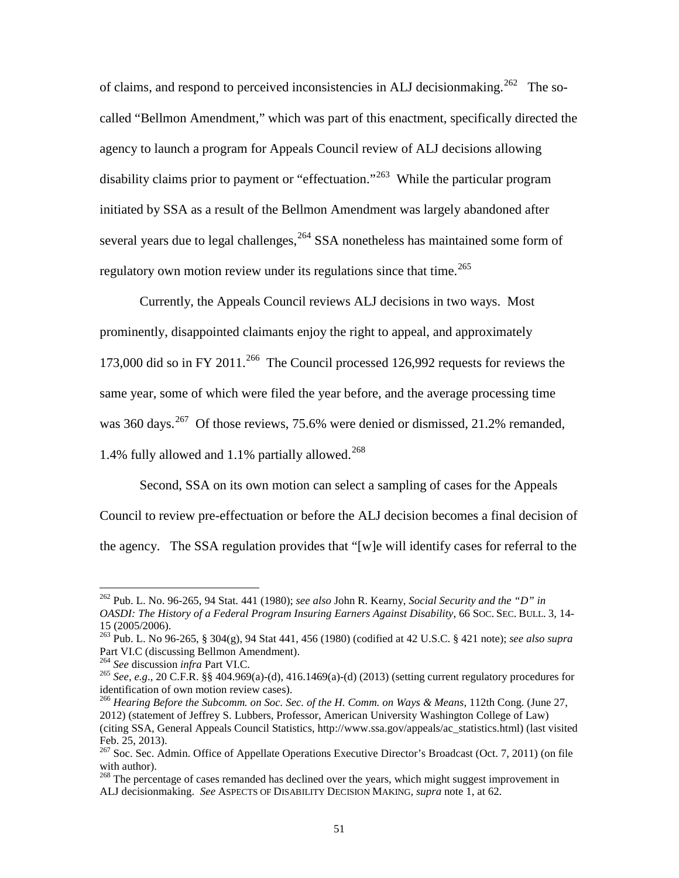of claims, and respond to perceived inconsistencies in ALJ decisionmaking.[262] The so-called "Bellmon Amendment," which was part of this enactment, specifically directed the agency to launch a program for Appeals Council review of ALJ decisions allowing disability claims prior to payment or "effectuation."[263] While the particular program initiated by SSA as a result of the Bellmon Amendment was largely abandoned after several years due to legal challenges,[264] SSA nonetheless has maintained some form of regulatory own motion review under its regulations since that time.[265]

Currently, the Appeals Council reviews ALJ decisions in two ways. Most prominently, disappointed claimants enjoy the right to appeal, and approximately 173,000 did so in FY 2011.[266] The Council processed 126,992 requests for reviews the same year, some of which were filed the year before, and the average processing time was 360 days.[267] Of those reviews, 75.6% were denied or dismissed, 21.2% remanded, 1.4% fully allowed and 1.1% partially allowed.[268]

Second, SSA on its own motion can select a sampling of cases for the Appeals Council to review pre-effectuation or before the ALJ decision becomes a final decision of the agency. The SSA regulation provides that "[w]e will identify cases for referral to the

---

[262] Pub. L. No. 96-265, 94 Stat. 441 (1980); *see also* John R. Kearny, *Social Security and the "D" in OASDI: The History of a Federal Program Insuring Earners Against Disability*, 66 SOC. SEC. BULL. 3, 14-15 (2005/2006).

[263] Pub. L. No 96-265, § 304(g), 94 Stat 441, 456 (1980) (codified at 42 U.S.C. § 421 note); *see also supra* Part VI.C (discussing Bellmon Amendment).

[264] *See* discussion *infra* Part VI.C.

[265] *See*, *e.g*., 20 C.F.R. §§ 404.969(a)-(d), 416.1469(a)-(d) (2013) (setting current regulatory procedures for identification of own motion review cases).

[266] *Hearing Before the Subcomm. on Soc. Sec. of the H. Comm. on Ways & Means*, 112th Cong. (June 27, 2012) (statement of Jeffrey S. Lubbers, Professor, American University Washington College of Law) (citing SSA, General Appeals Council Statistics, http://www.ssa.gov/appeals/ac_statistics.html) (last visited Feb. 25, 2013).

[267] Soc. Sec. Admin. Office of Appellate Operations Executive Director's Broadcast (Oct. 7, 2011) (on file with author).

[268] The percentage of cases remanded has declined over the years, which might suggest improvement in ALJ decisionmaking. *See* ASPECTS OF DISABILITY DECISION MAKING, *supra* note 1, at 62.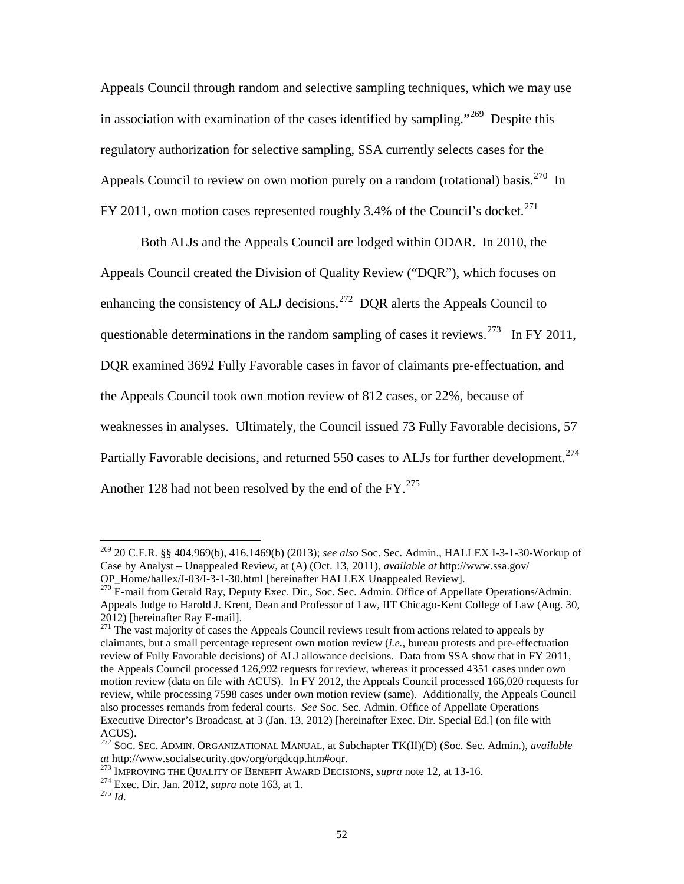Appeals Council through random and selective sampling techniques, which we may use in association with examination of the cases identified by sampling."[269] Despite this regulatory authorization for selective sampling, SSA currently selects cases for the Appeals Council to review on own motion purely on a random (rotational) basis.[270] In FY 2011, own motion cases represented roughly 3.4% of the Council's docket.[271]

Both ALJs and the Appeals Council are lodged within ODAR. In 2010, the Appeals Council created the Division of Quality Review ("DQR"), which focuses on enhancing the consistency of ALJ decisions.[272] DQR alerts the Appeals Council to questionable determinations in the random sampling of cases it reviews.[273] In FY 2011, DQR examined 3692 Fully Favorable cases in favor of claimants pre-effectuation, and the Appeals Council took own motion review of 812 cases, or 22%, because of weaknesses in analyses. Ultimately, the Council issued 73 Fully Favorable decisions, 57 Partially Favorable decisions, and returned 550 cases to ALJs for further development.[274] Another 128 had not been resolved by the end of the FY.[275]

---

[269] 20 C.F.R. §§ 404.969(b), 416.1469(b) (2013); *see also* Soc. Sec. Admin., HALLEX I-3-1-30-Workup of Case by Analyst – Unappealed Review, at (A) (Oct. 13, 2011), *available at* http://www.ssa.gov/OP_Home/hallex/I-03/I-3-1-30.html [hereinafter HALLEX Unappealed Review].

[270] E-mail from Gerald Ray, Deputy Exec. Dir., Soc. Sec. Admin. Office of Appellate Operations/Admin. Appeals Judge to Harold J. Krent, Dean and Professor of Law, IIT Chicago-Kent College of Law (Aug. 30, 2012) [hereinafter Ray E-mail].

[271] The vast majority of cases the Appeals Council reviews result from actions related to appeals by claimants, but a small percentage represent own motion review (*i.e.*, bureau protests and pre-effectuation review of Fully Favorable decisions) of ALJ allowance decisions. Data from SSA show that in FY 2011, the Appeals Council processed 126,992 requests for review, whereas it processed 4351 cases under own motion review (data on file with ACUS). In FY 2012, the Appeals Council processed 166,020 requests for review, while processing 7598 cases under own motion review (same). Additionally, the Appeals Council also processes remands from federal courts. *See* Soc. Sec. Admin. Office of Appellate Operations Executive Director's Broadcast, at 3 (Jan. 13, 2012) [hereinafter Exec. Dir. Special Ed.] (on file with ACUS).

[272] SOC. SEC. ADMIN. ORGANIZATIONAL MANUAL, at Subchapter TK(II)(D) (Soc. Sec. Admin.), *available at* http://www.socialsecurity.gov/org/orgdcqp.htm#oqr.

[273] IMPROVING THE QUALITY OF BENEFIT AWARD DECISIONS, *supra* note 12, at 13-16.

[274] Exec. Dir. Jan. 2012, *supra* note 163, at 1.

[275] *Id.*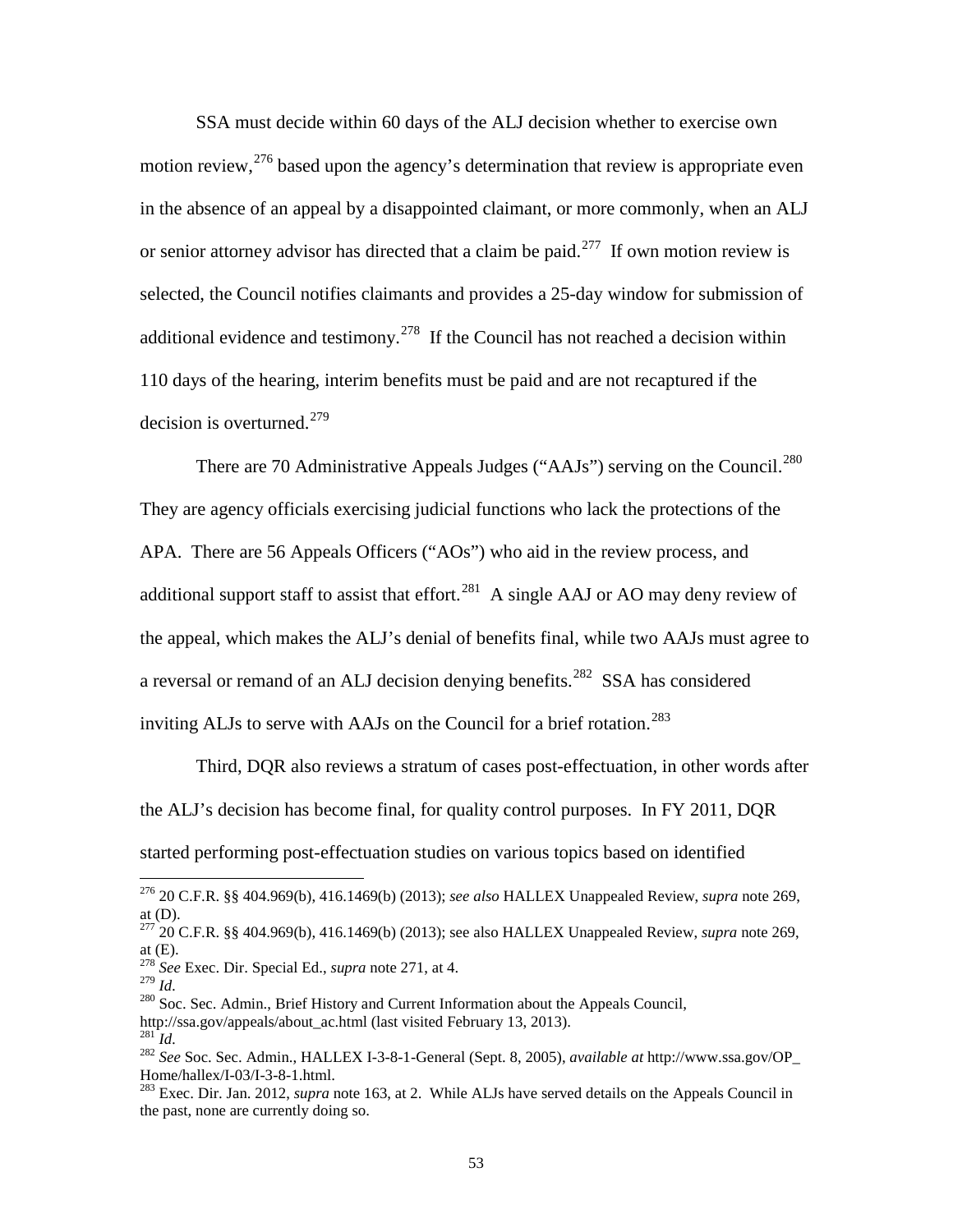SSA must decide within 60 days of the ALJ decision whether to exercise own motion review,[276] based upon the agency's determination that review is appropriate even in the absence of an appeal by a disappointed claimant, or more commonly, when an ALJ or senior attorney advisor has directed that a claim be paid.[277] If own motion review is selected, the Council notifies claimants and provides a 25-day window for submission of additional evidence and testimony.[278] If the Council has not reached a decision within 110 days of the hearing, interim benefits must be paid and are not recaptured if the decision is overturned.[279]

There are 70 Administrative Appeals Judges ("AAJs") serving on the Council.[280] They are agency officials exercising judicial functions who lack the protections of the APA. There are 56 Appeals Officers ("AOs") who aid in the review process, and additional support staff to assist that effort.[281] A single AAJ or AO may deny review of the appeal, which makes the ALJ's denial of benefits final, while two AAJs must agree to a reversal or remand of an ALJ decision denying benefits.[282] SSA has considered inviting ALJs to serve with AAJs on the Council for a brief rotation.[283]

Third, DQR also reviews a stratum of cases post-effectuation, in other words after the ALJ's decision has become final, for quality control purposes. In FY 2011, DQR started performing post-effectuation studies on various topics based on identified

---

[276] 20 C.F.R. §§ 404.969(b), 416.1469(b) (2013); *see also* HALLEX Unappealed Review, *supra* note 269, at (D).

[277] 20 C.F.R. §§ 404.969(b), 416.1469(b) (2013); see also HALLEX Unappealed Review, *supra* note 269, at (E).

[278] *See* Exec. Dir. Special Ed., *supra* note 271, at 4.

[279] *Id*.

[280] Soc. Sec. Admin., Brief History and Current Information about the Appeals Council, http://ssa.gov/appeals/about_ac.html (last visited February 13, 2013).

[281] *Id*.

[282] *See* Soc. Sec. Admin., HALLEX I-3-8-1-General (Sept. 8, 2005), *available at* http://www.ssa.gov/OP_Home/hallex/I-03/I-3-8-1.html.

[283] Exec. Dir. Jan. 2012, *supra* note 163, at 2. While ALJs have served details on the Appeals Council in the past, none are currently doing so.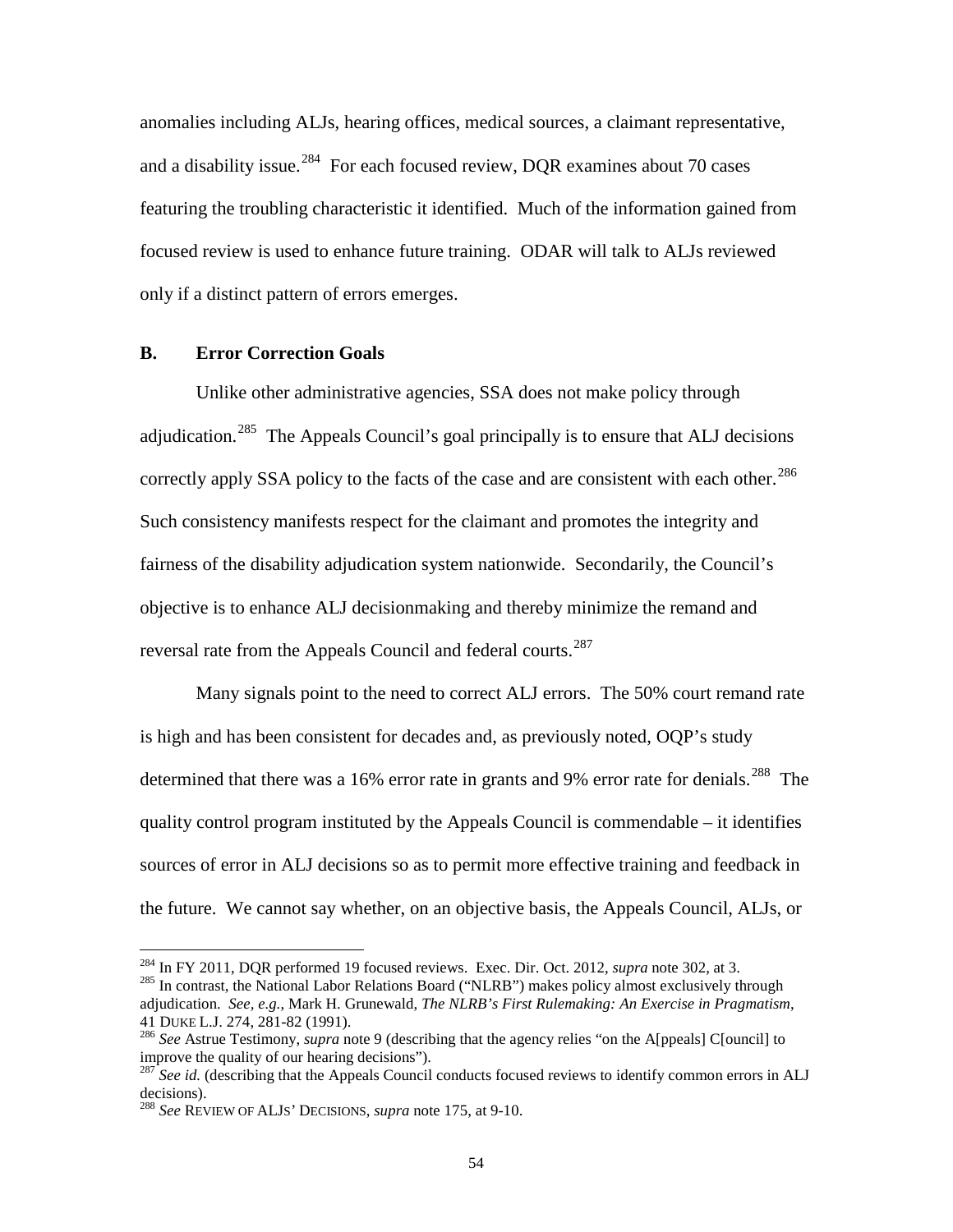anomalies including ALJs, hearing offices, medical sources, a claimant representative, and a disability issue.[284] For each focused review, DQR examines about 70 cases featuring the troubling characteristic it identified. Much of the information gained from focused review is used to enhance future training. ODAR will talk to ALJs reviewed only if a distinct pattern of errors emerges.

### B. Error Correction Goals

Unlike other administrative agencies, SSA does not make policy through adjudication.[285] The Appeals Council's goal principally is to ensure that ALJ decisions correctly apply SSA policy to the facts of the case and are consistent with each other.[286] Such consistency manifests respect for the claimant and promotes the integrity and fairness of the disability adjudication system nationwide. Secondarily, the Council's objective is to enhance ALJ decisionmaking and thereby minimize the remand and reversal rate from the Appeals Council and federal courts.[287]

Many signals point to the need to correct ALJ errors. The 50% court remand rate is high and has been consistent for decades and, as previously noted, OQP's study determined that there was a 16% error rate in grants and 9% error rate for denials.[288] The quality control program instituted by the Appeals Council is commendable – it identifies sources of error in ALJ decisions so as to permit more effective training and feedback in the future. We cannot say whether, on an objective basis, the Appeals Council, ALJs, or

---

[284] In FY 2011, DQR performed 19 focused reviews. Exec. Dir. Oct. 2012, *supra* note 302, at 3.

[285] In contrast, the National Labor Relations Board ("NLRB") makes policy almost exclusively through adjudication. *See, e.g.*, Mark H. Grunewald, *The NLRB's First Rulemaking: An Exercise in Pragmatism*, 41 DUKE L.J. 274, 281-82 (1991).

[286] *See* Astrue Testimony, *supra* note 9 (describing that the agency relies "on the A[ppeals] C[ouncil] to improve the quality of our hearing decisions").

[287] *See id.* (describing that the Appeals Council conducts focused reviews to identify common errors in ALJ decisions).

[288] *See* REVIEW OF ALJS' DECISIONS, *supra* note 175, at 9-10.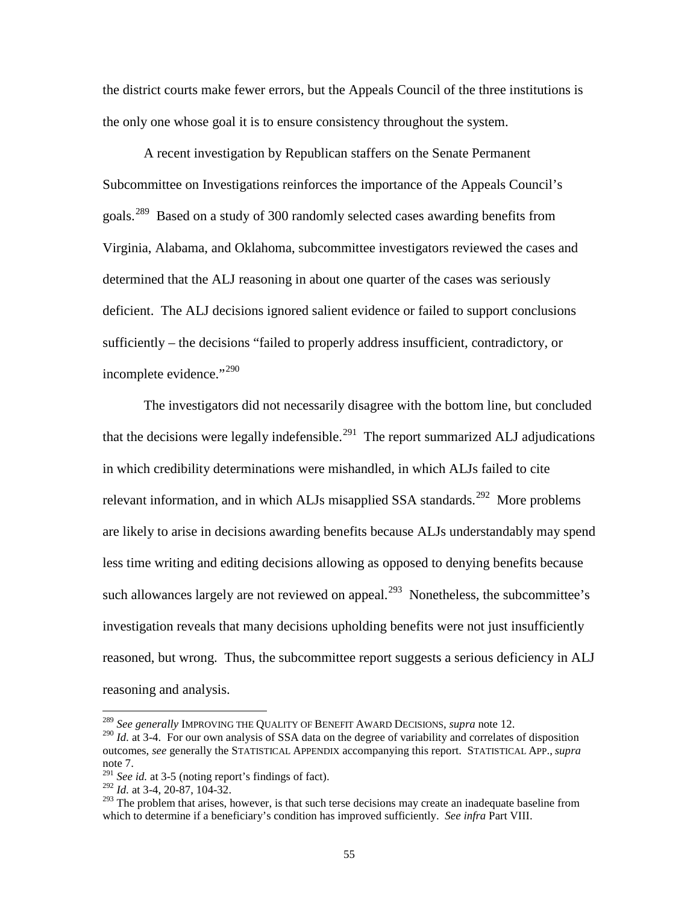the district courts make fewer errors, but the Appeals Council of the three institutions is the only one whose goal it is to ensure consistency throughout the system.

A recent investigation by Republican staffers on the Senate Permanent Subcommittee on Investigations reinforces the importance of the Appeals Council's goals.[289] Based on a study of 300 randomly selected cases awarding benefits from Virginia, Alabama, and Oklahoma, subcommittee investigators reviewed the cases and determined that the ALJ reasoning in about one quarter of the cases was seriously deficient. The ALJ decisions ignored salient evidence or failed to support conclusions sufficiently – the decisions "failed to properly address insufficient, contradictory, or incomplete evidence."[290]

The investigators did not necessarily disagree with the bottom line, but concluded that the decisions were legally indefensible.[291] The report summarized ALJ adjudications in which credibility determinations were mishandled, in which ALJs failed to cite relevant information, and in which ALJs misapplied SSA standards.[292] More problems are likely to arise in decisions awarding benefits because ALJs understandably may spend less time writing and editing decisions allowing as opposed to denying benefits because such allowances largely are not reviewed on appeal.[293] Nonetheless, the subcommittee's investigation reveals that many decisions upholding benefits were not just insufficiently reasoned, but wrong. Thus, the subcommittee report suggests a serious deficiency in ALJ reasoning and analysis.

---

[289] *See generally* IMPROVING THE QUALITY OF BENEFIT AWARD DECISIONS, *supra* note 12.

[290] *Id.* at 3-4. For our own analysis of SSA data on the degree of variability and correlates of disposition outcomes, *see* generally the STATISTICAL APPENDIX accompanying this report. STATISTICAL APP., *supra* note 7.

[291] *See id.* at 3-5 (noting report's findings of fact).

[292] *Id.* at 3-4, 20-87, 104-32.

[293] The problem that arises, however, is that such terse decisions may create an inadequate baseline from which to determine if a beneficiary's condition has improved sufficiently. *See infra* Part VIII.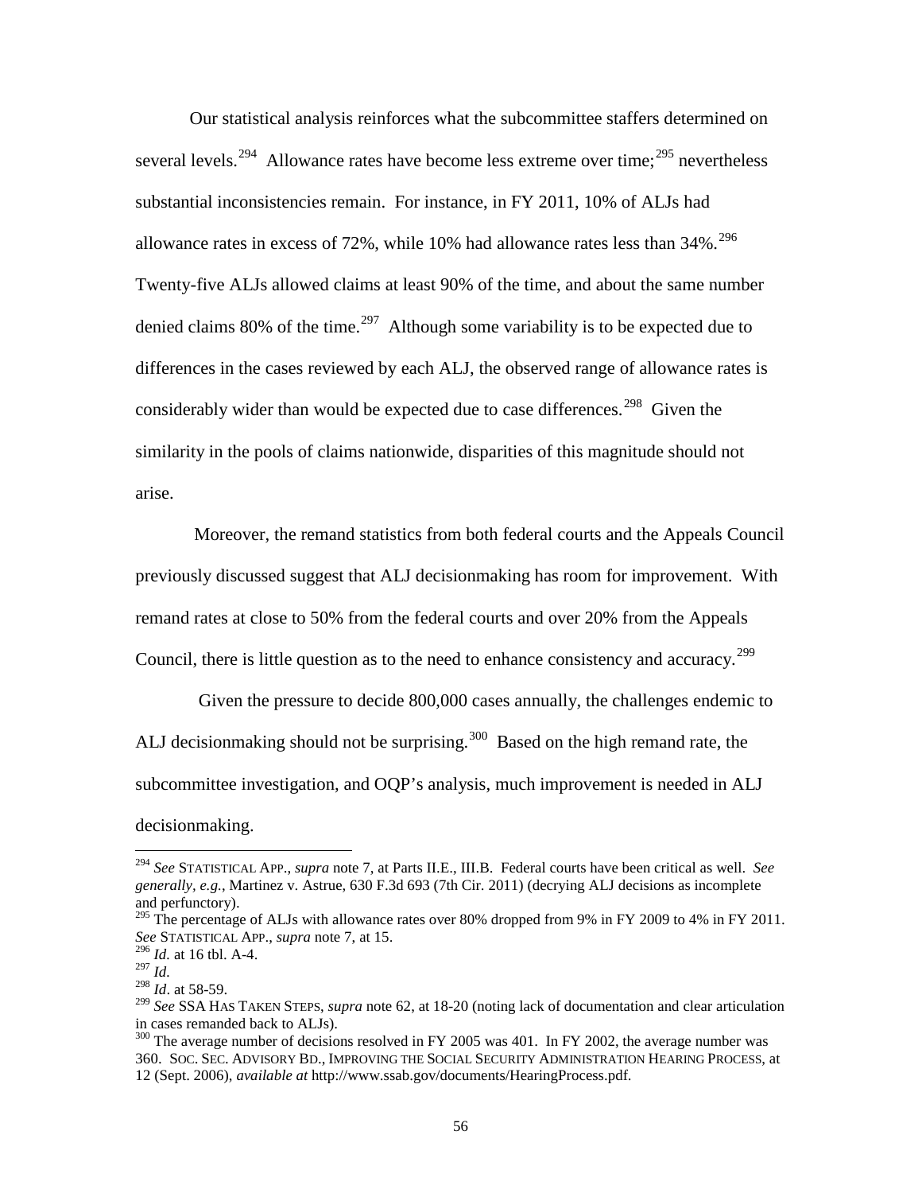Our statistical analysis reinforces what the subcommittee staffers determined on several levels.[294] Allowance rates have become less extreme over time;[295] nevertheless substantial inconsistencies remain. For instance, in FY 2011, 10% of ALJs had allowance rates in excess of 72%, while 10% had allowance rates less than 34%.[296] Twenty-five ALJs allowed claims at least 90% of the time, and about the same number denied claims 80% of the time.[297] Although some variability is to be expected due to differences in the cases reviewed by each ALJ, the observed range of allowance rates is considerably wider than would be expected due to case differences.[298] Given the similarity in the pools of claims nationwide, disparities of this magnitude should not arise.

Moreover, the remand statistics from both federal courts and the Appeals Council previously discussed suggest that ALJ decisionmaking has room for improvement. With remand rates at close to 50% from the federal courts and over 20% from the Appeals Council, there is little question as to the need to enhance consistency and accuracy.[299]

Given the pressure to decide 800,000 cases annually, the challenges endemic to ALJ decisionmaking should not be surprising.[300] Based on the high remand rate, the subcommittee investigation, and OQP's analysis, much improvement is needed in ALJ decisionmaking.

---

[294] *See* STATISTICAL APP., *supra* note 7, at Parts II.E., III.B. Federal courts have been critical as well. *See generally, e.g.*, Martinez v. Astrue, 630 F.3d 693 (7th Cir. 2011) (decrying ALJ decisions as incomplete and perfunctory).

[295] The percentage of ALJs with allowance rates over 80% dropped from 9% in FY 2009 to 4% in FY 2011. *See* STATISTICAL APP., *supra* note 7, at 15.

[296] *Id.* at 16 tbl. A-4.

[297] *Id.*

[298] *Id*. at 58-59.

[299] *See* SSA HAS TAKEN STEPS, *supra* note 62, at 18-20 (noting lack of documentation and clear articulation in cases remanded back to ALJs).

[300] The average number of decisions resolved in FY 2005 was 401. In FY 2002, the average number was 360. SOC. SEC. ADVISORY BD., IMPROVING THE SOCIAL SECURITY ADMINISTRATION HEARING PROCESS, at 12 (Sept. 2006), *available at* http://www.ssab.gov/documents/HearingProcess.pdf.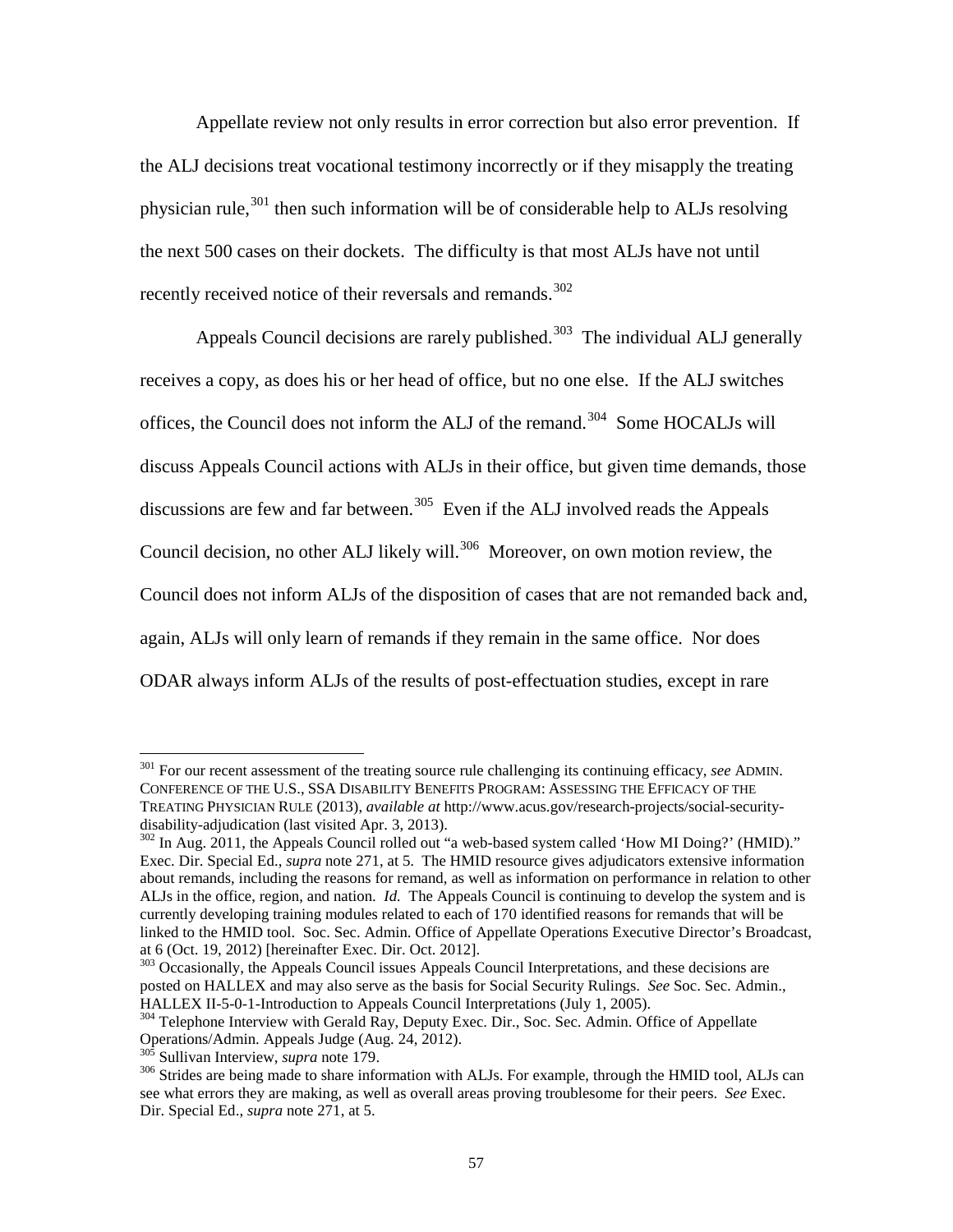Appellate review not only results in error correction but also error prevention. If the ALJ decisions treat vocational testimony incorrectly or if they misapply the treating physician rule,[301] then such information will be of considerable help to ALJs resolving the next 500 cases on their dockets. The difficulty is that most ALJs have not until recently received notice of their reversals and remands.[302]

Appeals Council decisions are rarely published.[303] The individual ALJ generally receives a copy, as does his or her head of office, but no one else. If the ALJ switches offices, the Council does not inform the ALJ of the remand.[304] Some HOCALJs will discuss Appeals Council actions with ALJs in their office, but given time demands, those discussions are few and far between.[305] Even if the ALJ involved reads the Appeals Council decision, no other ALJ likely will.[306] Moreover, on own motion review, the Council does not inform ALJs of the disposition of cases that are not remanded back and, again, ALJs will only learn of remands if they remain in the same office. Nor does ODAR always inform ALJs of the results of post-effectuation studies, except in rare

---

[301] For our recent assessment of the treating source rule challenging its continuing efficacy, *see* ADMIN. CONFERENCE OF THE U.S., SSA DISABILITY BENEFITS PROGRAM: ASSESSING THE EFFICACY OF THE TREATING PHYSICIAN RULE (2013), *available at* http://www.acus.gov/research-projects/social-security-disability-adjudication (last visited Apr. 3, 2013).

[302] In Aug. 2011, the Appeals Council rolled out "a web-based system called 'How MI Doing?' (HMID)." Exec. Dir. Special Ed., *supra* note 271, at 5. The HMID resource gives adjudicators extensive information about remands, including the reasons for remand, as well as information on performance in relation to other ALJs in the office, region, and nation. *Id.* The Appeals Council is continuing to develop the system and is currently developing training modules related to each of 170 identified reasons for remands that will be linked to the HMID tool. Soc. Sec. Admin. Office of Appellate Operations Executive Director's Broadcast, at 6 (Oct. 19, 2012) [hereinafter Exec. Dir. Oct. 2012].

[303] Occasionally, the Appeals Council issues Appeals Council Interpretations, and these decisions are posted on HALLEX and may also serve as the basis for Social Security Rulings. *See* Soc. Sec. Admin., HALLEX II-5-0-1-Introduction to Appeals Council Interpretations (July 1, 2005).

[304] Telephone Interview with Gerald Ray, Deputy Exec. Dir., Soc. Sec. Admin. Office of Appellate Operations/Admin. Appeals Judge (Aug. 24, 2012).

[305] Sullivan Interview, *supra* note 179.

[306] Strides are being made to share information with ALJs. For example, through the HMID tool, ALJs can see what errors they are making, as well as overall areas proving troublesome for their peers. *See* Exec. Dir. Special Ed., *supra* note 271, at 5.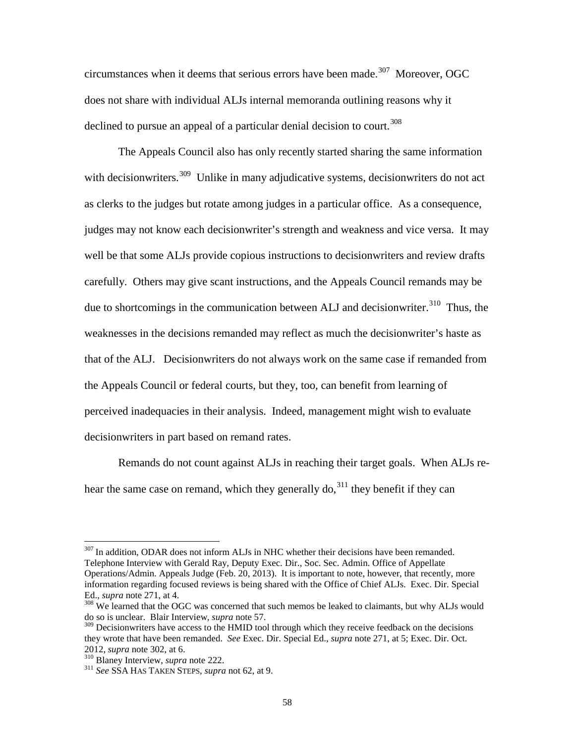circumstances when it deems that serious errors have been made.[307] Moreover, OGC does not share with individual ALJs internal memoranda outlining reasons why it declined to pursue an appeal of a particular denial decision to court.[308]

The Appeals Council also has only recently started sharing the same information with decisionwriters.[309] Unlike in many adjudicative systems, decisionwriters do not act as clerks to the judges but rotate among judges in a particular office. As a consequence, judges may not know each decisionwriter's strength and weakness and vice versa. It may well be that some ALJs provide copious instructions to decisionwriters and review drafts carefully. Others may give scant instructions, and the Appeals Council remands may be due to shortcomings in the communication between ALJ and decisionwriter.[310] Thus, the weaknesses in the decisions remanded may reflect as much the decisionwriter's haste as that of the ALJ. Decisionwriters do not always work on the same case if remanded from the Appeals Council or federal courts, but they, too, can benefit from learning of perceived inadequacies in their analysis. Indeed, management might wish to evaluate decisionwriters in part based on remand rates.

Remands do not count against ALJs in reaching their target goals. When ALJs re-hear the same case on remand, which they generally do,[311] they benefit if they can

---

[307] In addition, ODAR does not inform ALJs in NHC whether their decisions have been remanded. Telephone Interview with Gerald Ray, Deputy Exec. Dir., Soc. Sec. Admin. Office of Appellate Operations/Admin. Appeals Judge (Feb. 20, 2013). It is important to note, however, that recently, more information regarding focused reviews is being shared with the Office of Chief ALJs. Exec. Dir. Special Ed., *supra* note 271, at 4.

[308] We learned that the OGC was concerned that such memos be leaked to claimants, but why ALJs would do so is unclear. Blair Interview, *supra* note 57.

[309] Decisionwriters have access to the HMID tool through which they receive feedback on the decisions they wrote that have been remanded. *See* Exec. Dir. Special Ed., *supra* note 271, at 5; Exec. Dir. Oct. 2012, *supra* note 302, at 6.

[310] Blaney Interview, *supra* note 222.

[311] *See* SSA HAS TAKEN STEPS, *supra* not 62, at 9.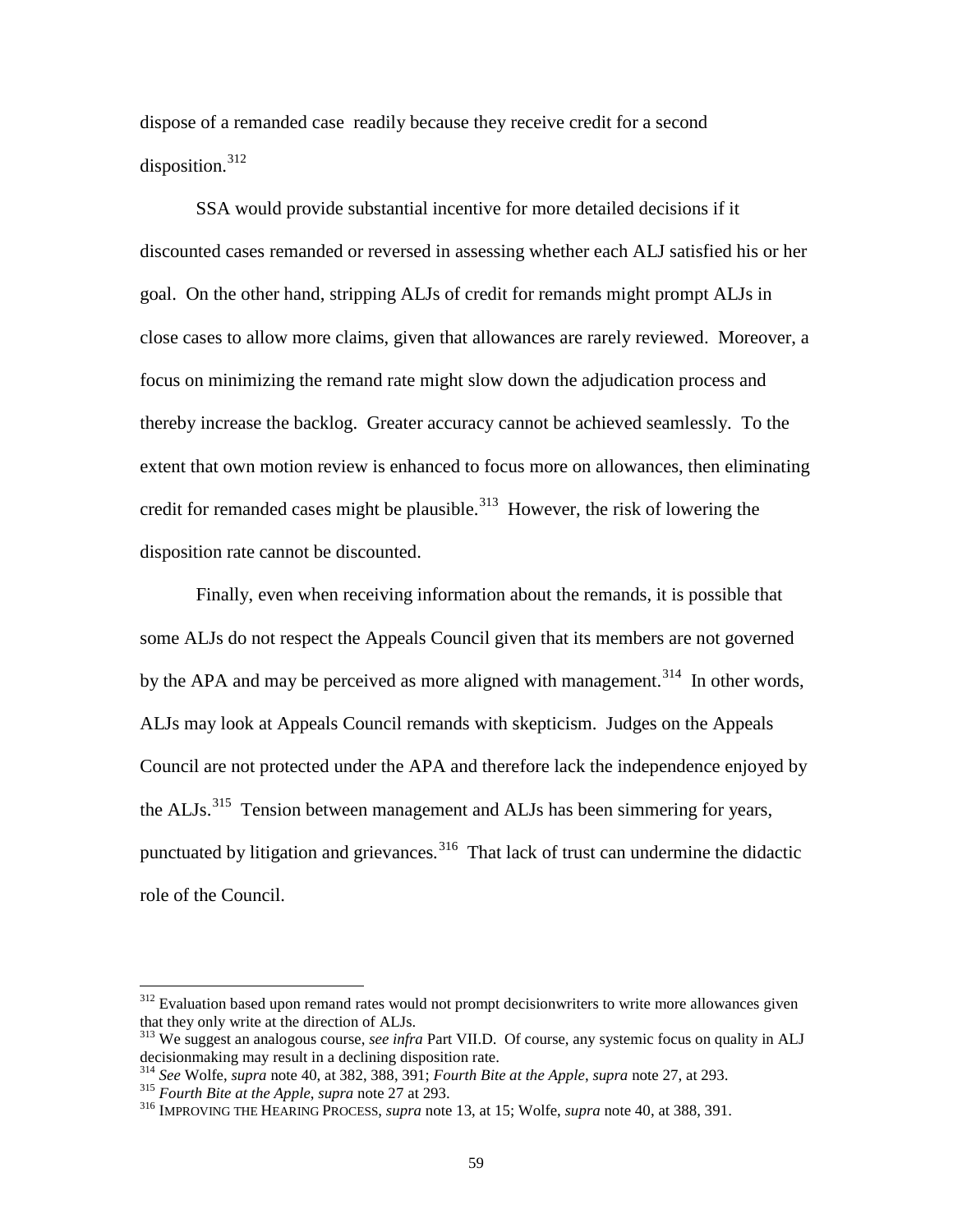dispose of a remanded case readily because they receive credit for a second disposition.[312]

SSA would provide substantial incentive for more detailed decisions if it discounted cases remanded or reversed in assessing whether each ALJ satisfied his or her goal. On the other hand, stripping ALJs of credit for remands might prompt ALJs in close cases to allow more claims, given that allowances are rarely reviewed. Moreover, a focus on minimizing the remand rate might slow down the adjudication process and thereby increase the backlog. Greater accuracy cannot be achieved seamlessly. To the extent that own motion review is enhanced to focus more on allowances, then eliminating credit for remanded cases might be plausible.[313] However, the risk of lowering the disposition rate cannot be discounted.

Finally, even when receiving information about the remands, it is possible that some ALJs do not respect the Appeals Council given that its members are not governed by the APA and may be perceived as more aligned with management.[314] In other words, ALJs may look at Appeals Council remands with skepticism. Judges on the Appeals Council are not protected under the APA and therefore lack the independence enjoyed by the ALJs.[315] Tension between management and ALJs has been simmering for years, punctuated by litigation and grievances.[316] That lack of trust can undermine the didactic role of the Council.

---

[312] Evaluation based upon remand rates would not prompt decisionwriters to write more allowances given that they only write at the direction of ALJs.

[313] We suggest an analogous course, *see infra* Part VII.D. Of course, any systemic focus on quality in ALJ decisionmaking may result in a declining disposition rate.

[314] *See* Wolfe, *supra* note 40, at 382, 388, 391; *Fourth Bite at the Apple*, *supra* note 27, at 293.

[315] *Fourth Bite at the Apple*, *supra* note 27 at 293.

[316] IMPROVING THE HEARING PROCESS, *supra* note 13, at 15; Wolfe, *supra* note 40, at 388, 391.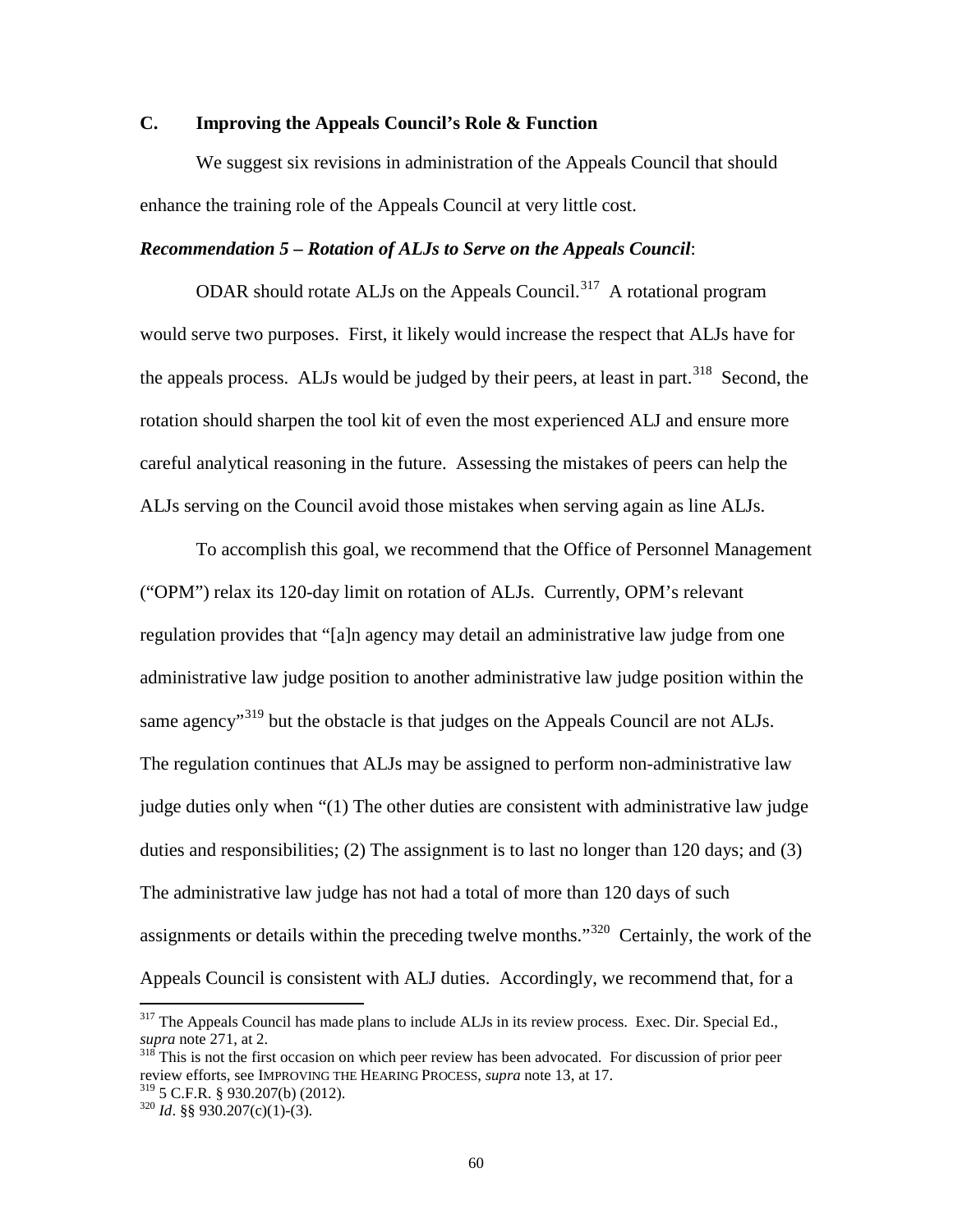### C. Improving the Appeals Council's Role & Function

We suggest six revisions in administration of the Appeals Council that should enhance the training role of the Appeals Council at very little cost.

***Recommendation 5 – Rotation of ALJs to Serve on the Appeals Council***:

ODAR should rotate ALJs on the Appeals Council.[317] A rotational program would serve two purposes. First, it likely would increase the respect that ALJs have for the appeals process. ALJs would be judged by their peers, at least in part.[318] Second, the rotation should sharpen the tool kit of even the most experienced ALJ and ensure more careful analytical reasoning in the future. Assessing the mistakes of peers can help the ALJs serving on the Council avoid those mistakes when serving again as line ALJs.

To accomplish this goal, we recommend that the Office of Personnel Management ("OPM") relax its 120-day limit on rotation of ALJs. Currently, OPM's relevant regulation provides that "[a]n agency may detail an administrative law judge from one administrative law judge position to another administrative law judge position within the same agency"[319] but the obstacle is that judges on the Appeals Council are not ALJs. The regulation continues that ALJs may be assigned to perform non-administrative law judge duties only when "(1) The other duties are consistent with administrative law judge duties and responsibilities; (2) The assignment is to last no longer than 120 days; and (3) The administrative law judge has not had a total of more than 120 days of such assignments or details within the preceding twelve months."[320] Certainly, the work of the Appeals Council is consistent with ALJ duties. Accordingly, we recommend that, for a

---

[317] The Appeals Council has made plans to include ALJs in its review process. Exec. Dir. Special Ed., *supra* note 271, at 2.

[318] This is not the first occasion on which peer review has been advocated. For discussion of prior peer review efforts, see IMPROVING THE HEARING PROCESS, *supra* note 13, at 17.

[319] 5 C.F.R. § 930.207(b) (2012).

[320] *Id*. §§ 930.207(c)(1)-(3).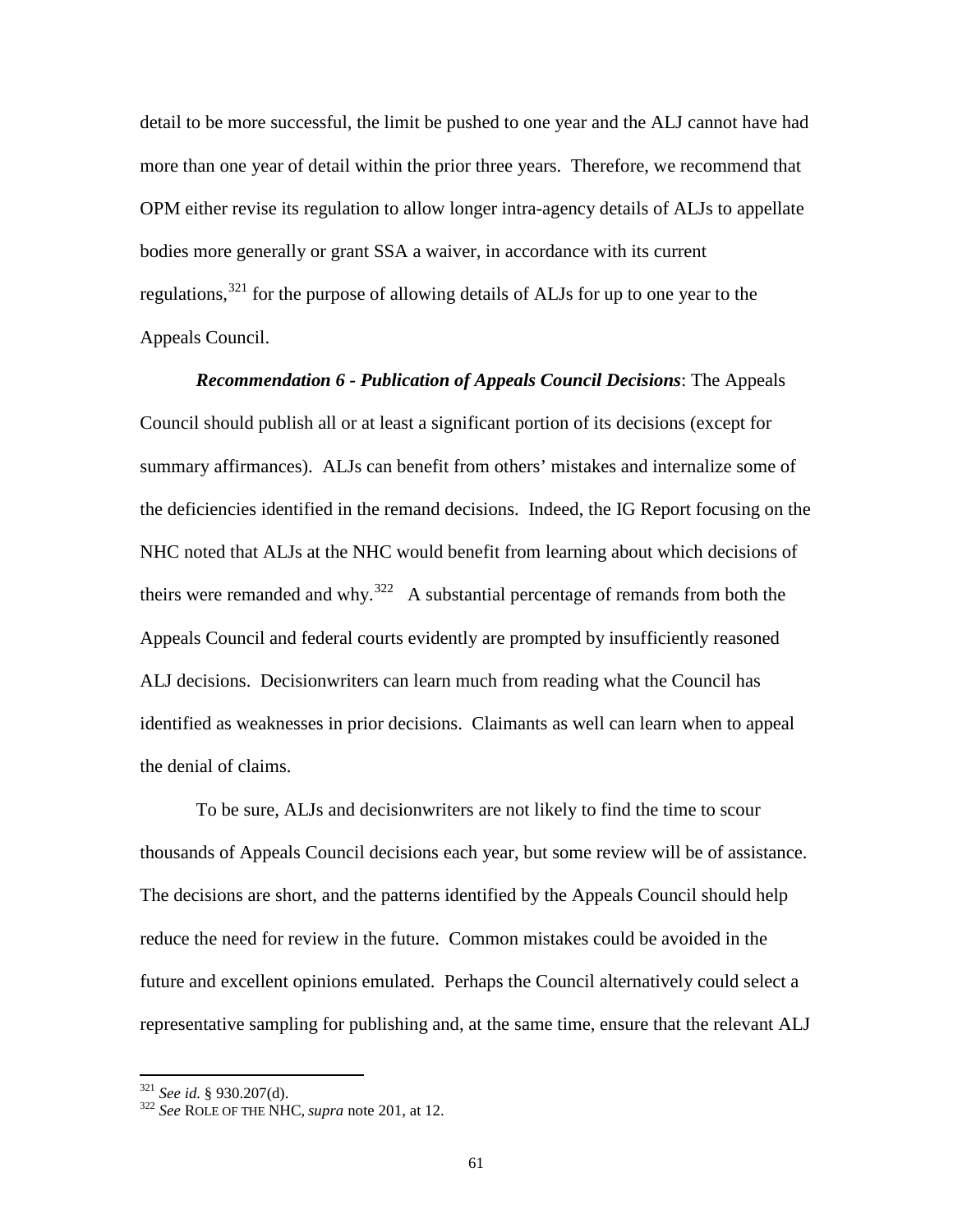detail to be more successful, the limit be pushed to one year and the ALJ cannot have had more than one year of detail within the prior three years. Therefore, we recommend that OPM either revise its regulation to allow longer intra-agency details of ALJs to appellate bodies more generally or grant SSA a waiver, in accordance with its current regulations,[321] for the purpose of allowing details of ALJs for up to one year to the Appeals Council.

***Recommendation 6 - Publication of Appeals Council Decisions***: The Appeals Council should publish all or at least a significant portion of its decisions (except for summary affirmances). ALJs can benefit from others' mistakes and internalize some of the deficiencies identified in the remand decisions. Indeed, the IG Report focusing on the NHC noted that ALJs at the NHC would benefit from learning about which decisions of theirs were remanded and why.[322] A substantial percentage of remands from both the Appeals Council and federal courts evidently are prompted by insufficiently reasoned ALJ decisions. Decisionwriters can learn much from reading what the Council has identified as weaknesses in prior decisions. Claimants as well can learn when to appeal the denial of claims.

To be sure, ALJs and decisionwriters are not likely to find the time to scour thousands of Appeals Council decisions each year, but some review will be of assistance. The decisions are short, and the patterns identified by the Appeals Council should help reduce the need for review in the future. Common mistakes could be avoided in the future and excellent opinions emulated. Perhaps the Council alternatively could select a representative sampling for publishing and, at the same time, ensure that the relevant ALJ

---

[321] *See id.* § 930.207(d).

[322] *See* ROLE OF THE NHC, *supra* note 201, at 12.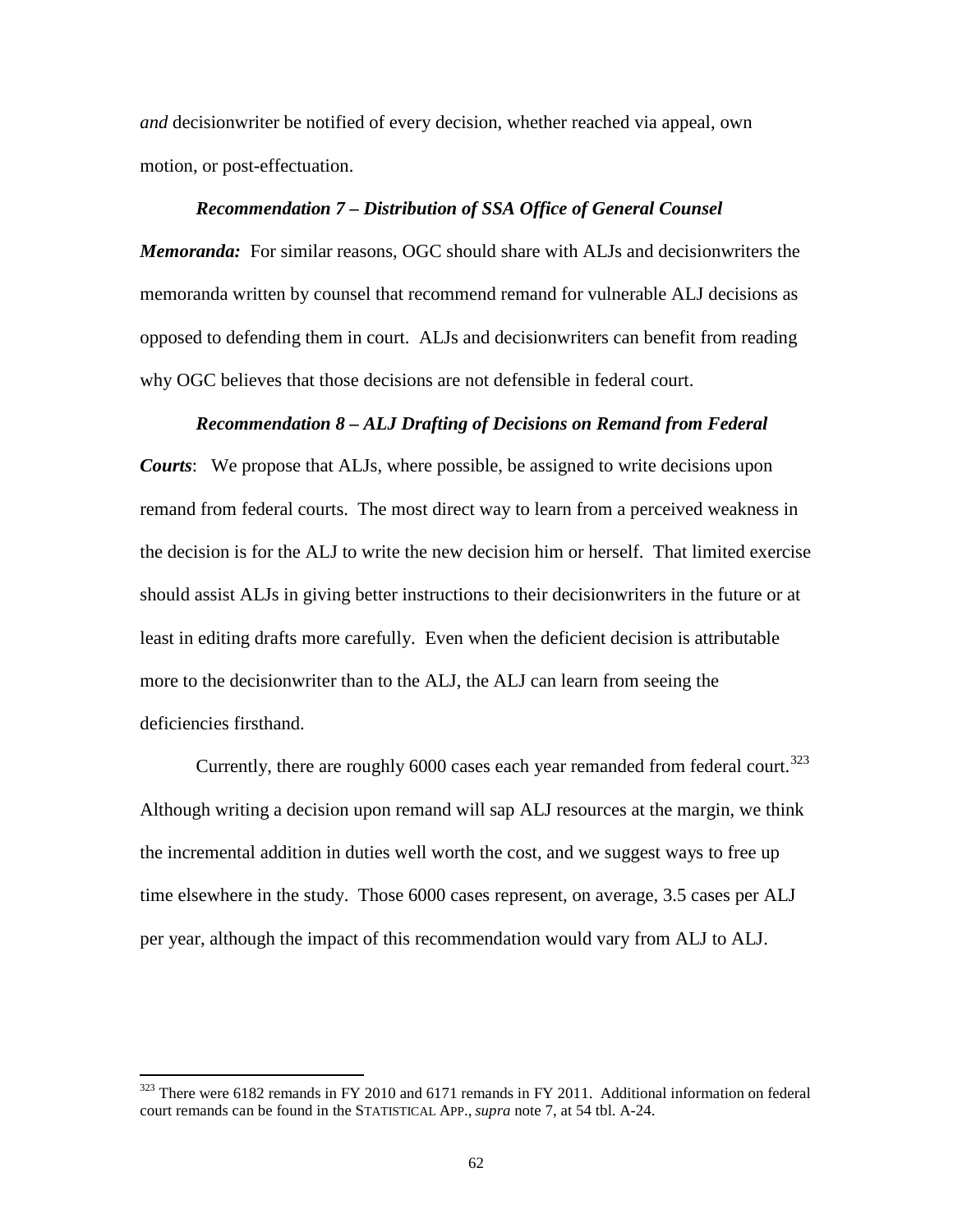*and* decisionwriter be notified of every decision, whether reached via appeal, own motion, or post-effectuation.

***Recommendation 7 – Distribution of SSA Office of General Counsel Memoranda:*** For similar reasons, OGC should share with ALJs and decisionwriters the memoranda written by counsel that recommend remand for vulnerable ALJ decisions as opposed to defending them in court. ALJs and decisionwriters can benefit from reading why OGC believes that those decisions are not defensible in federal court.

***Recommendation 8 – ALJ Drafting of Decisions on Remand from Federal Courts*:** We propose that ALJs, where possible, be assigned to write decisions upon remand from federal courts. The most direct way to learn from a perceived weakness in the decision is for the ALJ to write the new decision him or herself. That limited exercise should assist ALJs in giving better instructions to their decisionwriters in the future or at least in editing drafts more carefully. Even when the deficient decision is attributable more to the decisionwriter than to the ALJ, the ALJ can learn from seeing the deficiencies firsthand.

Currently, there are roughly 6000 cases each year remanded from federal court.[323] Although writing a decision upon remand will sap ALJ resources at the margin, we think the incremental addition in duties well worth the cost, and we suggest ways to free up time elsewhere in the study. Those 6000 cases represent, on average, 3.5 cases per ALJ per year, although the impact of this recommendation would vary from ALJ to ALJ.

---

[323] There were 6182 remands in FY 2010 and 6171 remands in FY 2011. Additional information on federal court remands can be found in the STATISTICAL APP., *supra* note 7, at 54 tbl. A-24.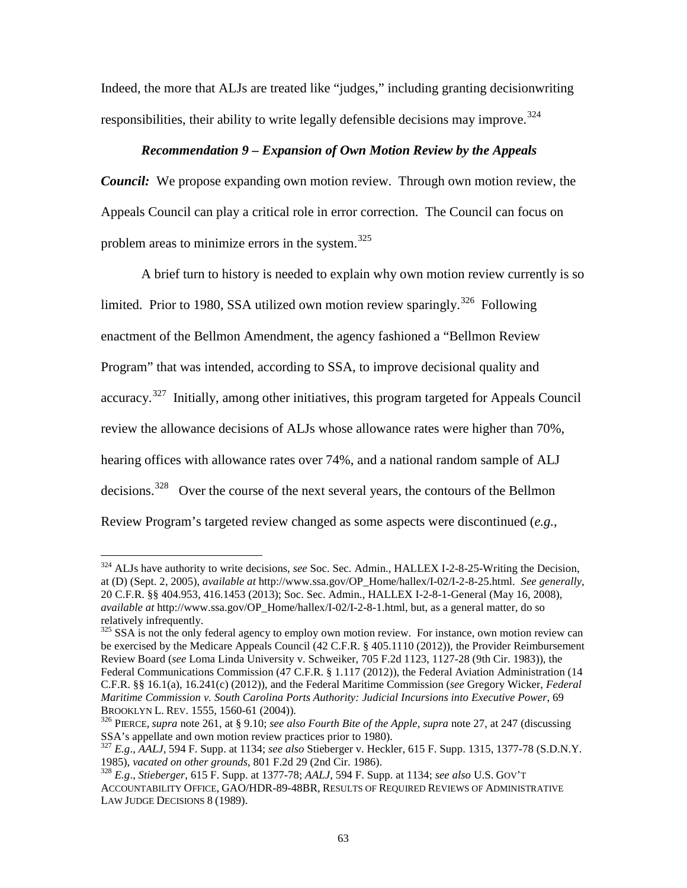Indeed, the more that ALJs are treated like "judges," including granting decisionwriting responsibilities, their ability to write legally defensible decisions may improve.[324]

***Recommendation 9 – Expansion of Own Motion Review by the Appeals Council:*** We propose expanding own motion review. Through own motion review, the Appeals Council can play a critical role in error correction. The Council can focus on problem areas to minimize errors in the system.[325]

A brief turn to history is needed to explain why own motion review currently is so limited. Prior to 1980, SSA utilized own motion review sparingly.[326] Following enactment of the Bellmon Amendment, the agency fashioned a "Bellmon Review Program" that was intended, according to SSA, to improve decisional quality and accuracy.[327] Initially, among other initiatives, this program targeted for Appeals Council review the allowance decisions of ALJs whose allowance rates were higher than 70%, hearing offices with allowance rates over 74%, and a national random sample of ALJ decisions.[328] Over the course of the next several years, the contours of the Bellmon Review Program's targeted review changed as some aspects were discontinued (*e.g.*,

---

[324] ALJs have authority to write decisions, *see* Soc. Sec. Admin., HALLEX I-2-8-25-Writing the Decision, at (D) (Sept. 2, 2005), *available at* http://www.ssa.gov/OP_Home/hallex/I-02/I-2-8-25.html. *See generally*, 20 C.F.R. §§ 404.953, 416.1453 (2013); Soc. Sec. Admin., HALLEX I-2-8-1-General (May 16, 2008), *available at* http://www.ssa.gov/OP_Home/hallex/I-02/I-2-8-1.html, but, as a general matter, do so relatively infrequently.

[325] SSA is not the only federal agency to employ own motion review. For instance, own motion review can be exercised by the Medicare Appeals Council (42 C.F.R. § 405.1110 (2012)), the Provider Reimbursement Review Board (*see* Loma Linda University v. Schweiker, 705 F.2d 1123, 1127-28 (9th Cir. 1983)), the Federal Communications Commission (47 C.F.R. § 1.117 (2012)), the Federal Aviation Administration (14 C.F.R. §§ 16.1(a), 16.241(c) (2012)), and the Federal Maritime Commission (*see* Gregory Wicker, *Federal Maritime Commission v. South Carolina Ports Authority: Judicial Incursions into Executive Power*, 69 BROOKLYN L. REV. 1555, 1560-61 (2004)).

[326] PIERCE, *supra* note 261, at § 9.10; *see also Fourth Bite of the Apple*, *supra* note 27, at 247 (discussing SSA's appellate and own motion review practices prior to 1980).

[327] *E.g*., *AALJ*, 594 F. Supp. at 1134; *see also* Stieberger v. Heckler, 615 F. Supp. 1315, 1377-78 (S.D.N.Y. 1985), *vacated on other grounds*, 801 F.2d 29 (2nd Cir. 1986).

[328] *E.g*., *Stieberger*, 615 F. Supp. at 1377-78; *AALJ*, 594 F. Supp. at 1134; *see also* U.S. GOV'T ACCOUNTABILITY OFFICE, GAO/HDR-89-48BR, RESULTS OF REQUIRED REVIEWS OF ADMINISTRATIVE LAW JUDGE DECISIONS 8 (1989).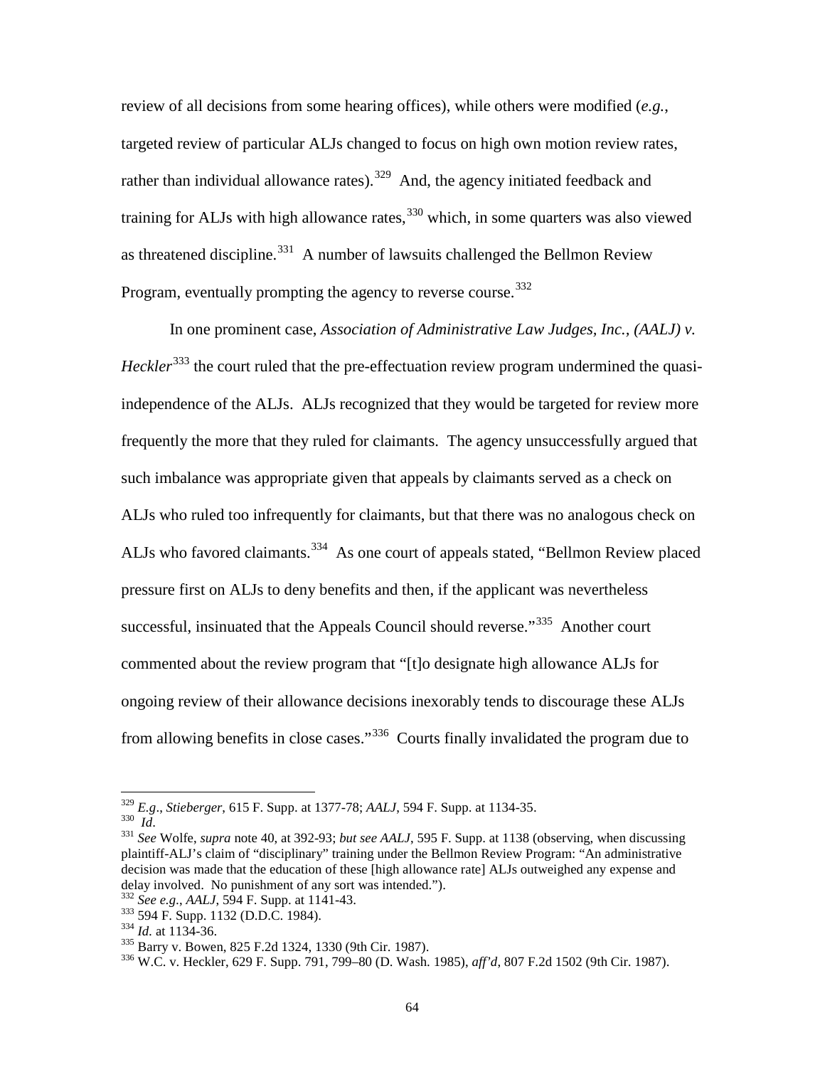review of all decisions from some hearing offices), while others were modified (*e.g.*, targeted review of particular ALJs changed to focus on high own motion review rates, rather than individual allowance rates).[329] And, the agency initiated feedback and training for ALJs with high allowance rates,[330] which, in some quarters was also viewed as threatened discipline.[331] A number of lawsuits challenged the Bellmon Review Program, eventually prompting the agency to reverse course.[332]

In one prominent case, *Association of Administrative Law Judges, Inc., (AALJ) v. Heckler*[333] the court ruled that the pre-effectuation review program undermined the quasi-independence of the ALJs. ALJs recognized that they would be targeted for review more frequently the more that they ruled for claimants. The agency unsuccessfully argued that such imbalance was appropriate given that appeals by claimants served as a check on ALJs who ruled too infrequently for claimants, but that there was no analogous check on ALJs who favored claimants.[334] As one court of appeals stated, "Bellmon Review placed pressure first on ALJs to deny benefits and then, if the applicant was nevertheless successful, insinuated that the Appeals Council should reverse."[335] Another court commented about the review program that "[t]o designate high allowance ALJs for ongoing review of their allowance decisions inexorably tends to discourage these ALJs from allowing benefits in close cases."[336] Courts finally invalidated the program due to

---

[329] *E.g*., *Stieberger*, 615 F. Supp. at 1377-78; *AALJ*, 594 F. Supp. at 1134-35.

[330] *Id*.

[331] *See* Wolfe, *supra* note 40, at 392-93; *but see AALJ*, 595 F. Supp. at 1138 (observing, when discussing plaintiff-ALJ's claim of "disciplinary" training under the Bellmon Review Program: "An administrative decision was made that the education of these [high allowance rate] ALJs outweighed any expense and delay involved. No punishment of any sort was intended.").

[332] *See e.g.*, *AALJ*, 594 F. Supp. at 1141-43.

[333] 594 F. Supp. 1132 (D.D.C. 1984).

[334] *Id.* at 1134-36.

[335] Barry v. Bowen, 825 F.2d 1324, 1330 (9th Cir. 1987).

[336] W.C. v. Heckler, 629 F. Supp. 791, 799–80 (D. Wash. 1985), *aff'd*, 807 F.2d 1502 (9th Cir. 1987).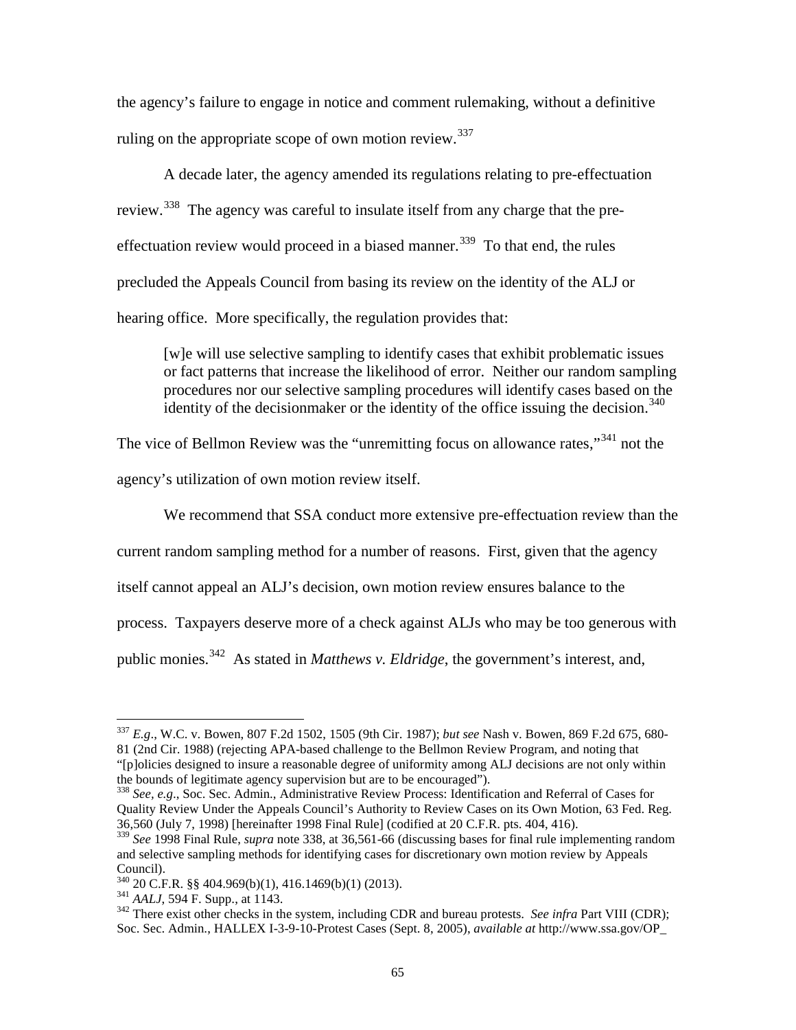the agency's failure to engage in notice and comment rulemaking, without a definitive ruling on the appropriate scope of own motion review.[337]

A decade later, the agency amended its regulations relating to pre-effectuation review.[338] The agency was careful to insulate itself from any charge that the pre-effectuation review would proceed in a biased manner.[339] To that end, the rules precluded the Appeals Council from basing its review on the identity of the ALJ or hearing office. More specifically, the regulation provides that:

> [w]e will use selective sampling to identify cases that exhibit problematic issues or fact patterns that increase the likelihood of error. Neither our random sampling procedures nor our selective sampling procedures will identify cases based on the identity of the decisionmaker or the identity of the office issuing the decision.[340]

The vice of Bellmon Review was the "unremitting focus on allowance rates,"[341] not the agency's utilization of own motion review itself.

We recommend that SSA conduct more extensive pre-effectuation review than the current random sampling method for a number of reasons. First, given that the agency itself cannot appeal an ALJ's decision, own motion review ensures balance to the process. Taxpayers deserve more of a check against ALJs who may be too generous with public monies.[342] As stated in *Matthews v. Eldridge*, the government's interest, and,

---

[337] *E.g*., W.C. v. Bowen, 807 F.2d 1502, 1505 (9th Cir. 1987); *but see* Nash v. Bowen, 869 F.2d 675, 680-81 (2nd Cir. 1988) (rejecting APA-based challenge to the Bellmon Review Program, and noting that "[p]olicies designed to insure a reasonable degree of uniformity among ALJ decisions are not only within the bounds of legitimate agency supervision but are to be encouraged").

[338] *See*, *e.g*., Soc. Sec. Admin., Administrative Review Process: Identification and Referral of Cases for Quality Review Under the Appeals Council's Authority to Review Cases on its Own Motion, 63 Fed. Reg. 36,560 (July 7, 1998) [hereinafter 1998 Final Rule] (codified at 20 C.F.R. pts. 404, 416).

[339] *See* 1998 Final Rule, *supra* note 338, at 36,561-66 (discussing bases for final rule implementing random and selective sampling methods for identifying cases for discretionary own motion review by Appeals Council).

[340] 20 C.F.R. §§ 404.969(b)(1), 416.1469(b)(1) (2013).

[341] *AALJ*, 594 F. Supp., at 1143.

[342] There exist other checks in the system, including CDR and bureau protests. *See infra* Part VIII (CDR); Soc. Sec. Admin., HALLEX I-3-9-10-Protest Cases (Sept. 8, 2005), *available at* http://www.ssa.gov/OP_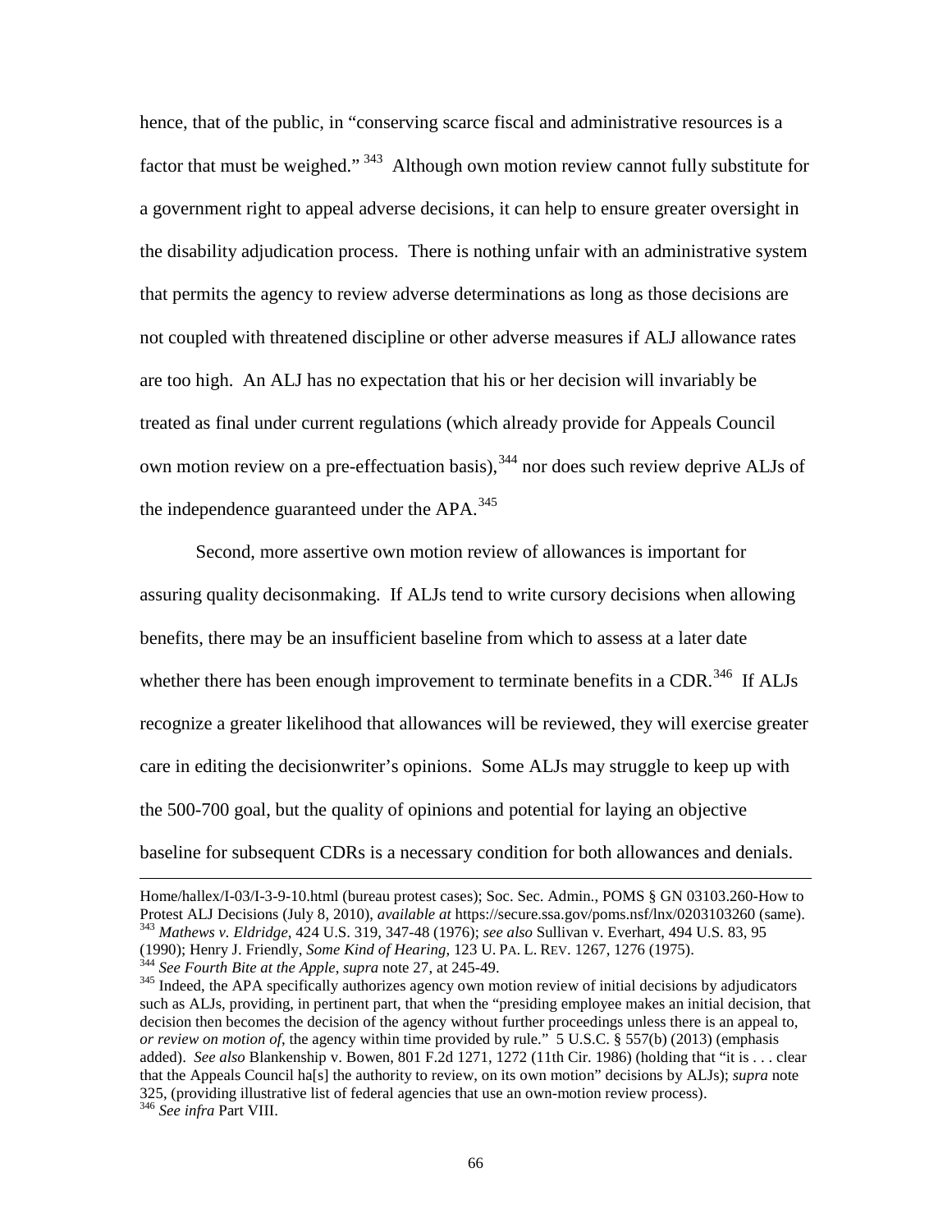hence, that of the public, in "conserving scarce fiscal and administrative resources is a factor that must be weighed."[343] Although own motion review cannot fully substitute for a government right to appeal adverse decisions, it can help to ensure greater oversight in the disability adjudication process. There is nothing unfair with an administrative system that permits the agency to review adverse determinations as long as those decisions are not coupled with threatened discipline or other adverse measures if ALJ allowance rates are too high. An ALJ has no expectation that his or her decision will invariably be treated as final under current regulations (which already provide for Appeals Council own motion review on a pre-effectuation basis),[344] nor does such review deprive ALJs of the independence guaranteed under the APA.[345]

Second, more assertive own motion review of allowances is important for assuring quality decisonmaking. If ALJs tend to write cursory decisions when allowing benefits, there may be an insufficient baseline from which to assess at a later date whether there has been enough improvement to terminate benefits in a CDR.[346] If ALJs recognize a greater likelihood that allowances will be reviewed, they will exercise greater care in editing the decisionwriter's opinions. Some ALJs may struggle to keep up with the 500-700 goal, but the quality of opinions and potential for laying an objective baseline for subsequent CDRs is a necessary condition for both allowances and denials.

---

Home/hallex/I-03/I-3-9-10.html (bureau protest cases); Soc. Sec. Admin., POMS § GN 03103.260-How to Protest ALJ Decisions (July 8, 2010), *available at* https://secure.ssa.gov/poms.nsf/lnx/0203103260 (same).

[343] *Mathews v. Eldridge*, 424 U.S. 319, 347-48 (1976); *see also* Sullivan v. Everhart, 494 U.S. 83, 95 (1990); Henry J. Friendly, *Some Kind of Hearing*, 123 U. PA. L. REV. 1267, 1276 (1975).

[344] *See Fourth Bite at the Apple*, *supra* note 27, at 245-49.

[345] Indeed, the APA specifically authorizes agency own motion review of initial decisions by adjudicators such as ALJs, providing, in pertinent part, that when the "presiding employee makes an initial decision, that decision then becomes the decision of the agency without further proceedings unless there is an appeal to, *or review on motion of*, the agency within time provided by rule." 5 U.S.C. § 557(b) (2013) (emphasis added). *See also* Blankenship v. Bowen, 801 F.2d 1271, 1272 (11th Cir. 1986) (holding that "it is . . . clear that the Appeals Council ha[s] the authority to review, on its own motion" decisions by ALJs); *supra* note 325, (providing illustrative list of federal agencies that use an own-motion review process).

[346] *See infra* Part VIII.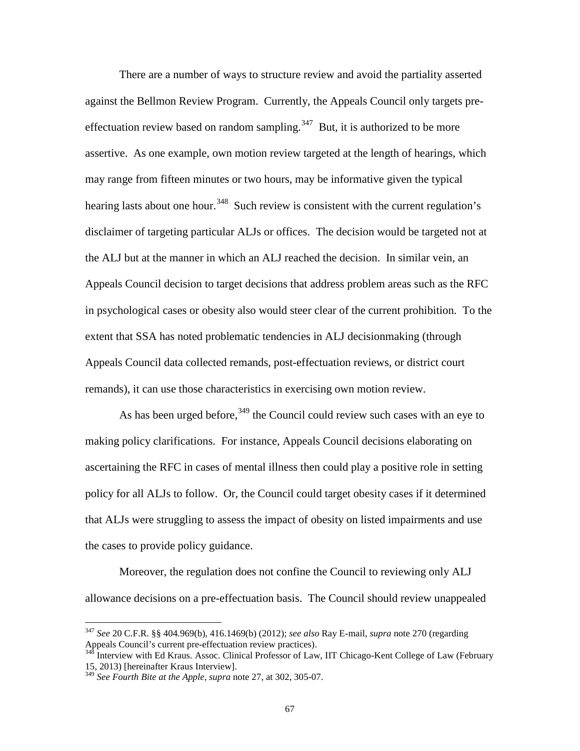There are a number of ways to structure review and avoid the partiality asserted against the Bellmon Review Program. Currently, the Appeals Council only targets pre-effectuation review based on random sampling.[347] But, it is authorized to be more assertive. As one example, own motion review targeted at the length of hearings, which may range from fifteen minutes or two hours, may be informative given the typical hearing lasts about one hour.[348] Such review is consistent with the current regulation's disclaimer of targeting particular ALJs or offices. The decision would be targeted not at the ALJ but at the manner in which an ALJ reached the decision. In similar vein, an Appeals Council decision to target decisions that address problem areas such as the RFC in psychological cases or obesity also would steer clear of the current prohibition. To the extent that SSA has noted problematic tendencies in ALJ decisionmaking (through Appeals Council data collected remands, post-effectuation reviews, or district court remands), it can use those characteristics in exercising own motion review.

As has been urged before,[349] the Council could review such cases with an eye to making policy clarifications. For instance, Appeals Council decisions elaborating on ascertaining the RFC in cases of mental illness then could play a positive role in setting policy for all ALJs to follow. Or, the Council could target obesity cases if it determined that ALJs were struggling to assess the impact of obesity on listed impairments and use the cases to provide policy guidance.

Moreover, the regulation does not confine the Council to reviewing only ALJ allowance decisions on a pre-effectuation basis. The Council should review unappealed

[347] *See* 20 C.F.R. §§ 404.969(b), 416.1469(b) (2012); *see also* Ray E-mail, *supra* note 270 (regarding Appeals Council's current pre-effectuation review practices).

[348] Interview with Ed Kraus. Assoc. Clinical Professor of Law, IIT Chicago-Kent College of Law (February 15, 2013) [hereinafter Kraus Interview].

[349] *See Fourth Bite at the Apple*, *supra* note 27, at 302, 305-07.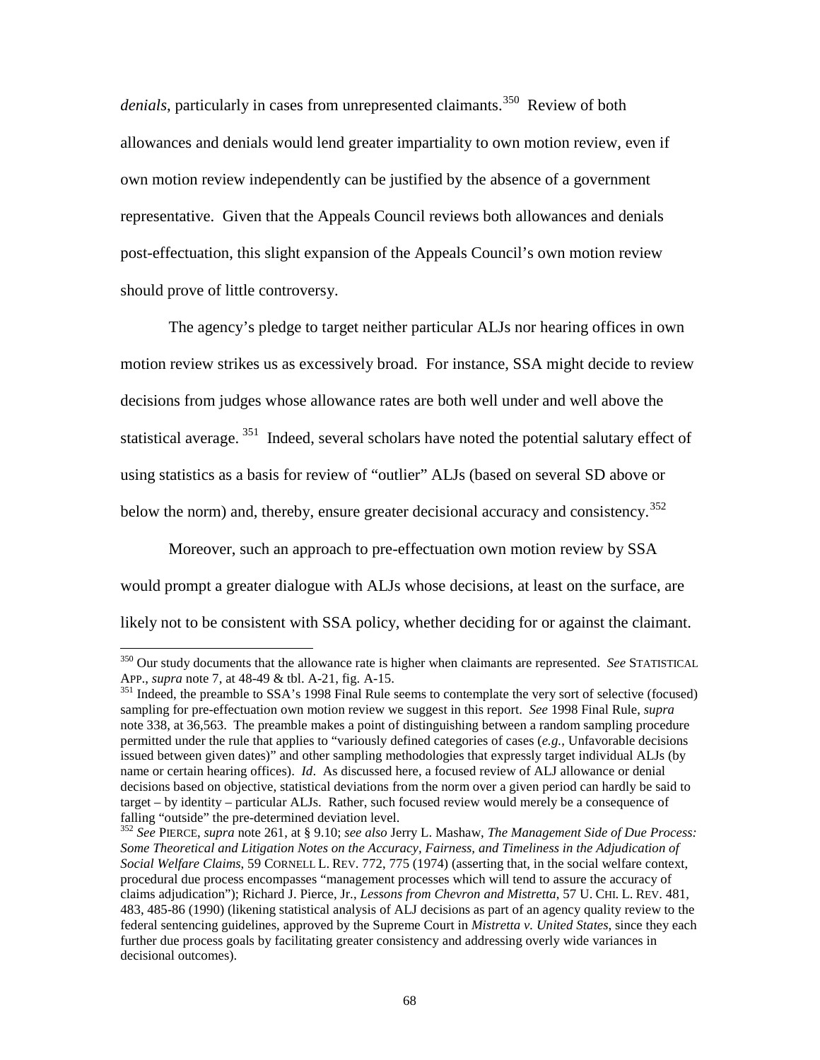*denials*, particularly in cases from unrepresented claimants.[350] Review of both allowances and denials would lend greater impartiality to own motion review, even if own motion review independently can be justified by the absence of a government representative. Given that the Appeals Council reviews both allowances and denials post-effectuation, this slight expansion of the Appeals Council's own motion review should prove of little controversy.

The agency's pledge to target neither particular ALJs nor hearing offices in own motion review strikes us as excessively broad. For instance, SSA might decide to review decisions from judges whose allowance rates are both well under and well above the statistical average.[351] Indeed, several scholars have noted the potential salutary effect of using statistics as a basis for review of "outlier" ALJs (based on several SD above or below the norm) and, thereby, ensure greater decisional accuracy and consistency.[352]

Moreover, such an approach to pre-effectuation own motion review by SSA would prompt a greater dialogue with ALJs whose decisions, at least on the surface, are likely not to be consistent with SSA policy, whether deciding for or against the claimant.

---

[350] Our study documents that the allowance rate is higher when claimants are represented. *See* STATISTICAL APP., *supra* note 7, at 48-49 & tbl. A-21, fig. A-15.

[351] Indeed, the preamble to SSA's 1998 Final Rule seems to contemplate the very sort of selective (focused) sampling for pre-effectuation own motion review we suggest in this report. *See* 1998 Final Rule, *supra* note 338, at 36,563. The preamble makes a point of distinguishing between a random sampling procedure permitted under the rule that applies to "variously defined categories of cases (*e.g.*, Unfavorable decisions issued between given dates)" and other sampling methodologies that expressly target individual ALJs (by name or certain hearing offices). *Id*. As discussed here, a focused review of ALJ allowance or denial decisions based on objective, statistical deviations from the norm over a given period can hardly be said to target – by identity – particular ALJs. Rather, such focused review would merely be a consequence of falling "outside" the pre-determined deviation level.

[352] *See* PIERCE, *supra* note 261, at § 9.10; *see also* Jerry L. Mashaw, *The Management Side of Due Process: Some Theoretical and Litigation Notes on the Accuracy, Fairness, and Timeliness in the Adjudication of Social Welfare Claims*, 59 CORNELL L. REV. 772, 775 (1974) (asserting that, in the social welfare context, procedural due process encompasses "management processes which will tend to assure the accuracy of claims adjudication"); Richard J. Pierce, Jr., *Lessons from Chevron and Mistretta*, 57 U. CHI. L. REV. 481, 483, 485-86 (1990) (likening statistical analysis of ALJ decisions as part of an agency quality review to the federal sentencing guidelines, approved by the Supreme Court in *Mistretta v. United States*, since they each further due process goals by facilitating greater consistency and addressing overly wide variances in decisional outcomes).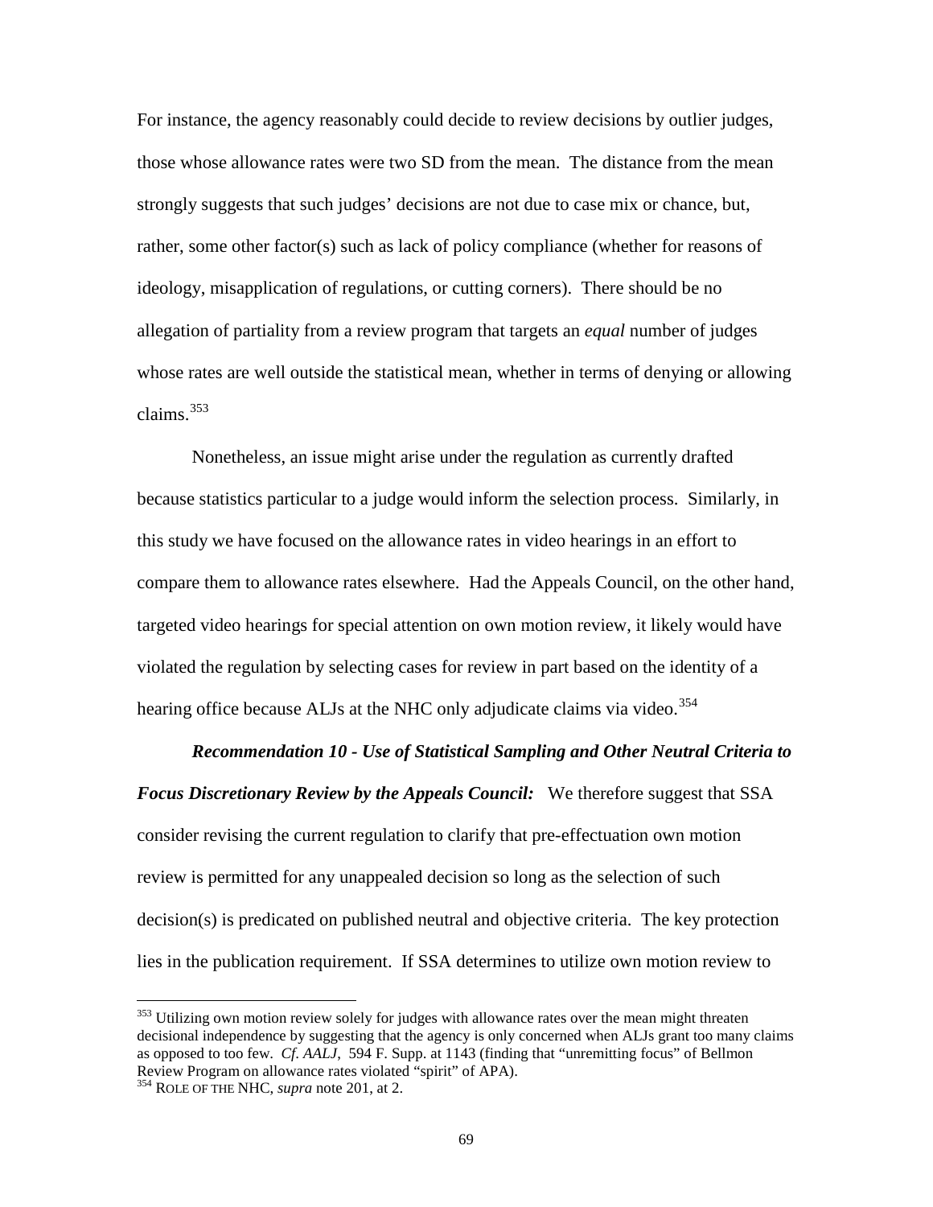For instance, the agency reasonably could decide to review decisions by outlier judges, those whose allowance rates were two SD from the mean. The distance from the mean strongly suggests that such judges' decisions are not due to case mix or chance, but, rather, some other factor(s) such as lack of policy compliance (whether for reasons of ideology, misapplication of regulations, or cutting corners). There should be no allegation of partiality from a review program that targets an *equal* number of judges whose rates are well outside the statistical mean, whether in terms of denying or allowing claims.[353]

Nonetheless, an issue might arise under the regulation as currently drafted because statistics particular to a judge would inform the selection process. Similarly, in this study we have focused on the allowance rates in video hearings in an effort to compare them to allowance rates elsewhere. Had the Appeals Council, on the other hand, targeted video hearings for special attention on own motion review, it likely would have violated the regulation by selecting cases for review in part based on the identity of a hearing office because ALJs at the NHC only adjudicate claims via video.[354]

***Recommendation 10 - Use of Statistical Sampling and Other Neutral Criteria to Focus Discretionary Review by the Appeals Council:*** We therefore suggest that SSA consider revising the current regulation to clarify that pre-effectuation own motion review is permitted for any unappealed decision so long as the selection of such decision(s) is predicated on published neutral and objective criteria. The key protection lies in the publication requirement. If SSA determines to utilize own motion review to

---

[353] Utilizing own motion review solely for judges with allowance rates over the mean might threaten decisional independence by suggesting that the agency is only concerned when ALJs grant too many claims as opposed to too few. *Cf. AALJ*, 594 F. Supp. at 1143 (finding that "unremitting focus" of Bellmon Review Program on allowance rates violated "spirit" of APA).

[354] ROLE OF THE NHC, *supra* note 201, at 2.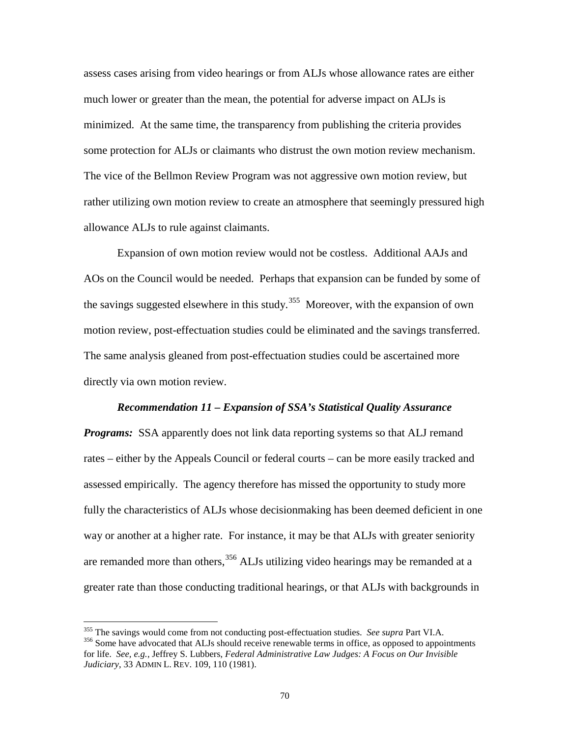assess cases arising from video hearings or from ALJs whose allowance rates are either much lower or greater than the mean, the potential for adverse impact on ALJs is minimized. At the same time, the transparency from publishing the criteria provides some protection for ALJs or claimants who distrust the own motion review mechanism. The vice of the Bellmon Review Program was not aggressive own motion review, but rather utilizing own motion review to create an atmosphere that seemingly pressured high allowance ALJs to rule against claimants.

Expansion of own motion review would not be costless. Additional AAJs and AOs on the Council would be needed. Perhaps that expansion can be funded by some of the savings suggested elsewhere in this study.[355] Moreover, with the expansion of own motion review, post-effectuation studies could be eliminated and the savings transferred. The same analysis gleaned from post-effectuation studies could be ascertained more directly via own motion review.

***Recommendation 11 – Expansion of SSA's Statistical Quality Assurance Programs:*** SSA apparently does not link data reporting systems so that ALJ remand rates – either by the Appeals Council or federal courts – can be more easily tracked and assessed empirically. The agency therefore has missed the opportunity to study more fully the characteristics of ALJs whose decisionmaking has been deemed deficient in one way or another at a higher rate. For instance, it may be that ALJs with greater seniority are remanded more than others,[356] ALJs utilizing video hearings may be remanded at a greater rate than those conducting traditional hearings, or that ALJs with backgrounds in

---

[355] The savings would come from not conducting post-effectuation studies. *See supra* Part VI.A.

[356] Some have advocated that ALJs should receive renewable terms in office, as opposed to appointments for life. *See, e.g.*, Jeffrey S. Lubbers, *Federal Administrative Law Judges: A Focus on Our Invisible Judiciary*, 33 ADMIN L. REV. 109, 110 (1981).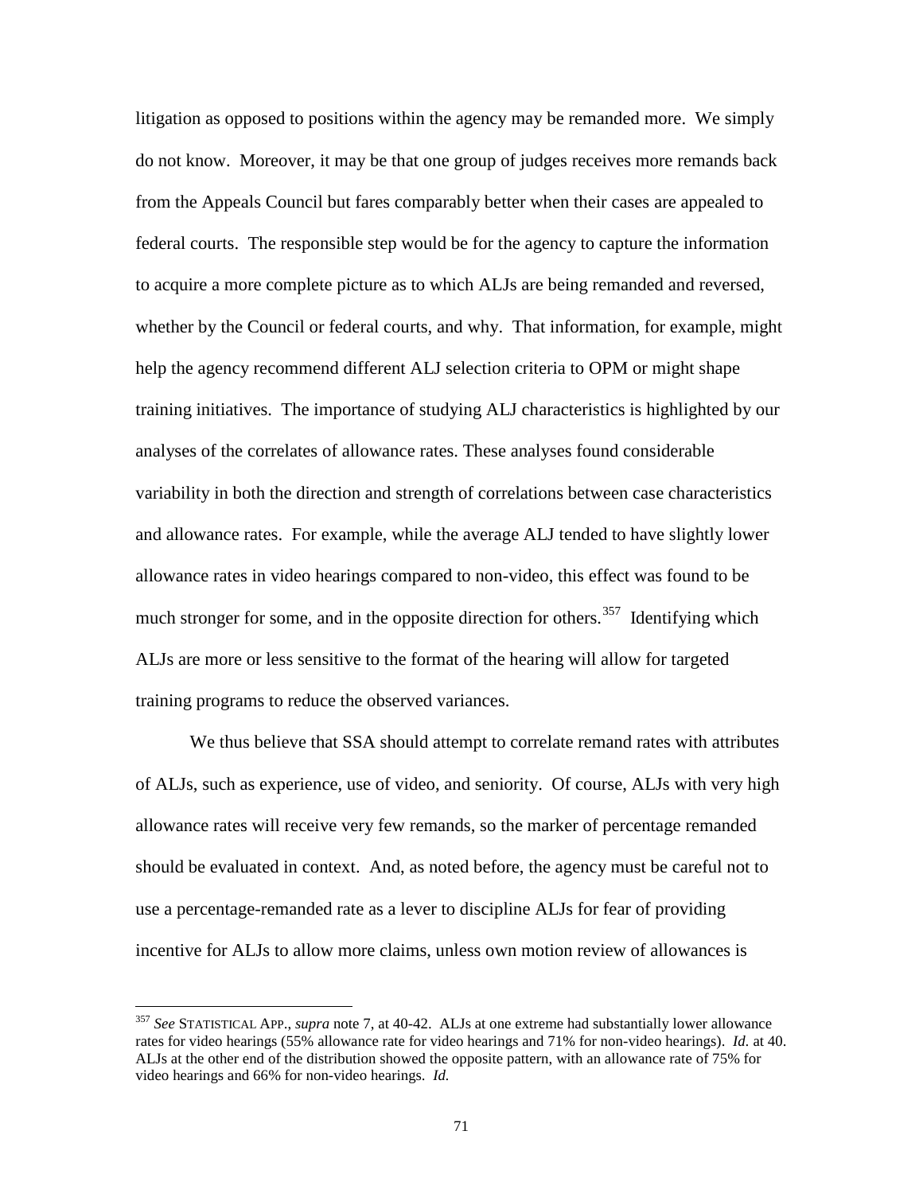litigation as opposed to positions within the agency may be remanded more. We simply do not know. Moreover, it may be that one group of judges receives more remands back from the Appeals Council but fares comparably better when their cases are appealed to federal courts. The responsible step would be for the agency to capture the information to acquire a more complete picture as to which ALJs are being remanded and reversed, whether by the Council or federal courts, and why. That information, for example, might help the agency recommend different ALJ selection criteria to OPM or might shape training initiatives. The importance of studying ALJ characteristics is highlighted by our analyses of the correlates of allowance rates. These analyses found considerable variability in both the direction and strength of correlations between case characteristics and allowance rates. For example, while the average ALJ tended to have slightly lower allowance rates in video hearings compared to non-video, this effect was found to be much stronger for some, and in the opposite direction for others.[357] Identifying which ALJs are more or less sensitive to the format of the hearing will allow for targeted training programs to reduce the observed variances.

We thus believe that SSA should attempt to correlate remand rates with attributes of ALJs, such as experience, use of video, and seniority. Of course, ALJs with very high allowance rates will receive very few remands, so the marker of percentage remanded should be evaluated in context. And, as noted before, the agency must be careful not to use a percentage-remanded rate as a lever to discipline ALJs for fear of providing incentive for ALJs to allow more claims, unless own motion review of allowances is

---

[357] *See* STATISTICAL APP., *supra* note 7, at 40-42. ALJs at one extreme had substantially lower allowance rates for video hearings (55% allowance rate for video hearings and 71% for non-video hearings). *Id*. at 40. ALJs at the other end of the distribution showed the opposite pattern, with an allowance rate of 75% for video hearings and 66% for non-video hearings. *Id.*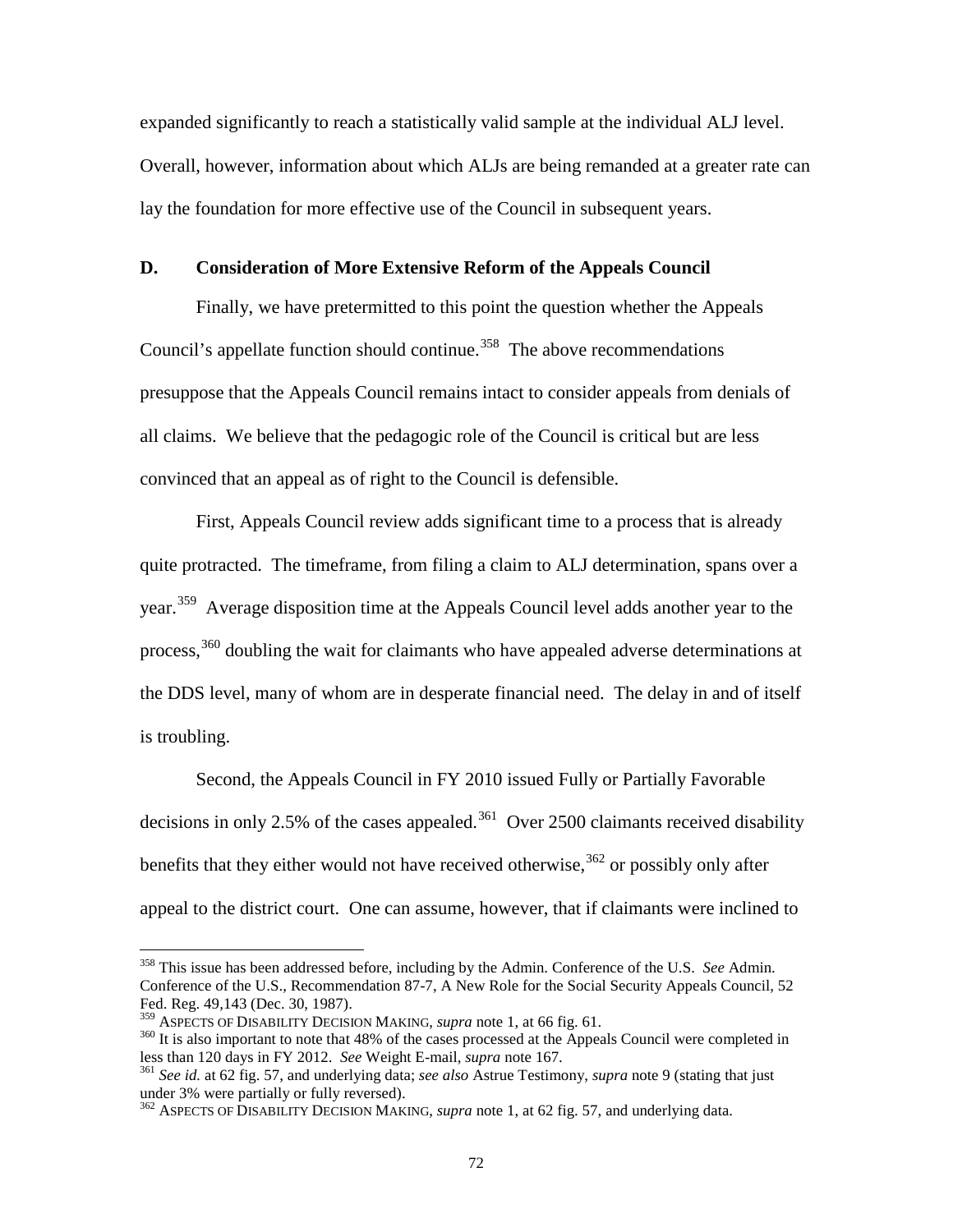expanded significantly to reach a statistically valid sample at the individual ALJ level. Overall, however, information about which ALJs are being remanded at a greater rate can lay the foundation for more effective use of the Council in subsequent years.

### D. Consideration of More Extensive Reform of the Appeals Council

Finally, we have pretermitted to this point the question whether the Appeals Council's appellate function should continue.[358] The above recommendations presuppose that the Appeals Council remains intact to consider appeals from denials of all claims. We believe that the pedagogic role of the Council is critical but are less convinced that an appeal as of right to the Council is defensible.

First, Appeals Council review adds significant time to a process that is already quite protracted. The timeframe, from filing a claim to ALJ determination, spans over a year.[359] Average disposition time at the Appeals Council level adds another year to the process,[360] doubling the wait for claimants who have appealed adverse determinations at the DDS level, many of whom are in desperate financial need. The delay in and of itself is troubling.

Second, the Appeals Council in FY 2010 issued Fully or Partially Favorable decisions in only 2.5% of the cases appealed.[361] Over 2500 claimants received disability benefits that they either would not have received otherwise,[362] or possibly only after appeal to the district court. One can assume, however, that if claimants were inclined to

---

[358] This issue has been addressed before, including by the Admin. Conference of the U.S. *See* Admin. Conference of the U.S., Recommendation 87-7, A New Role for the Social Security Appeals Council, 52 Fed. Reg. 49,143 (Dec. 30, 1987).

[359] ASPECTS OF DISABILITY DECISION MAKING, *supra* note 1, at 66 fig. 61.

[360] It is also important to note that 48% of the cases processed at the Appeals Council were completed in less than 120 days in FY 2012. *See* Weight E-mail, *supra* note 167.

[361] *See id.* at 62 fig. 57, and underlying data; *see also* Astrue Testimony, *supra* note 9 (stating that just under 3% were partially or fully reversed).

[362] ASPECTS OF DISABILITY DECISION MAKING, *supra* note 1, at 62 fig. 57, and underlying data.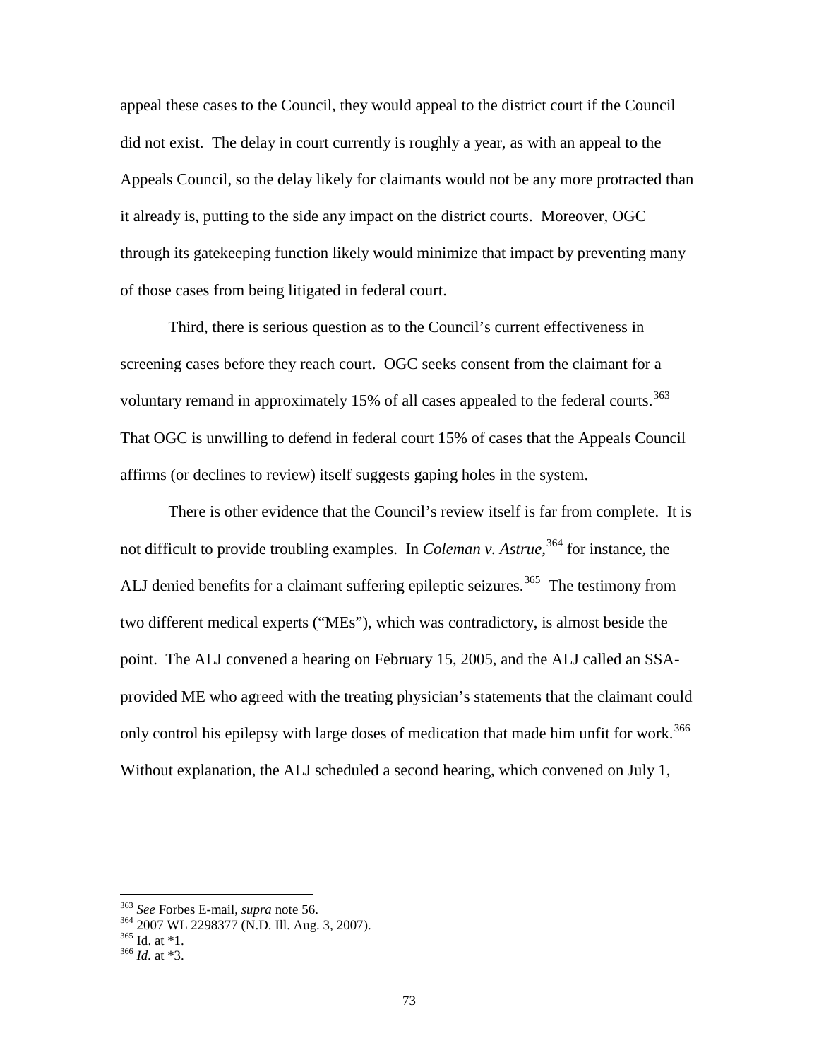appeal these cases to the Council, they would appeal to the district court if the Council did not exist. The delay in court currently is roughly a year, as with an appeal to the Appeals Council, so the delay likely for claimants would not be any more protracted than it already is, putting to the side any impact on the district courts. Moreover, OGC through its gatekeeping function likely would minimize that impact by preventing many of those cases from being litigated in federal court.

Third, there is serious question as to the Council's current effectiveness in screening cases before they reach court. OGC seeks consent from the claimant for a voluntary remand in approximately 15% of all cases appealed to the federal courts.[363] That OGC is unwilling to defend in federal court 15% of cases that the Appeals Council affirms (or declines to review) itself suggests gaping holes in the system.

There is other evidence that the Council's review itself is far from complete. It is not difficult to provide troubling examples. In *Coleman v. Astrue*,[364] for instance, the ALJ denied benefits for a claimant suffering epileptic seizures.[365] The testimony from two different medical experts ("MEs"), which was contradictory, is almost beside the point. The ALJ convened a hearing on February 15, 2005, and the ALJ called an SSA-provided ME who agreed with the treating physician's statements that the claimant could only control his epilepsy with large doses of medication that made him unfit for work.[366] Without explanation, the ALJ scheduled a second hearing, which convened on July 1,

---

[363] *See* Forbes E-mail, *supra* note 56.

[364] 2007 WL 2298377 (N.D. Ill. Aug. 3, 2007).

[365] Id. at *1.

[366] *Id.* at *3.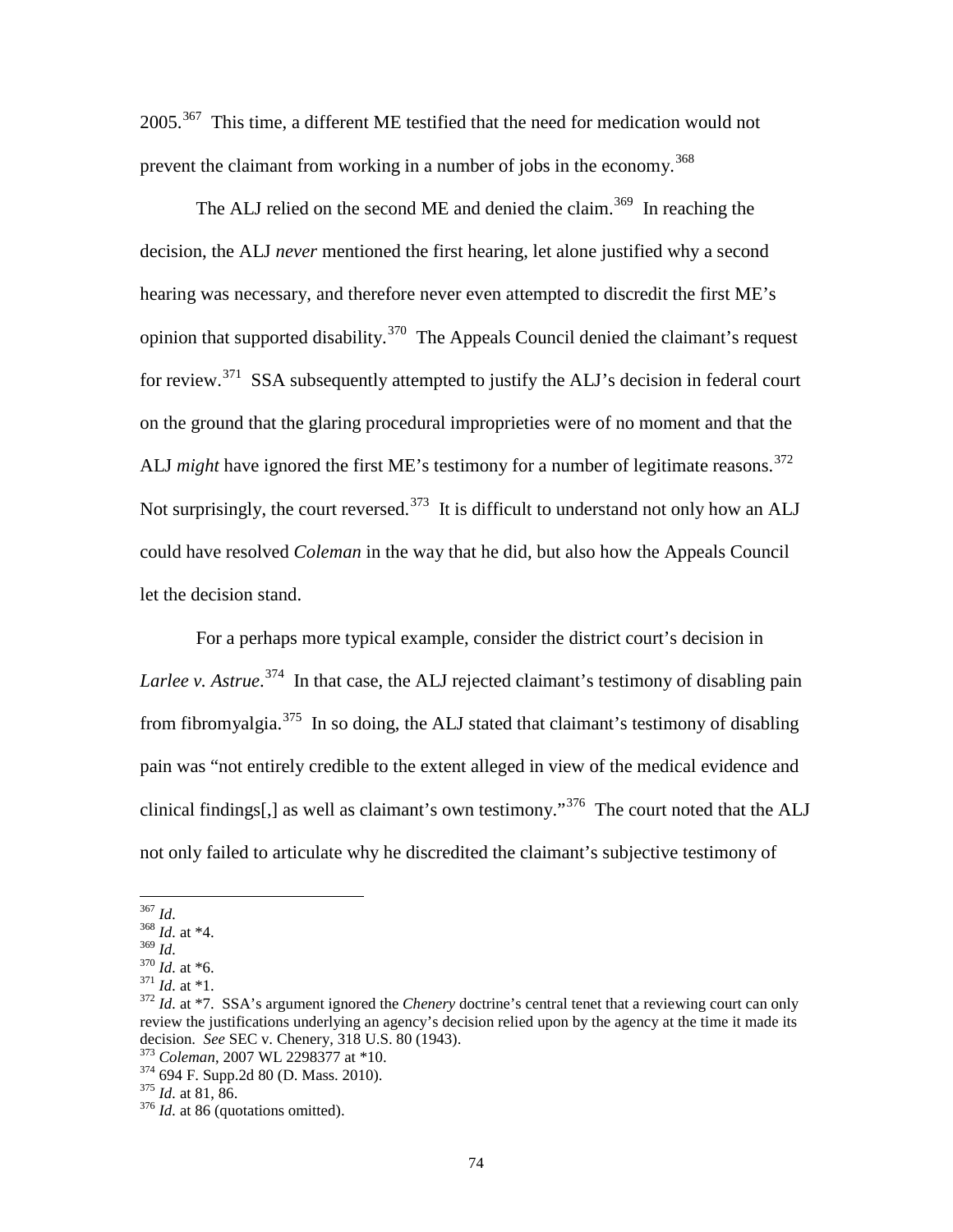2005.[367] This time, a different ME testified that the need for medication would not prevent the claimant from working in a number of jobs in the economy.[368]

The ALJ relied on the second ME and denied the claim.[369] In reaching the decision, the ALJ *never* mentioned the first hearing, let alone justified why a second hearing was necessary, and therefore never even attempted to discredit the first ME's opinion that supported disability.[370] The Appeals Council denied the claimant's request for review.[371] SSA subsequently attempted to justify the ALJ's decision in federal court on the ground that the glaring procedural improprieties were of no moment and that the ALJ *might* have ignored the first ME's testimony for a number of legitimate reasons.[372] Not surprisingly, the court reversed.[373] It is difficult to understand not only how an ALJ could have resolved *Coleman* in the way that he did, but also how the Appeals Council let the decision stand.

For a perhaps more typical example, consider the district court's decision in *Larlee v. Astrue*.[374] In that case, the ALJ rejected claimant's testimony of disabling pain from fibromyalgia.[375] In so doing, the ALJ stated that claimant's testimony of disabling pain was "not entirely credible to the extent alleged in view of the medical evidence and clinical findings[,] as well as claimant's own testimony."[376] The court noted that the ALJ not only failed to articulate why he discredited the claimant's subjective testimony of

---

[367] *Id.*
[368] *Id.* at *4.
[369] *Id.*
[370] *Id.* at *6.
[371] *Id.* at *1.
[372] *Id.* at *7. SSA's argument ignored the *Chenery* doctrine's central tenet that a reviewing court can only review the justifications underlying an agency's decision relied upon by the agency at the time it made its decision. *See* SEC v. Chenery, 318 U.S. 80 (1943).
[373] *Coleman*, 2007 WL 2298377 at *10.
[374] 694 F. Supp.2d 80 (D. Mass. 2010).
[375] *Id.* at 81, 86.
[376] *Id.* at 86 (quotations omitted).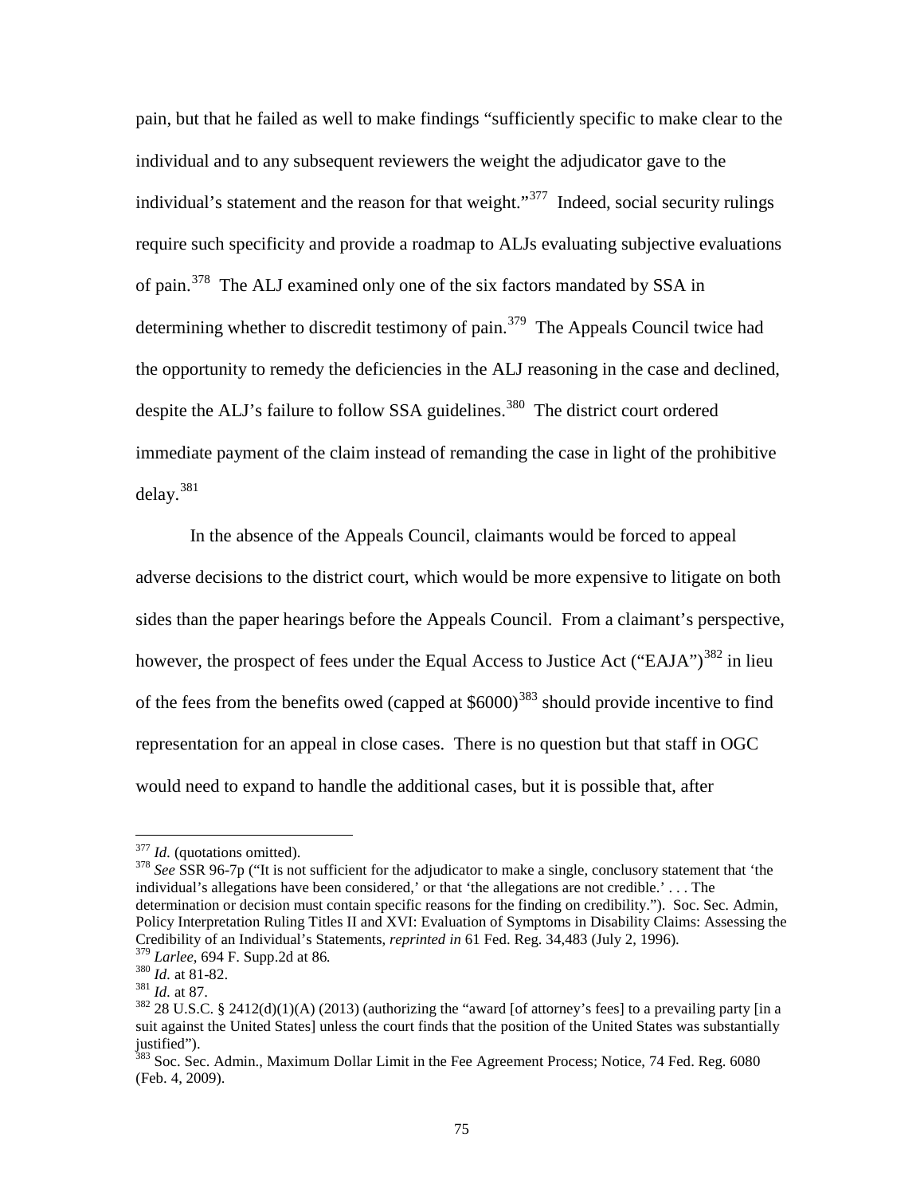pain, but that he failed as well to make findings "sufficiently specific to make clear to the individual and to any subsequent reviewers the weight the adjudicator gave to the individual's statement and the reason for that weight."[377] Indeed, social security rulings require such specificity and provide a roadmap to ALJs evaluating subjective evaluations of pain.[378] The ALJ examined only one of the six factors mandated by SSA in determining whether to discredit testimony of pain.[379] The Appeals Council twice had the opportunity to remedy the deficiencies in the ALJ reasoning in the case and declined, despite the ALJ's failure to follow SSA guidelines.[380] The district court ordered immediate payment of the claim instead of remanding the case in light of the prohibitive delay.[381]

In the absence of the Appeals Council, claimants would be forced to appeal adverse decisions to the district court, which would be more expensive to litigate on both sides than the paper hearings before the Appeals Council. From a claimant's perspective, however, the prospect of fees under the Equal Access to Justice Act ("EAJA")[382] in lieu of the fees from the benefits owed (capped at $6000)[383] should provide incentive to find representation for an appeal in close cases. There is no question but that staff in OGC would need to expand to handle the additional cases, but it is possible that, after

---

[377] *Id.* (quotations omitted).

[378] *See* SSR 96-7p ("It is not sufficient for the adjudicator to make a single, conclusory statement that 'the individual's allegations have been considered,' or that 'the allegations are not credible.' . . . The determination or decision must contain specific reasons for the finding on credibility."). Soc. Sec. Admin, Policy Interpretation Ruling Titles II and XVI: Evaluation of Symptoms in Disability Claims: Assessing the Credibility of an Individual's Statements, *reprinted in* 61 Fed. Reg. 34,483 (July 2, 1996).

[379] *Larlee*, 694 F. Supp.2d at 86.

[380] *Id.* at 81-82.

[381] *Id.* at 87.

[382] 28 U.S.C. § 2412(d)(1)(A) (2013) (authorizing the "award [of attorney's fees] to a prevailing party [in a suit against the United States] unless the court finds that the position of the United States was substantially justified").

[383] Soc. Sec. Admin., Maximum Dollar Limit in the Fee Agreement Process; Notice, 74 Fed. Reg. 6080 (Feb. 4, 2009).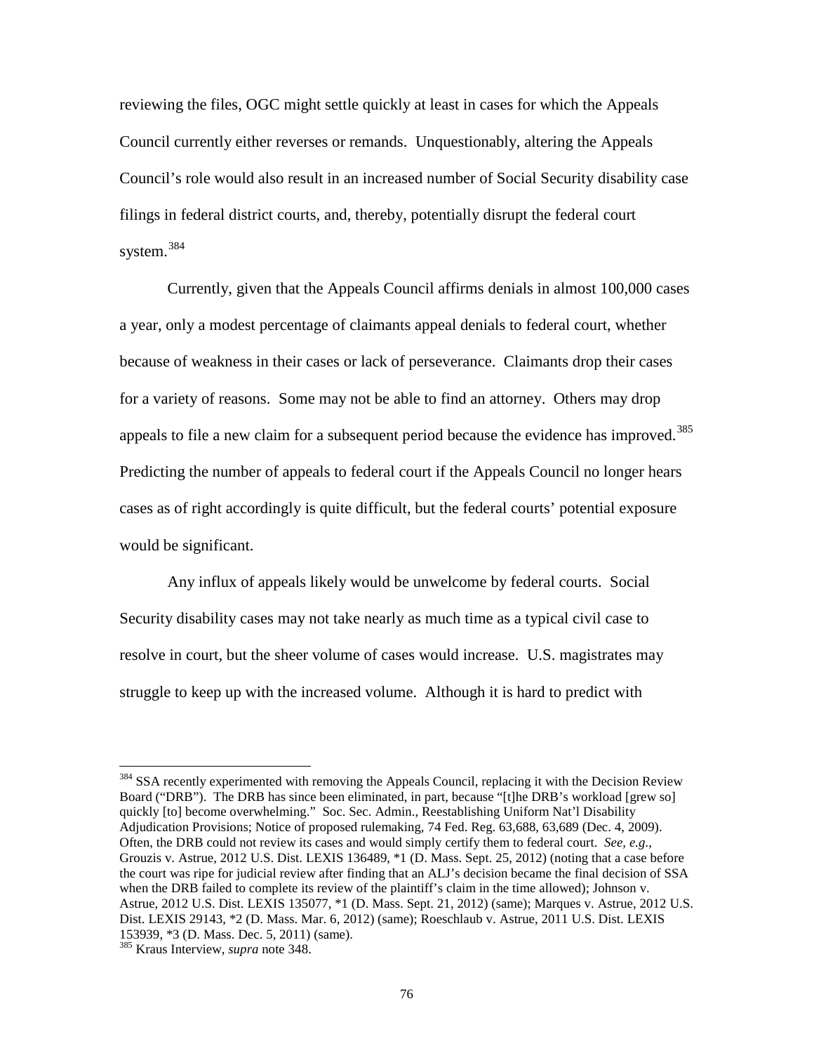reviewing the files, OGC might settle quickly at least in cases for which the Appeals Council currently either reverses or remands. Unquestionably, altering the Appeals Council's role would also result in an increased number of Social Security disability case filings in federal district courts, and, thereby, potentially disrupt the federal court system.[384]

Currently, given that the Appeals Council affirms denials in almost 100,000 cases a year, only a modest percentage of claimants appeal denials to federal court, whether because of weakness in their cases or lack of perseverance. Claimants drop their cases for a variety of reasons. Some may not be able to find an attorney. Others may drop appeals to file a new claim for a subsequent period because the evidence has improved.[385] Predicting the number of appeals to federal court if the Appeals Council no longer hears cases as of right accordingly is quite difficult, but the federal courts' potential exposure would be significant.

Any influx of appeals likely would be unwelcome by federal courts. Social Security disability cases may not take nearly as much time as a typical civil case to resolve in court, but the sheer volume of cases would increase. U.S. magistrates may struggle to keep up with the increased volume. Although it is hard to predict with

---

[384] SSA recently experimented with removing the Appeals Council, replacing it with the Decision Review Board ("DRB"). The DRB has since been eliminated, in part, because "[t]he DRB's workload [grew so] quickly [to] become overwhelming." Soc. Sec. Admin., Reestablishing Uniform Nat'l Disability Adjudication Provisions; Notice of proposed rulemaking, 74 Fed. Reg. 63,688, 63,689 (Dec. 4, 2009). Often, the DRB could not review its cases and would simply certify them to federal court. *See, e.g.*, Grouzis v. Astrue, 2012 U.S. Dist. LEXIS 136489, *1 (D. Mass. Sept. 25, 2012) (noting that a case before the court was ripe for judicial review after finding that an ALJ's decision became the final decision of SSA when the DRB failed to complete its review of the plaintiff's claim in the time allowed); Johnson v. Astrue, 2012 U.S. Dist. LEXIS 135077, *1 (D. Mass. Sept. 21, 2012) (same); Marques v. Astrue, 2012 U.S. Dist. LEXIS 29143, *2 (D. Mass. Mar. 6, 2012) (same); Roeschlaub v. Astrue, 2011 U.S. Dist. LEXIS 153939, *3 (D. Mass. Dec. 5, 2011) (same).

[385] Kraus Interview, *supra* note 348.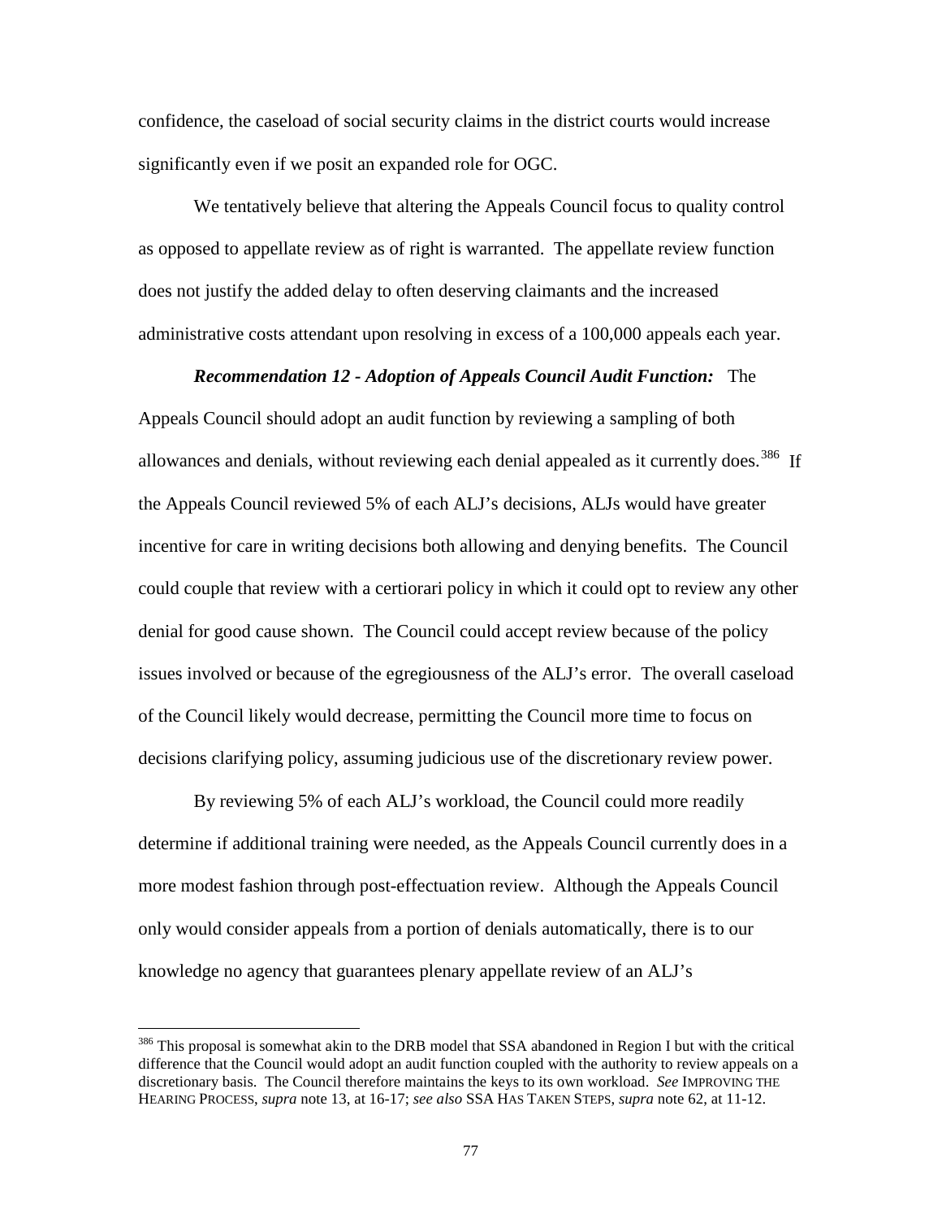confidence, the caseload of social security claims in the district courts would increase significantly even if we posit an expanded role for OGC.

We tentatively believe that altering the Appeals Council focus to quality control as opposed to appellate review as of right is warranted. The appellate review function does not justify the added delay to often deserving claimants and the increased administrative costs attendant upon resolving in excess of a 100,000 appeals each year.

***Recommendation 12 - Adoption of Appeals Council Audit Function:*** The Appeals Council should adopt an audit function by reviewing a sampling of both allowances and denials, without reviewing each denial appealed as it currently does.[386] If the Appeals Council reviewed 5% of each ALJ's decisions, ALJs would have greater incentive for care in writing decisions both allowing and denying benefits. The Council could couple that review with a certiorari policy in which it could opt to review any other denial for good cause shown. The Council could accept review because of the policy issues involved or because of the egregiousness of the ALJ's error. The overall caseload of the Council likely would decrease, permitting the Council more time to focus on decisions clarifying policy, assuming judicious use of the discretionary review power.

By reviewing 5% of each ALJ's workload, the Council could more readily determine if additional training were needed, as the Appeals Council currently does in a more modest fashion through post-effectuation review. Although the Appeals Council only would consider appeals from a portion of denials automatically, there is to our knowledge no agency that guarantees plenary appellate review of an ALJ's

---

[386] This proposal is somewhat akin to the DRB model that SSA abandoned in Region I but with the critical difference that the Council would adopt an audit function coupled with the authority to review appeals on a discretionary basis. The Council therefore maintains the keys to its own workload. *See* IMPROVING THE HEARING PROCESS, *supra* note 13, at 16-17; *see also* SSA HAS TAKEN STEPS, *supra* note 62, at 11-12.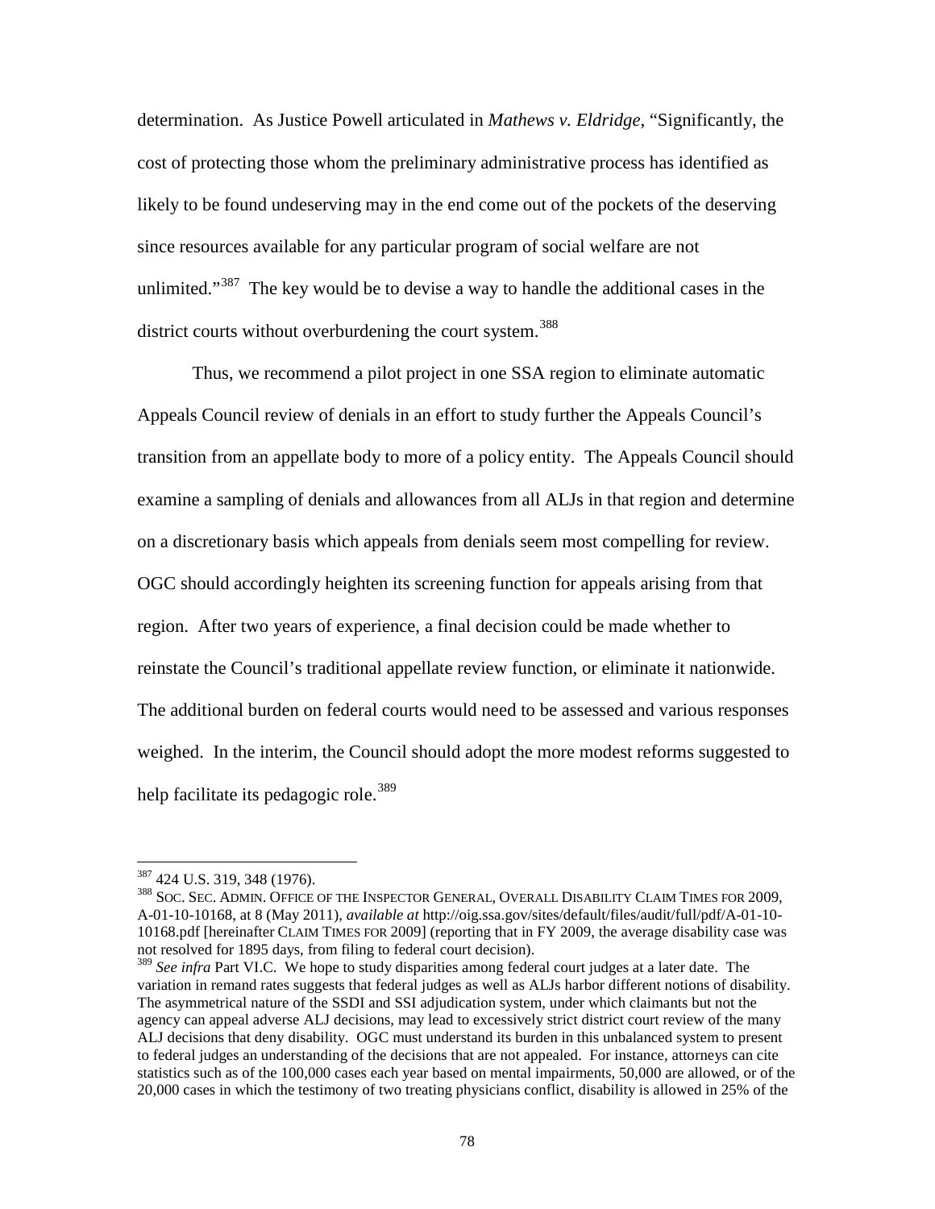determination. As Justice Powell articulated in *Mathews v. Eldridge*, "Significantly, the cost of protecting those whom the preliminary administrative process has identified as likely to be found undeserving may in the end come out of the pockets of the deserving since resources available for any particular program of social welfare are not unlimited."[387] The key would be to devise a way to handle the additional cases in the district courts without overburdening the court system.[388]

Thus, we recommend a pilot project in one SSA region to eliminate automatic Appeals Council review of denials in an effort to study further the Appeals Council's transition from an appellate body to more of a policy entity. The Appeals Council should examine a sampling of denials and allowances from all ALJs in that region and determine on a discretionary basis which appeals from denials seem most compelling for review. OGC should accordingly heighten its screening function for appeals arising from that region. After two years of experience, a final decision could be made whether to reinstate the Council's traditional appellate review function, or eliminate it nationwide. The additional burden on federal courts would need to be assessed and various responses weighed. In the interim, the Council should adopt the more modest reforms suggested to help facilitate its pedagogic role.[389]

---

[387] 424 U.S. 319, 348 (1976).

[388] SOC. SEC. ADMIN. OFFICE OF THE INSPECTOR GENERAL, OVERALL DISABILITY CLAIM TIMES FOR 2009, A-01-10-10168, at 8 (May 2011), *available at* http://oig.ssa.gov/sites/default/files/audit/full/pdf/A-01-10-10168.pdf [hereinafter CLAIM TIMES FOR 2009] (reporting that in FY 2009, the average disability case was not resolved for 1895 days, from filing to federal court decision).

[389] *See infra* Part VI.C. We hope to study disparities among federal court judges at a later date. The variation in remand rates suggests that federal judges as well as ALJs harbor different notions of disability. The asymmetrical nature of the SSDI and SSI adjudication system, under which claimants but not the agency can appeal adverse ALJ decisions, may lead to excessively strict district court review of the many ALJ decisions that deny disability. OGC must understand its burden in this unbalanced system to present to federal judges an understanding of the decisions that are not appealed. For instance, attorneys can cite statistics such as of the 100,000 cases each year based on mental impairments, 50,000 are allowed, or of the 20,000 cases in which the testimony of two treating physicians conflict, disability is allowed in 25% of the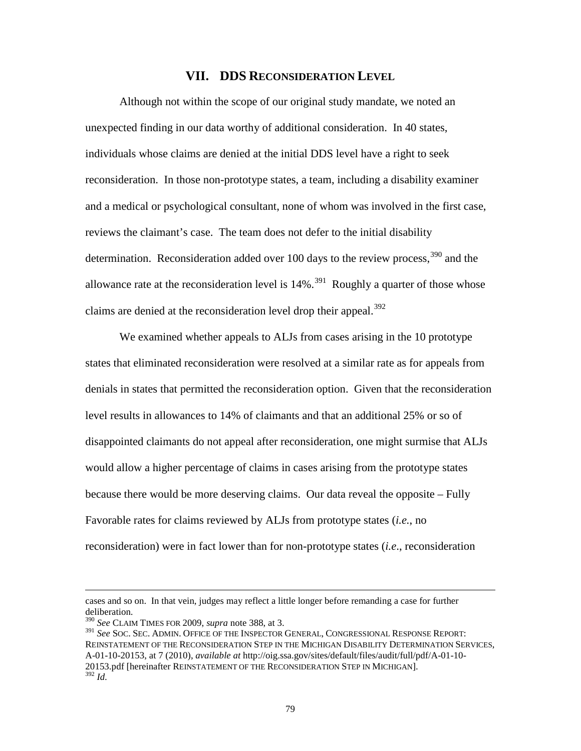## VII. DDS RECONSIDERATION LEVEL

Although not within the scope of our original study mandate, we noted an unexpected finding in our data worthy of additional consideration. In 40 states, individuals whose claims are denied at the initial DDS level have a right to seek reconsideration. In those non-prototype states, a team, including a disability examiner and a medical or psychological consultant, none of whom was involved in the first case, reviews the claimant's case. The team does not defer to the initial disability determination. Reconsideration added over 100 days to the review process,[390] and the allowance rate at the reconsideration level is 14%.[391] Roughly a quarter of those whose claims are denied at the reconsideration level drop their appeal.[392]

We examined whether appeals to ALJs from cases arising in the 10 prototype states that eliminated reconsideration were resolved at a similar rate as for appeals from denials in states that permitted the reconsideration option. Given that the reconsideration level results in allowances to 14% of claimants and that an additional 25% or so of disappointed claimants do not appeal after reconsideration, one might surmise that ALJs would allow a higher percentage of claims in cases arising from the prototype states because there would be more deserving claims. Our data reveal the opposite – Fully Favorable rates for claims reviewed by ALJs from prototype states (*i.e.*, no reconsideration) were in fact lower than for non-prototype states (*i.e.*, reconsideration

---

cases and so on. In that vein, judges may reflect a little longer before remanding a case for further deliberation.

[390] *See* CLAIM TIMES FOR 2009, *supra* note 388, at 3.

[391] *See* SOC. SEC. ADMIN. OFFICE OF THE INSPECTOR GENERAL, CONGRESSIONAL RESPONSE REPORT: REINSTATEMENT OF THE RECONSIDERATION STEP IN THE MICHIGAN DISABILITY DETERMINATION SERVICES, A-01-10-20153, at 7 (2010), *available at* http://oig.ssa.gov/sites/default/files/audit/full/pdf/A-01-10-20153.pdf [hereinafter REINSTATEMENT OF THE RECONSIDERATION STEP IN MICHIGAN].

[392] *Id.*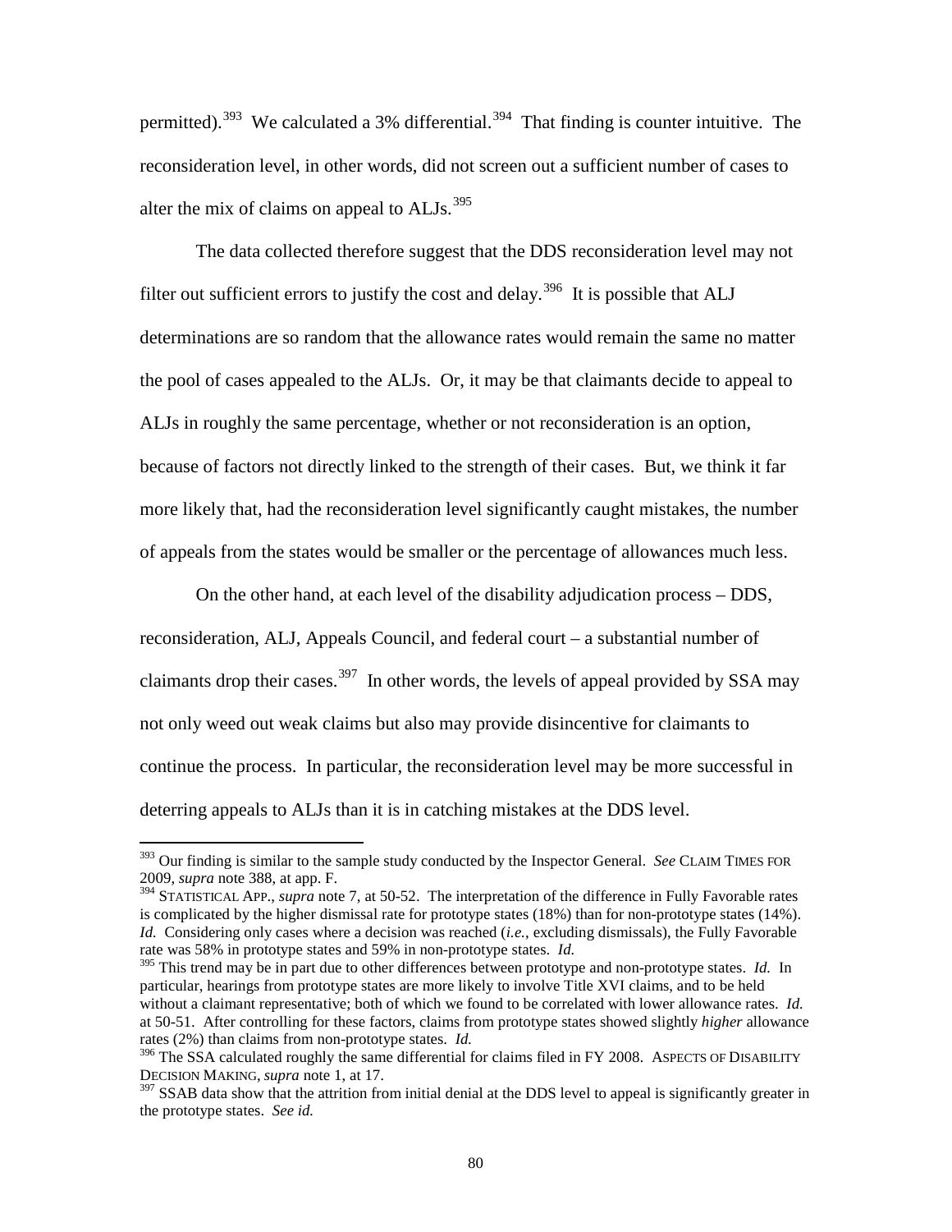permitted).[393] We calculated a 3% differential.[394] That finding is counter intuitive. The reconsideration level, in other words, did not screen out a sufficient number of cases to alter the mix of claims on appeal to ALJs.[395]

The data collected therefore suggest that the DDS reconsideration level may not filter out sufficient errors to justify the cost and delay.[396] It is possible that ALJ determinations are so random that the allowance rates would remain the same no matter the pool of cases appealed to the ALJs. Or, it may be that claimants decide to appeal to ALJs in roughly the same percentage, whether or not reconsideration is an option, because of factors not directly linked to the strength of their cases. But, we think it far more likely that, had the reconsideration level significantly caught mistakes, the number of appeals from the states would be smaller or the percentage of allowances much less.

On the other hand, at each level of the disability adjudication process – DDS, reconsideration, ALJ, Appeals Council, and federal court – a substantial number of claimants drop their cases.[397] In other words, the levels of appeal provided by SSA may not only weed out weak claims but also may provide disincentive for claimants to continue the process. In particular, the reconsideration level may be more successful in deterring appeals to ALJs than it is in catching mistakes at the DDS level.

---

[393] Our finding is similar to the sample study conducted by the Inspector General. *See* CLAIM TIMES FOR 2009, *supra* note 388, at app. F.

[394] STATISTICAL APP., *supra* note 7, at 50-52. The interpretation of the difference in Fully Favorable rates is complicated by the higher dismissal rate for prototype states (18%) than for non-prototype states (14%). *Id.* Considering only cases where a decision was reached (*i.e.*, excluding dismissals), the Fully Favorable rate was 58% in prototype states and 59% in non-prototype states. *Id.*

[395] This trend may be in part due to other differences between prototype and non-prototype states. *Id.* In particular, hearings from prototype states are more likely to involve Title XVI claims, and to be held without a claimant representative; both of which we found to be correlated with lower allowance rates. *Id.* at 50-51. After controlling for these factors, claims from prototype states showed slightly *higher* allowance rates (2%) than claims from non-prototype states. *Id.*

[396] The SSA calculated roughly the same differential for claims filed in FY 2008. ASPECTS OF DISABILITY DECISION MAKING, *supra* note 1, at 17.

[397] SSAB data show that the attrition from initial denial at the DDS level to appeal is significantly greater in the prototype states. *See id.*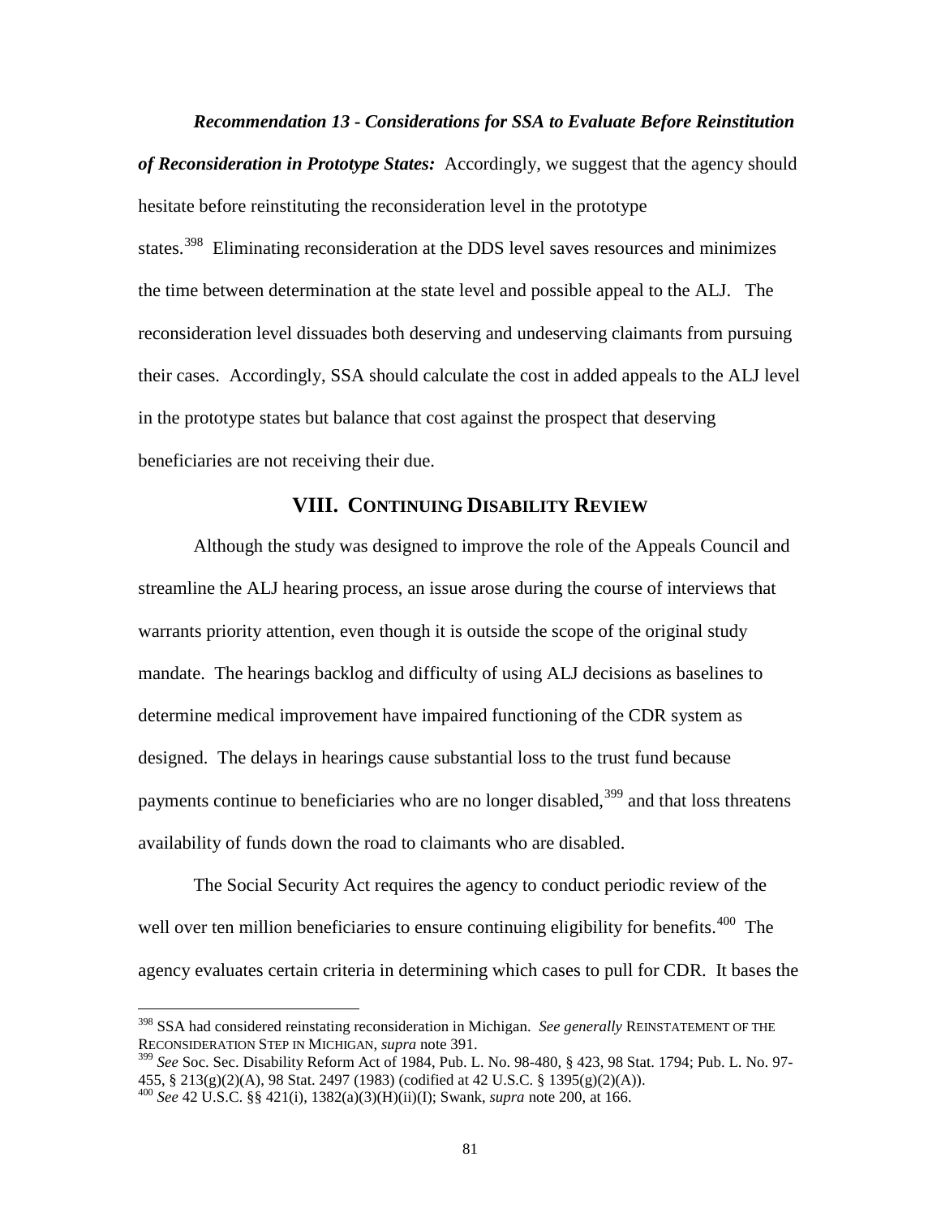***Recommendation 13 - Considerations for SSA to Evaluate Before Reinstitution of Reconsideration in Prototype States:*** Accordingly, we suggest that the agency should hesitate before reinstituting the reconsideration level in the prototype states.[398] Eliminating reconsideration at the DDS level saves resources and minimizes the time between determination at the state level and possible appeal to the ALJ. The reconsideration level dissuades both deserving and undeserving claimants from pursuing their cases. Accordingly, SSA should calculate the cost in added appeals to the ALJ level in the prototype states but balance that cost against the prospect that deserving beneficiaries are not receiving their due.

## VIII. CONTINUING DISABILITY REVIEW

Although the study was designed to improve the role of the Appeals Council and streamline the ALJ hearing process, an issue arose during the course of interviews that warrants priority attention, even though it is outside the scope of the original study mandate. The hearings backlog and difficulty of using ALJ decisions as baselines to determine medical improvement have impaired functioning of the CDR system as designed. The delays in hearings cause substantial loss to the trust fund because payments continue to beneficiaries who are no longer disabled,[399] and that loss threatens availability of funds down the road to claimants who are disabled.

The Social Security Act requires the agency to conduct periodic review of the well over ten million beneficiaries to ensure continuing eligibility for benefits.[400] The agency evaluates certain criteria in determining which cases to pull for CDR. It bases the

---

[398] SSA had considered reinstating reconsideration in Michigan. *See generally* REINSTATEMENT OF THE RECONSIDERATION STEP IN MICHIGAN, *supra* note 391.

[399] *See* Soc. Sec. Disability Reform Act of 1984, Pub. L. No. 98-480, § 423, 98 Stat. 1794; Pub. L. No. 97-455, § 213(g)(2)(A), 98 Stat. 2497 (1983) (codified at 42 U.S.C. § 1395(g)(2)(A)).

[400] *See* 42 U.S.C. §§ 421(i), 1382(a)(3)(H)(ii)(I); Swank, *supra* note 200, at 166.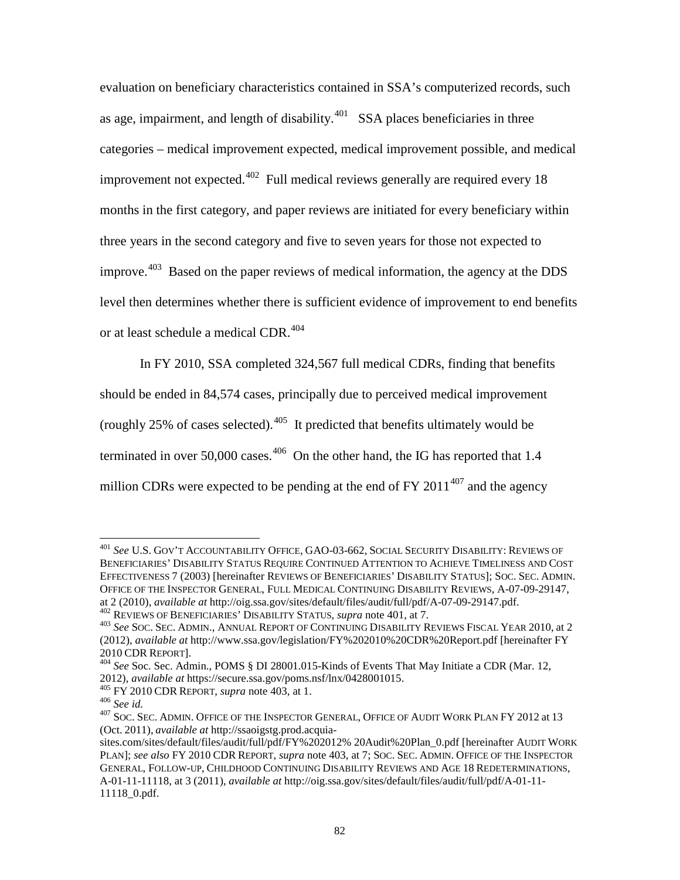evaluation on beneficiary characteristics contained in SSA's computerized records, such as age, impairment, and length of disability.[401] SSA places beneficiaries in three categories – medical improvement expected, medical improvement possible, and medical improvement not expected.[402] Full medical reviews generally are required every 18 months in the first category, and paper reviews are initiated for every beneficiary within three years in the second category and five to seven years for those not expected to improve.[403] Based on the paper reviews of medical information, the agency at the DDS level then determines whether there is sufficient evidence of improvement to end benefits or at least schedule a medical CDR.[404]

In FY 2010, SSA completed 324,567 full medical CDRs, finding that benefits should be ended in 84,574 cases, principally due to perceived medical improvement (roughly 25% of cases selected).[405] It predicted that benefits ultimately would be terminated in over 50,000 cases.[406] On the other hand, the IG has reported that 1.4 million CDRs were expected to be pending at the end of FY 2011[407] and the agency

---

[401] *See* U.S. GOV'T ACCOUNTABILITY OFFICE, GAO-03-662, SOCIAL SECURITY DISABILITY: REVIEWS OF BENEFICIARIES' DISABILITY STATUS REQUIRE CONTINUED ATTENTION TO ACHIEVE TIMELINESS AND COST EFFECTIVENESS 7 (2003) [hereinafter REVIEWS OF BENEFICIARIES' DISABILITY STATUS]; SOC. SEC. ADMIN. OFFICE OF THE INSPECTOR GENERAL, FULL MEDICAL CONTINUING DISABILITY REVIEWS, A-07-09-29147, at 2 (2010), *available at* http://oig.ssa.gov/sites/default/files/audit/full/pdf/A-07-09-29147.pdf.

[402] REVIEWS OF BENEFICIARIES' DISABILITY STATUS, *supra* note 401, at 7.

[403] *See* SOC. SEC. ADMIN., ANNUAL REPORT OF CONTINUING DISABILITY REVIEWS FISCAL YEAR 2010, at 2 (2012), *available at* http://www.ssa.gov/legislation/FY%202010%20CDR%20Report.pdf [hereinafter FY 2010 CDR REPORT].

[404] *See* Soc. Sec. Admin., POMS § DI 28001.015-Kinds of Events That May Initiate a CDR (Mar. 12, 2012), *available at* https://secure.ssa.gov/poms.nsf/lnx/0428001015.

[405] FY 2010 CDR REPORT, *supra* note 403, at 1.

[406] *See id.*

[407] SOC. SEC. ADMIN. OFFICE OF THE INSPECTOR GENERAL, OFFICE OF AUDIT WORK PLAN FY 2012 at 13 (Oct. 2011), *available at* http://ssaoigstg.prod.acquia-sites.com/sites/default/files/audit/full/pdf/FY%202012% 20Audit%20Plan_0.pdf [hereinafter AUDIT WORK PLAN]; *see also* FY 2010 CDR REPORT, *supra* note 403, at 7; SOC. SEC. ADMIN. OFFICE OF THE INSPECTOR GENERAL, FOLLOW-UP, CHILDHOOD CONTINUING DISABILITY REVIEWS AND AGE 18 REDETERMINATIONS, A-01-11-11118, at 3 (2011), *available at* http://oig.ssa.gov/sites/default/files/audit/full/pdf/A-01-11-11118_0.pdf.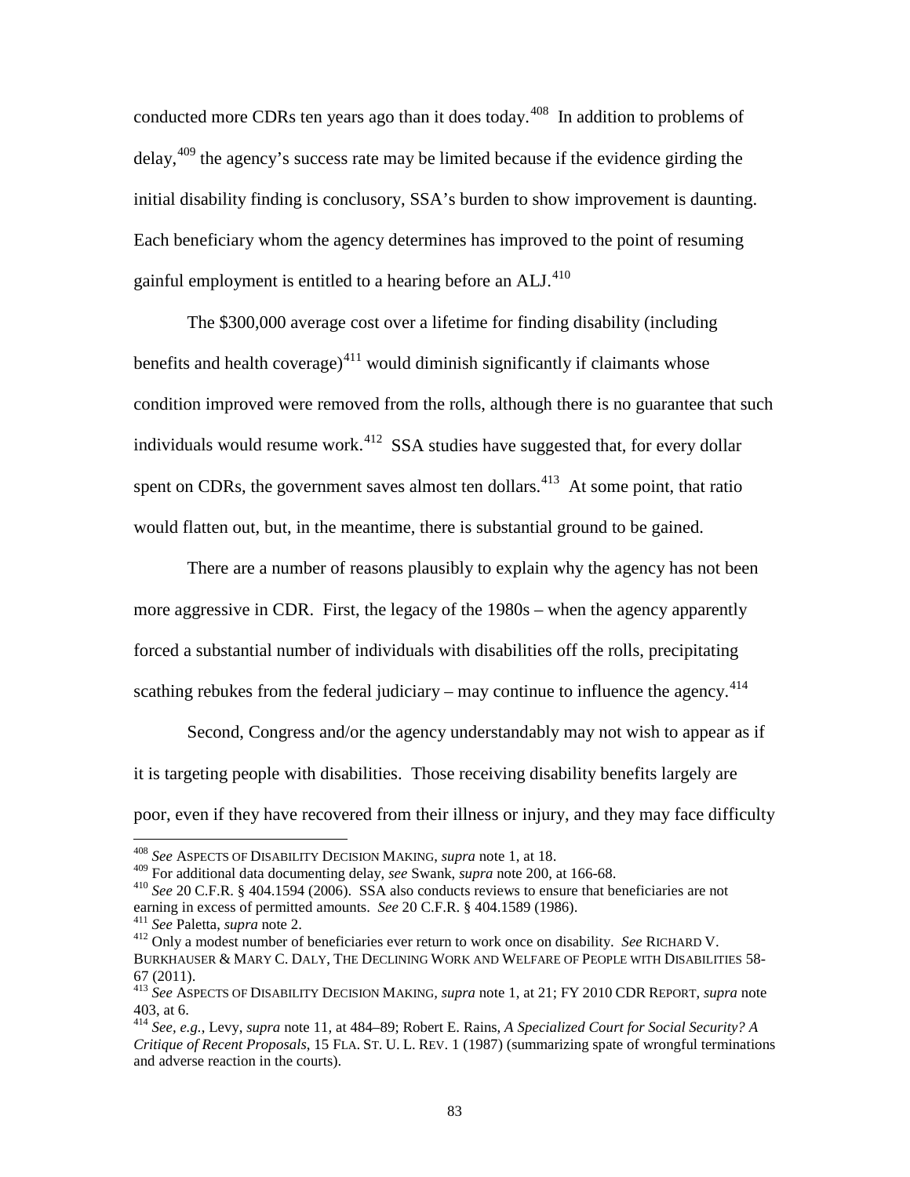conducted more CDRs ten years ago than it does today.[408] In addition to problems of delay,[409] the agency's success rate may be limited because if the evidence girding the initial disability finding is conclusory, SSA's burden to show improvement is daunting. Each beneficiary whom the agency determines has improved to the point of resuming gainful employment is entitled to a hearing before an ALJ.[410]

The $300,000 average cost over a lifetime for finding disability (including benefits and health coverage)[411] would diminish significantly if claimants whose condition improved were removed from the rolls, although there is no guarantee that such individuals would resume work.[412] SSA studies have suggested that, for every dollar spent on CDRs, the government saves almost ten dollars.[413] At some point, that ratio would flatten out, but, in the meantime, there is substantial ground to be gained.

There are a number of reasons plausibly to explain why the agency has not been more aggressive in CDR. First, the legacy of the 1980s – when the agency apparently forced a substantial number of individuals with disabilities off the rolls, precipitating scathing rebukes from the federal judiciary – may continue to influence the agency.[414]

Second, Congress and/or the agency understandably may not wish to appear as if it is targeting people with disabilities. Those receiving disability benefits largely are poor, even if they have recovered from their illness or injury, and they may face difficulty

---

[408] *See* ASPECTS OF DISABILITY DECISION MAKING, *supra* note 1, at 18.

[409] For additional data documenting delay, *see* Swank, *supra* note 200, at 166-68.

[410] *See* 20 C.F.R. § 404.1594 (2006). SSA also conducts reviews to ensure that beneficiaries are not earning in excess of permitted amounts. *See* 20 C.F.R. § 404.1589 (1986).

[411] *See* Paletta, *supra* note 2.

[412] Only a modest number of beneficiaries ever return to work once on disability. *See* RICHARD V. BURKHAUSER & MARY C. DALY, THE DECLINING WORK AND WELFARE OF PEOPLE WITH DISABILITIES 58-67 (2011).

[413] *See* ASPECTS OF DISABILITY DECISION MAKING, *supra* note 1, at 21; FY 2010 CDR REPORT, *supra* note 403, at 6.

[414] *See, e.g.,* Levy, *supra* note 11, at 484–89; Robert E. Rains, *A Specialized Court for Social Security? A Critique of Recent Proposals*, 15 FLA. ST. U. L. REV. 1 (1987) (summarizing spate of wrongful terminations and adverse reaction in the courts).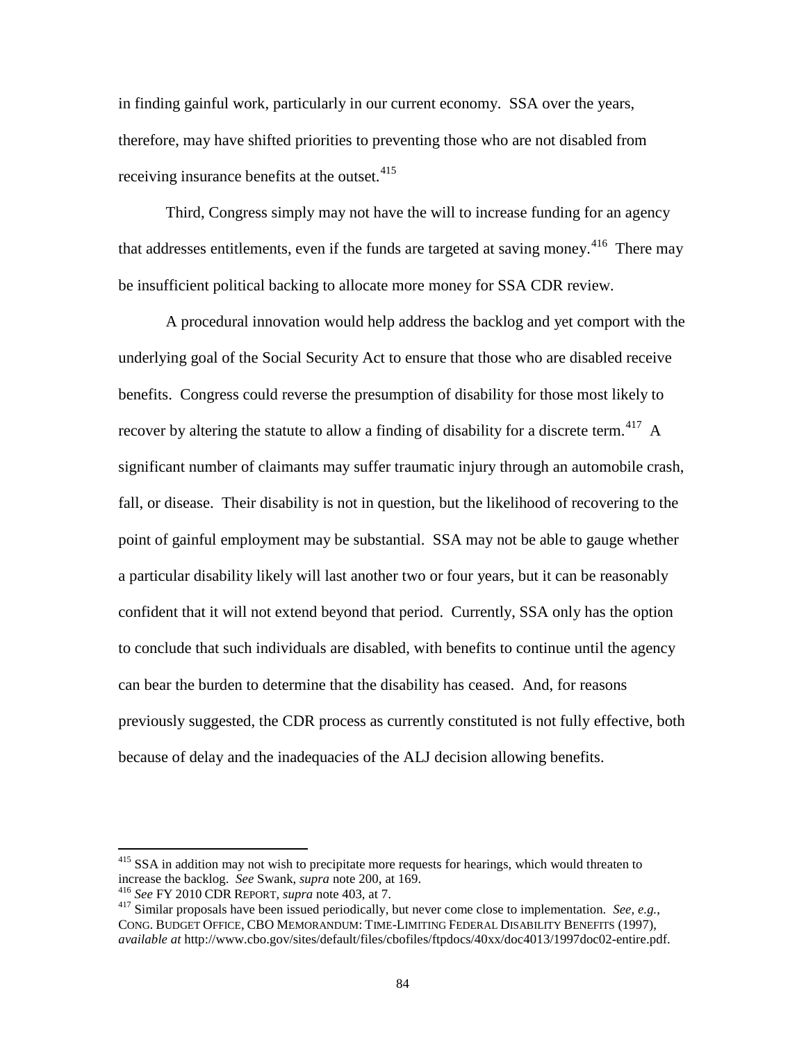in finding gainful work, particularly in our current economy. SSA over the years, therefore, may have shifted priorities to preventing those who are not disabled from receiving insurance benefits at the outset.[415]

Third, Congress simply may not have the will to increase funding for an agency that addresses entitlements, even if the funds are targeted at saving money.[416] There may be insufficient political backing to allocate more money for SSA CDR review.

A procedural innovation would help address the backlog and yet comport with the underlying goal of the Social Security Act to ensure that those who are disabled receive benefits. Congress could reverse the presumption of disability for those most likely to recover by altering the statute to allow a finding of disability for a discrete term.[417] A significant number of claimants may suffer traumatic injury through an automobile crash, fall, or disease. Their disability is not in question, but the likelihood of recovering to the point of gainful employment may be substantial. SSA may not be able to gauge whether a particular disability likely will last another two or four years, but it can be reasonably confident that it will not extend beyond that period. Currently, SSA only has the option to conclude that such individuals are disabled, with benefits to continue until the agency can bear the burden to determine that the disability has ceased. And, for reasons previously suggested, the CDR process as currently constituted is not fully effective, both because of delay and the inadequacies of the ALJ decision allowing benefits.

---

[415] SSA in addition may not wish to precipitate more requests for hearings, which would threaten to increase the backlog. *See* Swank, *supra* note 200, at 169.

[416] *See* FY 2010 CDR REPORT, *supra* note 403, at 7.

[417] Similar proposals have been issued periodically, but never come close to implementation. *See, e.g.*, CONG. BUDGET OFFICE, CBO MEMORANDUM: TIME-LIMITING FEDERAL DISABILITY BENEFITS (1997), *available at* http://www.cbo.gov/sites/default/files/cbofiles/ftpdocs/40xx/doc4013/1997doc02-entire.pdf.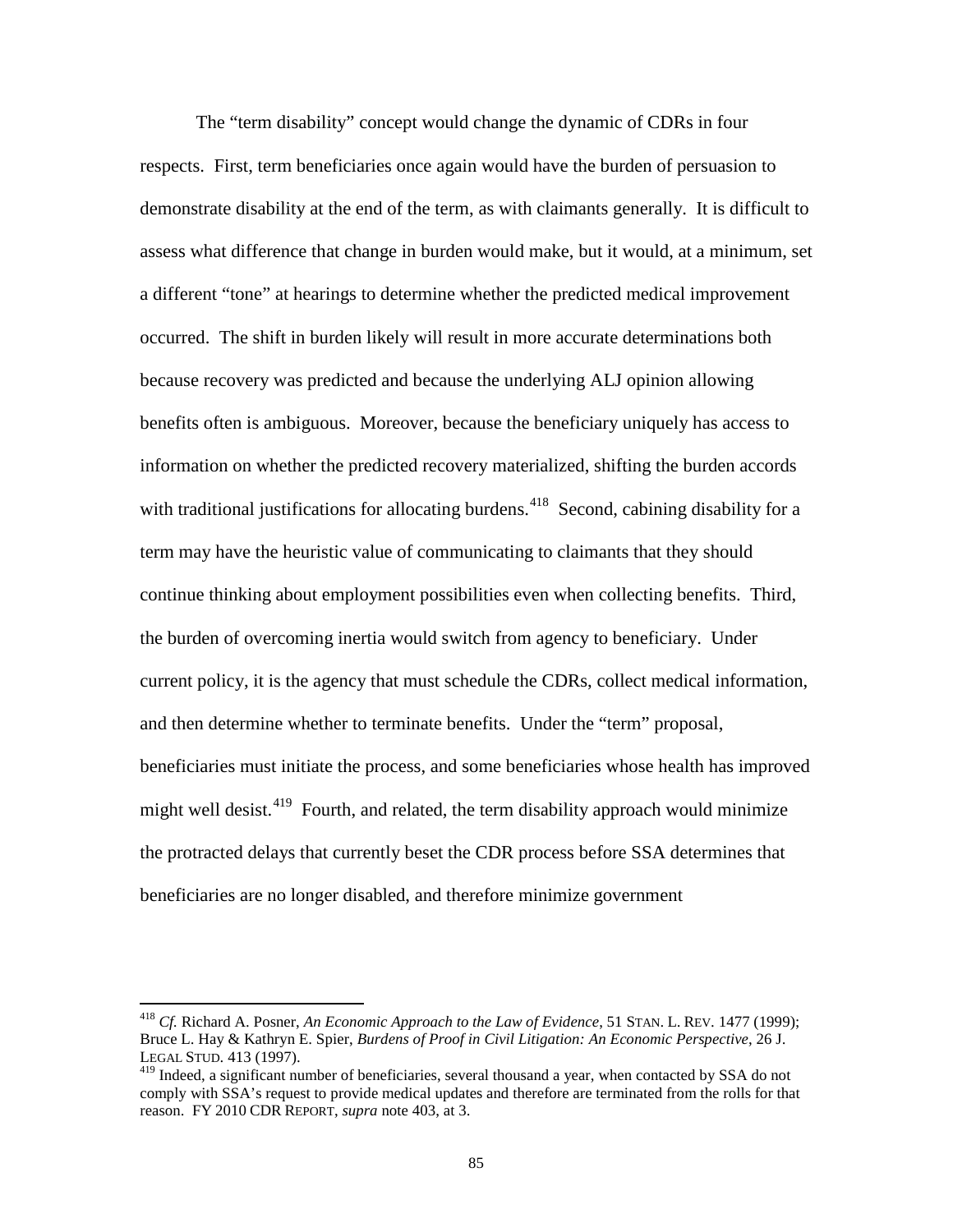The "term disability" concept would change the dynamic of CDRs in four respects. First, term beneficiaries once again would have the burden of persuasion to demonstrate disability at the end of the term, as with claimants generally. It is difficult to assess what difference that change in burden would make, but it would, at a minimum, set a different "tone" at hearings to determine whether the predicted medical improvement occurred. The shift in burden likely will result in more accurate determinations both because recovery was predicted and because the underlying ALJ opinion allowing benefits often is ambiguous. Moreover, because the beneficiary uniquely has access to information on whether the predicted recovery materialized, shifting the burden accords with traditional justifications for allocating burdens.[418] Second, cabining disability for a term may have the heuristic value of communicating to claimants that they should continue thinking about employment possibilities even when collecting benefits. Third, the burden of overcoming inertia would switch from agency to beneficiary. Under current policy, it is the agency that must schedule the CDRs, collect medical information, and then determine whether to terminate benefits. Under the "term" proposal, beneficiaries must initiate the process, and some beneficiaries whose health has improved might well desist.[419] Fourth, and related, the term disability approach would minimize the protracted delays that currently beset the CDR process before SSA determines that beneficiaries are no longer disabled, and therefore minimize government

---

[418] *Cf.* Richard A. Posner, *An Economic Approach to the Law of Evidence*, 51 STAN. L. REV. 1477 (1999); Bruce L. Hay & Kathryn E. Spier, *Burdens of Proof in Civil Litigation: An Economic Perspective*, 26 J. LEGAL STUD. 413 (1997).

[419] Indeed, a significant number of beneficiaries, several thousand a year, when contacted by SSA do not comply with SSA's request to provide medical updates and therefore are terminated from the rolls for that reason. FY 2010 CDR REPORT, *supra* note 403, at 3.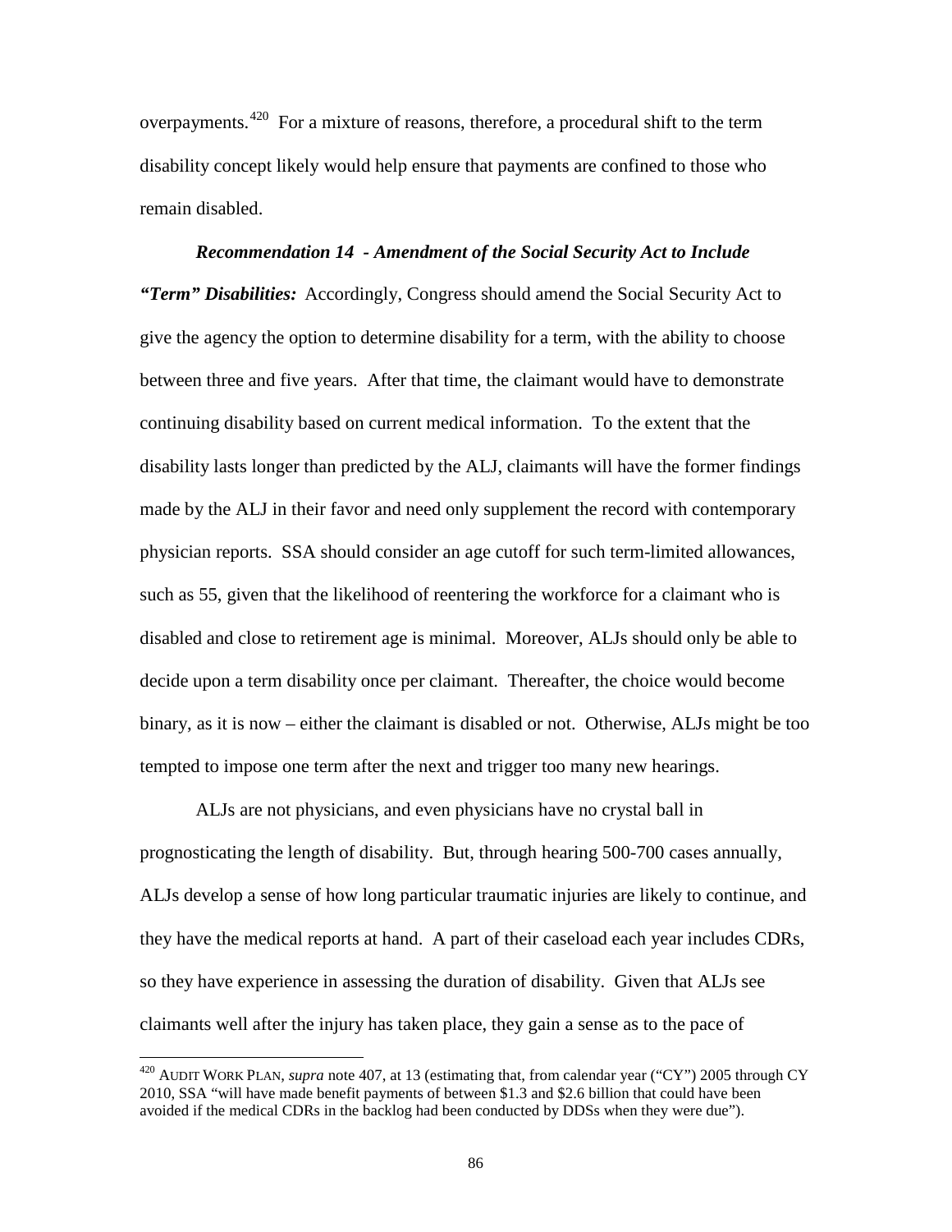overpayments.[420] For a mixture of reasons, therefore, a procedural shift to the term disability concept likely would help ensure that payments are confined to those who remain disabled.

***Recommendation 14 - Amendment of the Social Security Act to Include "Term" Disabilities:*** Accordingly, Congress should amend the Social Security Act to give the agency the option to determine disability for a term, with the ability to choose between three and five years. After that time, the claimant would have to demonstrate continuing disability based on current medical information. To the extent that the disability lasts longer than predicted by the ALJ, claimants will have the former findings made by the ALJ in their favor and need only supplement the record with contemporary physician reports. SSA should consider an age cutoff for such term-limited allowances, such as 55, given that the likelihood of reentering the workforce for a claimant who is disabled and close to retirement age is minimal. Moreover, ALJs should only be able to decide upon a term disability once per claimant. Thereafter, the choice would become binary, as it is now – either the claimant is disabled or not. Otherwise, ALJs might be too tempted to impose one term after the next and trigger too many new hearings.

ALJs are not physicians, and even physicians have no crystal ball in prognosticating the length of disability. But, through hearing 500-700 cases annually, ALJs develop a sense of how long particular traumatic injuries are likely to continue, and they have the medical reports at hand. A part of their caseload each year includes CDRs, so they have experience in assessing the duration of disability. Given that ALJs see claimants well after the injury has taken place, they gain a sense as to the pace of

[420] AUDIT WORK PLAN, *supra* note 407, at 13 (estimating that, from calendar year ("CY") 2005 through CY 2010, SSA "will have made benefit payments of between $1.3 and $2.6 billion that could have been avoided if the medical CDRs in the backlog had been conducted by DDSs when they were due").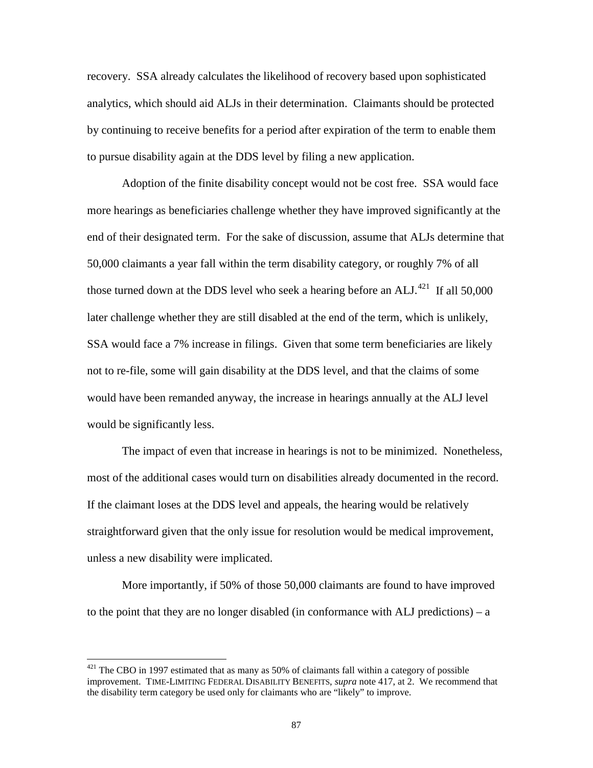recovery. SSA already calculates the likelihood of recovery based upon sophisticated analytics, which should aid ALJs in their determination. Claimants should be protected by continuing to receive benefits for a period after expiration of the term to enable them to pursue disability again at the DDS level by filing a new application.

Adoption of the finite disability concept would not be cost free. SSA would face more hearings as beneficiaries challenge whether they have improved significantly at the end of their designated term. For the sake of discussion, assume that ALJs determine that 50,000 claimants a year fall within the term disability category, or roughly 7% of all those turned down at the DDS level who seek a hearing before an ALJ.[421] If all 50,000 later challenge whether they are still disabled at the end of the term, which is unlikely, SSA would face a 7% increase in filings. Given that some term beneficiaries are likely not to re-file, some will gain disability at the DDS level, and that the claims of some would have been remanded anyway, the increase in hearings annually at the ALJ level would be significantly less.

The impact of even that increase in hearings is not to be minimized. Nonetheless, most of the additional cases would turn on disabilities already documented in the record. If the claimant loses at the DDS level and appeals, the hearing would be relatively straightforward given that the only issue for resolution would be medical improvement, unless a new disability were implicated.

More importantly, if 50% of those 50,000 claimants are found to have improved to the point that they are no longer disabled (in conformance with ALJ predictions) – a

---

[421] The CBO in 1997 estimated that as many as 50% of claimants fall within a category of possible improvement. TIME-LIMITING FEDERAL DISABILITY BENEFITS, *supra* note 417, at 2. We recommend that the disability term category be used only for claimants who are "likely" to improve.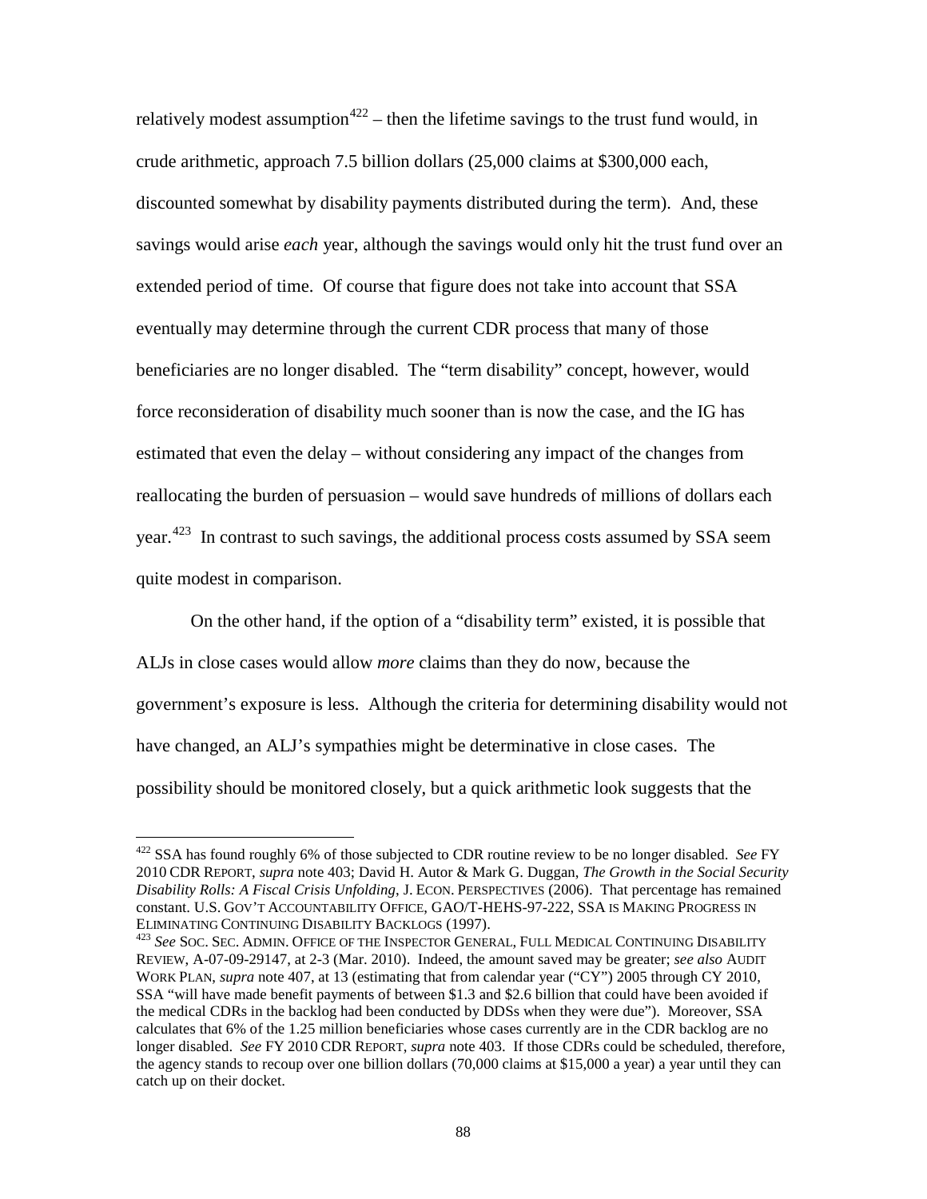relatively modest assumption[422] – then the lifetime savings to the trust fund would, in crude arithmetic, approach 7.5 billion dollars (25,000 claims at $300,000 each, discounted somewhat by disability payments distributed during the term). And, these savings would arise *each* year, although the savings would only hit the trust fund over an extended period of time. Of course that figure does not take into account that SSA eventually may determine through the current CDR process that many of those beneficiaries are no longer disabled. The "term disability" concept, however, would force reconsideration of disability much sooner than is now the case, and the IG has estimated that even the delay – without considering any impact of the changes from reallocating the burden of persuasion – would save hundreds of millions of dollars each year.[423] In contrast to such savings, the additional process costs assumed by SSA seem quite modest in comparison.

On the other hand, if the option of a "disability term" existed, it is possible that ALJs in close cases would allow *more* claims than they do now, because the government's exposure is less. Although the criteria for determining disability would not have changed, an ALJ's sympathies might be determinative in close cases. The possibility should be monitored closely, but a quick arithmetic look suggests that the

---

[422] SSA has found roughly 6% of those subjected to CDR routine review to be no longer disabled. *See* FY 2010 CDR REPORT, *supra* note 403; David H. Autor & Mark G. Duggan, *The Growth in the Social Security Disability Rolls: A Fiscal Crisis Unfolding*, J. ECON. PERSPECTIVES (2006). That percentage has remained constant. U.S. GOV'T ACCOUNTABILITY OFFICE, GAO/T-HEHS-97-222, SSA IS MAKING PROGRESS IN ELIMINATING CONTINUING DISABILITY BACKLOGS (1997).

[423] *See* SOC. SEC. ADMIN. OFFICE OF THE INSPECTOR GENERAL, FULL MEDICAL CONTINUING DISABILITY REVIEW, A-07-09-29147, at 2-3 (Mar. 2010). Indeed, the amount saved may be greater; *see also* AUDIT WORK PLAN, *supra* note 407, at 13 (estimating that from calendar year ("CY") 2005 through CY 2010, SSA "will have made benefit payments of between $1.3 and $2.6 billion that could have been avoided if the medical CDRs in the backlog had been conducted by DDSs when they were due"). Moreover, SSA calculates that 6% of the 1.25 million beneficiaries whose cases currently are in the CDR backlog are no longer disabled. *See* FY 2010 CDR REPORT, *supra* note 403. If those CDRs could be scheduled, therefore, the agency stands to recoup over one billion dollars (70,000 claims at $15,000 a year) a year until they can catch up on their docket.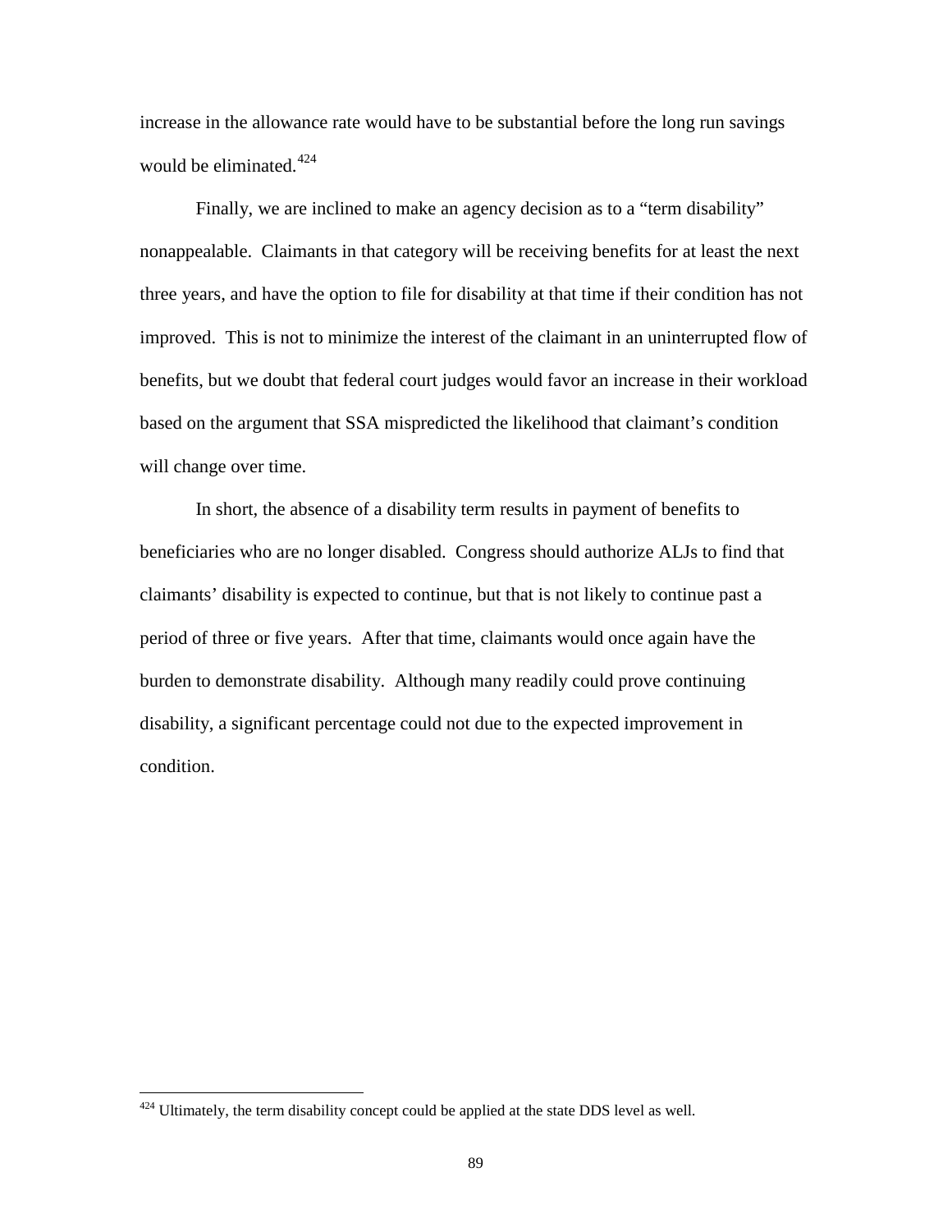increase in the allowance rate would have to be substantial before the long run savings would be eliminated.[424]

Finally, we are inclined to make an agency decision as to a "term disability" nonappealable. Claimants in that category will be receiving benefits for at least the next three years, and have the option to file for disability at that time if their condition has not improved. This is not to minimize the interest of the claimant in an uninterrupted flow of benefits, but we doubt that federal court judges would favor an increase in their workload based on the argument that SSA mispredicted the likelihood that claimant's condition will change over time.

In short, the absence of a disability term results in payment of benefits to beneficiaries who are no longer disabled. Congress should authorize ALJs to find that claimants' disability is expected to continue, but that is not likely to continue past a period of three or five years. After that time, claimants would once again have the burden to demonstrate disability. Although many readily could prove continuing disability, a significant percentage could not due to the expected improvement in condition.

[424] Ultimately, the term disability concept could be applied at the state DDS level as well.